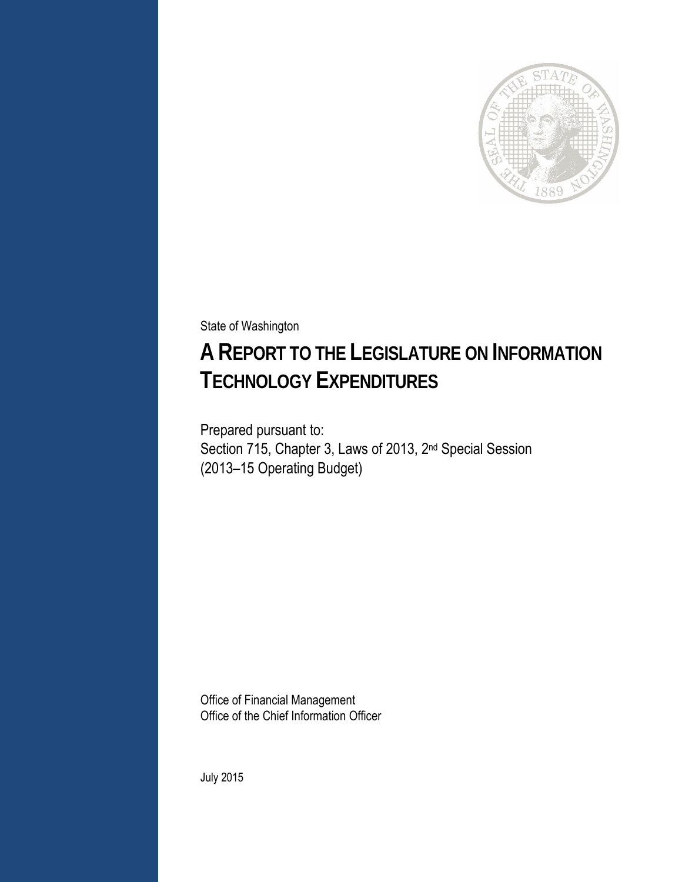State of Washington

# A Report to the Legislature on Information Technology Expenditures

Prepared pursuant to:
Section 715, Chapter 3, Laws of 2013, 2nd Special Session
(2013–15 Operating Budget)

Office of Financial Management
Office of the Chief Information Officer

July 2015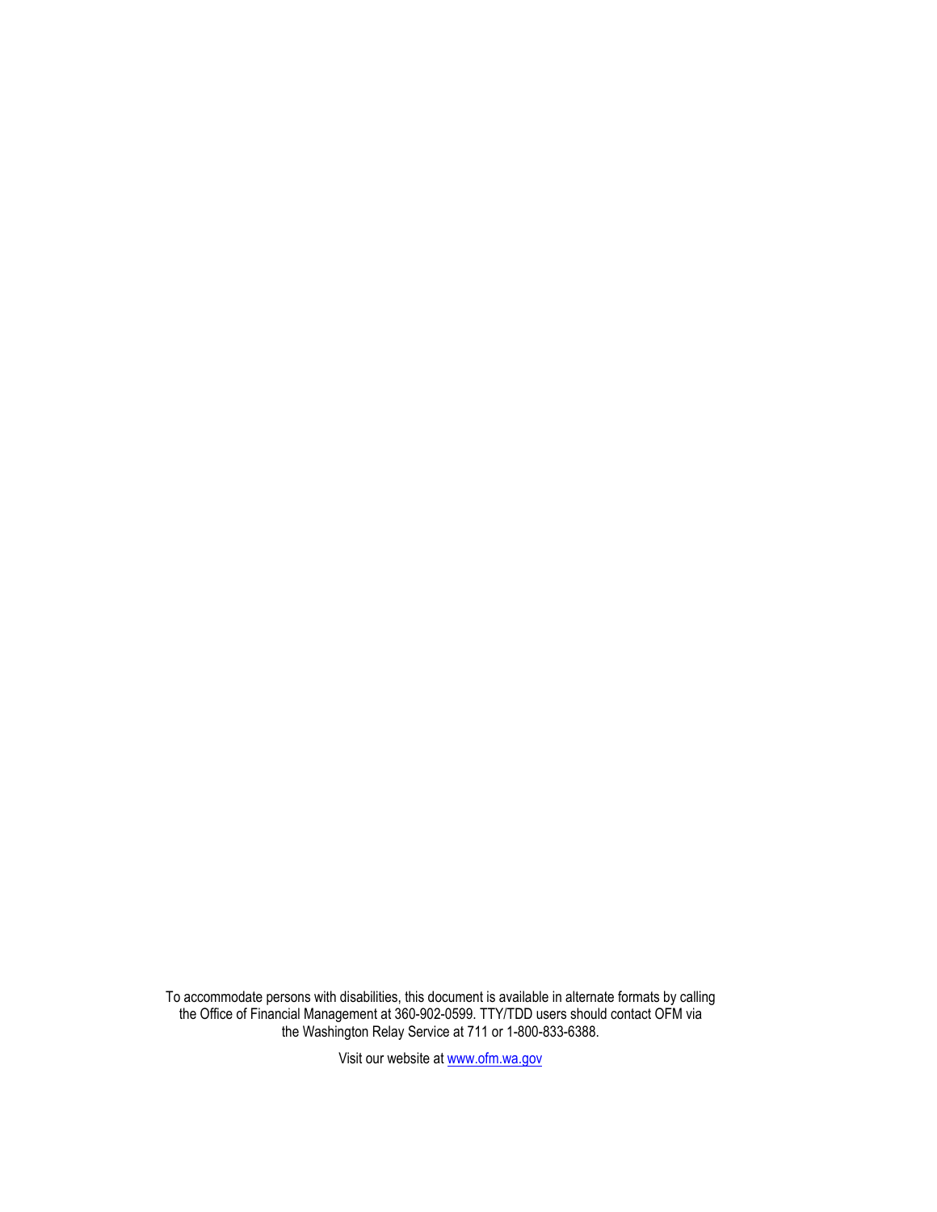To accommodate persons with disabilities, this document is available in alternate formats by calling the Office of Financial Management at 360-902-0599. TTY/TDD users should contact OFM via the Washington Relay Service at 711 or 1-800-833-6388.

Visit our website at [www.ofm.wa.gov](http://www.ofm.wa.gov)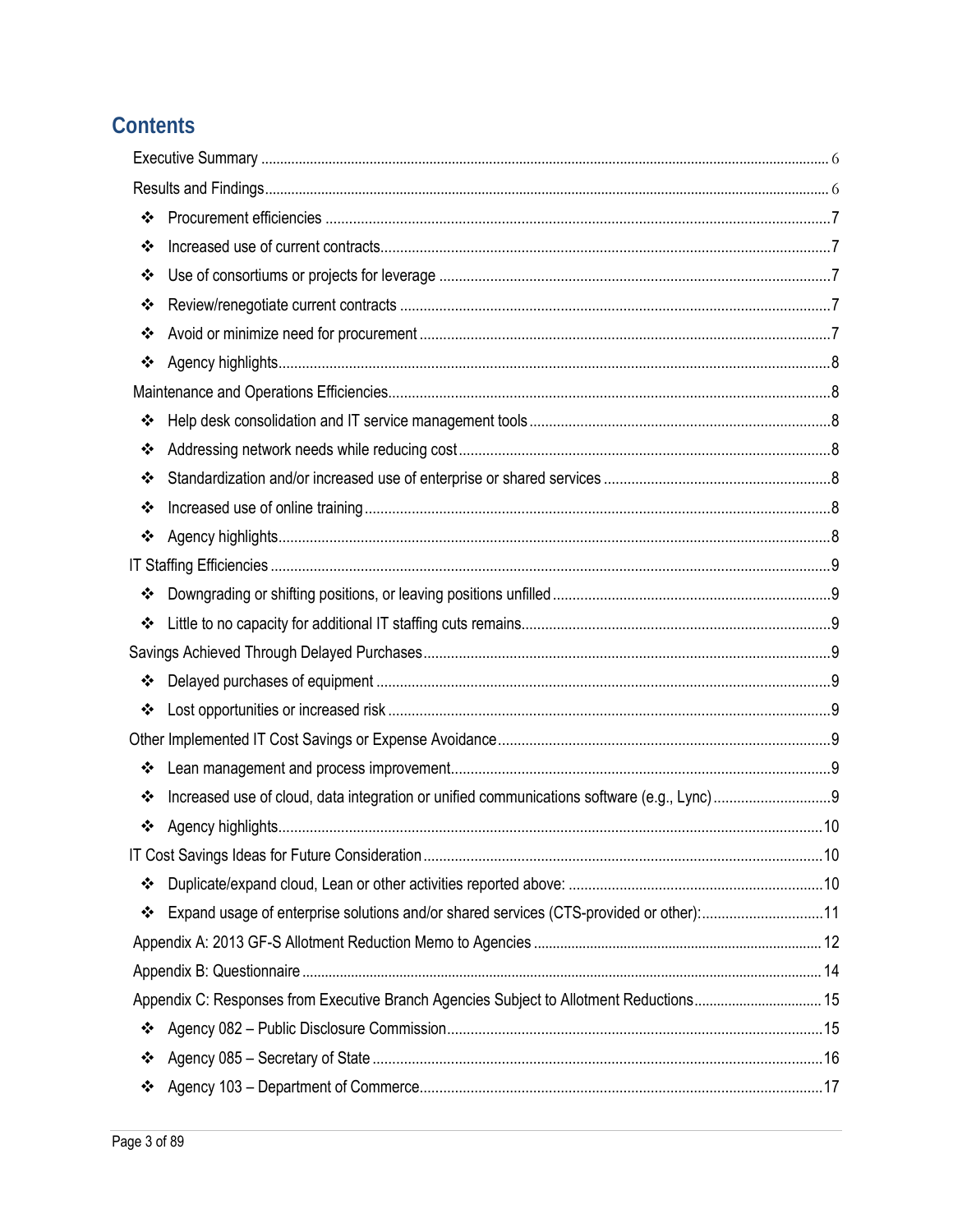# Contents

Executive Summary ........................................................ 6

Results and Findings ........................................................ 6

- ❖ Procurement efficiencies ........................................................ 7
- ❖ Increased use of current contracts ........................................................ 7
- ❖ Use of consortiums or projects for leverage ........................................................ 7
- ❖ Review/renegotiate current contracts ........................................................ 7
- ❖ Avoid or minimize need for procurement ........................................................ 7
- ❖ Agency highlights ........................................................ 8

Maintenance and Operations Efficiencies ........................................................ 8

- ❖ Help desk consolidation and IT service management tools ........................................................ 8
- ❖ Addressing network needs while reducing cost ........................................................ 8
- ❖ Standardization and/or increased use of enterprise or shared services ........................................................ 8
- ❖ Increased use of online training ........................................................ 8
- ❖ Agency highlights ........................................................ 8

IT Staffing Efficiencies ........................................................ 9

- ❖ Downgrading or shifting positions, or leaving positions unfilled ........................................................ 9
- ❖ Little to no capacity for additional IT staffing cuts remains ........................................................ 9

Savings Achieved Through Delayed Purchases ........................................................ 9

- ❖ Delayed purchases of equipment ........................................................ 9
- ❖ Lost opportunities or increased risk ........................................................ 9

Other Implemented IT Cost Savings or Expense Avoidance ........................................................ 9

- ❖ Lean management and process improvement ........................................................ 9
- ❖ Increased use of cloud, data integration or unified communications software (e.g., Lync) ........................................................ 9
- ❖ Agency highlights ........................................................ 10

IT Cost Savings Ideas for Future Consideration ........................................................ 10

- ❖ Duplicate/expand cloud, Lean or other activities reported above: ........................................................ 10
- ❖ Expand usage of enterprise solutions and/or shared services (CTS-provided or other): ........................................................ 11

Appendix A: 2013 GF-S Allotment Reduction Memo to Agencies ........................................................ 12

Appendix B: Questionnaire ........................................................ 14

Appendix C: Responses from Executive Branch Agencies Subject to Allotment Reductions ........................................................ 15

- ❖ Agency 082 – Public Disclosure Commission ........................................................ 15
- ❖ Agency 085 – Secretary of State ........................................................ 16
- ❖ Agency 103 – Department of Commerce ........................................................ 17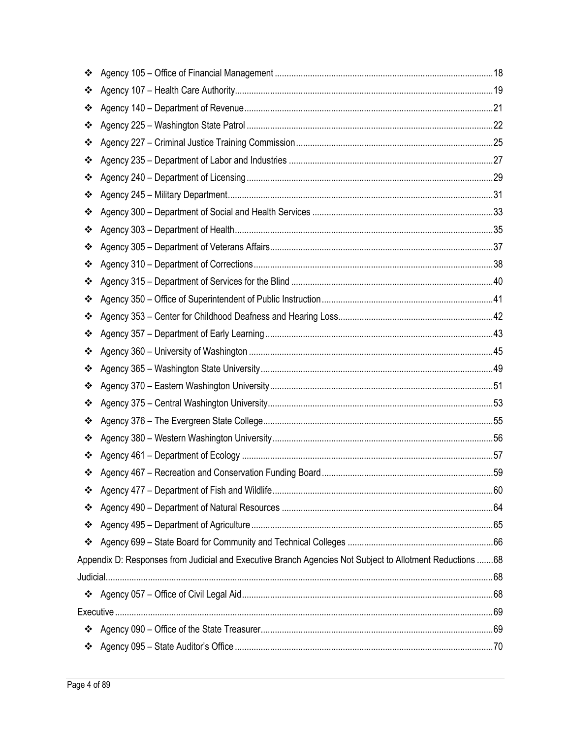- Agency 105 – Office of Financial Management ........ 18
- Agency 107 – Health Care Authority ........ 19
- Agency 140 – Department of Revenue ........ 21
- Agency 225 – Washington State Patrol ........ 22
- Agency 227 – Criminal Justice Training Commission ........ 25
- Agency 235 – Department of Labor and Industries ........ 27
- Agency 240 – Department of Licensing ........ 29
- Agency 245 – Military Department ........ 31
- Agency 300 – Department of Social and Health Services ........ 33
- Agency 303 – Department of Health ........ 35
- Agency 305 – Department of Veterans Affairs ........ 37
- Agency 310 – Department of Corrections ........ 38
- Agency 315 – Department of Services for the Blind ........ 40
- Agency 350 – Office of Superintendent of Public Instruction ........ 41
- Agency 353 – Center for Childhood Deafness and Hearing Loss ........ 42
- Agency 357 – Department of Early Learning ........ 43
- Agency 360 – University of Washington ........ 45
- Agency 365 – Washington State University ........ 49
- Agency 370 – Eastern Washington University ........ 51
- Agency 375 – Central Washington University ........ 53
- Agency 376 – The Evergreen State College ........ 55
- Agency 380 – Western Washington University ........ 56
- Agency 461 – Department of Ecology ........ 57
- Agency 467 – Recreation and Conservation Funding Board ........ 59
- Agency 477 – Department of Fish and Wildlife ........ 60
- Agency 490 – Department of Natural Resources ........ 64
- Agency 495 – Department of Agriculture ........ 65
- Agency 699 – State Board for Community and Technical Colleges ........ 66

Appendix D: Responses from Judicial and Executive Branch Agencies Not Subject to Allotment Reductions ........ 68

Judicial ........ 68

- Agency 057 – Office of Civil Legal Aid ........ 68

Executive ........ 69

- Agency 090 – Office of the State Treasurer ........ 69
- Agency 095 – State Auditor's Office ........ 70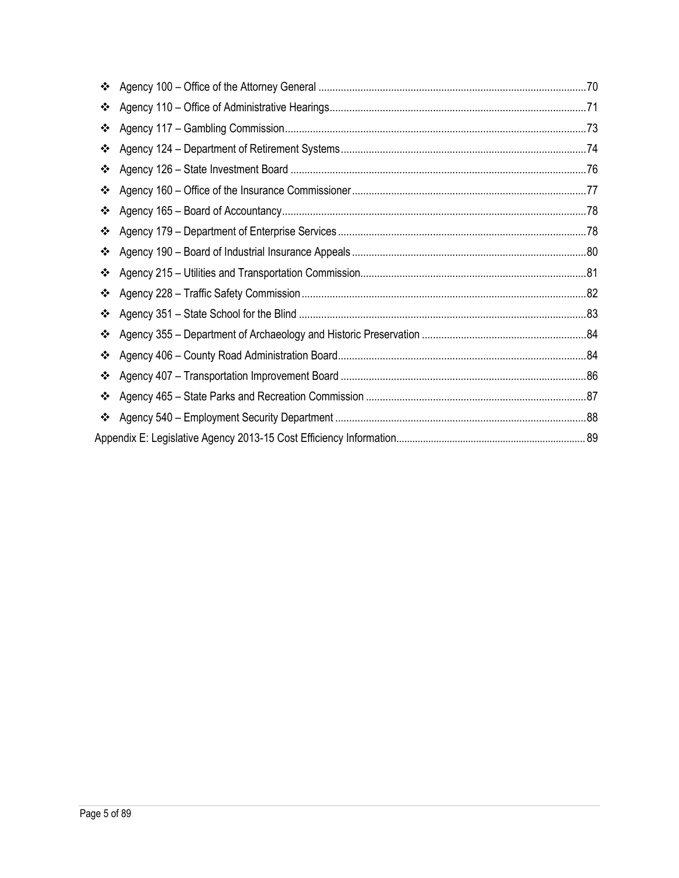- Agency 100 – Office of the Attorney General ....... 70
- Agency 110 – Office of Administrative Hearings ....... 71
- Agency 117 – Gambling Commission ....... 73
- Agency 124 – Department of Retirement Systems ....... 74
- Agency 126 – State Investment Board ....... 76
- Agency 160 – Office of the Insurance Commissioner ....... 77
- Agency 165 – Board of Accountancy ....... 78
- Agency 179 – Department of Enterprise Services ....... 78
- Agency 190 – Board of Industrial Insurance Appeals ....... 80
- Agency 215 – Utilities and Transportation Commission ....... 81
- Agency 228 – Traffic Safety Commission ....... 82
- Agency 351 – State School for the Blind ....... 83
- Agency 355 – Department of Archaeology and Historic Preservation ....... 84
- Agency 406 – County Road Administration Board ....... 84
- Agency 407 – Transportation Improvement Board ....... 86
- Agency 465 – State Parks and Recreation Commission ....... 87
- Agency 540 – Employment Security Department ....... 88

Appendix E: Legislative Agency 2013-15 Cost Efficiency Information ....... 89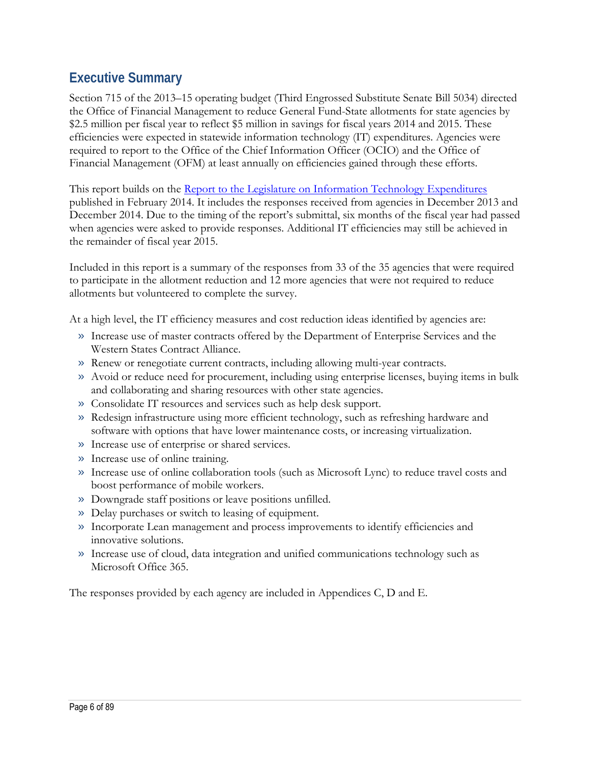## Executive Summary

Section 715 of the 2013–15 operating budget (Third Engrossed Substitute Senate Bill 5034) directed the Office of Financial Management to reduce General Fund-State allotments for state agencies by $2.5 million per fiscal year to reflect $5 million in savings for fiscal years 2014 and 2015. These efficiencies were expected in statewide information technology (IT) expenditures. Agencies were required to report to the Office of the Chief Information Officer (OCIO) and the Office of Financial Management (OFM) at least annually on efficiencies gained through these efforts.

This report builds on the [Report to the Legislature on Information Technology Expenditures]() published in February 2014. It includes the responses received from agencies in December 2013 and December 2014. Due to the timing of the report's submittal, six months of the fiscal year had passed when agencies were asked to provide responses. Additional IT efficiencies may still be achieved in the remainder of fiscal year 2015.

Included in this report is a summary of the responses from 33 of the 35 agencies that were required to participate in the allotment reduction and 12 more agencies that were not required to reduce allotments but volunteered to complete the survey.

At a high level, the IT efficiency measures and cost reduction ideas identified by agencies are:

- Increase use of master contracts offered by the Department of Enterprise Services and the Western States Contract Alliance.
- Renew or renegotiate current contracts, including allowing multi-year contracts.
- Avoid or reduce need for procurement, including using enterprise licenses, buying items in bulk and collaborating and sharing resources with other state agencies.
- Consolidate IT resources and services such as help desk support.
- Redesign infrastructure using more efficient technology, such as refreshing hardware and software with options that have lower maintenance costs, or increasing virtualization.
- Increase use of enterprise or shared services.
- Increase use of online training.
- Increase use of online collaboration tools (such as Microsoft Lync) to reduce travel costs and boost performance of mobile workers.
- Downgrade staff positions or leave positions unfilled.
- Delay purchases or switch to leasing of equipment.
- Incorporate Lean management and process improvements to identify efficiencies and innovative solutions.
- Increase use of cloud, data integration and unified communications technology such as Microsoft Office 365.

The responses provided by each agency are included in Appendices C, D and E.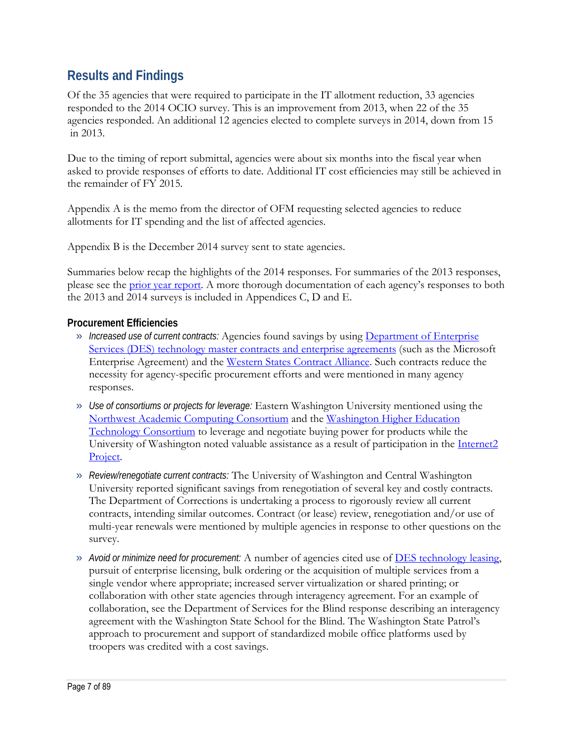## Results and Findings

Of the 35 agencies that were required to participate in the IT allotment reduction, 33 agencies responded to the 2014 OCIO survey. This is an improvement from 2013, when 22 of the 35 agencies responded. An additional 12 agencies elected to complete surveys in 2014, down from 15 in 2013.

Due to the timing of report submittal, agencies were about six months into the fiscal year when asked to provide responses of efforts to date. Additional IT cost efficiencies may still be achieved in the remainder of FY 2015.

Appendix A is the memo from the director of OFM requesting selected agencies to reduce allotments for IT spending and the list of affected agencies.

Appendix B is the December 2014 survey sent to state agencies.

Summaries below recap the highlights of the 2014 responses. For summaries of the 2013 responses, please see the prior year report. A more thorough documentation of each agency's responses to both the 2013 and 2014 surveys is included in Appendices C, D and E.

### Procurement Efficiencies

- *Increased use of current contracts:* Agencies found savings by using Department of Enterprise Services (DES) technology master contracts and enterprise agreements (such as the Microsoft Enterprise Agreement) and the Western States Contract Alliance. Such contracts reduce the necessity for agency-specific procurement efforts and were mentioned in many agency responses.
- *Use of consortiums or projects for leverage:* Eastern Washington University mentioned using the Northwest Academic Computing Consortium and the Washington Higher Education Technology Consortium to leverage and negotiate buying power for products while the University of Washington noted valuable assistance as a result of participation in the Internet2 Project.
- *Review/renegotiate current contracts:* The University of Washington and Central Washington University reported significant savings from renegotiation of several key and costly contracts. The Department of Corrections is undertaking a process to rigorously review all current contracts, intending similar outcomes. Contract (or lease) review, renegotiation and/or use of multi-year renewals were mentioned by multiple agencies in response to other questions on the survey.
- *Avoid or minimize need for procurement:* A number of agencies cited use of DES technology leasing, pursuit of enterprise licensing, bulk ordering or the acquisition of multiple services from a single vendor where appropriate; increased server virtualization or shared printing; or collaboration with other state agencies through interagency agreement. For an example of collaboration, see the Department of Services for the Blind response describing an interagency agreement with the Washington State School for the Blind. The Washington State Patrol's approach to procurement and support of standardized mobile office platforms used by troopers was credited with a cost savings.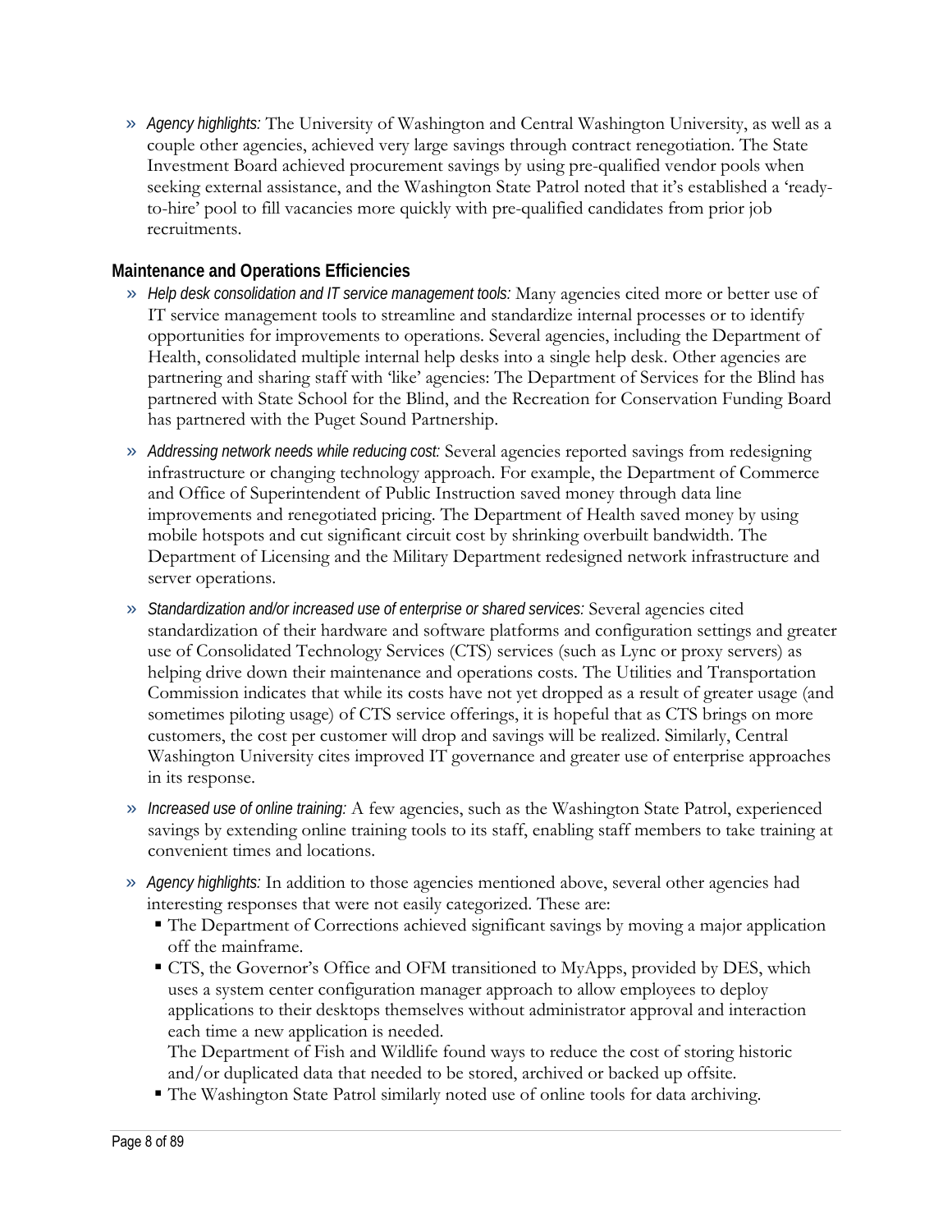- *Agency highlights:* The University of Washington and Central Washington University, as well as a couple other agencies, achieved very large savings through contract renegotiation. The State Investment Board achieved procurement savings by using pre-qualified vendor pools when seeking external assistance, and the Washington State Patrol noted that it's established a 'ready-to-hire' pool to fill vacancies more quickly with pre-qualified candidates from prior job recruitments.

### Maintenance and Operations Efficiencies

- *Help desk consolidation and IT service management tools:* Many agencies cited more or better use of IT service management tools to streamline and standardize internal processes or to identify opportunities for improvements to operations. Several agencies, including the Department of Health, consolidated multiple internal help desks into a single help desk. Other agencies are partnering and sharing staff with 'like' agencies: The Department of Services for the Blind has partnered with State School for the Blind, and the Recreation for Conservation Funding Board has partnered with the Puget Sound Partnership.
- *Addressing network needs while reducing cost:* Several agencies reported savings from redesigning infrastructure or changing technology approach. For example, the Department of Commerce and Office of Superintendent of Public Instruction saved money through data line improvements and renegotiated pricing. The Department of Health saved money by using mobile hotspots and cut significant circuit cost by shrinking overbuilt bandwidth. The Department of Licensing and the Military Department redesigned network infrastructure and server operations.
- *Standardization and/or increased use of enterprise or shared services:* Several agencies cited standardization of their hardware and software platforms and configuration settings and greater use of Consolidated Technology Services (CTS) services (such as Lync or proxy servers) as helping drive down their maintenance and operations costs. The Utilities and Transportation Commission indicates that while its costs have not yet dropped as a result of greater usage (and sometimes piloting usage) of CTS service offerings, it is hopeful that as CTS brings on more customers, the cost per customer will drop and savings will be realized. Similarly, Central Washington University cites improved IT governance and greater use of enterprise approaches in its response.
- *Increased use of online training:* A few agencies, such as the Washington State Patrol, experienced savings by extending online training tools to its staff, enabling staff members to take training at convenient times and locations.
- *Agency highlights:* In addition to those agencies mentioned above, several other agencies had interesting responses that were not easily categorized. These are:
  - The Department of Corrections achieved significant savings by moving a major application off the mainframe.
  - CTS, the Governor's Office and OFM transitioned to MyApps, provided by DES, which uses a system center configuration manager approach to allow employees to deploy applications to their desktops themselves without administrator approval and interaction each time a new application is needed.
    The Department of Fish and Wildlife found ways to reduce the cost of storing historic and/or duplicated data that needed to be stored, archived or backed up offsite.
  - The Washington State Patrol similarly noted use of online tools for data archiving.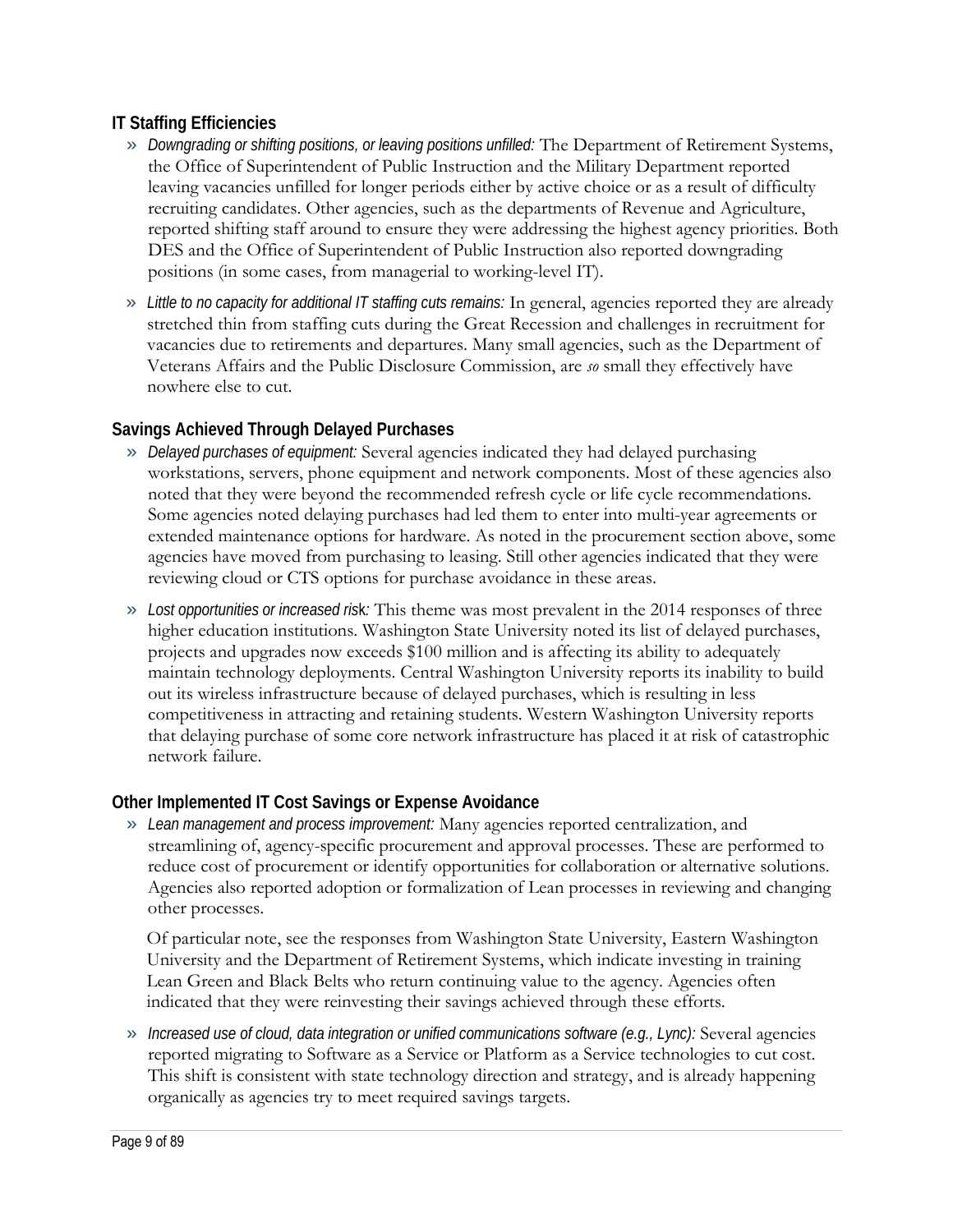### IT Staffing Efficiencies

- *Downgrading or shifting positions, or leaving positions unfilled:* The Department of Retirement Systems, the Office of Superintendent of Public Instruction and the Military Department reported leaving vacancies unfilled for longer periods either by active choice or as a result of difficulty recruiting candidates. Other agencies, such as the departments of Revenue and Agriculture, reported shifting staff around to ensure they were addressing the highest agency priorities. Both DES and the Office of Superintendent of Public Instruction also reported downgrading positions (in some cases, from managerial to working-level IT).
- *Little to no capacity for additional IT staffing cuts remains:* In general, agencies reported they are already stretched thin from staffing cuts during the Great Recession and challenges in recruitment for vacancies due to retirements and departures. Many small agencies, such as the Department of Veterans Affairs and the Public Disclosure Commission, are *so* small they effectively have nowhere else to cut.

### Savings Achieved Through Delayed Purchases

- *Delayed purchases of equipment:* Several agencies indicated they had delayed purchasing workstations, servers, phone equipment and network components. Most of these agencies also noted that they were beyond the recommended refresh cycle or life cycle recommendations. Some agencies noted delaying purchases had led them to enter into multi-year agreements or extended maintenance options for hardware. As noted in the procurement section above, some agencies have moved from purchasing to leasing. Still other agencies indicated that they were reviewing cloud or CTS options for purchase avoidance in these areas.
- *Lost opportunities or increased risk:* This theme was most prevalent in the 2014 responses of three higher education institutions. Washington State University noted its list of delayed purchases, projects and upgrades now exceeds $100 million and is affecting its ability to adequately maintain technology deployments. Central Washington University reports its inability to build out its wireless infrastructure because of delayed purchases, which is resulting in less competitiveness in attracting and retaining students. Western Washington University reports that delaying purchase of some core network infrastructure has placed it at risk of catastrophic network failure.

### Other Implemented IT Cost Savings or Expense Avoidance

- *Lean management and process improvement:* Many agencies reported centralization, and streamlining of, agency-specific procurement and approval processes. These are performed to reduce cost of procurement or identify opportunities for collaboration or alternative solutions. Agencies also reported adoption or formalization of Lean processes in reviewing and changing other processes.

  Of particular note, see the responses from Washington State University, Eastern Washington University and the Department of Retirement Systems, which indicate investing in training Lean Green and Black Belts who return continuing value to the agency. Agencies often indicated that they were reinvesting their savings achieved through these efforts.

- *Increased use of cloud, data integration or unified communications software (e.g., Lync):* Several agencies reported migrating to Software as a Service or Platform as a Service technologies to cut cost. This shift is consistent with state technology direction and strategy, and is already happening organically as agencies try to meet required savings targets.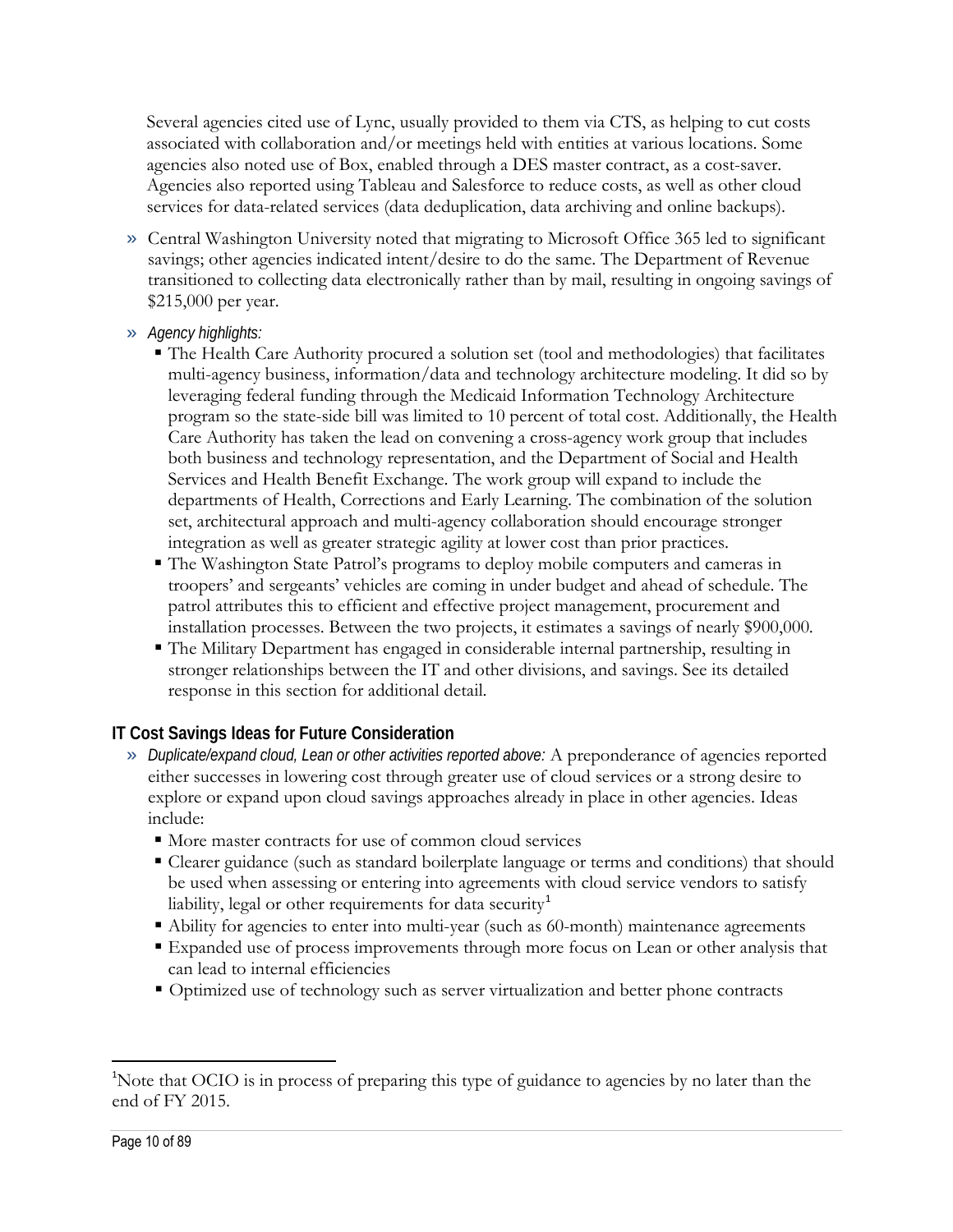Several agencies cited use of Lync, usually provided to them via CTS, as helping to cut costs associated with collaboration and/or meetings held with entities at various locations. Some agencies also noted use of Box, enabled through a DES master contract, as a cost-saver. Agencies also reported using Tableau and Salesforce to reduce costs, as well as other cloud services for data-related services (data deduplication, data archiving and online backups).

- Central Washington University noted that migrating to Microsoft Office 365 led to significant savings; other agencies indicated intent/desire to do the same. The Department of Revenue transitioned to collecting data electronically rather than by mail, resulting in ongoing savings of $215,000 per year.
- *Agency highlights:*
  - The Health Care Authority procured a solution set (tool and methodologies) that facilitates multi-agency business, information/data and technology architecture modeling. It did so by leveraging federal funding through the Medicaid Information Technology Architecture program so the state-side bill was limited to 10 percent of total cost. Additionally, the Health Care Authority has taken the lead on convening a cross-agency work group that includes both business and technology representation, and the Department of Social and Health Services and Health Benefit Exchange. The work group will expand to include the departments of Health, Corrections and Early Learning. The combination of the solution set, architectural approach and multi-agency collaboration should encourage stronger integration as well as greater strategic agility at lower cost than prior practices.
  - The Washington State Patrol's programs to deploy mobile computers and cameras in troopers' and sergeants' vehicles are coming in under budget and ahead of schedule. The patrol attributes this to efficient and effective project management, procurement and installation processes. Between the two projects, it estimates a savings of nearly $900,000.
  - The Military Department has engaged in considerable internal partnership, resulting in stronger relationships between the IT and other divisions, and savings. See its detailed response in this section for additional detail.

### IT Cost Savings Ideas for Future Consideration

- *Duplicate/expand cloud, Lean or other activities reported above:* A preponderance of agencies reported either successes in lowering cost through greater use of cloud services or a strong desire to explore or expand upon cloud savings approaches already in place in other agencies. Ideas include:
  - More master contracts for use of common cloud services
  - Clearer guidance (such as standard boilerplate language or terms and conditions) that should be used when assessing or entering into agreements with cloud service vendors to satisfy liability, legal or other requirements for data security[1]
  - Ability for agencies to enter into multi-year (such as 60-month) maintenance agreements
  - Expanded use of process improvements through more focus on Lean or other analysis that can lead to internal efficiencies
  - Optimized use of technology such as server virtualization and better phone contracts

---

[1] Note that OCIO is in process of preparing this type of guidance to agencies by no later than the end of FY 2015.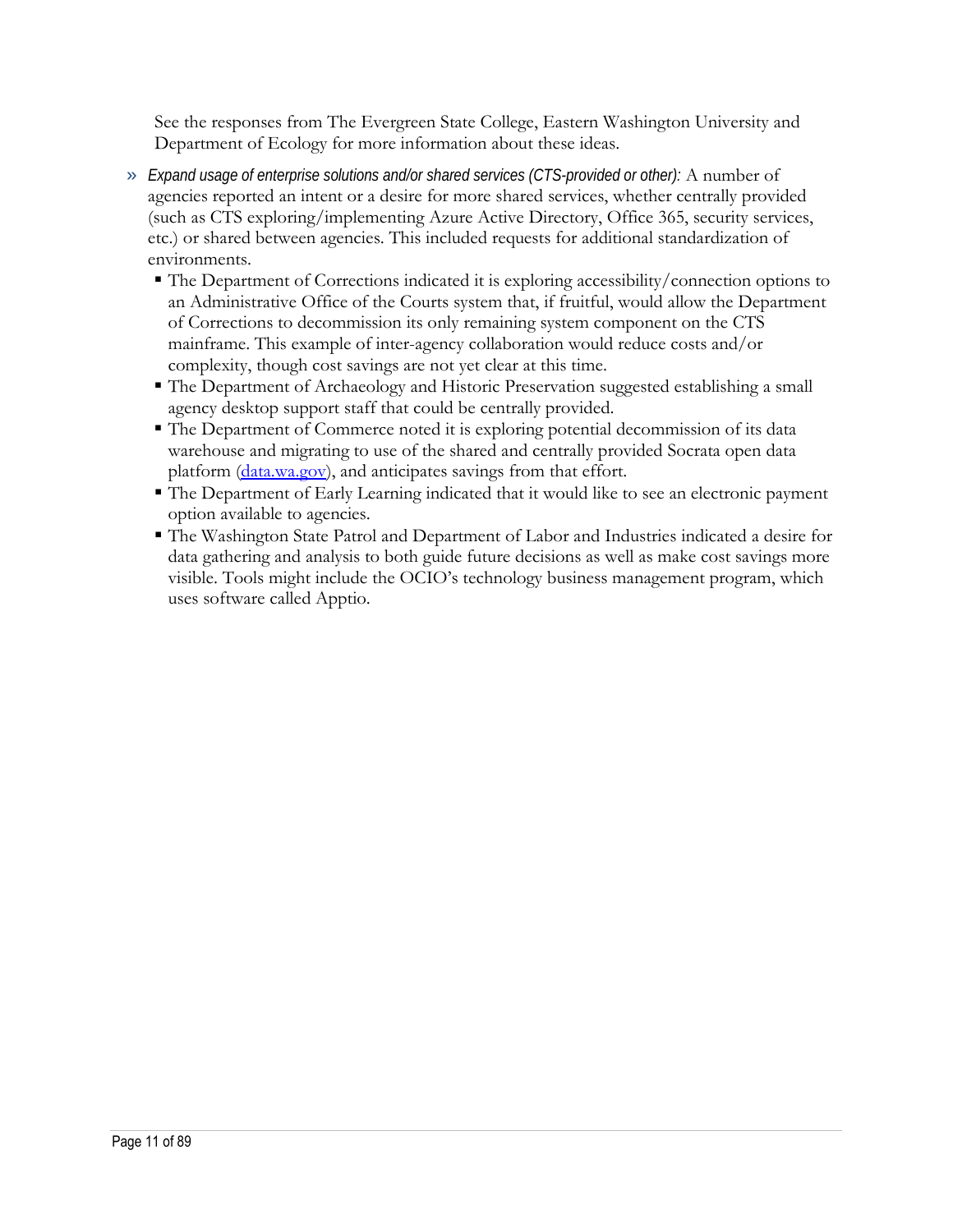See the responses from The Evergreen State College, Eastern Washington University and Department of Ecology for more information about these ideas.

- *Expand usage of enterprise solutions and/or shared services (CTS-provided or other):* A number of agencies reported an intent or a desire for more shared services, whether centrally provided (such as CTS exploring/implementing Azure Active Directory, Office 365, security services, etc.) or shared between agencies. This included requests for additional standardization of environments.
  - The Department of Corrections indicated it is exploring accessibility/connection options to an Administrative Office of the Courts system that, if fruitful, would allow the Department of Corrections to decommission its only remaining system component on the CTS mainframe. This example of inter-agency collaboration would reduce costs and/or complexity, though cost savings are not yet clear at this time.
  - The Department of Archaeology and Historic Preservation suggested establishing a small agency desktop support staff that could be centrally provided.
  - The Department of Commerce noted it is exploring potential decommission of its data warehouse and migrating to use of the shared and centrally provided Socrata open data platform ([data.wa.gov](data.wa.gov)), and anticipates savings from that effort.
  - The Department of Early Learning indicated that it would like to see an electronic payment option available to agencies.
  - The Washington State Patrol and Department of Labor and Industries indicated a desire for data gathering and analysis to both guide future decisions as well as make cost savings more visible. Tools might include the OCIO's technology business management program, which uses software called Apptio.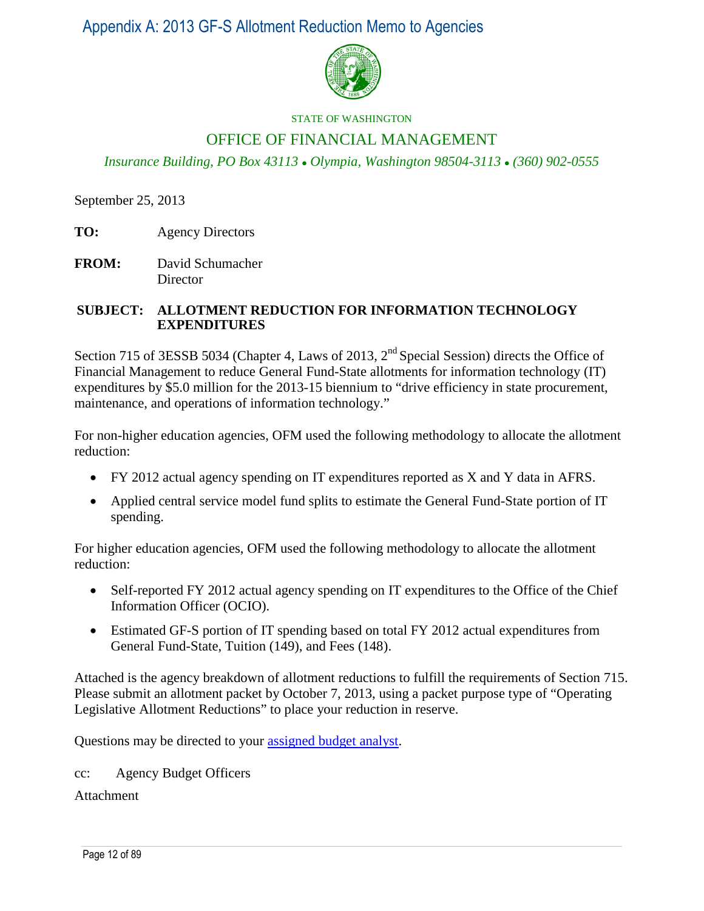# Appendix A: 2013 GF-S Allotment Reduction Memo to Agencies

STATE OF WASHINGTON

OFFICE OF FINANCIAL MANAGEMENT

*Insurance Building, PO Box 43113 • Olympia, Washington 98504-3113 • (360) 902-0555*

September 25, 2013

**TO:** Agency Directors

**FROM:** David Schumacher
Director

**SUBJECT: ALLOTMENT REDUCTION FOR INFORMATION TECHNOLOGY EXPENDITURES**

Section 715 of 3ESSB 5034 (Chapter 4, Laws of 2013, 2nd Special Session) directs the Office of Financial Management to reduce General Fund-State allotments for information technology (IT) expenditures by $5.0 million for the 2013-15 biennium to "drive efficiency in state procurement, maintenance, and operations of information technology."

For non-higher education agencies, OFM used the following methodology to allocate the allotment reduction:

- FY 2012 actual agency spending on IT expenditures reported as X and Y data in AFRS.
- Applied central service model fund splits to estimate the General Fund-State portion of IT spending.

For higher education agencies, OFM used the following methodology to allocate the allotment reduction:

- Self-reported FY 2012 actual agency spending on IT expenditures to the Office of the Chief Information Officer (OCIO).
- Estimated GF-S portion of IT spending based on total FY 2012 actual expenditures from General Fund-State, Tuition (149), and Fees (148).

Attached is the agency breakdown of allotment reductions to fulfill the requirements of Section 715. Please submit an allotment packet by October 7, 2013, using a packet purpose type of "Operating Legislative Allotment Reductions" to place your reduction in reserve.

Questions may be directed to your assigned budget analyst.

cc: Agency Budget Officers

Attachment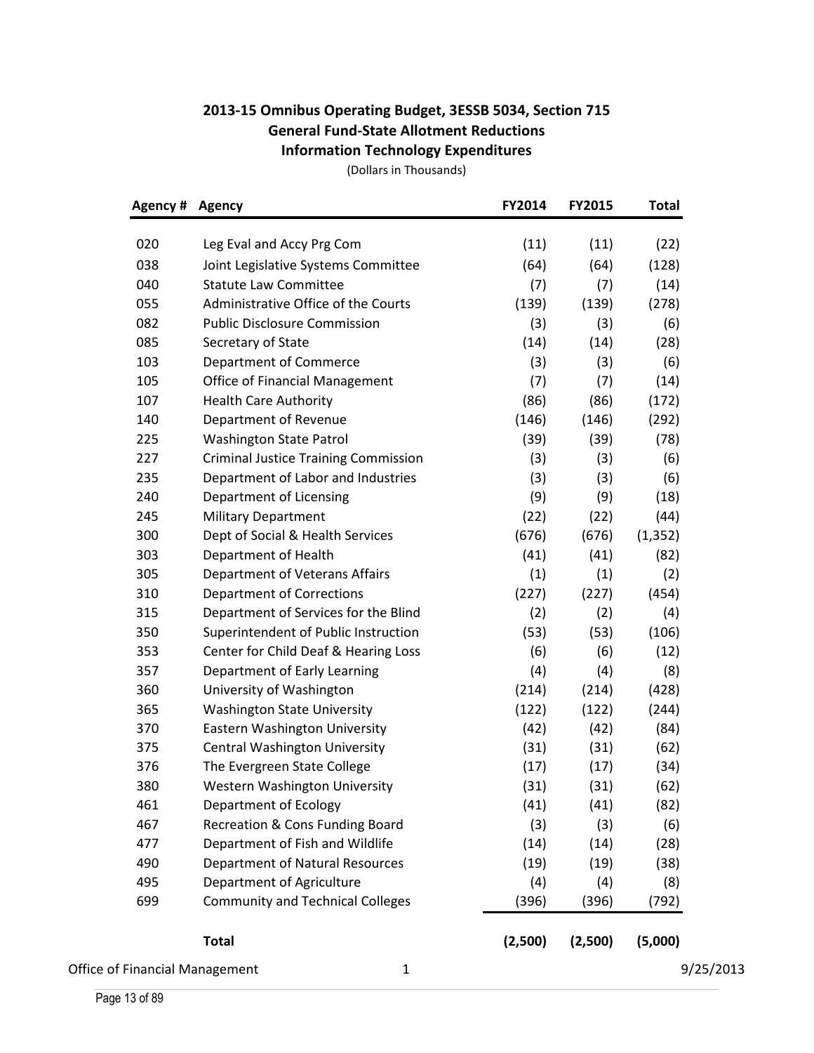# 2013-15 Omnibus Operating Budget, 3ESSB 5034, Section 715

## General Fund-State Allotment Reductions

## Information Technology Expenditures

(Dollars in Thousands)

| Agency # | Agency | FY2014 | FY2015 | Total |
|---|---|---|---|---|
| 020 | Leg Eval and Accy Prg Com | (11) | (11) | (22) |
| 038 | Joint Legislative Systems Committee | (64) | (64) | (128) |
| 040 | Statute Law Committee | (7) | (7) | (14) |
| 055 | Administrative Office of the Courts | (139) | (139) | (278) |
| 082 | Public Disclosure Commission | (3) | (3) | (6) |
| 085 | Secretary of State | (14) | (14) | (28) |
| 103 | Department of Commerce | (3) | (3) | (6) |
| 105 | Office of Financial Management | (7) | (7) | (14) |
| 107 | Health Care Authority | (86) | (86) | (172) |
| 140 | Department of Revenue | (146) | (146) | (292) |
| 225 | Washington State Patrol | (39) | (39) | (78) |
| 227 | Criminal Justice Training Commission | (3) | (3) | (6) |
| 235 | Department of Labor and Industries | (3) | (3) | (6) |
| 240 | Department of Licensing | (9) | (9) | (18) |
| 245 | Military Department | (22) | (22) | (44) |
| 300 | Dept of Social & Health Services | (676) | (676) | (1,352) |
| 303 | Department of Health | (41) | (41) | (82) |
| 305 | Department of Veterans Affairs | (1) | (1) | (2) |
| 310 | Department of Corrections | (227) | (227) | (454) |
| 315 | Department of Services for the Blind | (2) | (2) | (4) |
| 350 | Superintendent of Public Instruction | (53) | (53) | (106) |
| 353 | Center for Child Deaf & Hearing Loss | (6) | (6) | (12) |
| 357 | Department of Early Learning | (4) | (4) | (8) |
| 360 | University of Washington | (214) | (214) | (428) |
| 365 | Washington State University | (122) | (122) | (244) |
| 370 | Eastern Washington University | (42) | (42) | (84) |
| 375 | Central Washington University | (31) | (31) | (62) |
| 376 | The Evergreen State College | (17) | (17) | (34) |
| 380 | Western Washington University | (31) | (31) | (62) |
| 461 | Department of Ecology | (41) | (41) | (82) |
| 467 | Recreation & Cons Funding Board | (3) | (3) | (6) |
| 477 | Department of Fish and Wildlife | (14) | (14) | (28) |
| 490 | Department of Natural Resources | (19) | (19) | (38) |
| 495 | Department of Agriculture | (4) | (4) | (8) |
| 699 | Community and Technical Colleges | (396) | (396) | (792) |
| | **Total** | **(2,500)** | **(2,500)** | **(5,000)** |

Office of Financial Management 1 9/25/2013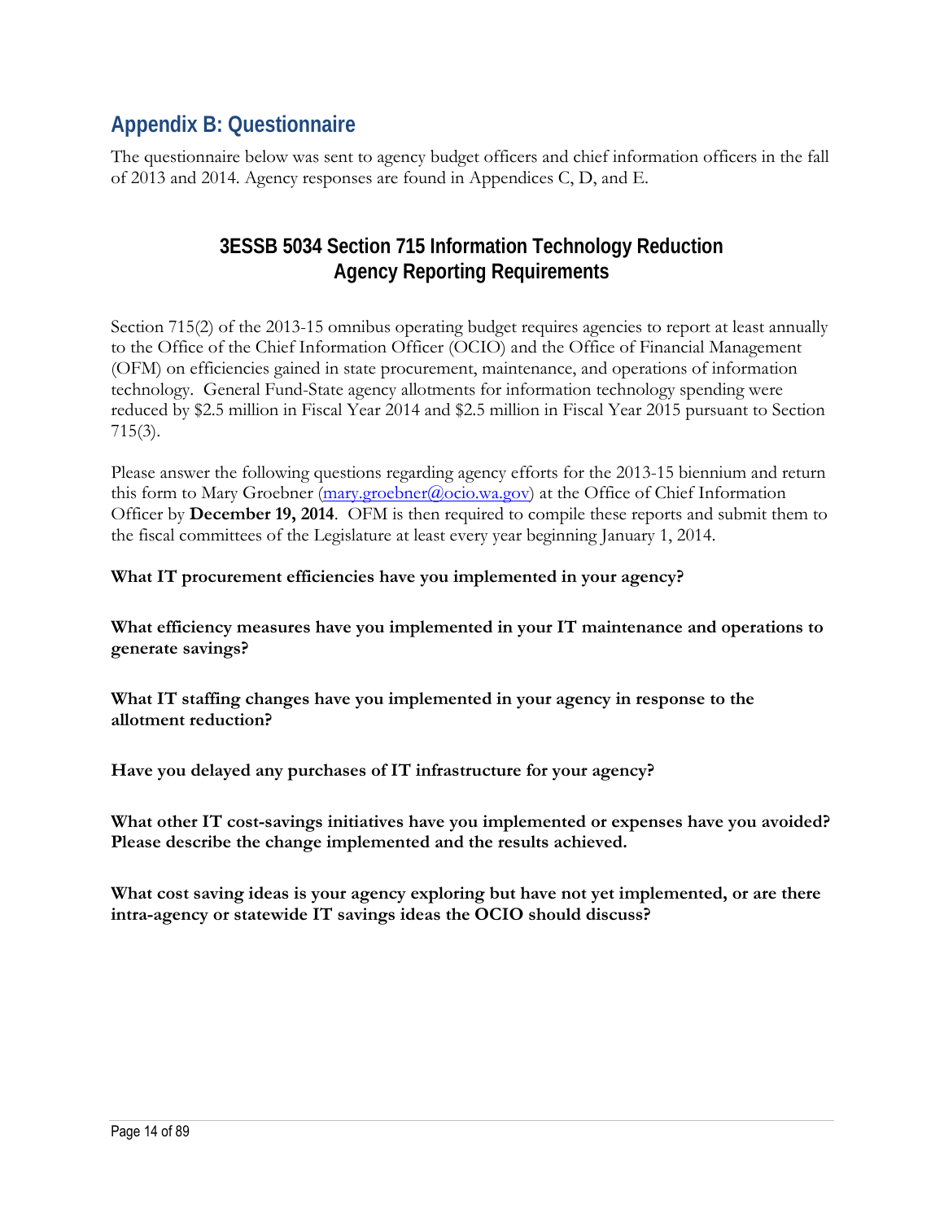## Appendix B: Questionnaire

The questionnaire below was sent to agency budget officers and chief information officers in the fall of 2013 and 2014. Agency responses are found in Appendices C, D, and E.

### 3ESSB 5034 Section 715 Information Technology Reduction Agency Reporting Requirements

Section 715(2) of the 2013-15 omnibus operating budget requires agencies to report at least annually to the Office of the Chief Information Officer (OCIO) and the Office of Financial Management (OFM) on efficiencies gained in state procurement, maintenance, and operations of information technology. General Fund-State agency allotments for information technology spending were reduced by $2.5 million in Fiscal Year 2014 and $2.5 million in Fiscal Year 2015 pursuant to Section 715(3).

Please answer the following questions regarding agency efforts for the 2013-15 biennium and return this form to Mary Groebner (mary.groebner@ocio.wa.gov) at the Office of Chief Information Officer by **December 19, 2014**. OFM is then required to compile these reports and submit them to the fiscal committees of the Legislature at least every year beginning January 1, 2014.

**What IT procurement efficiencies have you implemented in your agency?**

**What efficiency measures have you implemented in your IT maintenance and operations to generate savings?**

**What IT staffing changes have you implemented in your agency in response to the allotment reduction?**

**Have you delayed any purchases of IT infrastructure for your agency?**

**What other IT cost-savings initiatives have you implemented or expenses have you avoided? Please describe the change implemented and the results achieved.**

**What cost saving ideas is your agency exploring but have not yet implemented, or are there intra-agency or statewide IT savings ideas the OCIO should discuss?**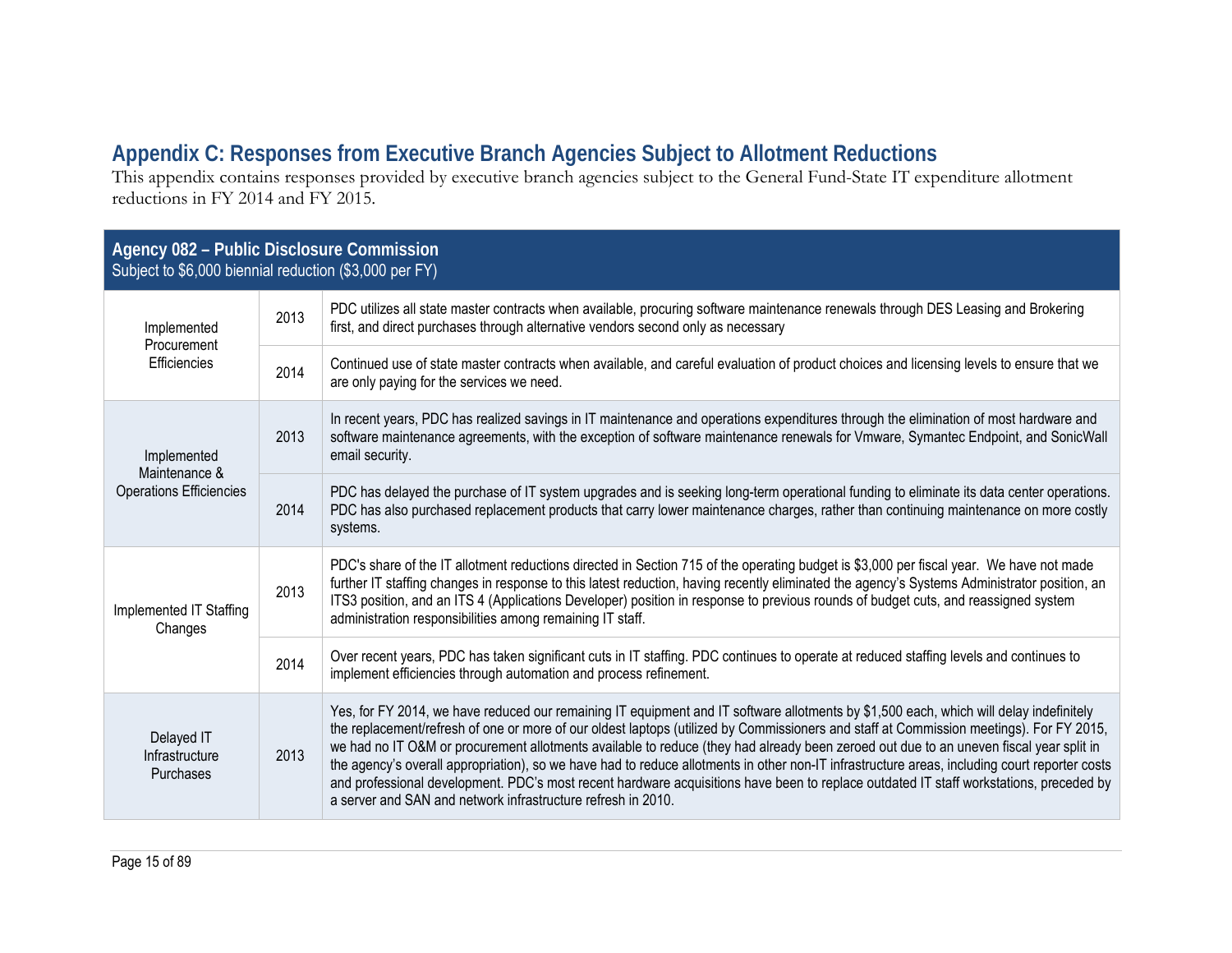## Appendix C: Responses from Executive Branch Agencies Subject to Allotment Reductions

This appendix contains responses provided by executive branch agencies subject to the General Fund-State IT expenditure allotment reductions in FY 2014 and FY 2015.

| **Agency 082 – Public Disclosure Commission**<br>Subject to $6,000 biennial reduction ($3,000 per FY) | | |
|---|---|---|
| Implemented Procurement Efficiencies | 2013 | PDC utilizes all state master contracts when available, procuring software maintenance renewals through DES Leasing and Brokering first, and direct purchases through alternative vendors second only as necessary |
| | 2014 | Continued use of state master contracts when available, and careful evaluation of product choices and licensing levels to ensure that we are only paying for the services we need. |
| Implemented Maintenance & Operations Efficiencies | 2013 | In recent years, PDC has realized savings in IT maintenance and operations expenditures through the elimination of most hardware and software maintenance agreements, with the exception of software maintenance renewals for Vmware, Symantec Endpoint, and SonicWall email security. |
| | 2014 | PDC has delayed the purchase of IT system upgrades and is seeking long-term operational funding to eliminate its data center operations. PDC has also purchased replacement products that carry lower maintenance charges, rather than continuing maintenance on more costly systems. |
| Implemented IT Staffing Changes | 2013 | PDC's share of the IT allotment reductions directed in Section 715 of the operating budget is $3,000 per fiscal year. We have not made further IT staffing changes in response to this latest reduction, having recently eliminated the agency's Systems Administrator position, an ITS3 position, and an ITS 4 (Applications Developer) position in response to previous rounds of budget cuts, and reassigned system administration responsibilities among remaining IT staff. |
| | 2014 | Over recent years, PDC has taken significant cuts in IT staffing. PDC continues to operate at reduced staffing levels and continues to implement efficiencies through automation and process refinement. |
| Delayed IT Infrastructure Purchases | 2013 | Yes, for FY 2014, we have reduced our remaining IT equipment and IT software allotments by $1,500 each, which will delay indefinitely the replacement/refresh of one or more of our oldest laptops (utilized by Commissioners and staff at Commission meetings). For FY 2015, we had no IT O&M or procurement allotments available to reduce (they had already been zeroed out due to an uneven fiscal year split in the agency's overall appropriation), so we have had to reduce allotments in other non-IT infrastructure areas, including court reporter costs and professional development. PDC's most recent hardware acquisitions have been to replace outdated IT staff workstations, preceded by a server and SAN and network infrastructure refresh in 2010. |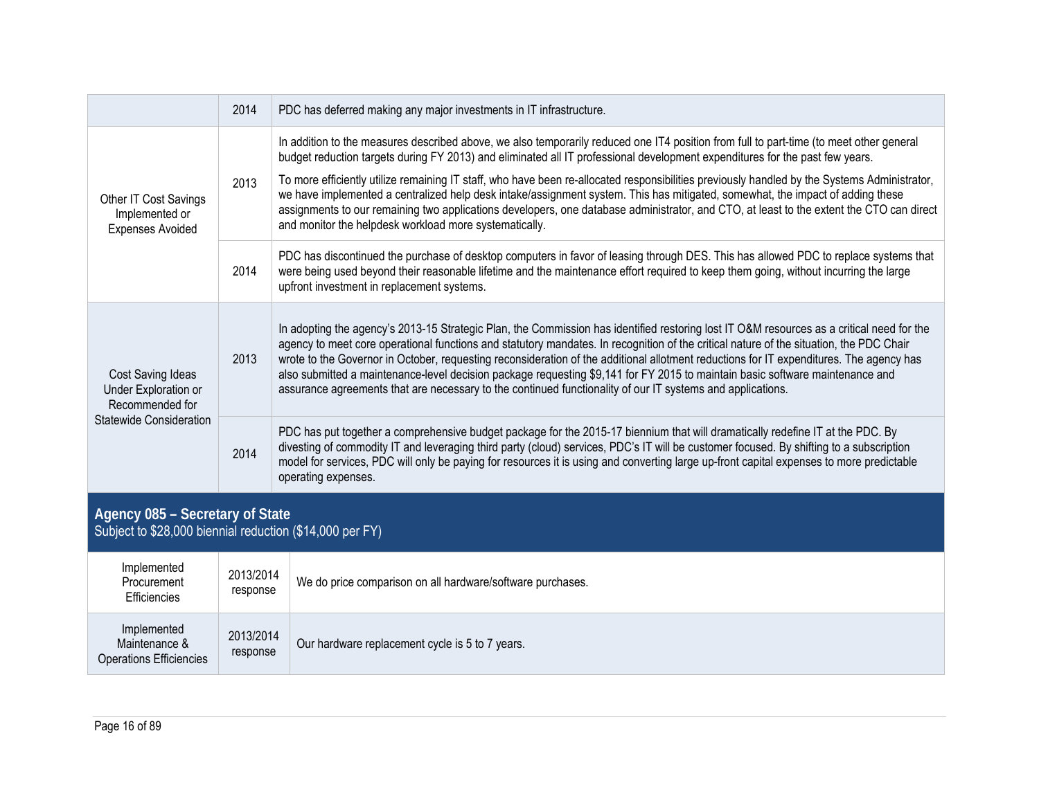| | | |
|---|---|---|
| | 2014 | PDC has deferred making any major investments in IT infrastructure. |
| Other IT Cost Savings Implemented or Expenses Avoided | 2013 | In addition to the measures described above, we also temporarily reduced one IT4 position from full to part-time (to meet other general budget reduction targets during FY 2013) and eliminated all IT professional development expenditures for the past few years.<br><br>To more efficiently utilize remaining IT staff, who have been re-allocated responsibilities previously handled by the Systems Administrator, we have implemented a centralized help desk intake/assignment system. This has mitigated, somewhat, the impact of adding these assignments to our remaining two applications developers, one database administrator, and CTO, at least to the extent the CTO can direct and monitor the helpdesk workload more systematically. |
| | 2014 | PDC has discontinued the purchase of desktop computers in favor of leasing through DES. This has allowed PDC to replace systems that were being used beyond their reasonable lifetime and the maintenance effort required to keep them going, without incurring the large upfront investment in replacement systems. |
| Cost Saving Ideas Under Exploration or Recommended for Statewide Consideration | 2013 | In adopting the agency's 2013-15 Strategic Plan, the Commission has identified restoring lost IT O&M resources as a critical need for the agency to meet core operational functions and statutory mandates. In recognition of the critical nature of the situation, the PDC Chair wrote to the Governor in October, requesting reconsideration of the additional allotment reductions for IT expenditures. The agency has also submitted a maintenance-level decision package requesting $9,141 for FY 2015 to maintain basic software maintenance and assurance agreements that are necessary to the continued functionality of our IT systems and applications. |
| | 2014 | PDC has put together a comprehensive budget package for the 2015-17 biennium that will dramatically redefine IT at the PDC. By divesting of commodity IT and leveraging third party (cloud) services, PDC's IT will be customer focused. By shifting to a subscription model for services, PDC will only be paying for resources it is using and converting large up-front capital expenses to more predictable operating expenses. |

## Agency 085 – Secretary of State

Subject to $28,000 biennial reduction ($14,000 per FY)

| | | |
|---|---|---|
| Implemented Procurement Efficiencies | 2013/2014 response | We do price comparison on all hardware/software purchases. |
| Implemented Maintenance & Operations Efficiencies | 2013/2014 response | Our hardware replacement cycle is 5 to 7 years. |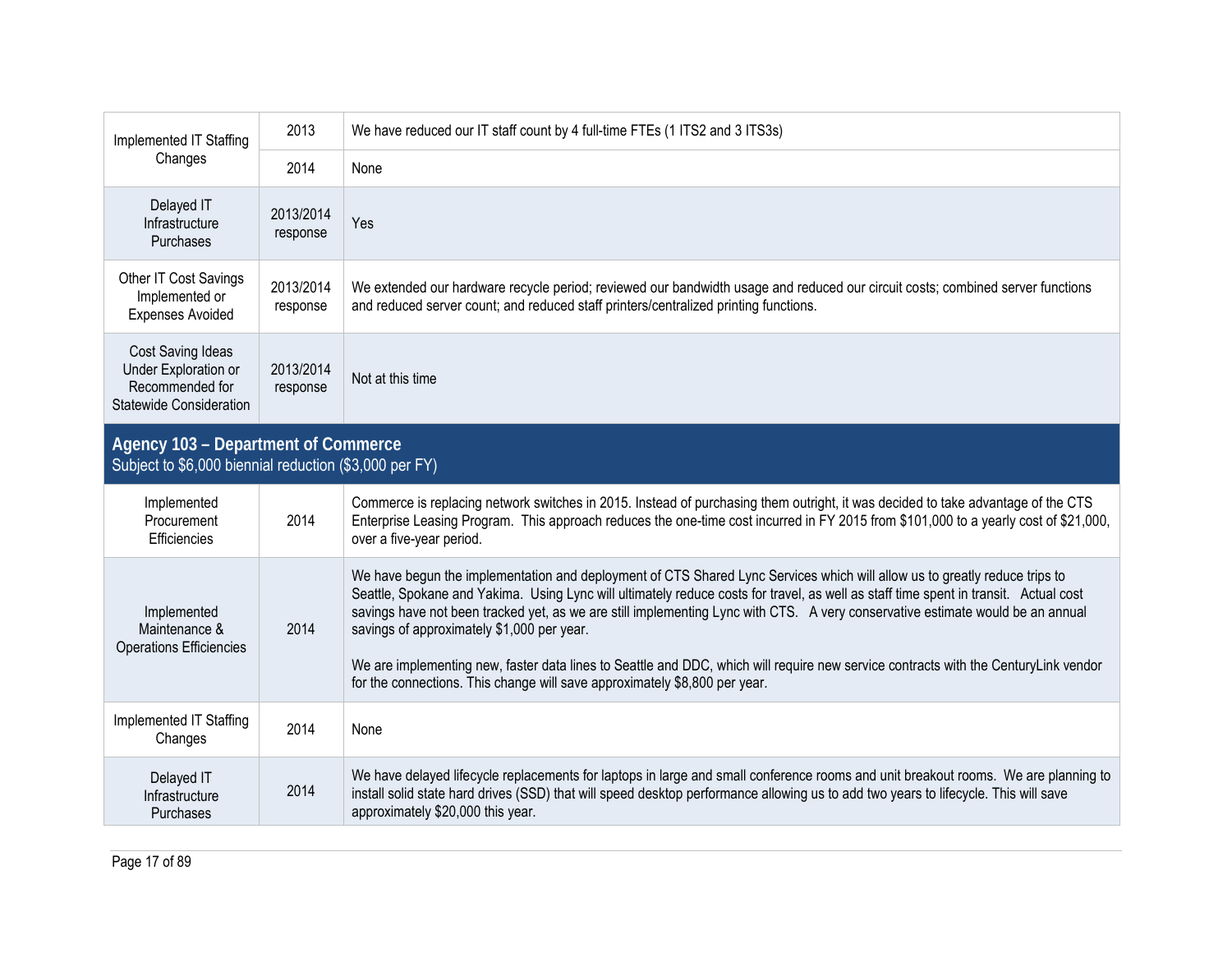| | | |
|---|---|---|
| Implemented IT Staffing Changes | 2013 | We have reduced our IT staff count by 4 full-time FTEs (1 ITS2 and 3 ITS3s) |
| | 2014 | None |
| Delayed IT Infrastructure Purchases | 2013/2014 response | Yes |
| Other IT Cost Savings Implemented or Expenses Avoided | 2013/2014 response | We extended our hardware recycle period; reviewed our bandwidth usage and reduced our circuit costs; combined server functions and reduced server count; and reduced staff printers/centralized printing functions. |
| Cost Saving Ideas Under Exploration or Recommended for Statewide Consideration | 2013/2014 response | Not at this time |

## Agency 103 – Department of Commerce

Subject to $6,000 biennial reduction ($3,000 per FY)

| | | |
|---|---|---|
| Implemented Procurement Efficiencies | 2014 | Commerce is replacing network switches in 2015. Instead of purchasing them outright, it was decided to take advantage of the CTS Enterprise Leasing Program. This approach reduces the one-time cost incurred in FY 2015 from $101,000 to a yearly cost of $21,000, over a five-year period. |
| Implemented Maintenance & Operations Efficiencies | 2014 | We have begun the implementation and deployment of CTS Shared Lync Services which will allow us to greatly reduce trips to Seattle, Spokane and Yakima. Using Lync will ultimately reduce costs for travel, as well as staff time spent in transit. Actual cost savings have not been tracked yet, as we are still implementing Lync with CTS. A very conservative estimate would be an annual savings of approximately $1,000 per year.<br><br>We are implementing new, faster data lines to Seattle and DDC, which will require new service contracts with the CenturyLink vendor for the connections. This change will save approximately $8,800 per year. |
| Implemented IT Staffing Changes | 2014 | None |
| Delayed IT Infrastructure Purchases | 2014 | We have delayed lifecycle replacements for laptops in large and small conference rooms and unit breakout rooms. We are planning to install solid state hard drives (SSD) that will speed desktop performance allowing us to add two years to lifecycle. This will save approximately $20,000 this year. |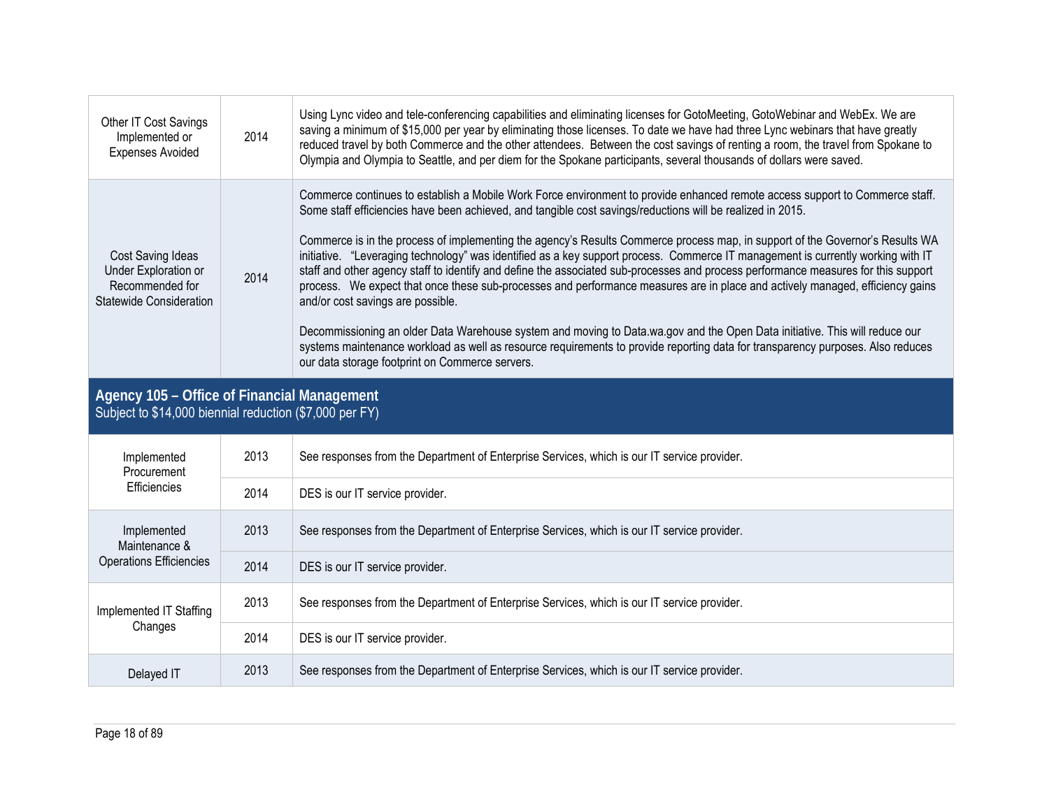| | | |
|---|---|---|
| Other IT Cost Savings Implemented or Expenses Avoided | 2014 | Using Lync video and tele-conferencing capabilities and eliminating licenses for GotoMeeting, GotoWebinar and WebEx. We are saving a minimum of $15,000 per year by eliminating those licenses. To date we have had three Lync webinars that have greatly reduced travel by both Commerce and the other attendees. Between the cost savings of renting a room, the travel from Spokane to Olympia and Olympia to Seattle, and per diem for the Spokane participants, several thousands of dollars were saved. |
| Cost Saving Ideas Under Exploration or Recommended for Statewide Consideration | 2014 | Commerce continues to establish a Mobile Work Force environment to provide enhanced remote access support to Commerce staff. Some staff efficiencies have been achieved, and tangible cost savings/reductions will be realized in 2015.<br><br>Commerce is in the process of implementing the agency's Results Commerce process map, in support of the Governor's Results WA initiative. "Leveraging technology" was identified as a key support process. Commerce IT management is currently working with IT staff and other agency staff to identify and define the associated sub-processes and process performance measures for this support process. We expect that once these sub-processes and performance measures are in place and actively managed, efficiency gains and/or cost savings are possible.<br><br>Decommissioning an older Data Warehouse system and moving to Data.wa.gov and the Open Data initiative. This will reduce our systems maintenance workload as well as resource requirements to provide reporting data for transparency purposes. Also reduces our data storage footprint on Commerce servers. |
| **Agency 105 – Office of Financial Management**<br>Subject to $14,000 biennial reduction ($7,000 per FY) | | |
| Implemented Procurement Efficiencies | 2013 | See responses from the Department of Enterprise Services, which is our IT service provider. |
| | 2014 | DES is our IT service provider. |
| Implemented Maintenance & Operations Efficiencies | 2013 | See responses from the Department of Enterprise Services, which is our IT service provider. |
| | 2014 | DES is our IT service provider. |
| Implemented IT Staffing Changes | 2013 | See responses from the Department of Enterprise Services, which is our IT service provider. |
| | 2014 | DES is our IT service provider. |
| Delayed IT | 2013 | See responses from the Department of Enterprise Services, which is our IT service provider. |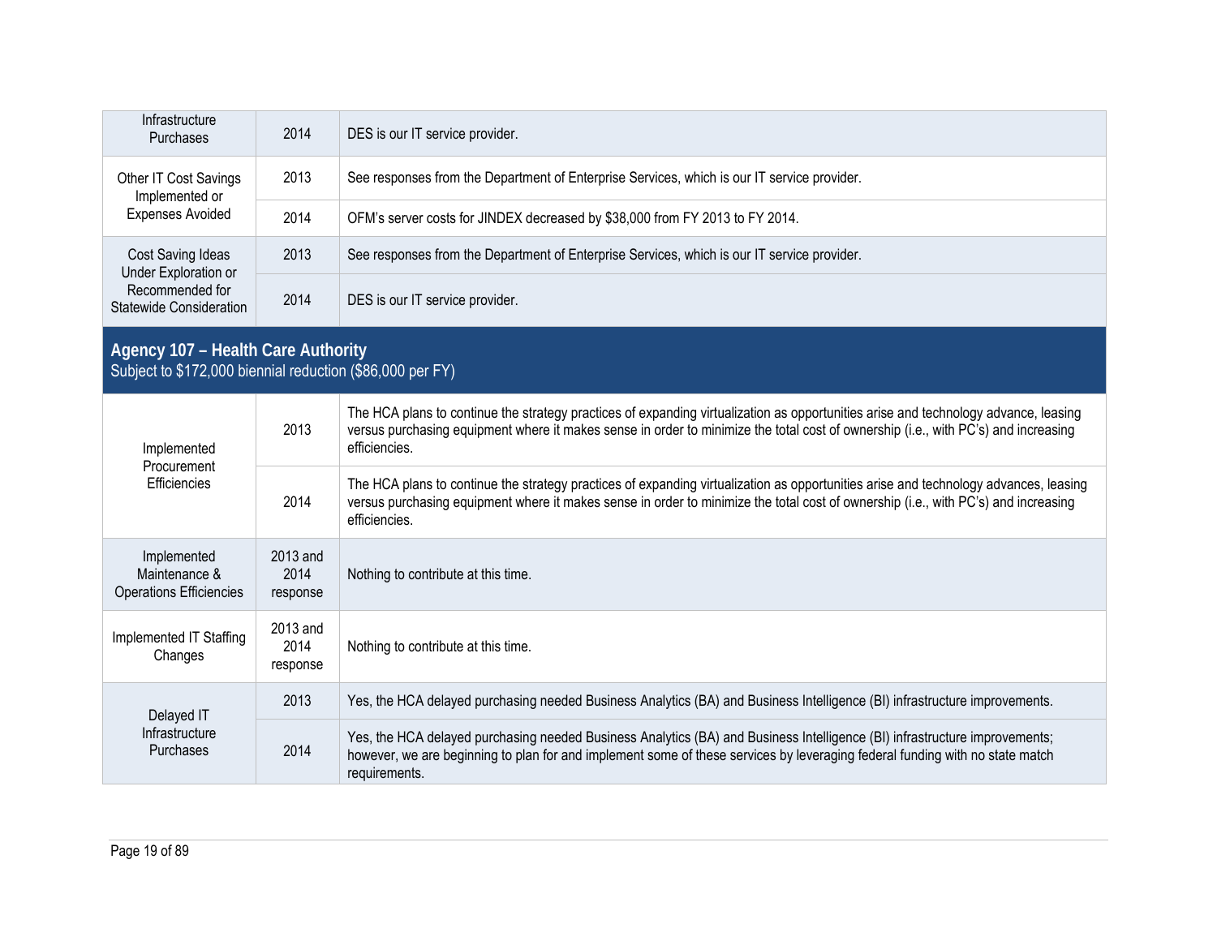| | | |
|---|---|---|
| Infrastructure Purchases | 2014 | DES is our IT service provider. |
| Other IT Cost Savings Implemented or Expenses Avoided | 2013 | See responses from the Department of Enterprise Services, which is our IT service provider. |
| | 2014 | OFM's server costs for JINDEX decreased by $38,000 from FY 2013 to FY 2014. |
| Cost Saving Ideas Under Exploration or Recommended for Statewide Consideration | 2013 | See responses from the Department of Enterprise Services, which is our IT service provider. |
| | 2014 | DES is our IT service provider. |

## Agency 107 – Health Care Authority

Subject to $172,000 biennial reduction ($86,000 per FY)

| | | |
|---|---|---|
| Implemented Procurement Efficiencies | 2013 | The HCA plans to continue the strategy practices of expanding virtualization as opportunities arise and technology advance, leasing versus purchasing equipment where it makes sense in order to minimize the total cost of ownership (i.e., with PC's) and increasing efficiencies. |
| | 2014 | The HCA plans to continue the strategy practices of expanding virtualization as opportunities arise and technology advances, leasing versus purchasing equipment where it makes sense in order to minimize the total cost of ownership (i.e., with PC's) and increasing efficiencies. |
| Implemented Maintenance & Operations Efficiencies | 2013 and 2014 response | Nothing to contribute at this time. |
| Implemented IT Staffing Changes | 2013 and 2014 response | Nothing to contribute at this time. |
| Delayed IT Infrastructure Purchases | 2013 | Yes, the HCA delayed purchasing needed Business Analytics (BA) and Business Intelligence (BI) infrastructure improvements. |
| | 2014 | Yes, the HCA delayed purchasing needed Business Analytics (BA) and Business Intelligence (BI) infrastructure improvements; however, we are beginning to plan for and implement some of these services by leveraging federal funding with no state match requirements. |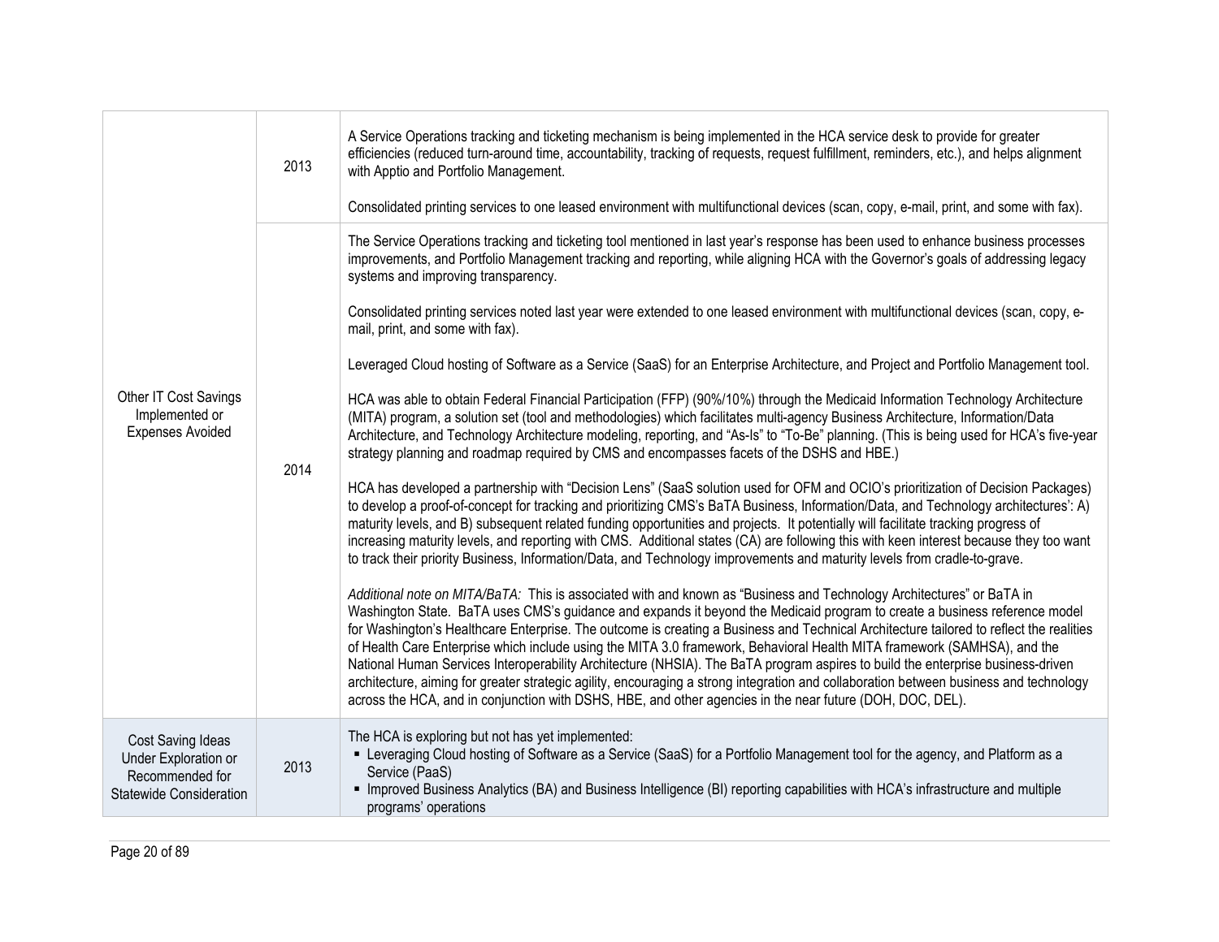| | | |
|---|---|---|
| Other IT Cost Savings Implemented or Expenses Avoided | 2013 | A Service Operations tracking and ticketing mechanism is being implemented in the HCA service desk to provide for greater efficiencies (reduced turn-around time, accountability, tracking of requests, request fulfillment, reminders, etc.), and helps alignment with Apptio and Portfolio Management.<br><br>Consolidated printing services to one leased environment with multifunctional devices (scan, copy, e-mail, print, and some with fax). |
| | 2014 | The Service Operations tracking and ticketing tool mentioned in last year's response has been used to enhance business processes improvements, and Portfolio Management tracking and reporting, while aligning HCA with the Governor's goals of addressing legacy systems and improving transparency.<br><br>Consolidated printing services noted last year were extended to one leased environment with multifunctional devices (scan, copy, e-mail, print, and some with fax).<br><br>Leveraged Cloud hosting of Software as a Service (SaaS) for an Enterprise Architecture, and Project and Portfolio Management tool.<br><br>HCA was able to obtain Federal Financial Participation (FFP) (90%/10%) through the Medicaid Information Technology Architecture (MITA) program, a solution set (tool and methodologies) which facilitates multi-agency Business Architecture, Information/Data Architecture, and Technology Architecture modeling, reporting, and "As-Is" to "To-Be" planning. (This is being used for HCA's five-year strategy planning and roadmap required by CMS and encompasses facets of the DSHS and HBE.)<br><br>HCA has developed a partnership with "Decision Lens" (SaaS solution used for OFM and OCIO's prioritization of Decision Packages) to develop a proof-of-concept for tracking and prioritizing CMS's BaTA Business, Information/Data, and Technology architectures': A) maturity levels, and B) subsequent related funding opportunities and projects. It potentially will facilitate tracking progress of increasing maturity levels, and reporting with CMS. Additional states (CA) are following this with keen interest because they too want to track their priority Business, Information/Data, and Technology improvements and maturity levels from cradle-to-grave.<br><br>*Additional note on MITA/BaTA:* This is associated with and known as "Business and Technology Architectures" or BaTA in Washington State. BaTA uses CMS's guidance and expands it beyond the Medicaid program to create a business reference model for Washington's Healthcare Enterprise. The outcome is creating a Business and Technical Architecture tailored to reflect the realities of Health Care Enterprise which include using the MITA 3.0 framework, Behavioral Health MITA framework (SAMHSA), and the National Human Services Interoperability Architecture (NHSIA). The BaTA program aspires to build the enterprise business-driven architecture, aiming for greater strategic agility, encouraging a strong integration and collaboration between business and technology across the HCA, and in conjunction with DSHS, HBE, and other agencies in the near future (DOH, DOC, DEL). |
| Cost Saving Ideas Under Exploration or Recommended for Statewide Consideration | 2013 | The HCA is exploring but not has yet implemented:<br>▪ Leveraging Cloud hosting of Software as a Service (SaaS) for a Portfolio Management tool for the agency, and Platform as a Service (PaaS)<br>▪ Improved Business Analytics (BA) and Business Intelligence (BI) reporting capabilities with HCA's infrastructure and multiple programs' operations |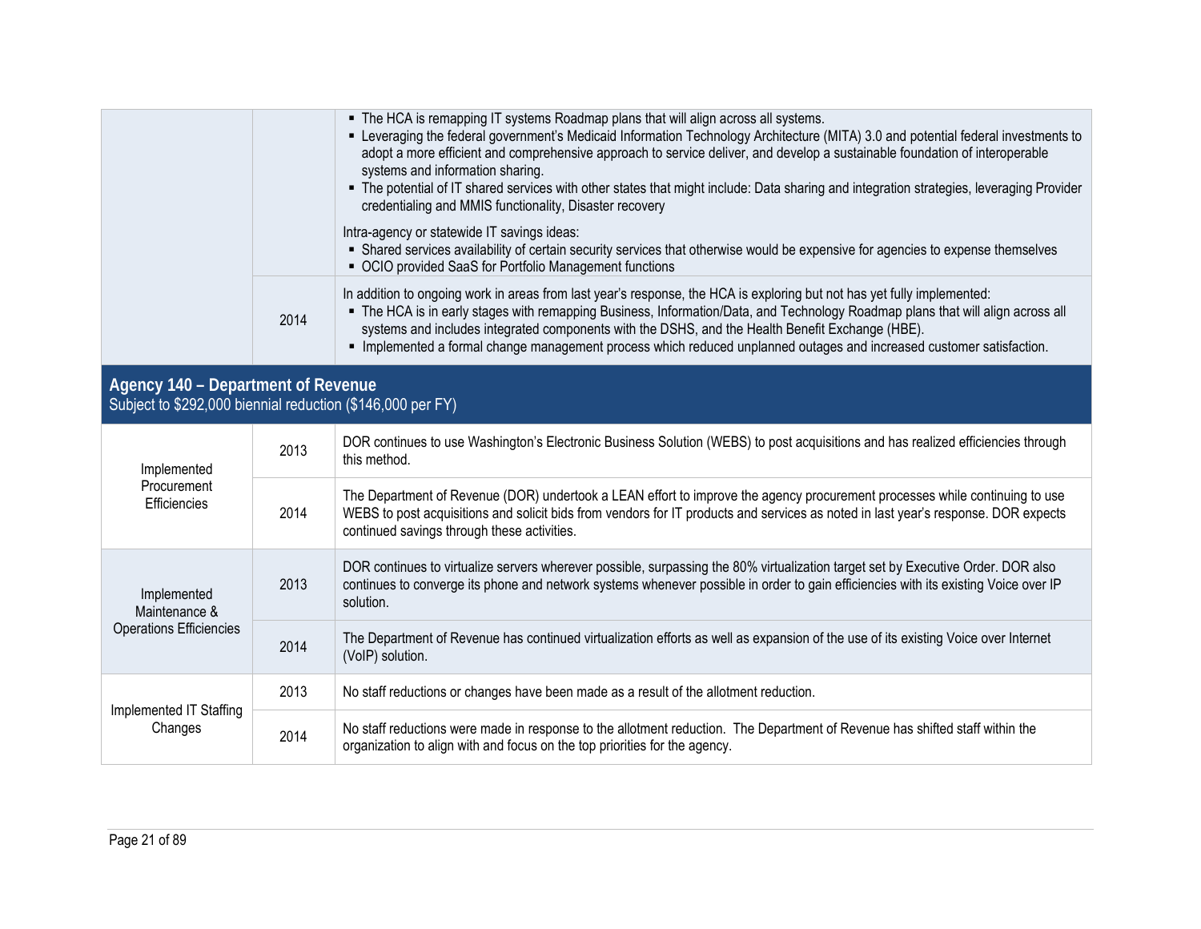| | | |
|---|---|---|
| | | ▪ The HCA is remapping IT systems Roadmap plans that will align across all systems.<br>▪ Leveraging the federal government's Medicaid Information Technology Architecture (MITA) 3.0 and potential federal investments to adopt a more efficient and comprehensive approach to service deliver, and develop a sustainable foundation of interoperable systems and information sharing.<br>▪ The potential of IT shared services with other states that might include: Data sharing and integration strategies, leveraging Provider credentialing and MMIS functionality, Disaster recovery<br><br>Intra-agency or statewide IT savings ideas:<br>▪ Shared services availability of certain security services that otherwise would be expensive for agencies to expense themselves<br>▪ OCIO provided SaaS for Portfolio Management functions |
| | 2014 | In addition to ongoing work in areas from last year's response, the HCA is exploring but not has yet fully implemented:<br>▪ The HCA is in early stages with remapping Business, Information/Data, and Technology Roadmap plans that will align across all systems and includes integrated components with the DSHS, and the Health Benefit Exchange (HBE).<br>▪ Implemented a formal change management process which reduced unplanned outages and increased customer satisfaction. |

## Agency 140 – Department of Revenue

Subject to $292,000 biennial reduction ($146,000 per FY)

| | | |
|---|---|---|
| Implemented Procurement Efficiencies | 2013 | DOR continues to use Washington's Electronic Business Solution (WEBS) to post acquisitions and has realized efficiencies through this method. |
| | 2014 | The Department of Revenue (DOR) undertook a LEAN effort to improve the agency procurement processes while continuing to use WEBS to post acquisitions and solicit bids from vendors for IT products and services as noted in last year's response. DOR expects continued savings through these activities. |
| Implemented Maintenance & Operations Efficiencies | 2013 | DOR continues to virtualize servers wherever possible, surpassing the 80% virtualization target set by Executive Order. DOR also continues to converge its phone and network systems whenever possible in order to gain efficiencies with its existing Voice over IP solution. |
| | 2014 | The Department of Revenue has continued virtualization efforts as well as expansion of the use of its existing Voice over Internet (VoIP) solution. |
| Implemented IT Staffing Changes | 2013 | No staff reductions or changes have been made as a result of the allotment reduction. |
| | 2014 | No staff reductions were made in response to the allotment reduction. The Department of Revenue has shifted staff within the organization to align with and focus on the top priorities for the agency. |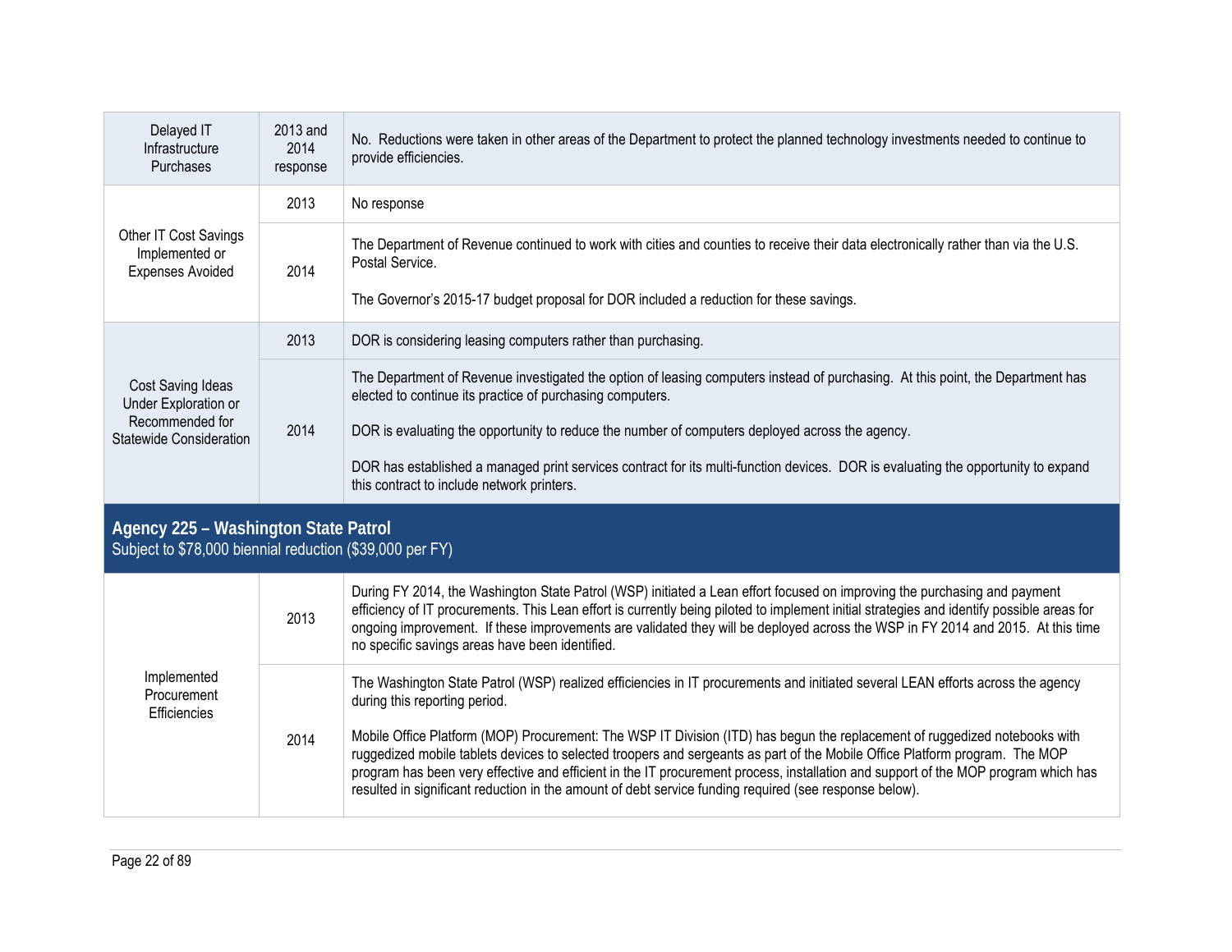| | | |
|---|---|---|
| Delayed IT Infrastructure Purchases | 2013 and 2014 response | No. Reductions were taken in other areas of the Department to protect the planned technology investments needed to continue to provide efficiencies. |
| Other IT Cost Savings Implemented or Expenses Avoided | 2013 | No response |
| | 2014 | The Department of Revenue continued to work with cities and counties to receive their data electronically rather than via the U.S. Postal Service.<br><br>The Governor's 2015-17 budget proposal for DOR included a reduction for these savings. |
| Cost Saving Ideas Under Exploration or Recommended for Statewide Consideration | 2013 | DOR is considering leasing computers rather than purchasing. |
| | 2014 | The Department of Revenue investigated the option of leasing computers instead of purchasing. At this point, the Department has elected to continue its practice of purchasing computers.<br><br>DOR is evaluating the opportunity to reduce the number of computers deployed across the agency.<br><br>DOR has established a managed print services contract for its multi-function devices. DOR is evaluating the opportunity to expand this contract to include network printers. |

## Agency 225 – Washington State Patrol

Subject to $78,000 biennial reduction ($39,000 per FY)

| | | |
|---|---|---|
| Implemented Procurement Efficiencies | 2013 | During FY 2014, the Washington State Patrol (WSP) initiated a Lean effort focused on improving the purchasing and payment efficiency of IT procurements. This Lean effort is currently being piloted to implement initial strategies and identify possible areas for ongoing improvement. If these improvements are validated they will be deployed across the WSP in FY 2014 and 2015. At this time no specific savings areas have been identified. |
| | 2014 | The Washington State Patrol (WSP) realized efficiencies in IT procurements and initiated several LEAN efforts across the agency during this reporting period.<br><br>Mobile Office Platform (MOP) Procurement: The WSP IT Division (ITD) has begun the replacement of ruggedized notebooks with ruggedized mobile tablets devices to selected troopers and sergeants as part of the Mobile Office Platform program. The MOP program has been very effective and efficient in the IT procurement process, installation and support of the MOP program which has resulted in significant reduction in the amount of debt service funding required (see response below). |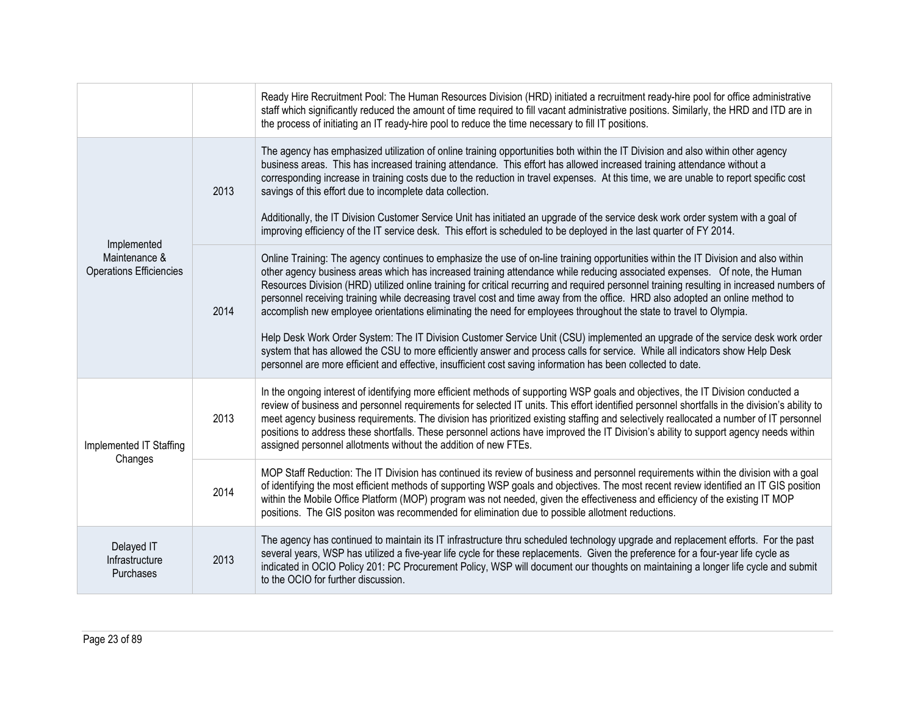| | | |
|---|---|---|
| | | Ready Hire Recruitment Pool: The Human Resources Division (HRD) initiated a recruitment ready-hire pool for office administrative staff which significantly reduced the amount of time required to fill vacant administrative positions. Similarly, the HRD and ITD are in the process of initiating an IT ready-hire pool to reduce the time necessary to fill IT positions. |
| Implemented Maintenance & Operations Efficiencies | 2013 | The agency has emphasized utilization of online training opportunities both within the IT Division and also within other agency business areas. This has increased training attendance. This effort has allowed increased training attendance without a corresponding increase in training costs due to the reduction in travel expenses. At this time, we are unable to report specific cost savings of this effort due to incomplete data collection.<br><br>Additionally, the IT Division Customer Service Unit has initiated an upgrade of the service desk work order system with a goal of improving efficiency of the IT service desk. This effort is scheduled to be deployed in the last quarter of FY 2014. |
| | 2014 | Online Training: The agency continues to emphasize the use of on-line training opportunities within the IT Division and also within other agency business areas which has increased training attendance while reducing associated expenses. Of note, the Human Resources Division (HRD) utilized online training for critical recurring and required personnel training resulting in increased numbers of personnel receiving training while decreasing travel cost and time away from the office. HRD also adopted an online method to accomplish new employee orientations eliminating the need for employees throughout the state to travel to Olympia.<br><br>Help Desk Work Order System: The IT Division Customer Service Unit (CSU) implemented an upgrade of the service desk work order system that has allowed the CSU to more efficiently answer and process calls for service. While all indicators show Help Desk personnel are more efficient and effective, insufficient cost saving information has been collected to date. |
| Implemented IT Staffing Changes | 2013 | In the ongoing interest of identifying more efficient methods of supporting WSP goals and objectives, the IT Division conducted a review of business and personnel requirements for selected IT units. This effort identified personnel shortfalls in the division's ability to meet agency business requirements. The division has prioritized existing staffing and selectively reallocated a number of IT personnel positions to address these shortfalls. These personnel actions have improved the IT Division's ability to support agency needs within assigned personnel allotments without the addition of new FTEs. |
| | 2014 | MOP Staff Reduction: The IT Division has continued its review of business and personnel requirements within the division with a goal of identifying the most efficient methods of supporting WSP goals and objectives. The most recent review identified an IT GIS position within the Mobile Office Platform (MOP) program was not needed, given the effectiveness and efficiency of the existing IT MOP positions. The GIS positon was recommended for elimination due to possible allotment reductions. |
| Delayed IT Infrastructure Purchases | 2013 | The agency has continued to maintain its IT infrastructure thru scheduled technology upgrade and replacement efforts. For the past several years, WSP has utilized a five-year life cycle for these replacements. Given the preference for a four-year life cycle as indicated in OCIO Policy 201: PC Procurement Policy, WSP will document our thoughts on maintaining a longer life cycle and submit to the OCIO for further discussion. |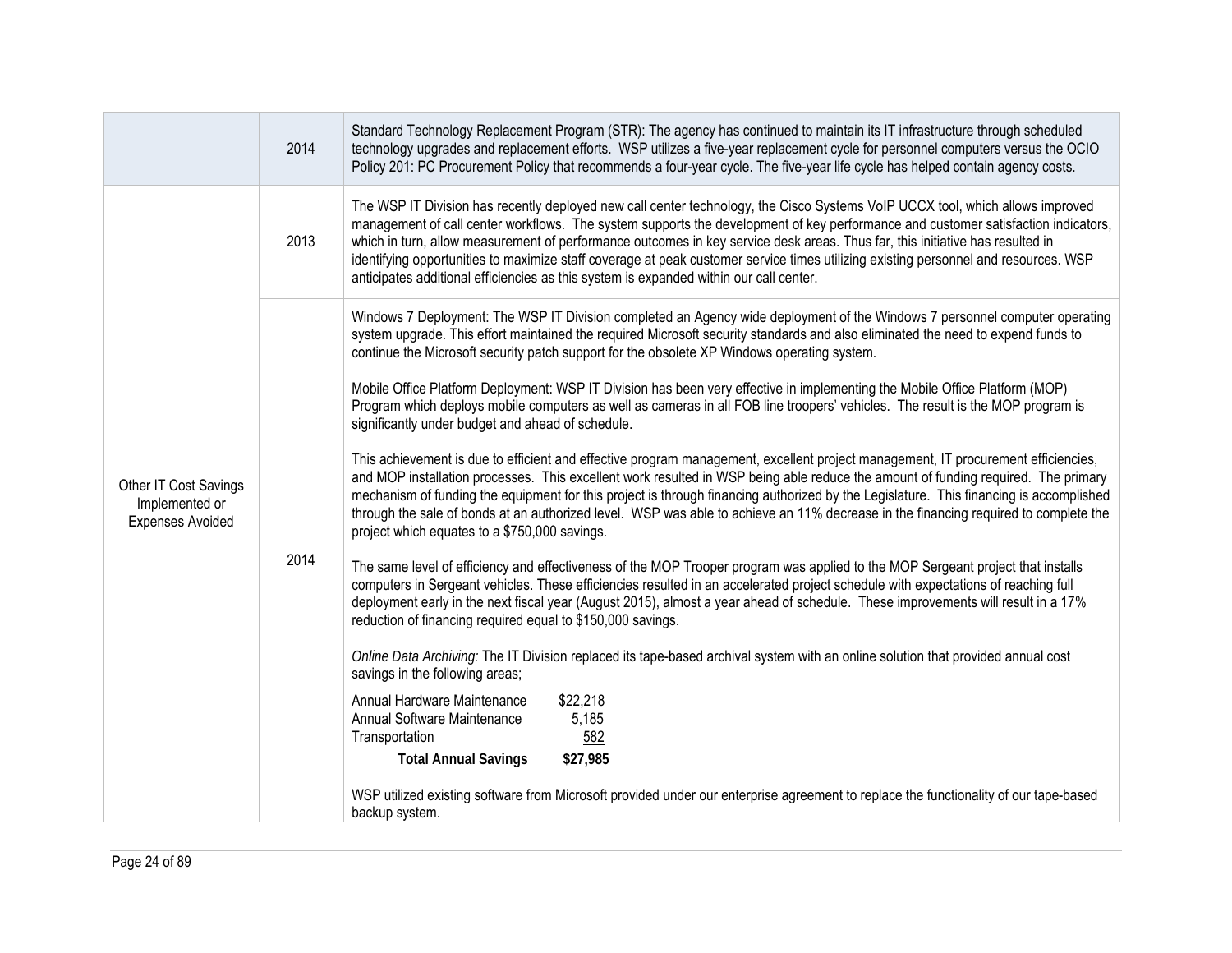| | | |
|---|---|---|
| | 2014 | Standard Technology Replacement Program (STR): The agency has continued to maintain its IT infrastructure through scheduled technology upgrades and replacement efforts. WSP utilizes a five-year replacement cycle for personnel computers versus the OCIO Policy 201: PC Procurement Policy that recommends a four-year cycle. The five-year life cycle has helped contain agency costs. |
| Other IT Cost Savings Implemented or Expenses Avoided | 2013 | The WSP IT Division has recently deployed new call center technology, the Cisco Systems VoIP UCCX tool, which allows improved management of call center workflows. The system supports the development of key performance and customer satisfaction indicators, which in turn, allow measurement of performance outcomes in key service desk areas. Thus far, this initiative has resulted in identifying opportunities to maximize staff coverage at peak customer service times utilizing existing personnel and resources. WSP anticipates additional efficiencies as this system is expanded within our call center. |
| | 2014 | Windows 7 Deployment: The WSP IT Division completed an Agency wide deployment of the Windows 7 personnel computer operating system upgrade. This effort maintained the required Microsoft security standards and also eliminated the need to expend funds to continue the Microsoft security patch support for the obsolete XP Windows operating system.<br><br>Mobile Office Platform Deployment: WSP IT Division has been very effective in implementing the Mobile Office Platform (MOP) Program which deploys mobile computers as well as cameras in all FOB line troopers' vehicles. The result is the MOP program is significantly under budget and ahead of schedule.<br><br>This achievement is due to efficient and effective program management, excellent project management, IT procurement efficiencies, and MOP installation processes. This excellent work resulted in WSP being able reduce the amount of funding required. The primary mechanism of funding the equipment for this project is through financing authorized by the Legislature. This financing is accomplished through the sale of bonds at an authorized level. WSP was able to achieve an 11% decrease in the financing required to complete the project which equates to a $750,000 savings.<br><br>The same level of efficiency and effectiveness of the MOP Trooper program was applied to the MOP Sergeant project that installs computers in Sergeant vehicles. These efficiencies resulted in an accelerated project schedule with expectations of reaching full deployment early in the next fiscal year (August 2015), almost a year ahead of schedule. These improvements will result in a 17% reduction of financing required equal to $150,000 savings.<br><br>*Online Data Archiving:* The IT Division replaced its tape-based archival system with an online solution that provided annual cost savings in the following areas;<br><br>Annual Hardware Maintenance $22,218<br>Annual Software Maintenance 5,185<br>Transportation 582<br>**Total Annual Savings $27,985**<br><br>WSP utilized existing software from Microsoft provided under our enterprise agreement to replace the functionality of our tape-based backup system. |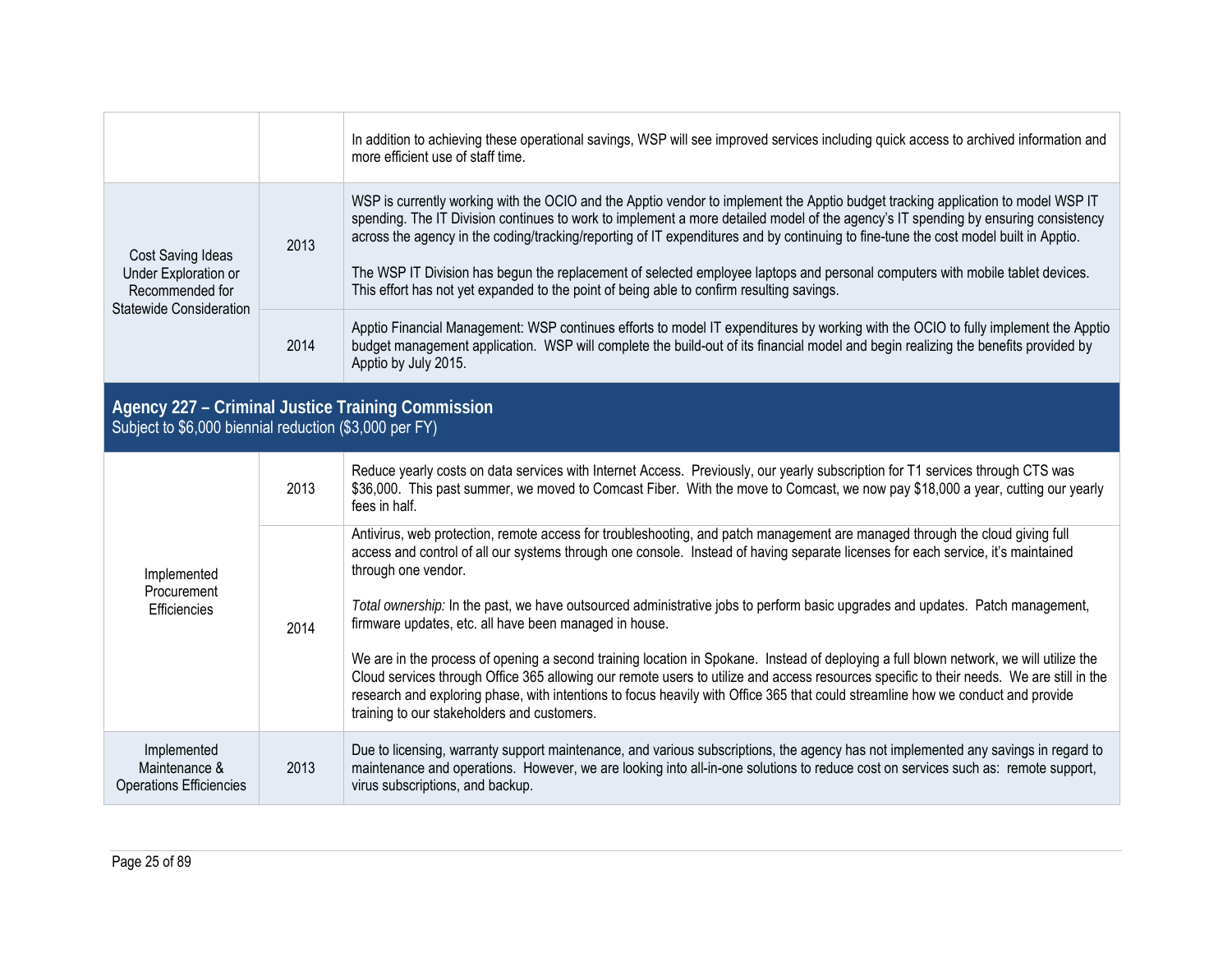| | | |
|---|---|---|
| | | In addition to achieving these operational savings, WSP will see improved services including quick access to archived information and more efficient use of staff time. |
| Cost Saving Ideas Under Exploration or Recommended for Statewide Consideration | 2013 | WSP is currently working with the OCIO and the Apptio vendor to implement the Apptio budget tracking application to model WSP IT spending. The IT Division continues to work to implement a more detailed model of the agency's IT spending by ensuring consistency across the agency in the coding/tracking/reporting of IT expenditures and by continuing to fine-tune the cost model built in Apptio.<br><br>The WSP IT Division has begun the replacement of selected employee laptops and personal computers with mobile tablet devices. This effort has not yet expanded to the point of being able to confirm resulting savings. |
| | 2014 | Apptio Financial Management: WSP continues efforts to model IT expenditures by working with the OCIO to fully implement the Apptio budget management application. WSP will complete the build-out of its financial model and begin realizing the benefits provided by Apptio by July 2015. |

## Agency 227 – Criminal Justice Training Commission

Subject to $6,000 biennial reduction ($3,000 per FY)

| | | |
|---|---|---|
| Implemented Procurement Efficiencies | 2013 | Reduce yearly costs on data services with Internet Access. Previously, our yearly subscription for T1 services through CTS was $36,000. This past summer, we moved to Comcast Fiber. With the move to Comcast, we now pay $18,000 a year, cutting our yearly fees in half. |
| | 2014 | Antivirus, web protection, remote access for troubleshooting, and patch management are managed through the cloud giving full access and control of all our systems through one console. Instead of having separate licenses for each service, it's maintained through one vendor.<br><br>*Total ownership:* In the past, we have outsourced administrative jobs to perform basic upgrades and updates. Patch management, firmware updates, etc. all have been managed in house.<br><br>We are in the process of opening a second training location in Spokane. Instead of deploying a full blown network, we will utilize the Cloud services through Office 365 allowing our remote users to utilize and access resources specific to their needs. We are still in the research and exploring phase, with intentions to focus heavily with Office 365 that could streamline how we conduct and provide training to our stakeholders and customers. |
| Implemented Maintenance & Operations Efficiencies | 2013 | Due to licensing, warranty support maintenance, and various subscriptions, the agency has not implemented any savings in regard to maintenance and operations. However, we are looking into all-in-one solutions to reduce cost on services such as: remote support, virus subscriptions, and backup. |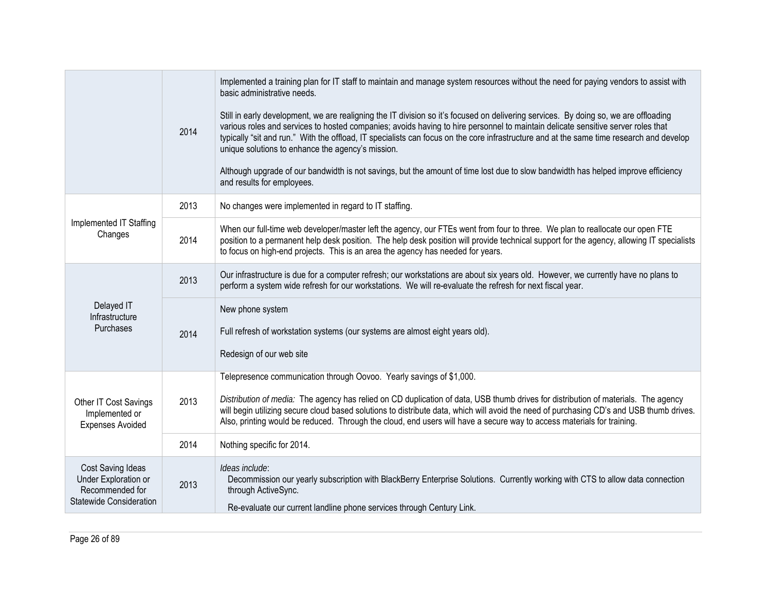| | | |
|---|---|---|
| | 2014 | Implemented a training plan for IT staff to maintain and manage system resources without the need for paying vendors to assist with basic administrative needs.<br><br>Still in early development, we are realigning the IT division so it's focused on delivering services. By doing so, we are offloading various roles and services to hosted companies; avoids having to hire personnel to maintain delicate sensitive server roles that typically "sit and run." With the offload, IT specialists can focus on the core infrastructure and at the same time research and develop unique solutions to enhance the agency's mission.<br><br>Although upgrade of our bandwidth is not savings, but the amount of time lost due to slow bandwidth has helped improve efficiency and results for employees. |
| Implemented IT Staffing Changes | 2013 | No changes were implemented in regard to IT staffing. |
| | 2014 | When our full-time web developer/master left the agency, our FTEs went from four to three. We plan to reallocate our open FTE position to a permanent help desk position. The help desk position will provide technical support for the agency, allowing IT specialists to focus on high-end projects. This is an area the agency has needed for years. |
| Delayed IT Infrastructure Purchases | 2013 | Our infrastructure is due for a computer refresh; our workstations are about six years old. However, we currently have no plans to perform a system wide refresh for our workstations. We will re-evaluate the refresh for next fiscal year. |
| | 2014 | New phone system<br><br>Full refresh of workstation systems (our systems are almost eight years old).<br><br>Redesign of our web site |
| Other IT Cost Savings Implemented or Expenses Avoided | 2013 | Telepresence communication through Oovoo. Yearly savings of $1,000.<br><br>*Distribution of media:* The agency has relied on CD duplication of data, USB thumb drives for distribution of materials. The agency will begin utilizing secure cloud based solutions to distribute data, which will avoid the need of purchasing CD's and USB thumb drives. Also, printing would be reduced. Through the cloud, end users will have a secure way to access materials for training. |
| | 2014 | Nothing specific for 2014. |
| Cost Saving Ideas Under Exploration or Recommended for Statewide Consideration | 2013 | *Ideas include*:<br>Decommission our yearly subscription with BlackBerry Enterprise Solutions. Currently working with CTS to allow data connection through ActiveSync.<br><br>Re-evaluate our current landline phone services through Century Link. |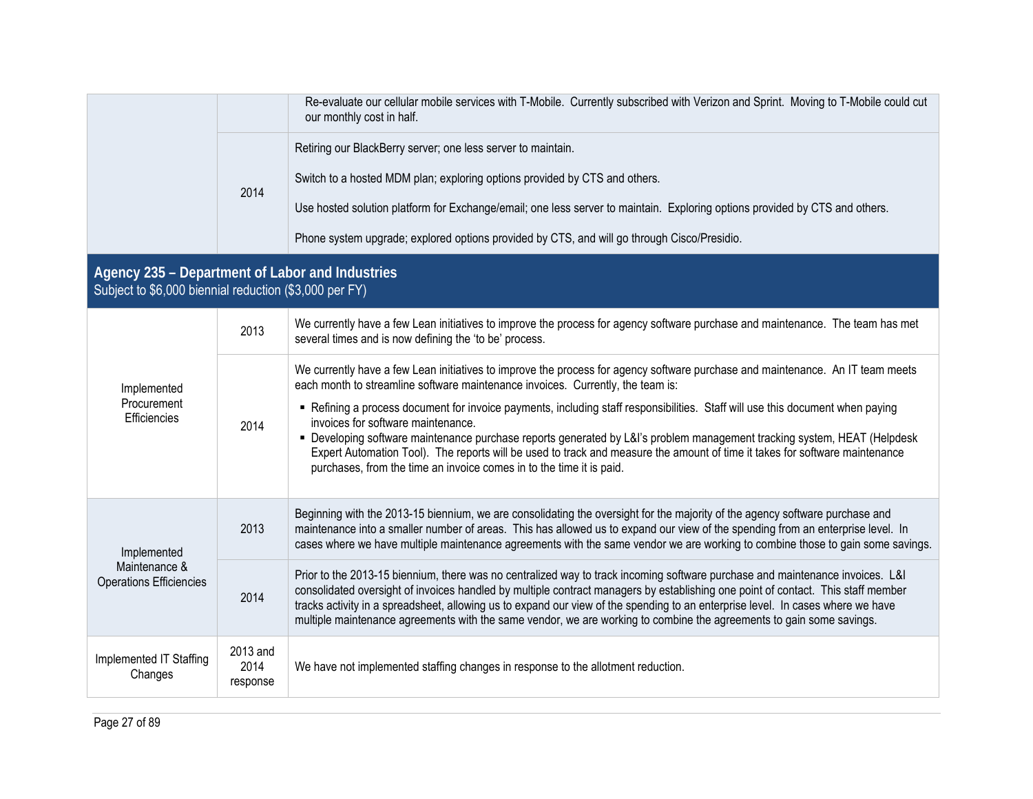| | | |
|---|---|---|
| | | Re-evaluate our cellular mobile services with T-Mobile. Currently subscribed with Verizon and Sprint. Moving to T-Mobile could cut our monthly cost in half. |
| | 2014 | Retiring our BlackBerry server; one less server to maintain.<br><br>Switch to a hosted MDM plan; exploring options provided by CTS and others.<br><br>Use hosted solution platform for Exchange/email; one less server to maintain. Exploring options provided by CTS and others.<br><br>Phone system upgrade; explored options provided by CTS, and will go through Cisco/Presidio. |

## Agency 235 – Department of Labor and Industries

Subject to $6,000 biennial reduction ($3,000 per FY)

| | | |
|---|---|---|
| Implemented Procurement Efficiencies | 2013 | We currently have a few Lean initiatives to improve the process for agency software purchase and maintenance. The team has met several times and is now defining the 'to be' process. |
| | 2014 | We currently have a few Lean initiatives to improve the process for agency software purchase and maintenance. An IT team meets each month to streamline software maintenance invoices. Currently, the team is:<br>▪ Refining a process document for invoice payments, including staff responsibilities. Staff will use this document when paying invoices for software maintenance.<br>▪ Developing software maintenance purchase reports generated by L&I's problem management tracking system, HEAT (Helpdesk Expert Automation Tool). The reports will be used to track and measure the amount of time it takes for software maintenance purchases, from the time an invoice comes in to the time it is paid. |
| Implemented Maintenance & Operations Efficiencies | 2013 | Beginning with the 2013-15 biennium, we are consolidating the oversight for the majority of the agency software purchase and maintenance into a smaller number of areas. This has allowed us to expand our view of the spending from an enterprise level. In cases where we have multiple maintenance agreements with the same vendor we are working to combine those to gain some savings. |
| | 2014 | Prior to the 2013-15 biennium, there was no centralized way to track incoming software purchase and maintenance invoices. L&I consolidated oversight of invoices handled by multiple contract managers by establishing one point of contact. This staff member tracks activity in a spreadsheet, allowing us to expand our view of the spending to an enterprise level. In cases where we have multiple maintenance agreements with the same vendor, we are working to combine the agreements to gain some savings. |
| Implemented IT Staffing Changes | 2013 and 2014 response | We have not implemented staffing changes in response to the allotment reduction. |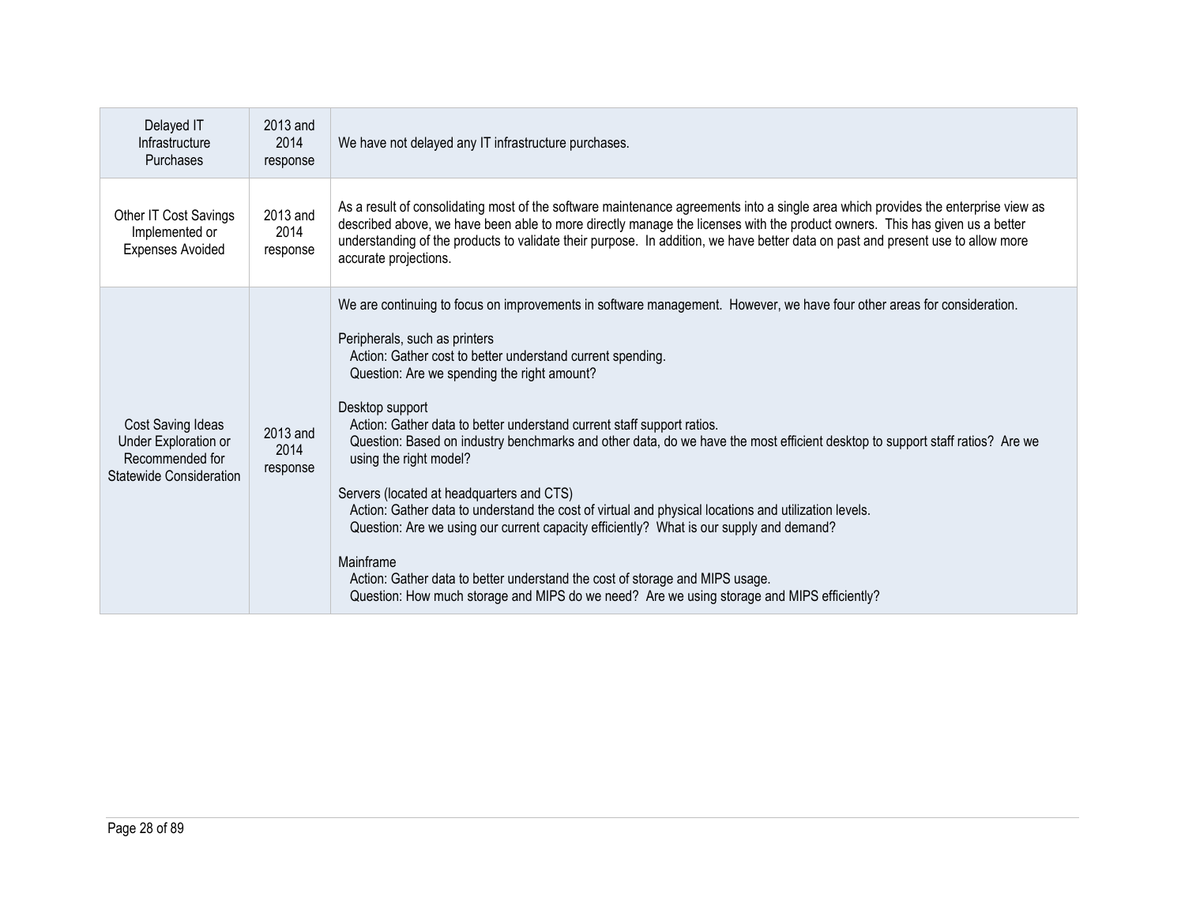| | | |
|---|---|---|
| Delayed IT Infrastructure Purchases | 2013 and 2014 response | We have not delayed any IT infrastructure purchases. |
| Other IT Cost Savings Implemented or Expenses Avoided | 2013 and 2014 response | As a result of consolidating most of the software maintenance agreements into a single area which provides the enterprise view as described above, we have been able to more directly manage the licenses with the product owners. This has given us a better understanding of the products to validate their purpose. In addition, we have better data on past and present use to allow more accurate projections. |
| Cost Saving Ideas Under Exploration or Recommended for Statewide Consideration | 2013 and 2014 response | We are continuing to focus on improvements in software management. However, we have four other areas for consideration.<br><br>Peripherals, such as printers<br>Action: Gather cost to better understand current spending.<br>Question: Are we spending the right amount?<br><br>Desktop support<br>Action: Gather data to better understand current staff support ratios.<br>Question: Based on industry benchmarks and other data, do we have the most efficient desktop to support staff ratios? Are we using the right model?<br><br>Servers (located at headquarters and CTS)<br>Action: Gather data to understand the cost of virtual and physical locations and utilization levels.<br>Question: Are we using our current capacity efficiently? What is our supply and demand?<br><br>Mainframe<br>Action: Gather data to better understand the cost of storage and MIPS usage.<br>Question: How much storage and MIPS do we need? Are we using storage and MIPS efficiently? |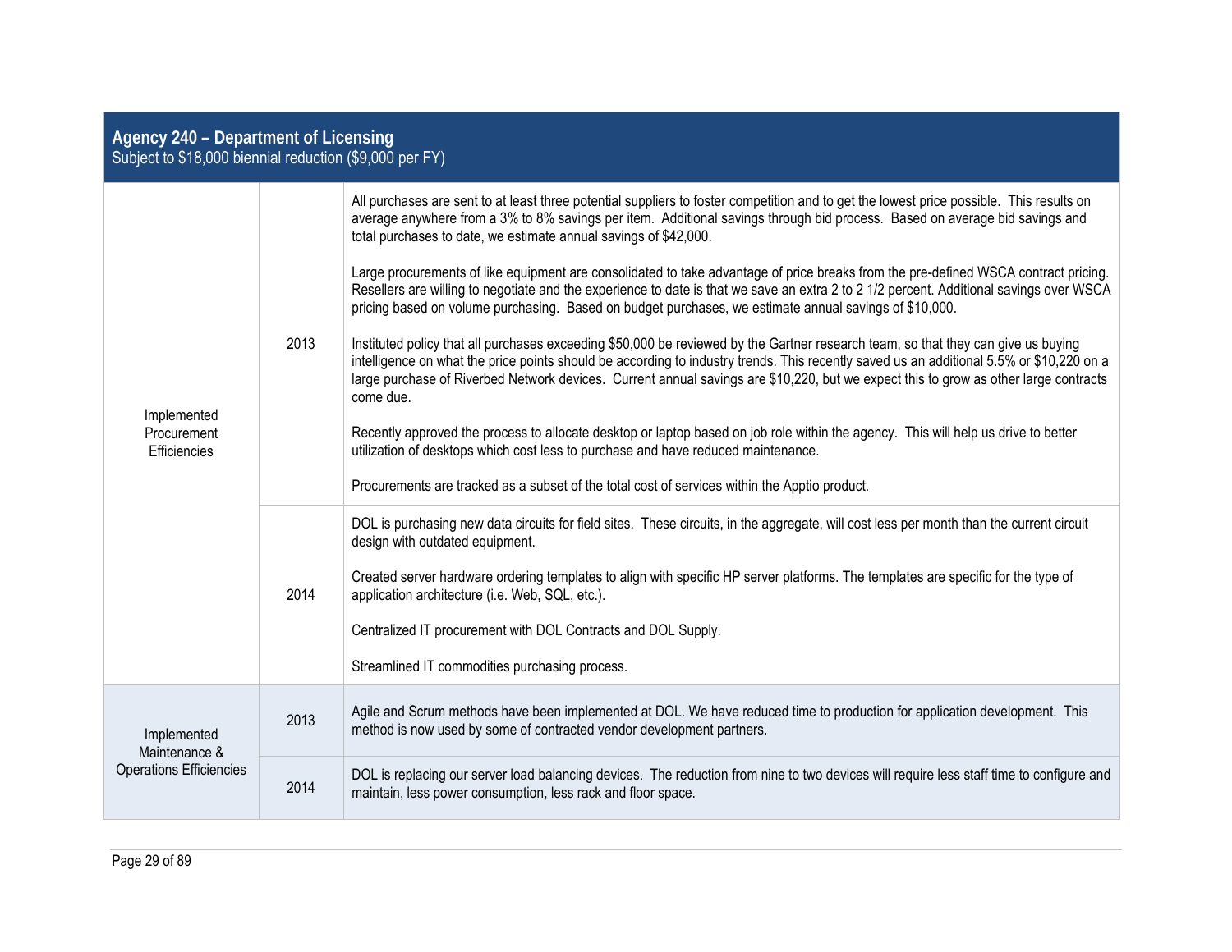## Agency 240 – Department of Licensing

Subject to $18,000 biennial reduction ($9,000 per FY)

| | | |
|---|---|---|
| Implemented Procurement Efficiencies | 2013 | All purchases are sent to at least three potential suppliers to foster competition and to get the lowest price possible. This results on average anywhere from a 3% to 8% savings per item. Additional savings through bid process. Based on average bid savings and total purchases to date, we estimate annual savings of $42,000.<br><br>Large procurements of like equipment are consolidated to take advantage of price breaks from the pre-defined WSCA contract pricing. Resellers are willing to negotiate and the experience to date is that we save an extra 2 to 2 1/2 percent. Additional savings over WSCA pricing based on volume purchasing. Based on budget purchases, we estimate annual savings of $10,000.<br><br>Instituted policy that all purchases exceeding $50,000 be reviewed by the Gartner research team, so that they can give us buying intelligence on what the price points should be according to industry trends. This recently saved us an additional 5.5% or $10,220 on a large purchase of Riverbed Network devices. Current annual savings are $10,220, but we expect this to grow as other large contracts come due.<br><br>Recently approved the process to allocate desktop or laptop based on job role within the agency. This will help us drive to better utilization of desktops which cost less to purchase and have reduced maintenance.<br><br>Procurements are tracked as a subset of the total cost of services within the Apptio product. |
| | 2014 | DOL is purchasing new data circuits for field sites. These circuits, in the aggregate, will cost less per month than the current circuit design with outdated equipment.<br><br>Created server hardware ordering templates to align with specific HP server platforms. The templates are specific for the type of application architecture (i.e. Web, SQL, etc.).<br><br>Centralized IT procurement with DOL Contracts and DOL Supply.<br><br>Streamlined IT commodities purchasing process. |
| Implemented Maintenance & Operations Efficiencies | 2013 | Agile and Scrum methods have been implemented at DOL. We have reduced time to production for application development. This method is now used by some of contracted vendor development partners. |
| | 2014 | DOL is replacing our server load balancing devices. The reduction from nine to two devices will require less staff time to configure and maintain, less power consumption, less rack and floor space. |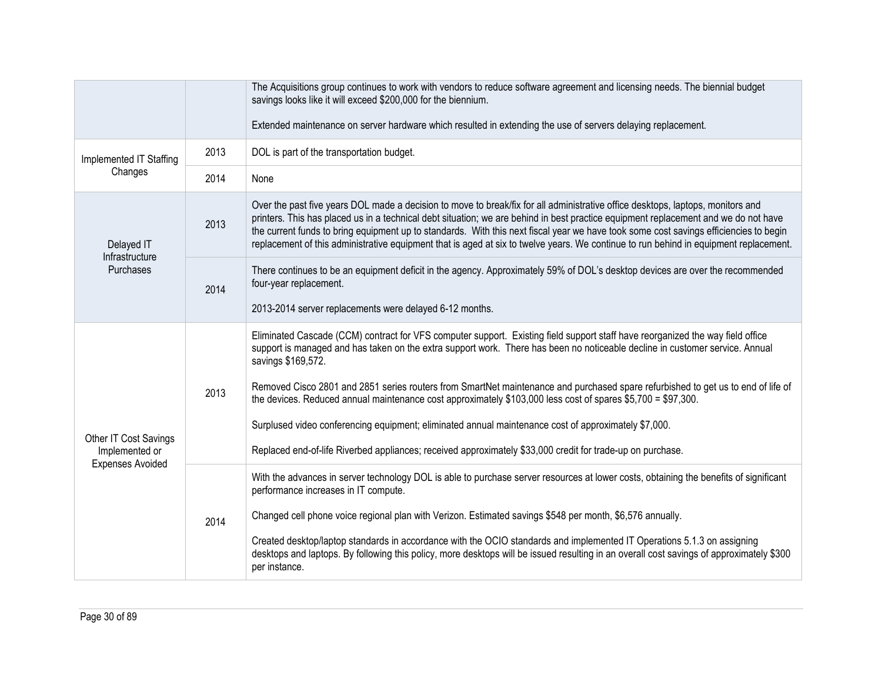| | | |
|---|---|---|
| | | The Acquisitions group continues to work with vendors to reduce software agreement and licensing needs. The biennial budget savings looks like it will exceed $200,000 for the biennium.<br><br>Extended maintenance on server hardware which resulted in extending the use of servers delaying replacement. |
| Implemented IT Staffing Changes | 2013 | DOL is part of the transportation budget. |
| | 2014 | None |
| Delayed IT Infrastructure Purchases | 2013 | Over the past five years DOL made a decision to move to break/fix for all administrative office desktops, laptops, monitors and printers. This has placed us in a technical debt situation; we are behind in best practice equipment replacement and we do not have the current funds to bring equipment up to standards. With this next fiscal year we have took some cost savings efficiencies to begin replacement of this administrative equipment that is aged at six to twelve years. We continue to run behind in equipment replacement. |
| | 2014 | There continues to be an equipment deficit in the agency. Approximately 59% of DOL's desktop devices are over the recommended four-year replacement.<br><br>2013-2014 server replacements were delayed 6-12 months. |
| Other IT Cost Savings Implemented or Expenses Avoided | 2013 | Eliminated Cascade (CCM) contract for VFS computer support. Existing field support staff have reorganized the way field office support is managed and has taken on the extra support work. There has been no noticeable decline in customer service. Annual savings $169,572.<br><br>Removed Cisco 2801 and 2851 series routers from SmartNet maintenance and purchased spare refurbished to get us to end of life of the devices. Reduced annual maintenance cost approximately $103,000 less cost of spares $5,700 = $97,300.<br><br>Surplused video conferencing equipment; eliminated annual maintenance cost of approximately $7,000.<br><br>Replaced end-of-life Riverbed appliances; received approximately $33,000 credit for trade-up on purchase. |
| | 2014 | With the advances in server technology DOL is able to purchase server resources at lower costs, obtaining the benefits of significant performance increases in IT compute.<br><br>Changed cell phone voice regional plan with Verizon. Estimated savings $548 per month, $6,576 annually.<br><br>Created desktop/laptop standards in accordance with the OCIO standards and implemented IT Operations 5.1.3 on assigning desktops and laptops. By following this policy, more desktops will be issued resulting in an overall cost savings of approximately $300 per instance. |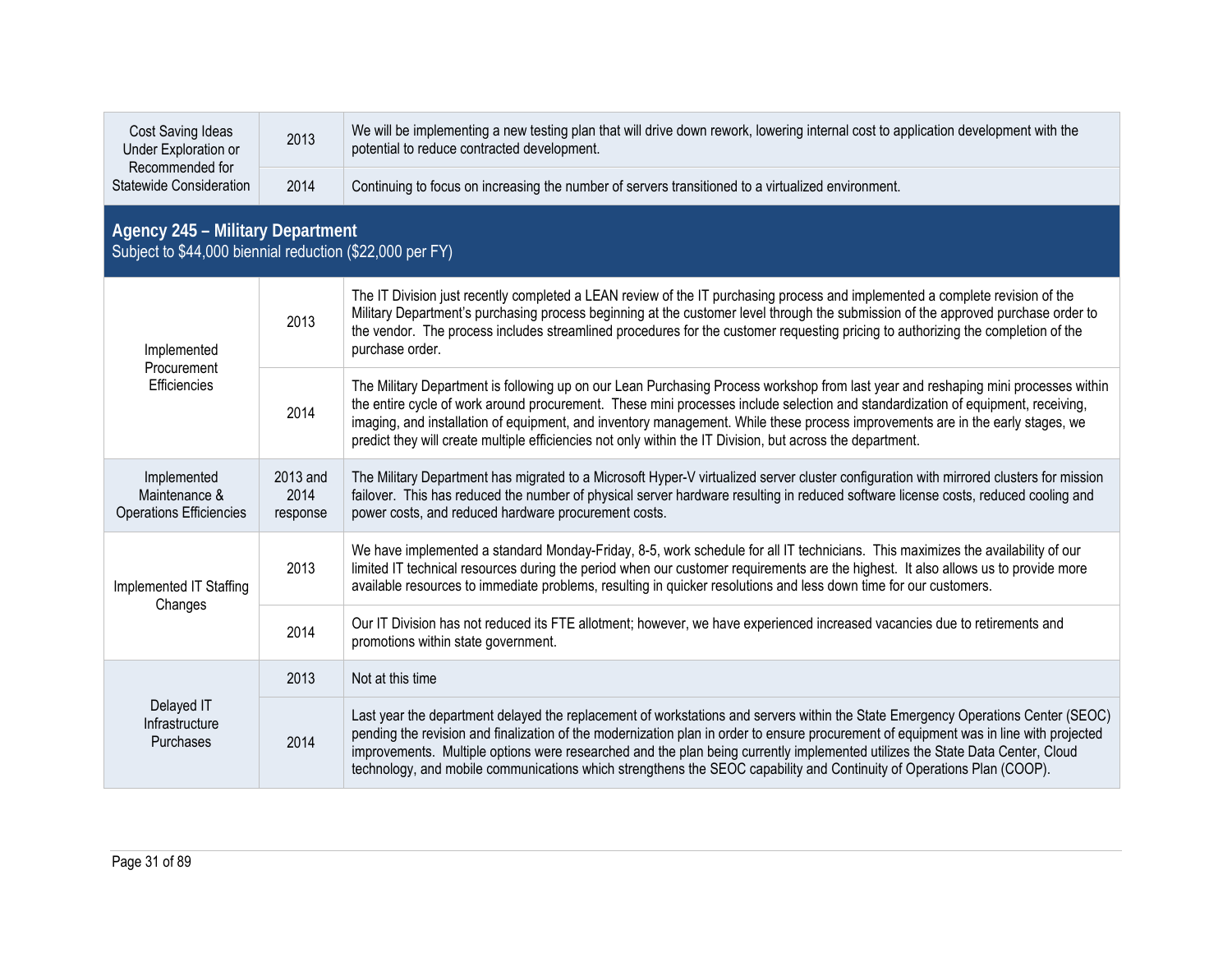| | | |
|---|---|---|
| Cost Saving Ideas Under Exploration or Recommended for Statewide Consideration | 2013 | We will be implementing a new testing plan that will drive down rework, lowering internal cost to application development with the potential to reduce contracted development. |
| | 2014 | Continuing to focus on increasing the number of servers transitioned to a virtualized environment. |

## Agency 245 – Military Department

Subject to $44,000 biennial reduction ($22,000 per FY)

| | | |
|---|---|---|
| Implemented Procurement Efficiencies | 2013 | The IT Division just recently completed a LEAN review of the IT purchasing process and implemented a complete revision of the Military Department's purchasing process beginning at the customer level through the submission of the approved purchase order to the vendor. The process includes streamlined procedures for the customer requesting pricing to authorizing the completion of the purchase order. |
| | 2014 | The Military Department is following up on our Lean Purchasing Process workshop from last year and reshaping mini processes within the entire cycle of work around procurement. These mini processes include selection and standardization of equipment, receiving, imaging, and installation of equipment, and inventory management. While these process improvements are in the early stages, we predict they will create multiple efficiencies not only within the IT Division, but across the department. |
| Implemented Maintenance & Operations Efficiencies | 2013 and 2014 response | The Military Department has migrated to a Microsoft Hyper-V virtualized server cluster configuration with mirrored clusters for mission failover. This has reduced the number of physical server hardware resulting in reduced software license costs, reduced cooling and power costs, and reduced hardware procurement costs. |
| Implemented IT Staffing Changes | 2013 | We have implemented a standard Monday-Friday, 8-5, work schedule for all IT technicians. This maximizes the availability of our limited IT technical resources during the period when our customer requirements are the highest. It also allows us to provide more available resources to immediate problems, resulting in quicker resolutions and less down time for our customers. |
| | 2014 | Our IT Division has not reduced its FTE allotment; however, we have experienced increased vacancies due to retirements and promotions within state government. |
| Delayed IT Infrastructure Purchases | 2013 | Not at this time |
| | 2014 | Last year the department delayed the replacement of workstations and servers within the State Emergency Operations Center (SEOC) pending the revision and finalization of the modernization plan in order to ensure procurement of equipment was in line with projected improvements. Multiple options were researched and the plan being currently implemented utilizes the State Data Center, Cloud technology, and mobile communications which strengthens the SEOC capability and Continuity of Operations Plan (COOP). |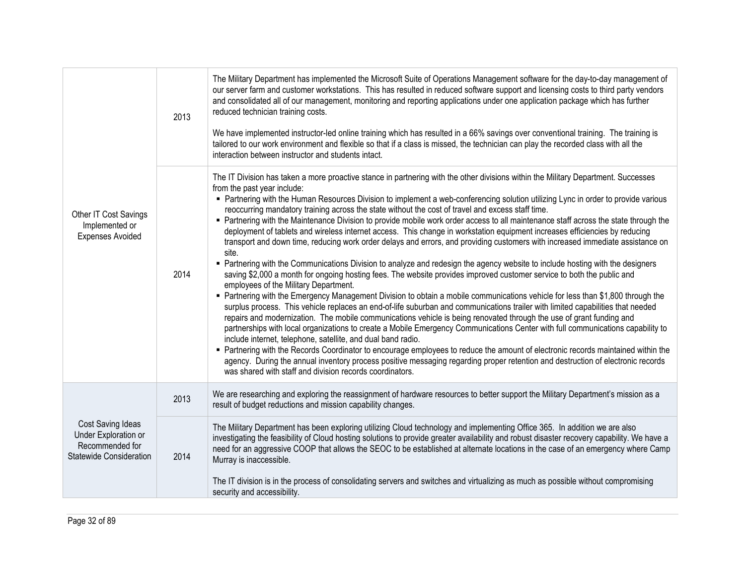| | | |
|---|---|---|
| Other IT Cost Savings Implemented or Expenses Avoided | 2013 | The Military Department has implemented the Microsoft Suite of Operations Management software for the day-to-day management of our server farm and customer workstations. This has resulted in reduced software support and licensing costs to third party vendors and consolidated all of our management, monitoring and reporting applications under one application package which has further reduced technician training costs.<br><br>We have implemented instructor-led online training which has resulted in a 66% savings over conventional training. The training is tailored to our work environment and flexible so that if a class is missed, the technician can play the recorded class with all the interaction between instructor and students intact. |
| | 2014 | The IT Division has taken a more proactive stance in partnering with the other divisions within the Military Department. Successes from the past year include:<br>▪ Partnering with the Human Resources Division to implement a web-conferencing solution utilizing Lync in order to provide various reoccurring mandatory training across the state without the cost of travel and excess staff time.<br>▪ Partnering with the Maintenance Division to provide mobile work order access to all maintenance staff across the state through the deployment of tablets and wireless internet access. This change in workstation equipment increases efficiencies by reducing transport and down time, reducing work order delays and errors, and providing customers with increased immediate assistance on site.<br>▪ Partnering with the Communications Division to analyze and redesign the agency website to include hosting with the designers saving $2,000 a month for ongoing hosting fees. The website provides improved customer service to both the public and employees of the Military Department.<br>▪ Partnering with the Emergency Management Division to obtain a mobile communications vehicle for less than $1,800 through the surplus process. This vehicle replaces an end-of-life suburban and communications trailer with limited capabilities that needed repairs and modernization. The mobile communications vehicle is being renovated through the use of grant funding and partnerships with local organizations to create a Mobile Emergency Communications Center with full communications capability to include internet, telephone, satellite, and dual band radio.<br>▪ Partnering with the Records Coordinator to encourage employees to reduce the amount of electronic records maintained within the agency. During the annual inventory process positive messaging regarding proper retention and destruction of electronic records was shared with staff and division records coordinators. |
| Cost Saving Ideas Under Exploration or Recommended for Statewide Consideration | 2013 | We are researching and exploring the reassignment of hardware resources to better support the Military Department's mission as a result of budget reductions and mission capability changes. |
| | 2014 | The Military Department has been exploring utilizing Cloud technology and implementing Office 365. In addition we are also investigating the feasibility of Cloud hosting solutions to provide greater availability and robust disaster recovery capability. We have a need for an aggressive COOP that allows the SEOC to be established at alternate locations in the case of an emergency where Camp Murray is inaccessible.<br><br>The IT division is in the process of consolidating servers and switches and virtualizing as much as possible without compromising security and accessibility. |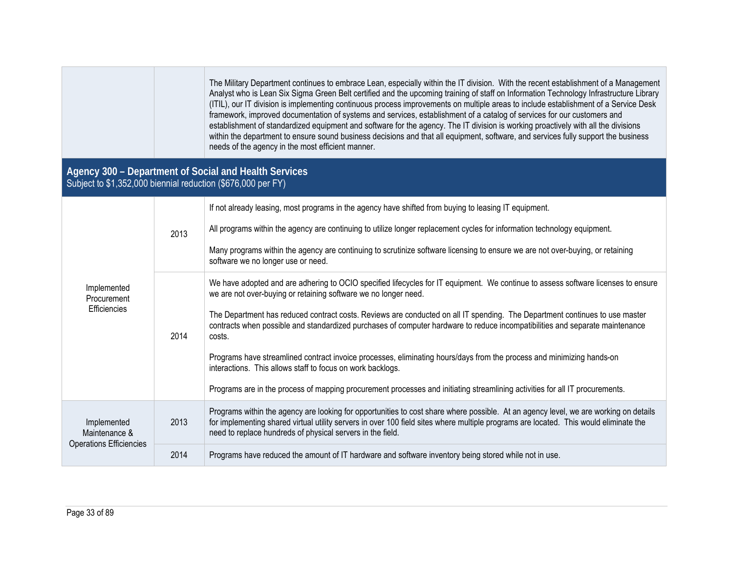| | | |
|---|---|---|
| | | The Military Department continues to embrace Lean, especially within the IT division. With the recent establishment of a Management Analyst who is Lean Six Sigma Green Belt certified and the upcoming training of staff on Information Technology Infrastructure Library (ITIL), our IT division is implementing continuous process improvements on multiple areas to include establishment of a Service Desk framework, improved documentation of systems and services, establishment of a catalog of services for our customers and establishment of standardized equipment and software for the agency. The IT division is working proactively with all the divisions within the department to ensure sound business decisions and that all equipment, software, and services fully support the business needs of the agency in the most efficient manner. |

## Agency 300 – Department of Social and Health Services

Subject to $1,352,000 biennial reduction ($676,000 per FY)

| | | |
|---|---|---|
| Implemented Procurement Efficiencies | 2013 | If not already leasing, most programs in the agency have shifted from buying to leasing IT equipment.<br><br>All programs within the agency are continuing to utilize longer replacement cycles for information technology equipment.<br><br>Many programs within the agency are continuing to scrutinize software licensing to ensure we are not over-buying, or retaining software we no longer use or need. |
| | 2014 | We have adopted and are adhering to OCIO specified lifecycles for IT equipment. We continue to assess software licenses to ensure we are not over-buying or retaining software we no longer need.<br><br>The Department has reduced contract costs. Reviews are conducted on all IT spending. The Department continues to use master contracts when possible and standardized purchases of computer hardware to reduce incompatibilities and separate maintenance costs.<br><br>Programs have streamlined contract invoice processes, eliminating hours/days from the process and minimizing hands-on interactions. This allows staff to focus on work backlogs.<br><br>Programs are in the process of mapping procurement processes and initiating streamlining activities for all IT procurements. |
| Implemented Maintenance & Operations Efficiencies | 2013 | Programs within the agency are looking for opportunities to cost share where possible. At an agency level, we are working on details for implementing shared virtual utility servers in over 100 field sites where multiple programs are located. This would eliminate the need to replace hundreds of physical servers in the field. |
| | 2014 | Programs have reduced the amount of IT hardware and software inventory being stored while not in use. |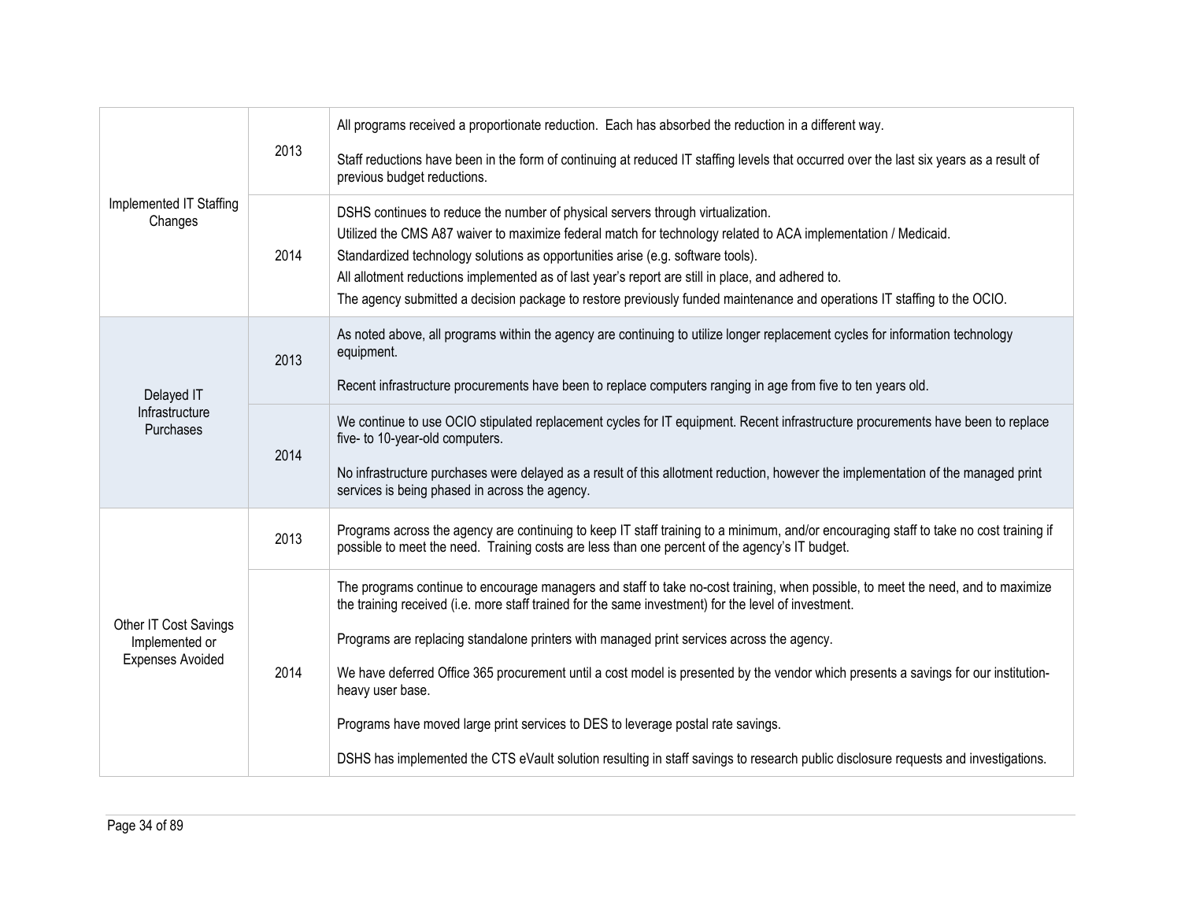| | | |
|---|---|---|
| Implemented IT Staffing Changes | 2013 | All programs received a proportionate reduction. Each has absorbed the reduction in a different way.<br><br>Staff reductions have been in the form of continuing at reduced IT staffing levels that occurred over the last six years as a result of previous budget reductions. |
| | 2014 | DSHS continues to reduce the number of physical servers through virtualization.<br>Utilized the CMS A87 waiver to maximize federal match for technology related to ACA implementation / Medicaid.<br>Standardized technology solutions as opportunities arise (e.g. software tools).<br>All allotment reductions implemented as of last year's report are still in place, and adhered to.<br>The agency submitted a decision package to restore previously funded maintenance and operations IT staffing to the OCIO. |
| Delayed IT Infrastructure Purchases | 2013 | As noted above, all programs within the agency are continuing to utilize longer replacement cycles for information technology equipment.<br><br>Recent infrastructure procurements have been to replace computers ranging in age from five to ten years old. |
| | 2014 | We continue to use OCIO stipulated replacement cycles for IT equipment. Recent infrastructure procurements have been to replace five- to 10-year-old computers.<br><br>No infrastructure purchases were delayed as a result of this allotment reduction, however the implementation of the managed print services is being phased in across the agency. |
| Other IT Cost Savings Implemented or Expenses Avoided | 2013 | Programs across the agency are continuing to keep IT staff training to a minimum, and/or encouraging staff to take no cost training if possible to meet the need. Training costs are less than one percent of the agency's IT budget. |
| | 2014 | The programs continue to encourage managers and staff to take no-cost training, when possible, to meet the need, and to maximize the training received (i.e. more staff trained for the same investment) for the level of investment.<br><br>Programs are replacing standalone printers with managed print services across the agency.<br><br>We have deferred Office 365 procurement until a cost model is presented by the vendor which presents a savings for our institution-heavy user base.<br><br>Programs have moved large print services to DES to leverage postal rate savings.<br><br>DSHS has implemented the CTS eVault solution resulting in staff savings to research public disclosure requests and investigations. |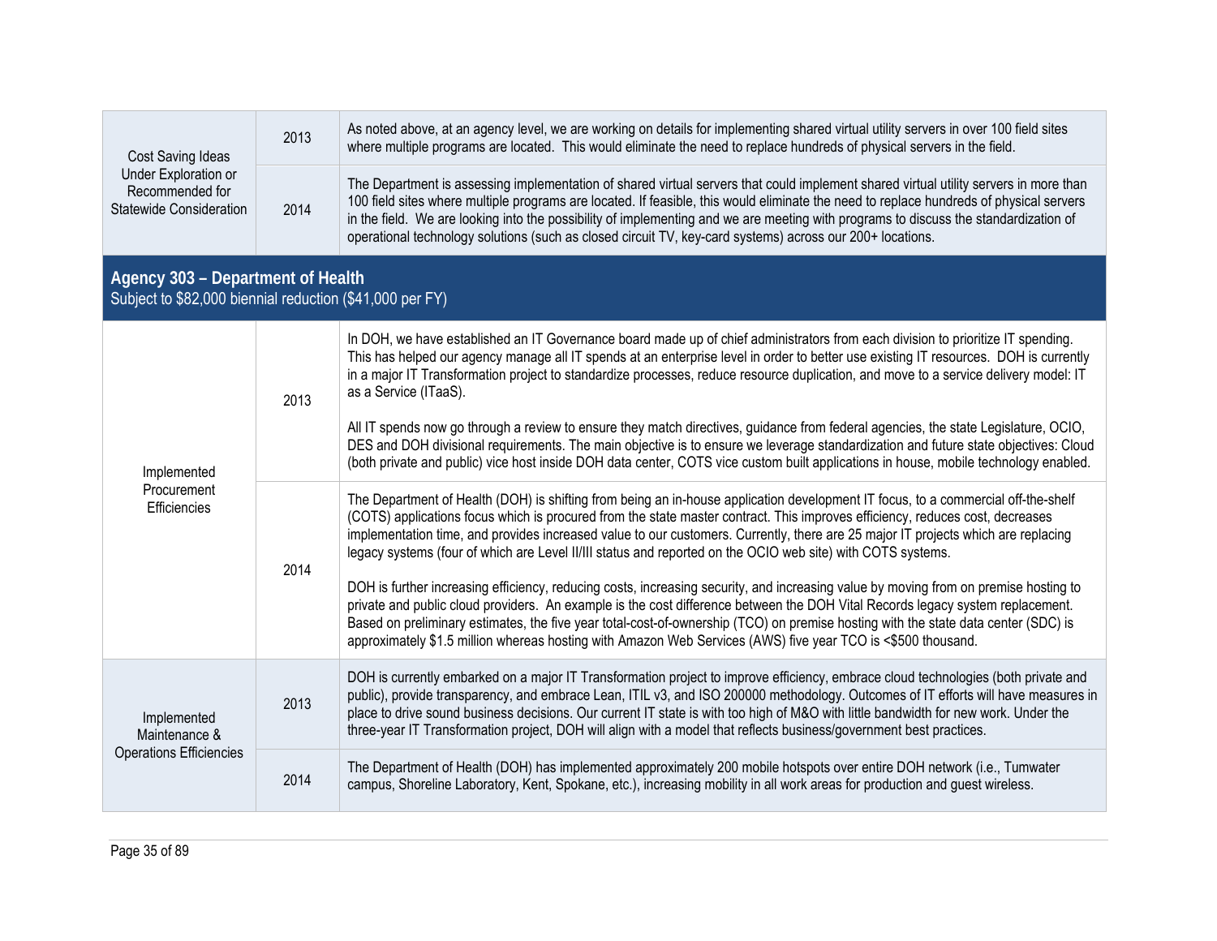| | | |
|---|---|---|
| Cost Saving Ideas Under Exploration or Recommended for Statewide Consideration | 2013 | As noted above, at an agency level, we are working on details for implementing shared virtual utility servers in over 100 field sites where multiple programs are located. This would eliminate the need to replace hundreds of physical servers in the field. |
| | 2014 | The Department is assessing implementation of shared virtual servers that could implement shared virtual utility servers in more than 100 field sites where multiple programs are located. If feasible, this would eliminate the need to replace hundreds of physical servers in the field. We are looking into the possibility of implementing and we are meeting with programs to discuss the standardization of operational technology solutions (such as closed circuit TV, key-card systems) across our 200+ locations. |

## Agency 303 – Department of Health

Subject to $82,000 biennial reduction ($41,000 per FY)

| | | |
|---|---|---|
| Implemented Procurement Efficiencies | 2013 | In DOH, we have established an IT Governance board made up of chief administrators from each division to prioritize IT spending. This has helped our agency manage all IT spends at an enterprise level in order to better use existing IT resources. DOH is currently in a major IT Transformation project to standardize processes, reduce resource duplication, and move to a service delivery model: IT as a Service (ITaaS).<br><br>All IT spends now go through a review to ensure they match directives, guidance from federal agencies, the state Legislature, OCIO, DES and DOH divisional requirements. The main objective is to ensure we leverage standardization and future state objectives: Cloud (both private and public) vice host inside DOH data center, COTS vice custom built applications in house, mobile technology enabled. |
| | 2014 | The Department of Health (DOH) is shifting from being an in-house application development IT focus, to a commercial off-the-shelf (COTS) applications focus which is procured from the state master contract. This improves efficiency, reduces cost, decreases implementation time, and provides increased value to our customers. Currently, there are 25 major IT projects which are replacing legacy systems (four of which are Level II/III status and reported on the OCIO web site) with COTS systems.<br><br>DOH is further increasing efficiency, reducing costs, increasing security, and increasing value by moving from on premise hosting to private and public cloud providers. An example is the cost difference between the DOH Vital Records legacy system replacement. Based on preliminary estimates, the five year total-cost-of-ownership (TCO) on premise hosting with the state data center (SDC) is approximately $1.5 million whereas hosting with Amazon Web Services (AWS) five year TCO is <$500 thousand. |
| Implemented Maintenance & Operations Efficiencies | 2013 | DOH is currently embarked on a major IT Transformation project to improve efficiency, embrace cloud technologies (both private and public), provide transparency, and embrace Lean, ITIL v3, and ISO 200000 methodology. Outcomes of IT efforts will have measures in place to drive sound business decisions. Our current IT state is with too high of M&O with little bandwidth for new work. Under the three-year IT Transformation project, DOH will align with a model that reflects business/government best practices. |
| | 2014 | The Department of Health (DOH) has implemented approximately 200 mobile hotspots over entire DOH network (i.e., Tumwater campus, Shoreline Laboratory, Kent, Spokane, etc.), increasing mobility in all work areas for production and guest wireless. |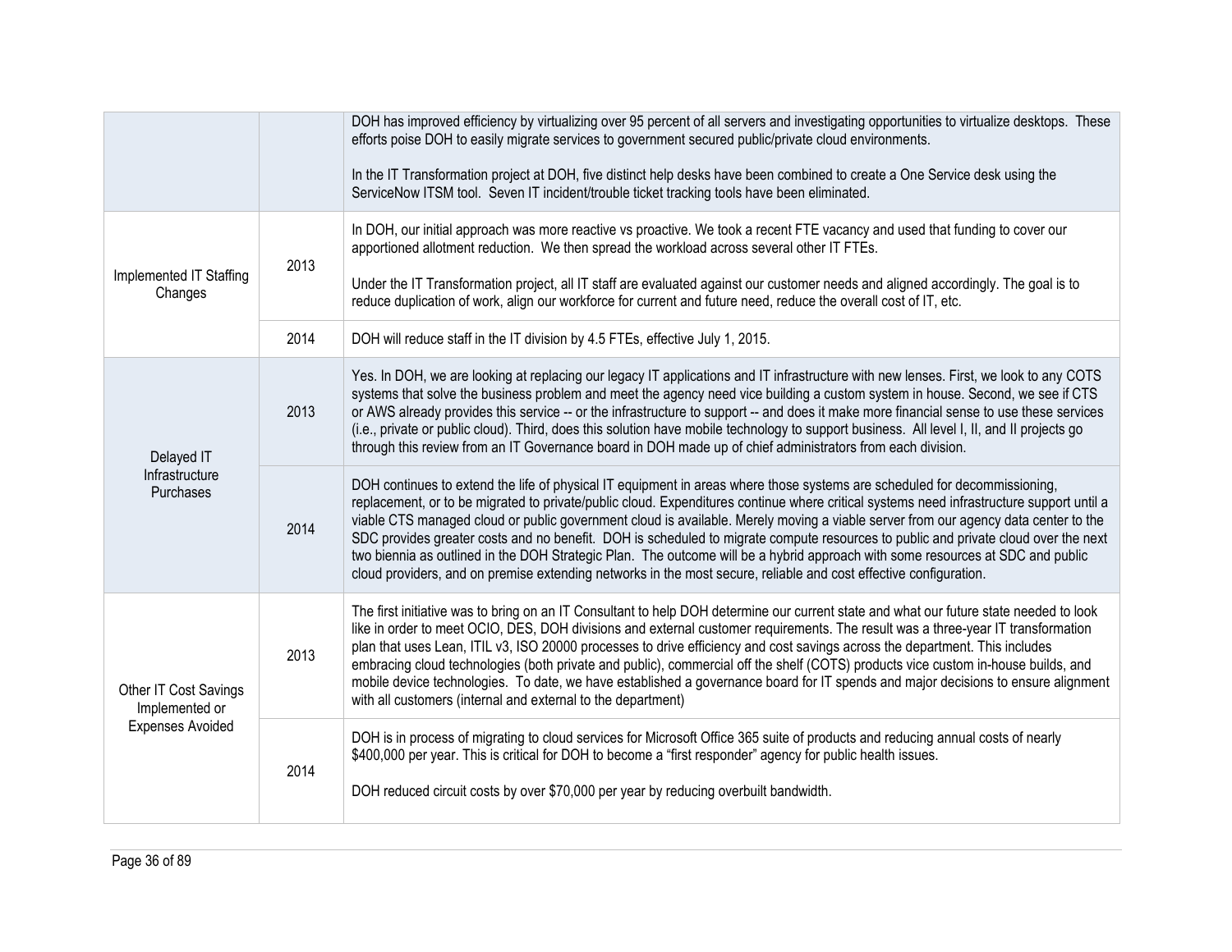| | | |
|---|---|---|
| | | DOH has improved efficiency by virtualizing over 95 percent of all servers and investigating opportunities to virtualize desktops. These efforts poise DOH to easily migrate services to government secured public/private cloud environments.<br><br>In the IT Transformation project at DOH, five distinct help desks have been combined to create a One Service desk using the ServiceNow ITSM tool. Seven IT incident/trouble ticket tracking tools have been eliminated. |
| Implemented IT Staffing Changes | 2013 | In DOH, our initial approach was more reactive vs proactive. We took a recent FTE vacancy and used that funding to cover our apportioned allotment reduction. We then spread the workload across several other IT FTEs.<br><br>Under the IT Transformation project, all IT staff are evaluated against our customer needs and aligned accordingly. The goal is to reduce duplication of work, align our workforce for current and future need, reduce the overall cost of IT, etc. |
| | 2014 | DOH will reduce staff in the IT division by 4.5 FTEs, effective July 1, 2015. |
| Delayed IT Infrastructure Purchases | 2013 | Yes. In DOH, we are looking at replacing our legacy IT applications and IT infrastructure with new lenses. First, we look to any COTS systems that solve the business problem and meet the agency need vice building a custom system in house. Second, we see if CTS or AWS already provides this service -- or the infrastructure to support -- and does it make more financial sense to use these services (i.e., private or public cloud). Third, does this solution have mobile technology to support business. All level I, II, and II projects go through this review from an IT Governance board in DOH made up of chief administrators from each division. |
| | 2014 | DOH continues to extend the life of physical IT equipment in areas where those systems are scheduled for decommissioning, replacement, or to be migrated to private/public cloud. Expenditures continue where critical systems need infrastructure support until a viable CTS managed cloud or public government cloud is available. Merely moving a viable server from our agency data center to the SDC provides greater costs and no benefit. DOH is scheduled to migrate compute resources to public and private cloud over the next two biennia as outlined in the DOH Strategic Plan. The outcome will be a hybrid approach with some resources at SDC and public cloud providers, and on premise extending networks in the most secure, reliable and cost effective configuration. |
| Other IT Cost Savings Implemented or Expenses Avoided | 2013 | The first initiative was to bring on an IT Consultant to help DOH determine our current state and what our future state needed to look like in order to meet OCIO, DES, DOH divisions and external customer requirements. The result was a three-year IT transformation plan that uses Lean, ITIL v3, ISO 20000 processes to drive efficiency and cost savings across the department. This includes embracing cloud technologies (both private and public), commercial off the shelf (COTS) products vice custom in-house builds, and mobile device technologies. To date, we have established a governance board for IT spends and major decisions to ensure alignment with all customers (internal and external to the department) |
| | 2014 | DOH is in process of migrating to cloud services for Microsoft Office 365 suite of products and reducing annual costs of nearly $400,000 per year. This is critical for DOH to become a "first responder" agency for public health issues.<br><br>DOH reduced circuit costs by over $70,000 per year by reducing overbuilt bandwidth. |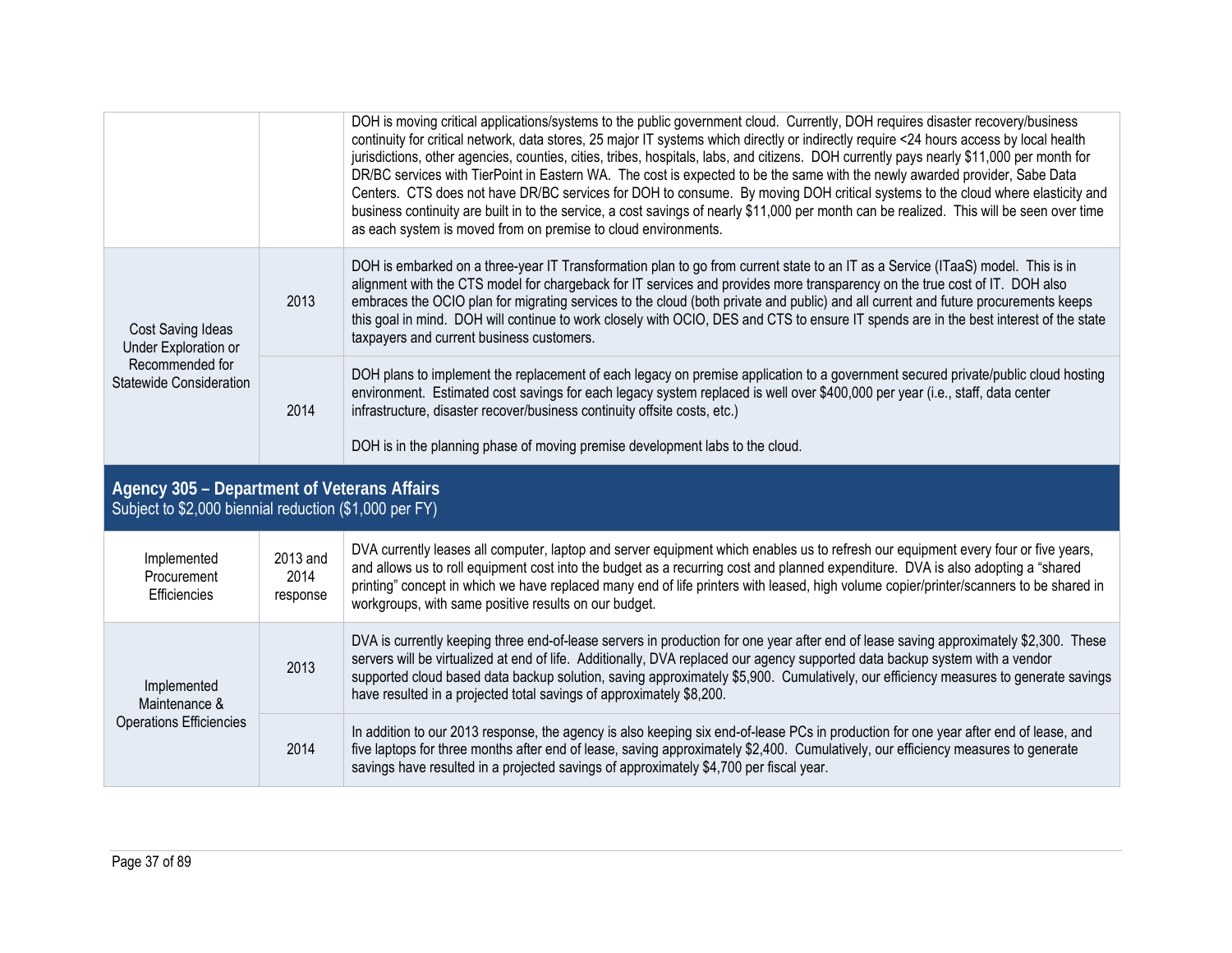| | | |
|---|---|---|
| | | DOH is moving critical applications/systems to the public government cloud. Currently, DOH requires disaster recovery/business continuity for critical network, data stores, 25 major IT systems which directly or indirectly require <24 hours access by local health jurisdictions, other agencies, counties, cities, tribes, hospitals, labs, and citizens. DOH currently pays nearly $11,000 per month for DR/BC services with TierPoint in Eastern WA. The cost is expected to be the same with the newly awarded provider, Sabe Data Centers. CTS does not have DR/BC services for DOH to consume. By moving DOH critical systems to the cloud where elasticity and business continuity are built in to the service, a cost savings of nearly $11,000 per month can be realized. This will be seen over time as each system is moved from on premise to cloud environments. |
| Cost Saving Ideas Under Exploration or Recommended for Statewide Consideration | 2013 | DOH is embarked on a three-year IT Transformation plan to go from current state to an IT as a Service (ITaaS) model. This is in alignment with the CTS model for chargeback for IT services and provides more transparency on the true cost of IT. DOH also embraces the OCIO plan for migrating services to the cloud (both private and public) and all current and future procurements keeps this goal in mind. DOH will continue to work closely with OCIO, DES and CTS to ensure IT spends are in the best interest of the state taxpayers and current business customers. |
| | 2014 | DOH plans to implement the replacement of each legacy on premise application to a government secured private/public cloud hosting environment. Estimated cost savings for each legacy system replaced is well over $400,000 per year (i.e., staff, data center infrastructure, disaster recover/business continuity offsite costs, etc.)<br><br>DOH is in the planning phase of moving premise development labs to the cloud. |

## Agency 305 – Department of Veterans Affairs

Subject to $2,000 biennial reduction ($1,000 per FY)

| | | |
|---|---|---|
| Implemented Procurement Efficiencies | 2013 and 2014 response | DVA currently leases all computer, laptop and server equipment which enables us to refresh our equipment every four or five years, and allows us to roll equipment cost into the budget as a recurring cost and planned expenditure. DVA is also adopting a "shared printing" concept in which we have replaced many end of life printers with leased, high volume copier/printer/scanners to be shared in workgroups, with same positive results on our budget. |
| Implemented Maintenance & Operations Efficiencies | 2013 | DVA is currently keeping three end-of-lease servers in production for one year after end of lease saving approximately $2,300. These servers will be virtualized at end of life. Additionally, DVA replaced our agency supported data backup system with a vendor supported cloud based data backup solution, saving approximately $5,900. Cumulatively, our efficiency measures to generate savings have resulted in a projected total savings of approximately $8,200. |
| | 2014 | In addition to our 2013 response, the agency is also keeping six end-of-lease PCs in production for one year after end of lease, and five laptops for three months after end of lease, saving approximately $2,400. Cumulatively, our efficiency measures to generate savings have resulted in a projected savings of approximately $4,700 per fiscal year. |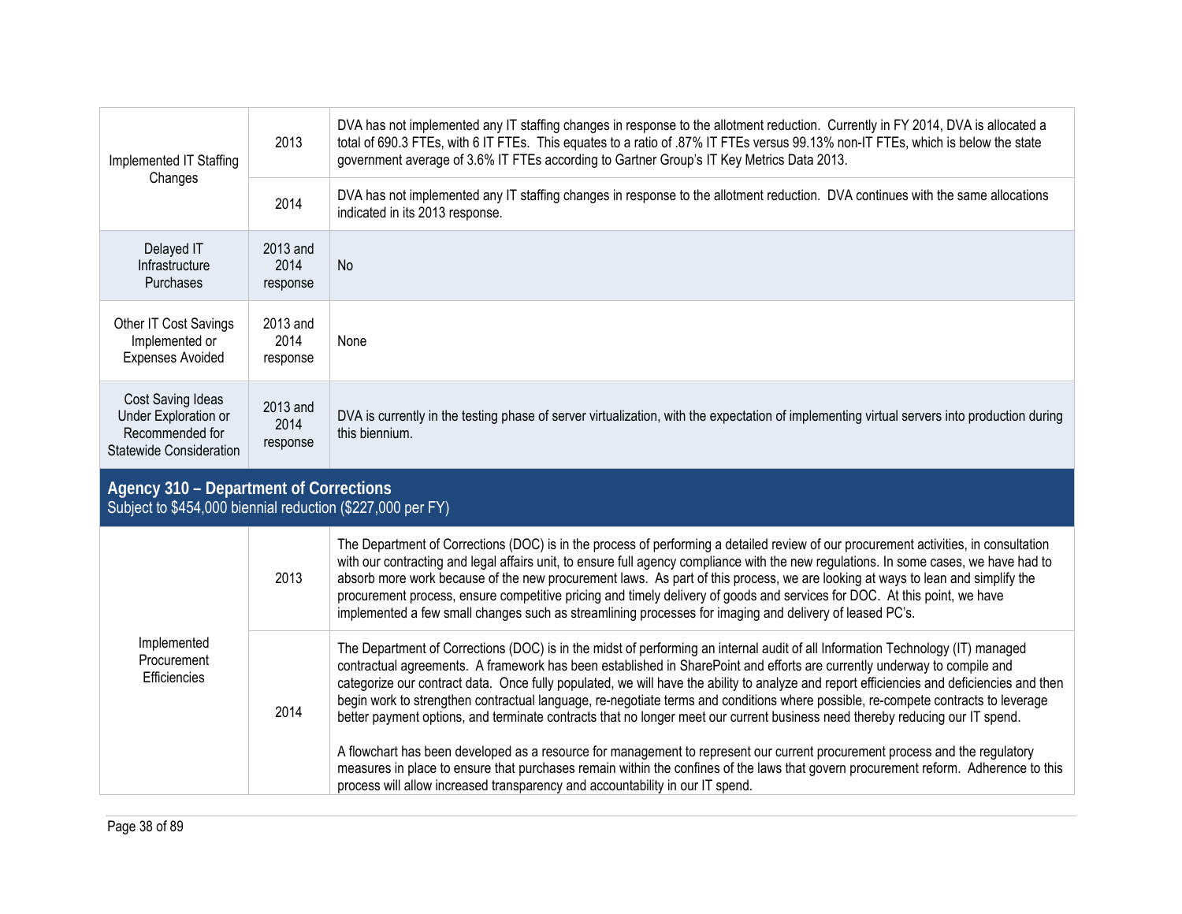| | | |
|---|---|---|
| Implemented IT Staffing Changes | 2013 | DVA has not implemented any IT staffing changes in response to the allotment reduction. Currently in FY 2014, DVA is allocated a total of 690.3 FTEs, with 6 IT FTEs. This equates to a ratio of .87% IT FTEs versus 99.13% non-IT FTEs, which is below the state government average of 3.6% IT FTEs according to Gartner Group's IT Key Metrics Data 2013. |
| | 2014 | DVA has not implemented any IT staffing changes in response to the allotment reduction. DVA continues with the same allocations indicated in its 2013 response. |
| Delayed IT Infrastructure Purchases | 2013 and 2014 response | No |
| Other IT Cost Savings Implemented or Expenses Avoided | 2013 and 2014 response | None |
| Cost Saving Ideas Under Exploration or Recommended for Statewide Consideration | 2013 and 2014 response | DVA is currently in the testing phase of server virtualization, with the expectation of implementing virtual servers into production during this biennium. |

## Agency 310 – Department of Corrections

Subject to $454,000 biennial reduction ($227,000 per FY)

| | | |
|---|---|---|
| Implemented Procurement Efficiencies | 2013 | The Department of Corrections (DOC) is in the process of performing a detailed review of our procurement activities, in consultation with our contracting and legal affairs unit, to ensure full agency compliance with the new regulations. In some cases, we have had to absorb more work because of the new procurement laws. As part of this process, we are looking at ways to lean and simplify the procurement process, ensure competitive pricing and timely delivery of goods and services for DOC. At this point, we have implemented a few small changes such as streamlining processes for imaging and delivery of leased PC's. |
| | 2014 | The Department of Corrections (DOC) is in the midst of performing an internal audit of all Information Technology (IT) managed contractual agreements. A framework has been established in SharePoint and efforts are currently underway to compile and categorize our contract data. Once fully populated, we will have the ability to analyze and report efficiencies and deficiencies and then begin work to strengthen contractual language, re-negotiate terms and conditions where possible, re-compete contracts to leverage better payment options, and terminate contracts that no longer meet our current business need thereby reducing our IT spend.<br><br>A flowchart has been developed as a resource for management to represent our current procurement process and the regulatory measures in place to ensure that purchases remain within the confines of the laws that govern procurement reform. Adherence to this process will allow increased transparency and accountability in our IT spend. |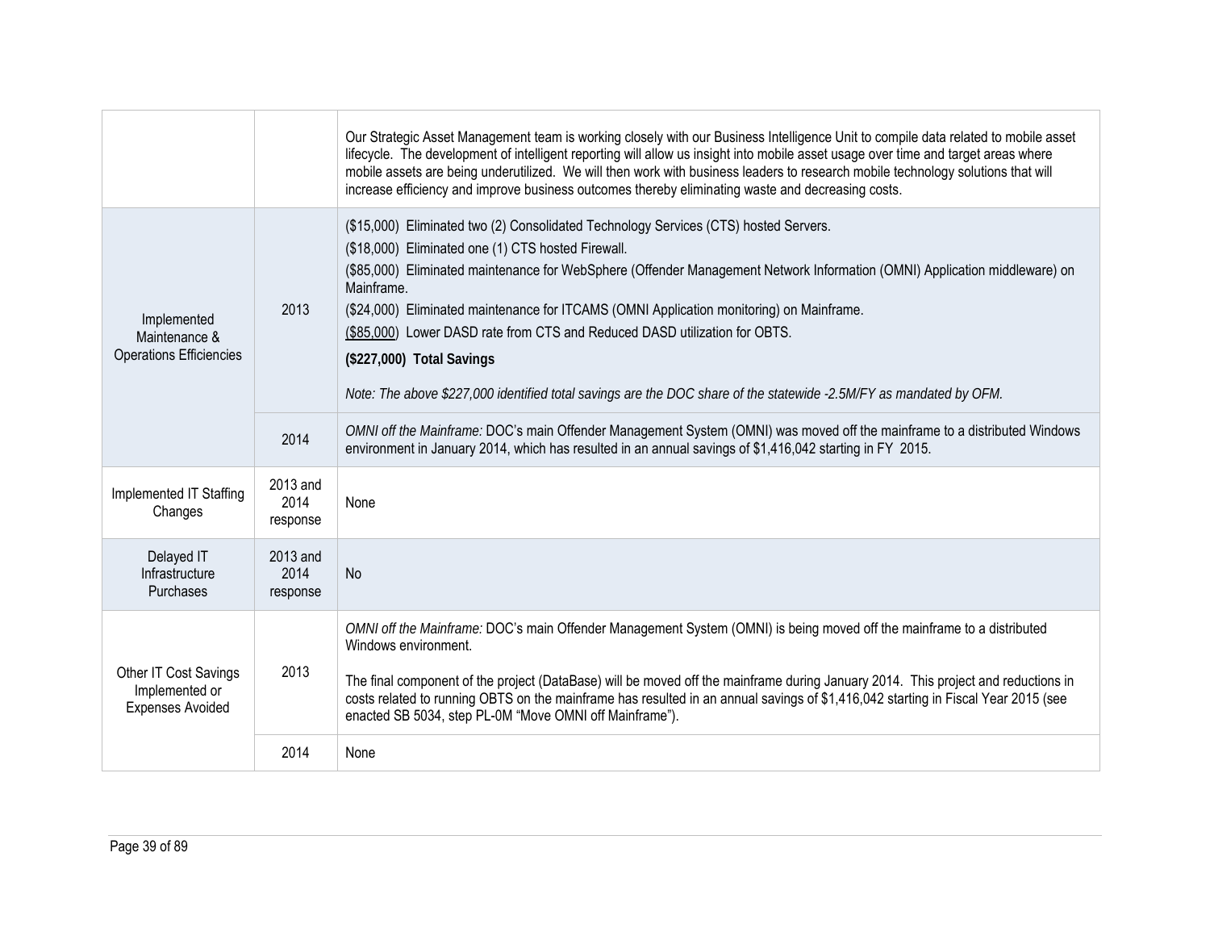| | | |
|---|---|---|
| | | Our Strategic Asset Management team is working closely with our Business Intelligence Unit to compile data related to mobile asset lifecycle. The development of intelligent reporting will allow us insight into mobile asset usage over time and target areas where mobile assets are being underutilized. We will then work with business leaders to research mobile technology solutions that will increase efficiency and improve business outcomes thereby eliminating waste and decreasing costs. |
| Implemented Maintenance & Operations Efficiencies | 2013 | ($15,000) Eliminated two (2) Consolidated Technology Services (CTS) hosted Servers.<br>($18,000) Eliminated one (1) CTS hosted Firewall.<br>($85,000) Eliminated maintenance for WebSphere (Offender Management Network Information (OMNI) Application middleware) on Mainframe.<br>($24,000) Eliminated maintenance for ITCAMS (OMNI Application monitoring) on Mainframe.<br>($85,000) Lower DASD rate from CTS and Reduced DASD utilization for OBTS.<br>**($227,000) Total Savings**<br>*Note: The above $227,000 identified total savings are the DOC share of the statewide -2.5M/FY as mandated by OFM.* |
| | 2014 | *OMNI off the Mainframe:* DOC's main Offender Management System (OMNI) was moved off the mainframe to a distributed Windows environment in January 2014, which has resulted in an annual savings of $1,416,042 starting in FY 2015. |
| Implemented IT Staffing Changes | 2013 and 2014 response | None |
| Delayed IT Infrastructure Purchases | 2013 and 2014 response | No |
| Other IT Cost Savings Implemented or Expenses Avoided | 2013 | *OMNI off the Mainframe:* DOC's main Offender Management System (OMNI) is being moved off the mainframe to a distributed Windows environment.<br><br>The final component of the project (DataBase) will be moved off the mainframe during January 2014. This project and reductions in costs related to running OBTS on the mainframe has resulted in an annual savings of $1,416,042 starting in Fiscal Year 2015 (see enacted SB 5034, step PL-0M "Move OMNI off Mainframe"). |
| | 2014 | None |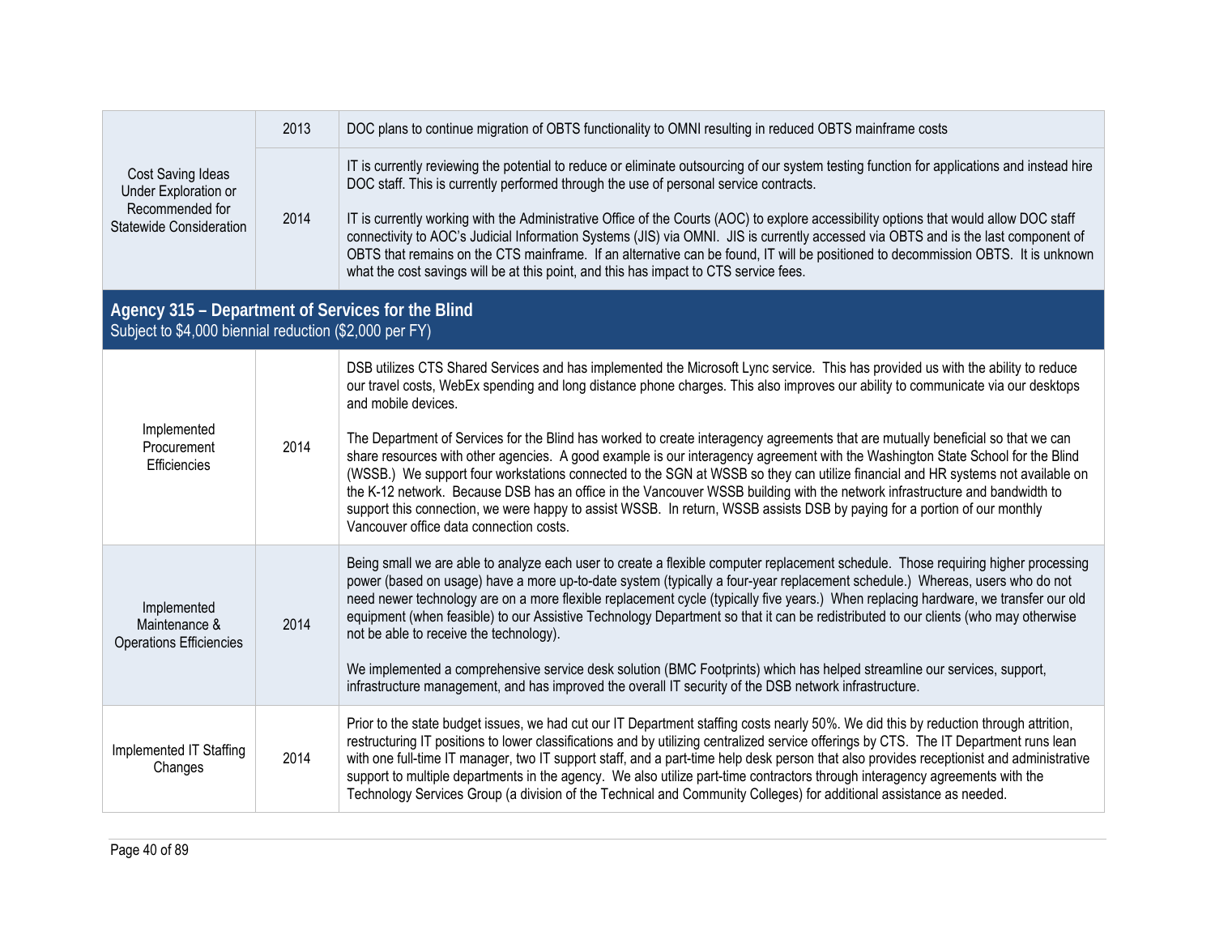| | | |
|---|---|---|
| Cost Saving Ideas Under Exploration or Recommended for Statewide Consideration | 2013 | DOC plans to continue migration of OBTS functionality to OMNI resulting in reduced OBTS mainframe costs |
| | 2014 | IT is currently reviewing the potential to reduce or eliminate outsourcing of our system testing function for applications and instead hire DOC staff. This is currently performed through the use of personal service contracts.<br><br>IT is currently working with the Administrative Office of the Courts (AOC) to explore accessibility options that would allow DOC staff connectivity to AOC's Judicial Information Systems (JIS) via OMNI. JIS is currently accessed via OBTS and is the last component of OBTS that remains on the CTS mainframe. If an alternative can be found, IT will be positioned to decommission OBTS. It is unknown what the cost savings will be at this point, and this has impact to CTS service fees. |

## Agency 315 – Department of Services for the Blind

Subject to $4,000 biennial reduction ($2,000 per FY)

| | | |
|---|---|---|
| Implemented Procurement Efficiencies | 2014 | DSB utilizes CTS Shared Services and has implemented the Microsoft Lync service. This has provided us with the ability to reduce our travel costs, WebEx spending and long distance phone charges. This also improves our ability to communicate via our desktops and mobile devices.<br><br>The Department of Services for the Blind has worked to create interagency agreements that are mutually beneficial so that we can share resources with other agencies. A good example is our interagency agreement with the Washington State School for the Blind (WSSB.) We support four workstations connected to the SGN at WSSB so they can utilize financial and HR systems not available on the K-12 network. Because DSB has an office in the Vancouver WSSB building with the network infrastructure and bandwidth to support this connection, we were happy to assist WSSB. In return, WSSB assists DSB by paying for a portion of our monthly Vancouver office data connection costs. |
| Implemented Maintenance & Operations Efficiencies | 2014 | Being small we are able to analyze each user to create a flexible computer replacement schedule. Those requiring higher processing power (based on usage) have a more up-to-date system (typically a four-year replacement schedule.) Whereas, users who do not need newer technology are on a more flexible replacement cycle (typically five years.) When replacing hardware, we transfer our old equipment (when feasible) to our Assistive Technology Department so that it can be redistributed to our clients (who may otherwise not be able to receive the technology).<br><br>We implemented a comprehensive service desk solution (BMC Footprints) which has helped streamline our services, support, infrastructure management, and has improved the overall IT security of the DSB network infrastructure. |
| Implemented IT Staffing Changes | 2014 | Prior to the state budget issues, we had cut our IT Department staffing costs nearly 50%. We did this by reduction through attrition, restructuring IT positions to lower classifications and by utilizing centralized service offerings by CTS. The IT Department runs lean with one full-time IT manager, two IT support staff, and a part-time help desk person that also provides receptionist and administrative support to multiple departments in the agency. We also utilize part-time contractors through interagency agreements with the Technology Services Group (a division of the Technical and Community Colleges) for additional assistance as needed. |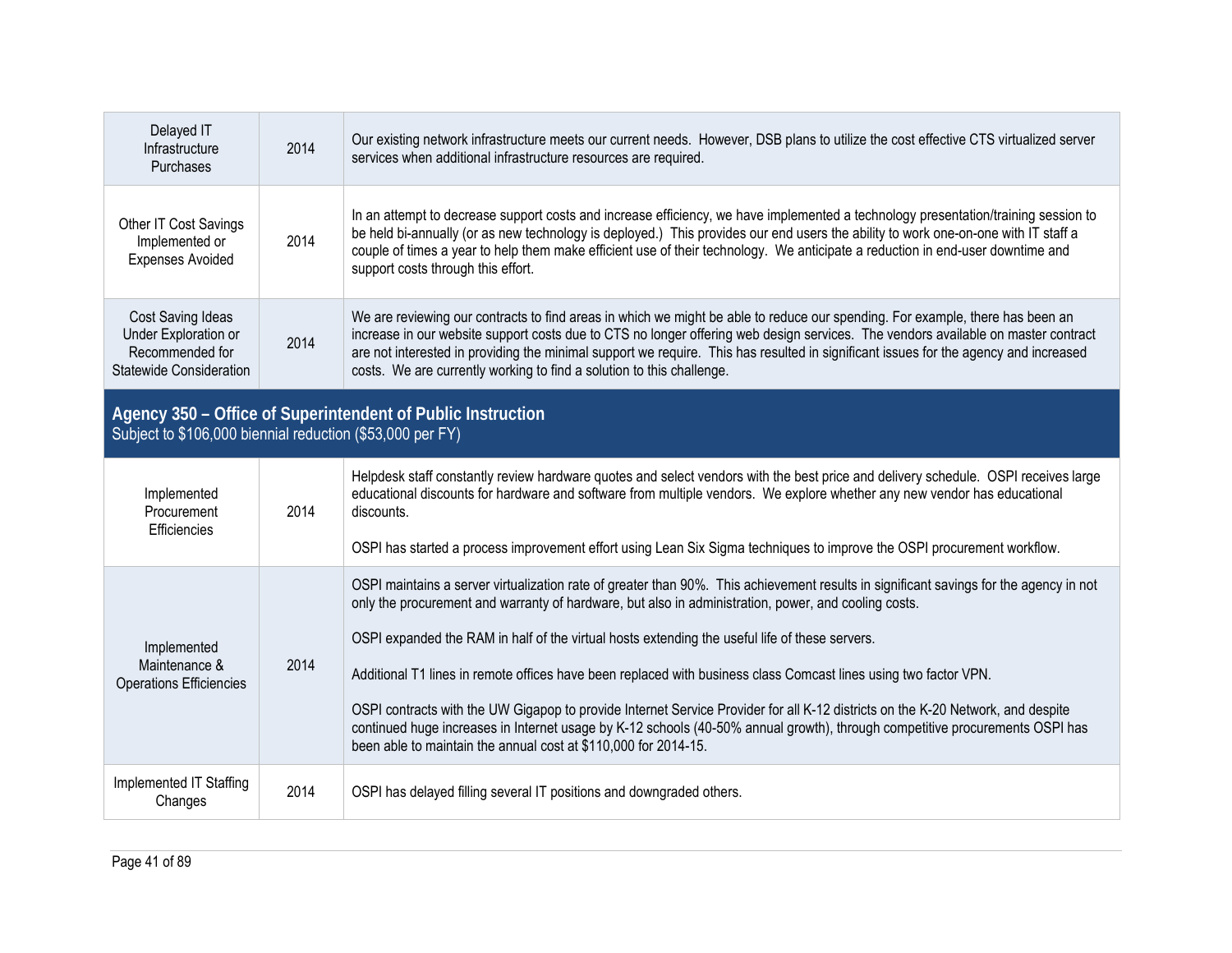| | | |
|---|---|---|
| Delayed IT Infrastructure Purchases | 2014 | Our existing network infrastructure meets our current needs. However, DSB plans to utilize the cost effective CTS virtualized server services when additional infrastructure resources are required. |
| Other IT Cost Savings Implemented or Expenses Avoided | 2014 | In an attempt to decrease support costs and increase efficiency, we have implemented a technology presentation/training session to be held bi-annually (or as new technology is deployed.) This provides our end users the ability to work one-on-one with IT staff a couple of times a year to help them make efficient use of their technology. We anticipate a reduction in end-user downtime and support costs through this effort. |
| Cost Saving Ideas Under Exploration or Recommended for Statewide Consideration | 2014 | We are reviewing our contracts to find areas in which we might be able to reduce our spending. For example, there has been an increase in our website support costs due to CTS no longer offering web design services. The vendors available on master contract are not interested in providing the minimal support we require. This has resulted in significant issues for the agency and increased costs. We are currently working to find a solution to this challenge. |

## Agency 350 – Office of Superintendent of Public Instruction

Subject to $106,000 biennial reduction ($53,000 per FY)

| | | |
|---|---|---|
| Implemented Procurement Efficiencies | 2014 | Helpdesk staff constantly review hardware quotes and select vendors with the best price and delivery schedule. OSPI receives large educational discounts for hardware and software from multiple vendors. We explore whether any new vendor has educational discounts.<br><br>OSPI has started a process improvement effort using Lean Six Sigma techniques to improve the OSPI procurement workflow. |
| Implemented Maintenance & Operations Efficiencies | 2014 | OSPI maintains a server virtualization rate of greater than 90%. This achievement results in significant savings for the agency in not only the procurement and warranty of hardware, but also in administration, power, and cooling costs.<br><br>OSPI expanded the RAM in half of the virtual hosts extending the useful life of these servers.<br><br>Additional T1 lines in remote offices have been replaced with business class Comcast lines using two factor VPN.<br><br>OSPI contracts with the UW Gigapop to provide Internet Service Provider for all K-12 districts on the K-20 Network, and despite continued huge increases in Internet usage by K-12 schools (40-50% annual growth), through competitive procurements OSPI has been able to maintain the annual cost at $110,000 for 2014-15. |
| Implemented IT Staffing Changes | 2014 | OSPI has delayed filling several IT positions and downgraded others. |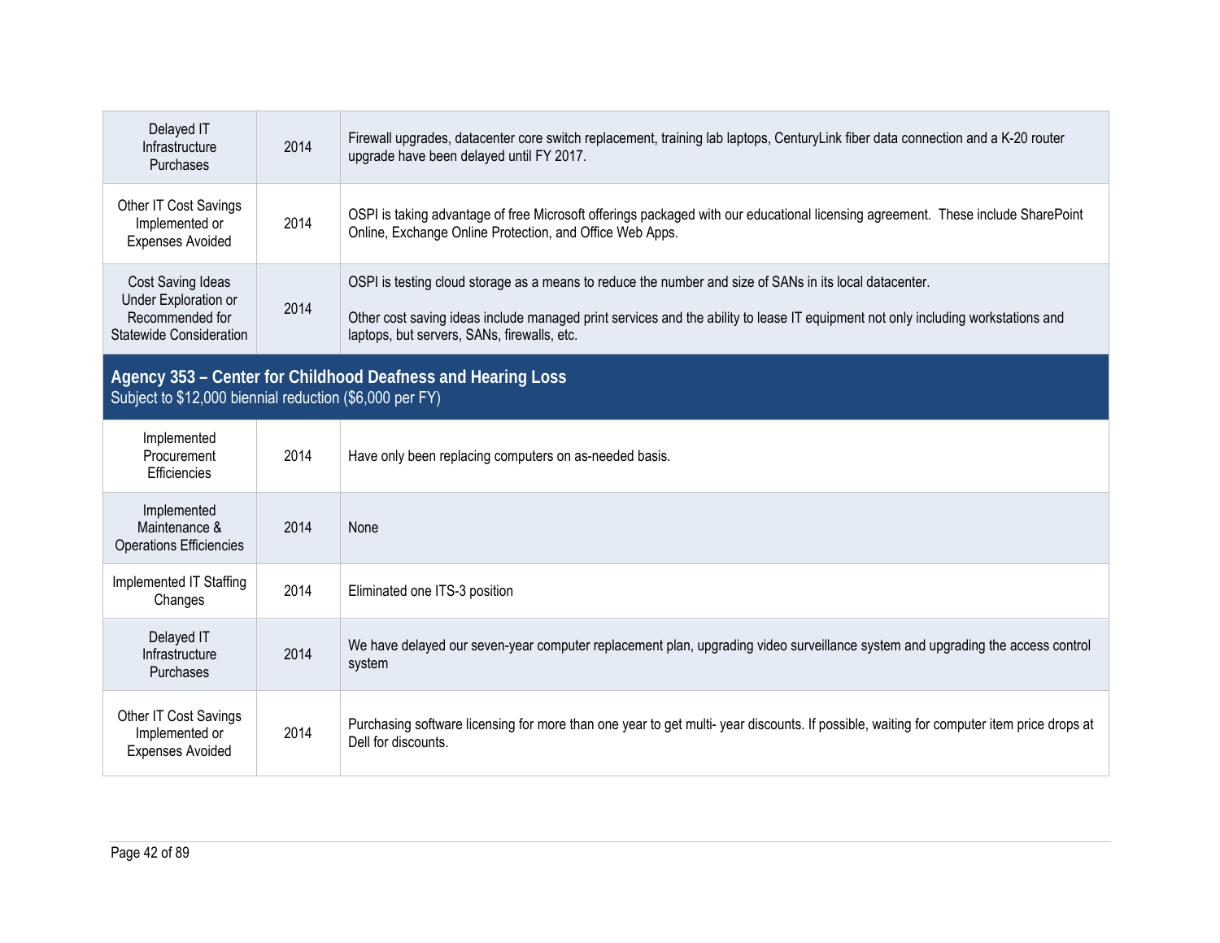| | | |
|---|---|---|
| Delayed IT Infrastructure Purchases | 2014 | Firewall upgrades, datacenter core switch replacement, training lab laptops, CenturyLink fiber data connection and a K-20 router upgrade have been delayed until FY 2017. |
| Other IT Cost Savings Implemented or Expenses Avoided | 2014 | OSPI is taking advantage of free Microsoft offerings packaged with our educational licensing agreement. These include SharePoint Online, Exchange Online Protection, and Office Web Apps. |
| Cost Saving Ideas Under Exploration or Recommended for Statewide Consideration | 2014 | OSPI is testing cloud storage as a means to reduce the number and size of SANs in its local datacenter.<br><br>Other cost saving ideas include managed print services and the ability to lease IT equipment not only including workstations and laptops, but servers, SANs, firewalls, etc. |
| **Agency 353 – Center for Childhood Deafness and Hearing Loss**<br>Subject to $12,000 biennial reduction ($6,000 per FY) | | |
| Implemented Procurement Efficiencies | 2014 | Have only been replacing computers on as-needed basis. |
| Implemented Maintenance & Operations Efficiencies | 2014 | None |
| Implemented IT Staffing Changes | 2014 | Eliminated one ITS-3 position |
| Delayed IT Infrastructure Purchases | 2014 | We have delayed our seven-year computer replacement plan, upgrading video surveillance system and upgrading the access control system |
| Other IT Cost Savings Implemented or Expenses Avoided | 2014 | Purchasing software licensing for more than one year to get multi- year discounts. If possible, waiting for computer item price drops at Dell for discounts. |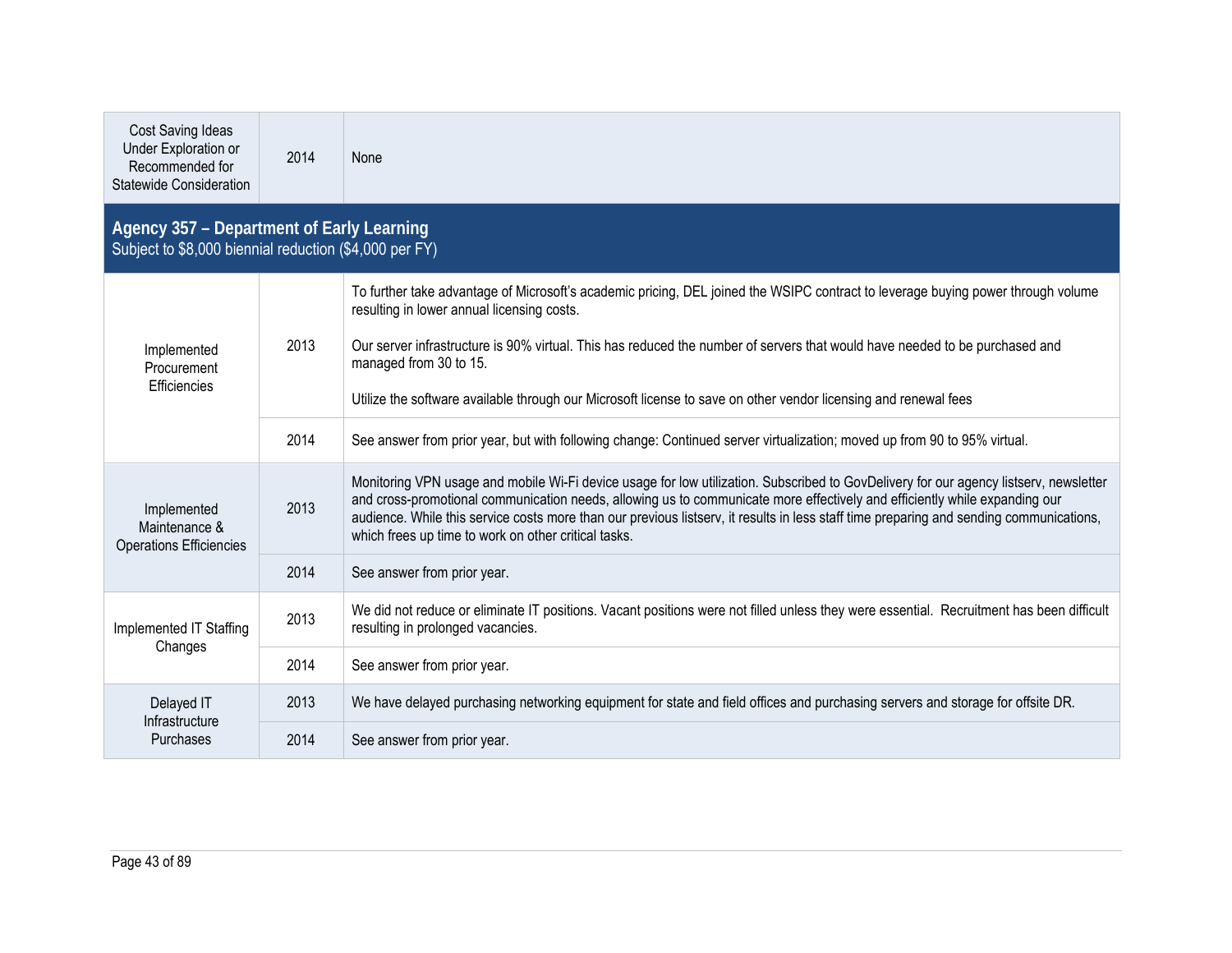| | | |
|---|---|---|
| Cost Saving Ideas Under Exploration or Recommended for Statewide Consideration | 2014 | None |

## Agency 357 – Department of Early Learning

Subject to $8,000 biennial reduction ($4,000 per FY)

| | | |
|---|---|---|
| Implemented Procurement Efficiencies | 2013 | To further take advantage of Microsoft's academic pricing, DEL joined the WSIPC contract to leverage buying power through volume resulting in lower annual licensing costs.<br><br>Our server infrastructure is 90% virtual. This has reduced the number of servers that would have needed to be purchased and managed from 30 to 15.<br><br>Utilize the software available through our Microsoft license to save on other vendor licensing and renewal fees |
| | 2014 | See answer from prior year, but with following change: Continued server virtualization; moved up from 90 to 95% virtual. |
| Implemented Maintenance & Operations Efficiencies | 2013 | Monitoring VPN usage and mobile Wi-Fi device usage for low utilization. Subscribed to GovDelivery for our agency listserv, newsletter and cross-promotional communication needs, allowing us to communicate more effectively and efficiently while expanding our audience. While this service costs more than our previous listserv, it results in less staff time preparing and sending communications, which frees up time to work on other critical tasks. |
| | 2014 | See answer from prior year. |
| Implemented IT Staffing Changes | 2013 | We did not reduce or eliminate IT positions. Vacant positions were not filled unless they were essential. Recruitment has been difficult resulting in prolonged vacancies. |
| | 2014 | See answer from prior year. |
| Delayed IT Infrastructure Purchases | 2013 | We have delayed purchasing networking equipment for state and field offices and purchasing servers and storage for offsite DR. |
| | 2014 | See answer from prior year. |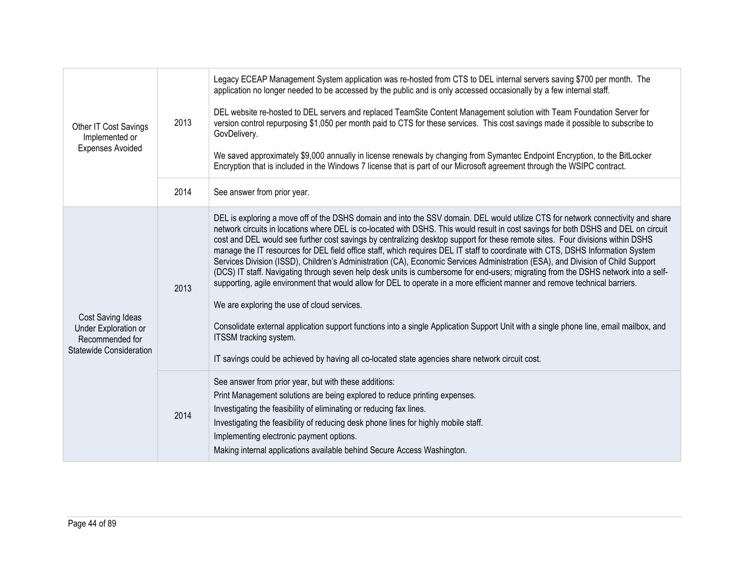| | | |
|---|---|---|
| Other IT Cost Savings Implemented or Expenses Avoided | 2013 | Legacy ECEAP Management System application was re-hosted from CTS to DEL internal servers saving $700 per month. The application no longer needed to be accessed by the public and is only accessed occasionally by a few internal staff.<br><br>DEL website re-hosted to DEL servers and replaced TeamSite Content Management solution with Team Foundation Server for version control repurposing $1,050 per month paid to CTS for these services. This cost savings made it possible to subscribe to GovDelivery.<br><br>We saved approximately $9,000 annually in license renewals by changing from Symantec Endpoint Encryption, to the BitLocker Encryption that is included in the Windows 7 license that is part of our Microsoft agreement through the WSIPC contract. |
| | 2014 | See answer from prior year. |
| Cost Saving Ideas Under Exploration or Recommended for Statewide Consideration | 2013 | DEL is exploring a move off of the DSHS domain and into the SSV domain. DEL would utilize CTS for network connectivity and share network circuits in locations where DEL is co-located with DSHS. This would result in cost savings for both DSHS and DEL on circuit cost and DEL would see further cost savings by centralizing desktop support for these remote sites. Four divisions within DSHS manage the IT resources for DEL field office staff, which requires DEL IT staff to coordinate with CTS, DSHS Information System Services Division (ISSD), Children's Administration (CA), Economic Services Administration (ESA), and Division of Child Support (DCS) IT staff. Navigating through seven help desk units is cumbersome for end-users; migrating from the DSHS network into a self-supporting, agile environment that would allow for DEL to operate in a more efficient manner and remove technical barriers.<br><br>We are exploring the use of cloud services.<br><br>Consolidate external application support functions into a single Application Support Unit with a single phone line, email mailbox, and ITSSM tracking system.<br><br>IT savings could be achieved by having all co-located state agencies share network circuit cost. |
| | 2014 | See answer from prior year, but with these additions:<br>Print Management solutions are being explored to reduce printing expenses.<br>Investigating the feasibility of eliminating or reducing fax lines.<br>Investigating the feasibility of reducing desk phone lines for highly mobile staff.<br>Implementing electronic payment options.<br>Making internal applications available behind Secure Access Washington. |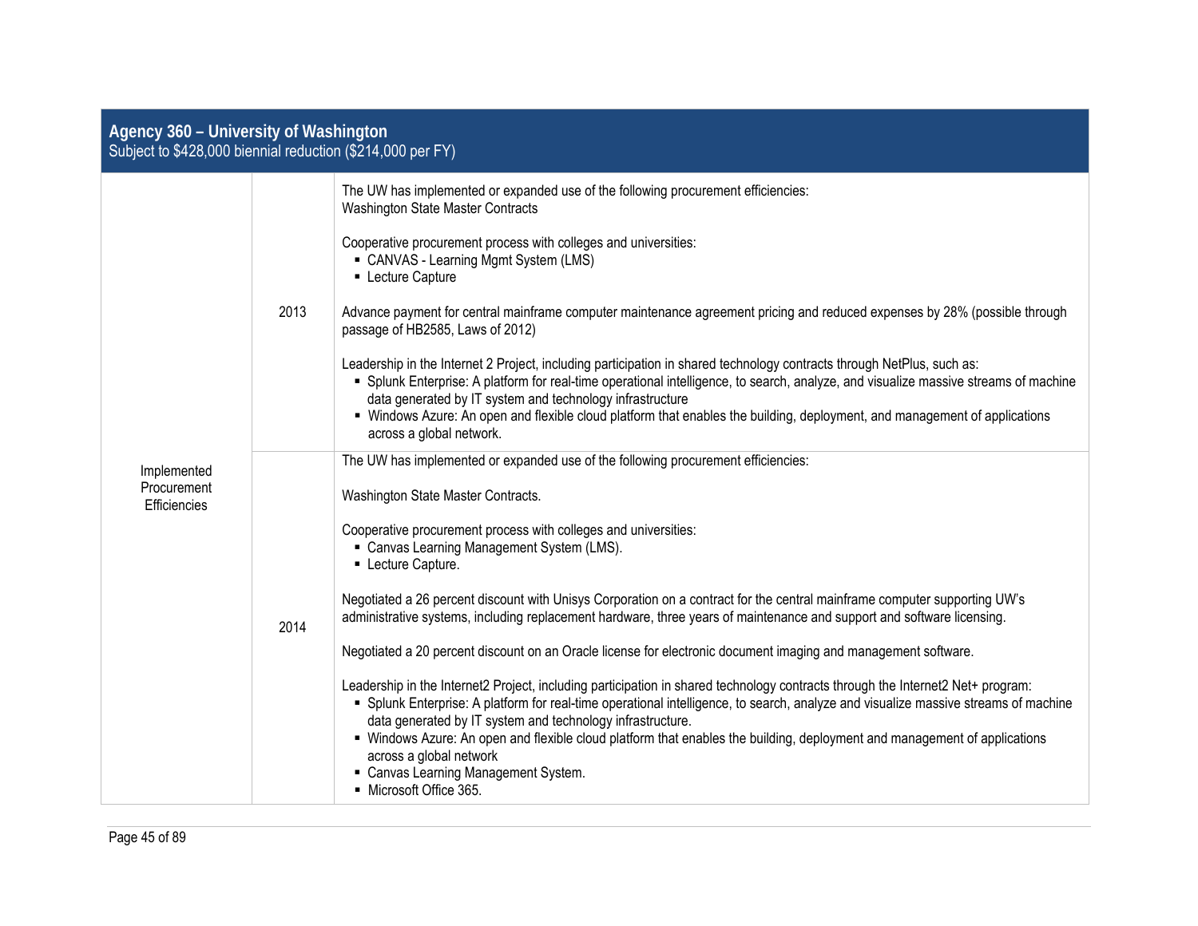| Agency 360 – University of Washington<br>Subject to $428,000 biennial reduction ($214,000 per FY) | | |
|---|---|---|
| Implemented Procurement Efficiencies | 2013 | The UW has implemented or expanded use of the following procurement efficiencies:<br>Washington State Master Contracts<br><br>Cooperative procurement process with colleges and universities:<br>▪ CANVAS - Learning Mgmt System (LMS)<br>▪ Lecture Capture<br><br>Advance payment for central mainframe computer maintenance agreement pricing and reduced expenses by 28% (possible through passage of HB2585, Laws of 2012)<br><br>Leadership in the Internet 2 Project, including participation in shared technology contracts through NetPlus, such as:<br>▪ Splunk Enterprise: A platform for real-time operational intelligence, to search, analyze, and visualize massive streams of machine data generated by IT system and technology infrastructure<br>▪ Windows Azure: An open and flexible cloud platform that enables the building, deployment, and management of applications across a global network. |
| | 2014 | The UW has implemented or expanded use of the following procurement efficiencies:<br><br>Washington State Master Contracts.<br><br>Cooperative procurement process with colleges and universities:<br>▪ Canvas Learning Management System (LMS).<br>▪ Lecture Capture.<br><br>Negotiated a 26 percent discount with Unisys Corporation on a contract for the central mainframe computer supporting UW's administrative systems, including replacement hardware, three years of maintenance and support and software licensing.<br><br>Negotiated a 20 percent discount on an Oracle license for electronic document imaging and management software.<br><br>Leadership in the Internet2 Project, including participation in shared technology contracts through the Internet2 Net+ program:<br>▪ Splunk Enterprise: A platform for real-time operational intelligence, to search, analyze and visualize massive streams of machine data generated by IT system and technology infrastructure.<br>▪ Windows Azure: An open and flexible cloud platform that enables the building, deployment and management of applications across a global network<br>▪ Canvas Learning Management System.<br>▪ Microsoft Office 365. |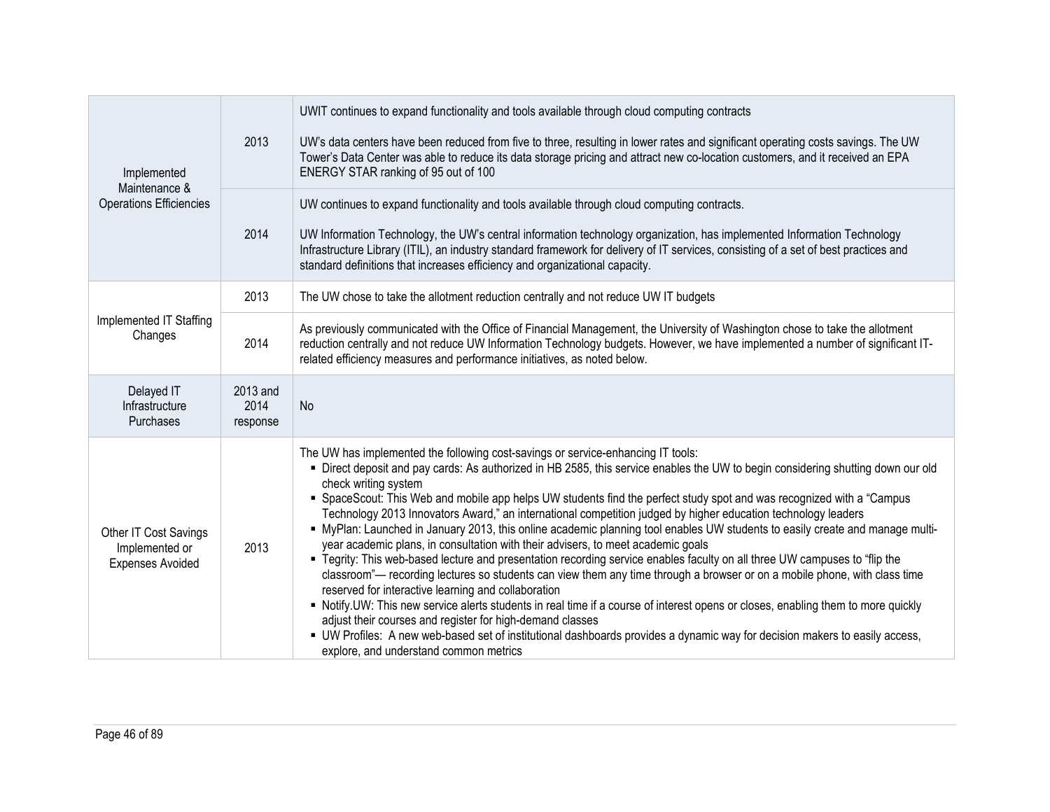| | | |
|---|---|---|
| Implemented Maintenance & Operations Efficiencies | 2013 | UWIT continues to expand functionality and tools available through cloud computing contracts<br><br>UW's data centers have been reduced from five to three, resulting in lower rates and significant operating costs savings. The UW Tower's Data Center was able to reduce its data storage pricing and attract new co-location customers, and it received an EPA ENERGY STAR ranking of 95 out of 100 |
| | 2014 | UW continues to expand functionality and tools available through cloud computing contracts.<br><br>UW Information Technology, the UW's central information technology organization, has implemented Information Technology Infrastructure Library (ITIL), an industry standard framework for delivery of IT services, consisting of a set of best practices and standard definitions that increases efficiency and organizational capacity. |
| Implemented IT Staffing Changes | 2013 | The UW chose to take the allotment reduction centrally and not reduce UW IT budgets |
| | 2014 | As previously communicated with the Office of Financial Management, the University of Washington chose to take the allotment reduction centrally and not reduce UW Information Technology budgets. However, we have implemented a number of significant IT-related efficiency measures and performance initiatives, as noted below. |
| Delayed IT Infrastructure Purchases | 2013 and 2014 response | No |
| Other IT Cost Savings Implemented or Expenses Avoided | 2013 | The UW has implemented the following cost-savings or service-enhancing IT tools:<br>▪ Direct deposit and pay cards: As authorized in HB 2585, this service enables the UW to begin considering shutting down our old check writing system<br>▪ SpaceScout: This Web and mobile app helps UW students find the perfect study spot and was recognized with a "Campus Technology 2013 Innovators Award," an international competition judged by higher education technology leaders<br>▪ MyPlan: Launched in January 2013, this online academic planning tool enables UW students to easily create and manage multi-year academic plans, in consultation with their advisers, to meet academic goals<br>▪ Tegrity: This web-based lecture and presentation recording service enables faculty on all three UW campuses to "flip the classroom"— recording lectures so students can view them any time through a browser or on a mobile phone, with class time reserved for interactive learning and collaboration<br>▪ Notify.UW: This new service alerts students in real time if a course of interest opens or closes, enabling them to more quickly adjust their courses and register for high-demand classes<br>▪ UW Profiles: A new web-based set of institutional dashboards provides a dynamic way for decision makers to easily access, explore, and understand common metrics |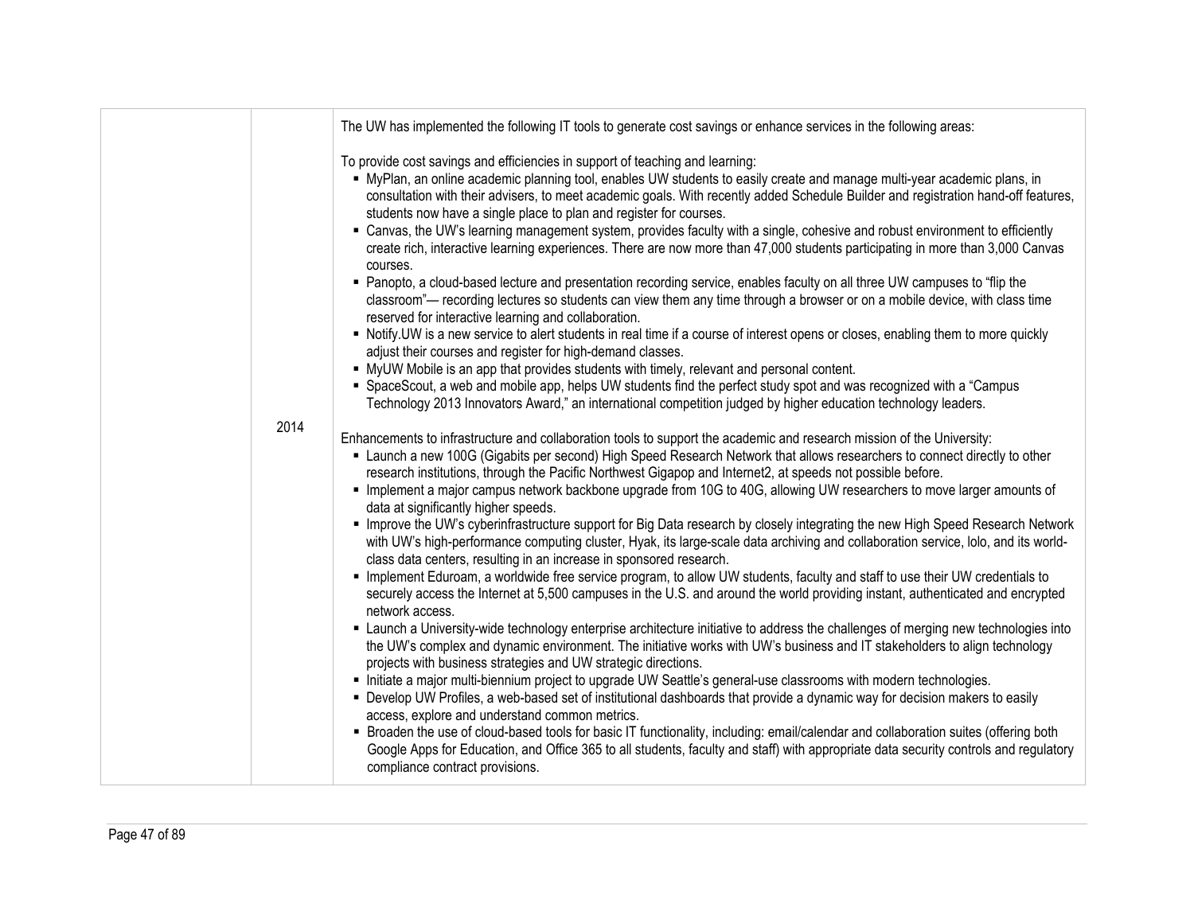| | | |
|---|---|---|
| | 2014 | The UW has implemented the following IT tools to generate cost savings or enhance services in the following areas:<br><br>To provide cost savings and efficiencies in support of teaching and learning:<br>▪ MyPlan, an online academic planning tool, enables UW students to easily create and manage multi-year academic plans, in consultation with their advisers, to meet academic goals. With recently added Schedule Builder and registration hand-off features, students now have a single place to plan and register for courses.<br>▪ Canvas, the UW's learning management system, provides faculty with a single, cohesive and robust environment to efficiently create rich, interactive learning experiences. There are now more than 47,000 students participating in more than 3,000 Canvas courses.<br>▪ Panopto, a cloud-based lecture and presentation recording service, enables faculty on all three UW campuses to "flip the classroom"— recording lectures so students can view them any time through a browser or on a mobile device, with class time reserved for interactive learning and collaboration.<br>▪ Notify.UW is a new service to alert students in real time if a course of interest opens or closes, enabling them to more quickly adjust their courses and register for high-demand classes.<br>▪ MyUW Mobile is an app that provides students with timely, relevant and personal content.<br>▪ SpaceScout, a web and mobile app, helps UW students find the perfect study spot and was recognized with a "Campus Technology 2013 Innovators Award," an international competition judged by higher education technology leaders.<br><br>Enhancements to infrastructure and collaboration tools to support the academic and research mission of the University:<br>▪ Launch a new 100G (Gigabits per second) High Speed Research Network that allows researchers to connect directly to other research institutions, through the Pacific Northwest Gigapop and Internet2, at speeds not possible before.<br>▪ Implement a major campus network backbone upgrade from 10G to 40G, allowing UW researchers to move larger amounts of data at significantly higher speeds.<br>▪ Improve the UW's cyberinfrastructure support for Big Data research by closely integrating the new High Speed Research Network with UW's high-performance computing cluster, Hyak, its large-scale data archiving and collaboration service, lolo, and its world-class data centers, resulting in an increase in sponsored research.<br>▪ Implement Eduroam, a worldwide free service program, to allow UW students, faculty and staff to use their UW credentials to securely access the Internet at 5,500 campuses in the U.S. and around the world providing instant, authenticated and encrypted network access.<br>▪ Launch a University-wide technology enterprise architecture initiative to address the challenges of merging new technologies into the UW's complex and dynamic environment. The initiative works with UW's business and IT stakeholders to align technology projects with business strategies and UW strategic directions.<br>▪ Initiate a major multi-biennium project to upgrade UW Seattle's general-use classrooms with modern technologies.<br>▪ Develop UW Profiles, a web-based set of institutional dashboards that provide a dynamic way for decision makers to easily access, explore and understand common metrics.<br>▪ Broaden the use of cloud-based tools for basic IT functionality, including: email/calendar and collaboration suites (offering both Google Apps for Education, and Office 365 to all students, faculty and staff) with appropriate data security controls and regulatory compliance contract provisions. |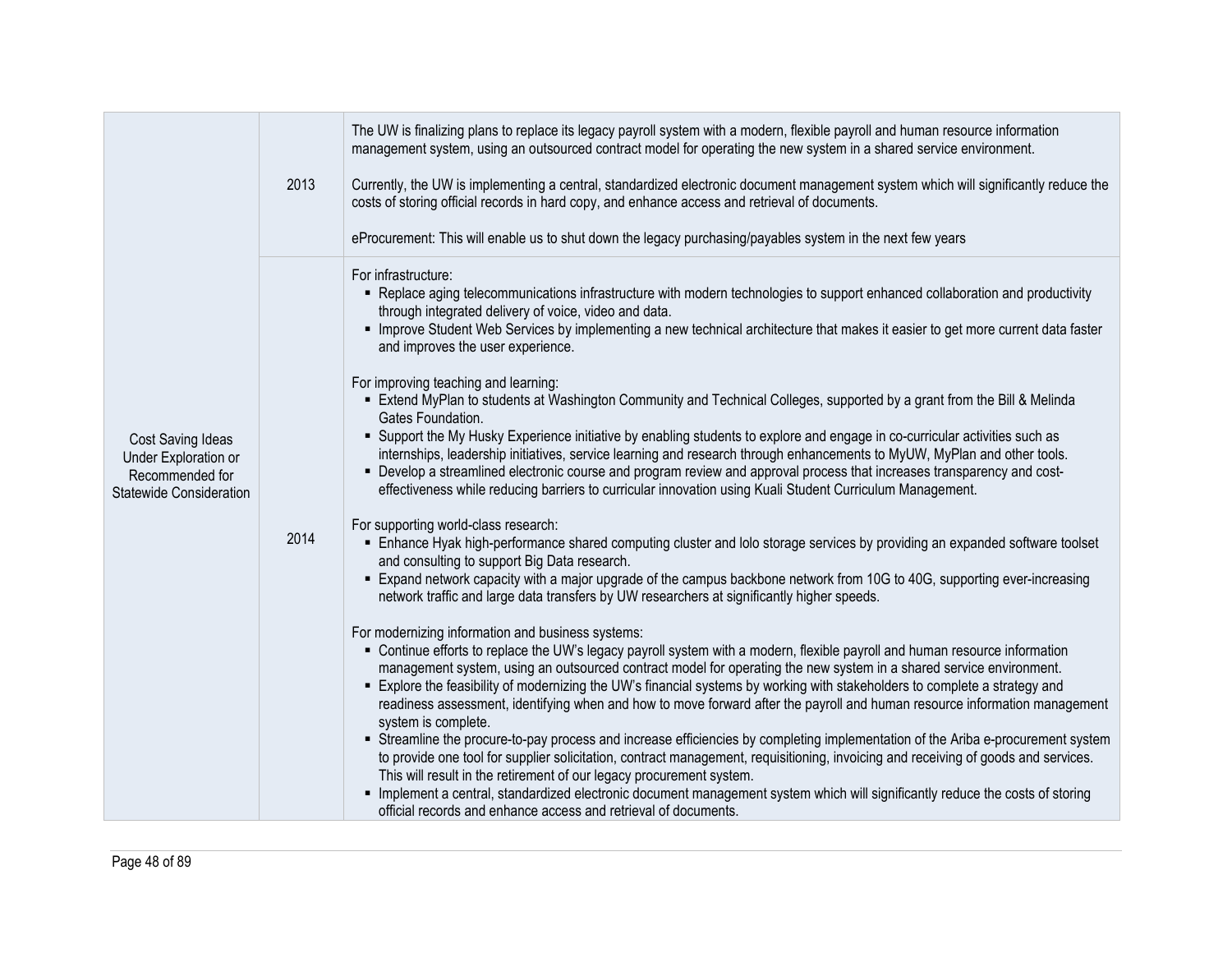| | | |
|---|---|---|
| Cost Saving Ideas Under Exploration or Recommended for Statewide Consideration | 2013 | The UW is finalizing plans to replace its legacy payroll system with a modern, flexible payroll and human resource information management system, using an outsourced contract model for operating the new system in a shared service environment.<br><br>Currently, the UW is implementing a central, standardized electronic document management system which will significantly reduce the costs of storing official records in hard copy, and enhance access and retrieval of documents.<br><br>eProcurement: This will enable us to shut down the legacy purchasing/payables system in the next few years |
| | 2014 | For infrastructure:<br>▪ Replace aging telecommunications infrastructure with modern technologies to support enhanced collaboration and productivity through integrated delivery of voice, video and data.<br>▪ Improve Student Web Services by implementing a new technical architecture that makes it easier to get more current data faster and improves the user experience.<br><br>For improving teaching and learning:<br>▪ Extend MyPlan to students at Washington Community and Technical Colleges, supported by a grant from the Bill & Melinda Gates Foundation.<br>▪ Support the My Husky Experience initiative by enabling students to explore and engage in co-curricular activities such as internships, leadership initiatives, service learning and research through enhancements to MyUW, MyPlan and other tools.<br>▪ Develop a streamlined electronic course and program review and approval process that increases transparency and cost-effectiveness while reducing barriers to curricular innovation using Kuali Student Curriculum Management.<br><br>For supporting world-class research:<br>▪ Enhance Hyak high-performance shared computing cluster and lolo storage services by providing an expanded software toolset and consulting to support Big Data research.<br>▪ Expand network capacity with a major upgrade of the campus backbone network from 10G to 40G, supporting ever-increasing network traffic and large data transfers by UW researchers at significantly higher speeds.<br><br>For modernizing information and business systems:<br>▪ Continue efforts to replace the UW's legacy payroll system with a modern, flexible payroll and human resource information management system, using an outsourced contract model for operating the new system in a shared service environment.<br>▪ Explore the feasibility of modernizing the UW's financial systems by working with stakeholders to complete a strategy and readiness assessment, identifying when and how to move forward after the payroll and human resource information management system is complete.<br>▪ Streamline the procure-to-pay process and increase efficiencies by completing implementation of the Ariba e-procurement system to provide one tool for supplier solicitation, contract management, requisitioning, invoicing and receiving of goods and services. This will result in the retirement of our legacy procurement system.<br>▪ Implement a central, standardized electronic document management system which will significantly reduce the costs of storing official records and enhance access and retrieval of documents. |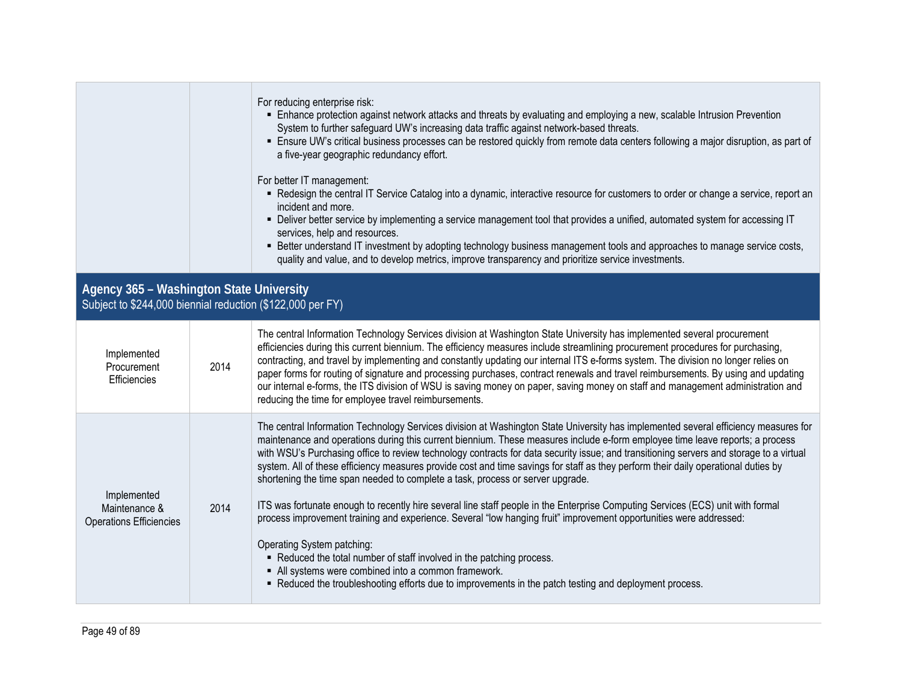| | | |
|---|---|---|
| | | For reducing enterprise risk:<br>▪ Enhance protection against network attacks and threats by evaluating and employing a new, scalable Intrusion Prevention System to further safeguard UW's increasing data traffic against network-based threats.<br>▪ Ensure UW's critical business processes can be restored quickly from remote data centers following a major disruption, as part of a five-year geographic redundancy effort.<br><br>For better IT management:<br>▪ Redesign the central IT Service Catalog into a dynamic, interactive resource for customers to order or change a service, report an incident and more.<br>▪ Deliver better service by implementing a service management tool that provides a unified, automated system for accessing IT services, help and resources.<br>▪ Better understand IT investment by adopting technology business management tools and approaches to manage service costs, quality and value, and to develop metrics, improve transparency and prioritize service investments. |
| **Agency 365 – Washington State University**<br>Subject to $244,000 biennial reduction ($122,000 per FY) | | |
| Implemented Procurement Efficiencies | 2014 | The central Information Technology Services division at Washington State University has implemented several procurement efficiencies during this current biennium. The efficiency measures include streamlining procurement procedures for purchasing, contracting, and travel by implementing and constantly updating our internal ITS e-forms system. The division no longer relies on paper forms for routing of signature and processing purchases, contract renewals and travel reimbursements. By using and updating our internal e-forms, the ITS division of WSU is saving money on paper, saving money on staff and management administration and reducing the time for employee travel reimbursements. |
| Implemented Maintenance & Operations Efficiencies | 2014 | The central Information Technology Services division at Washington State University has implemented several efficiency measures for maintenance and operations during this current biennium. These measures include e-form employee time leave reports; a process with WSU's Purchasing office to review technology contracts for data security issue; and transitioning servers and storage to a virtual system. All of these efficiency measures provide cost and time savings for staff as they perform their daily operational duties by shortening the time span needed to complete a task, process or server upgrade.<br><br>ITS was fortunate enough to recently hire several line staff people in the Enterprise Computing Services (ECS) unit with formal process improvement training and experience. Several "low hanging fruit" improvement opportunities were addressed:<br><br>Operating System patching:<br>▪ Reduced the total number of staff involved in the patching process.<br>▪ All systems were combined into a common framework.<br>▪ Reduced the troubleshooting efforts due to improvements in the patch testing and deployment process. |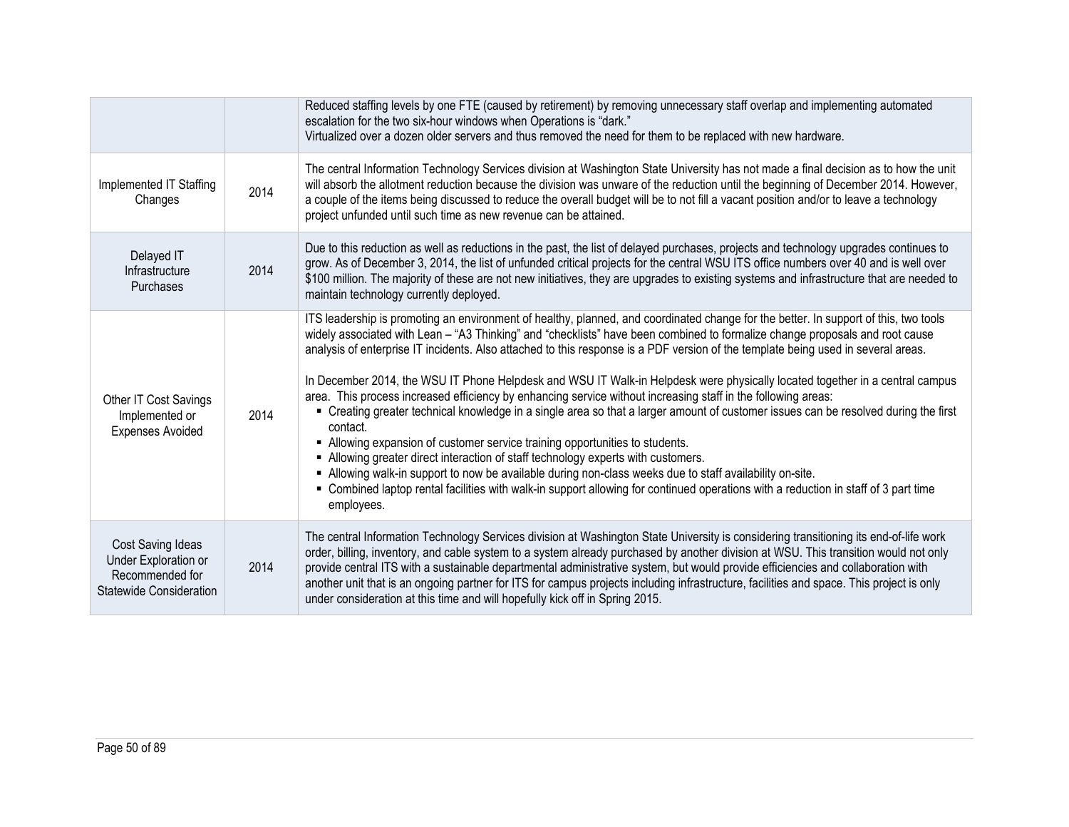| | | |
|---|---|---|
| | | Reduced staffing levels by one FTE (caused by retirement) by removing unnecessary staff overlap and implementing automated escalation for the two six-hour windows when Operations is "dark."<br>Virtualized over a dozen older servers and thus removed the need for them to be replaced with new hardware. |
| Implemented IT Staffing Changes | 2014 | The central Information Technology Services division at Washington State University has not made a final decision as to how the unit will absorb the allotment reduction because the division was unware of the reduction until the beginning of December 2014. However, a couple of the items being discussed to reduce the overall budget will be to not fill a vacant position and/or to leave a technology project unfunded until such time as new revenue can be attained. |
| Delayed IT Infrastructure Purchases | 2014 | Due to this reduction as well as reductions in the past, the list of delayed purchases, projects and technology upgrades continues to grow. As of December 3, 2014, the list of unfunded critical projects for the central WSU ITS office numbers over 40 and is well over $100 million. The majority of these are not new initiatives, they are upgrades to existing systems and infrastructure that are needed to maintain technology currently deployed. |
| Other IT Cost Savings Implemented or Expenses Avoided | 2014 | ITS leadership is promoting an environment of healthy, planned, and coordinated change for the better. In support of this, two tools widely associated with Lean – "A3 Thinking" and "checklists" have been combined to formalize change proposals and root cause analysis of enterprise IT incidents. Also attached to this response is a PDF version of the template being used in several areas.<br><br>In December 2014, the WSU IT Phone Helpdesk and WSU IT Walk-in Helpdesk were physically located together in a central campus area. This process increased efficiency by enhancing service without increasing staff in the following areas:<br>▪ Creating greater technical knowledge in a single area so that a larger amount of customer issues can be resolved during the first contact.<br>▪ Allowing expansion of customer service training opportunities to students.<br>▪ Allowing greater direct interaction of staff technology experts with customers.<br>▪ Allowing walk-in support to now be available during non-class weeks due to staff availability on-site.<br>▪ Combined laptop rental facilities with walk-in support allowing for continued operations with a reduction in staff of 3 part time employees. |
| Cost Saving Ideas Under Exploration or Recommended for Statewide Consideration | 2014 | The central Information Technology Services division at Washington State University is considering transitioning its end-of-life work order, billing, inventory, and cable system to a system already purchased by another division at WSU. This transition would not only provide central ITS with a sustainable departmental administrative system, but would provide efficiencies and collaboration with another unit that is an ongoing partner for ITS for campus projects including infrastructure, facilities and space. This project is only under consideration at this time and will hopefully kick off in Spring 2015. |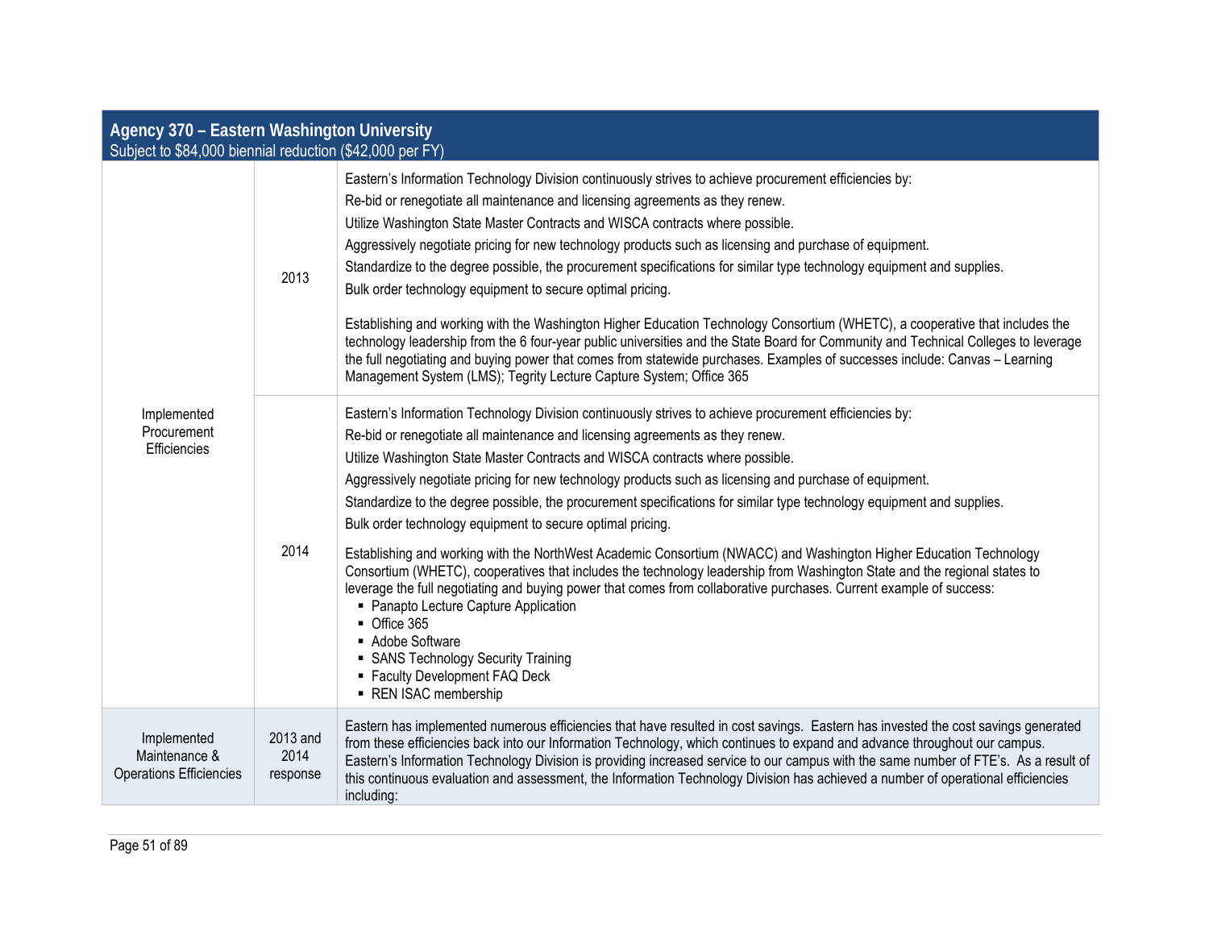| Agency 370 – Eastern Washington University<br>Subject to $84,000 biennial reduction ($42,000 per FY) | | |
|---|---|---|
| Implemented Procurement Efficiencies | 2013 | Eastern's Information Technology Division continuously strives to achieve procurement efficiencies by:<br>Re-bid or renegotiate all maintenance and licensing agreements as they renew.<br>Utilize Washington State Master Contracts and WISCA contracts where possible.<br>Aggressively negotiate pricing for new technology products such as licensing and purchase of equipment.<br>Standardize to the degree possible, the procurement specifications for similar type technology equipment and supplies.<br>Bulk order technology equipment to secure optimal pricing.<br><br>Establishing and working with the Washington Higher Education Technology Consortium (WHETC), a cooperative that includes the technology leadership from the 6 four-year public universities and the State Board for Community and Technical Colleges to leverage the full negotiating and buying power that comes from statewide purchases. Examples of successes include: Canvas – Learning Management System (LMS); Tegrity Lecture Capture System; Office 365 |
| | 2014 | Eastern's Information Technology Division continuously strives to achieve procurement efficiencies by:<br>Re-bid or renegotiate all maintenance and licensing agreements as they renew.<br>Utilize Washington State Master Contracts and WISCA contracts where possible.<br>Aggressively negotiate pricing for new technology products such as licensing and purchase of equipment.<br>Standardize to the degree possible, the procurement specifications for similar type technology equipment and supplies.<br>Bulk order technology equipment to secure optimal pricing.<br><br>Establishing and working with the NorthWest Academic Consortium (NWACC) and Washington Higher Education Technology Consortium (WHETC), cooperatives that includes the technology leadership from Washington State and the regional states to leverage the full negotiating and buying power that comes from collaborative purchases. Current example of success:<br>▪ Panapto Lecture Capture Application<br>▪ Office 365<br>▪ Adobe Software<br>▪ SANS Technology Security Training<br>▪ Faculty Development FAQ Deck<br>▪ REN ISAC membership |
| Implemented Maintenance & Operations Efficiencies | 2013 and 2014 response | Eastern has implemented numerous efficiencies that have resulted in cost savings. Eastern has invested the cost savings generated from these efficiencies back into our Information Technology, which continues to expand and advance throughout our campus. Eastern's Information Technology Division is providing increased service to our campus with the same number of FTE's. As a result of this continuous evaluation and assessment, the Information Technology Division has achieved a number of operational efficiencies including: |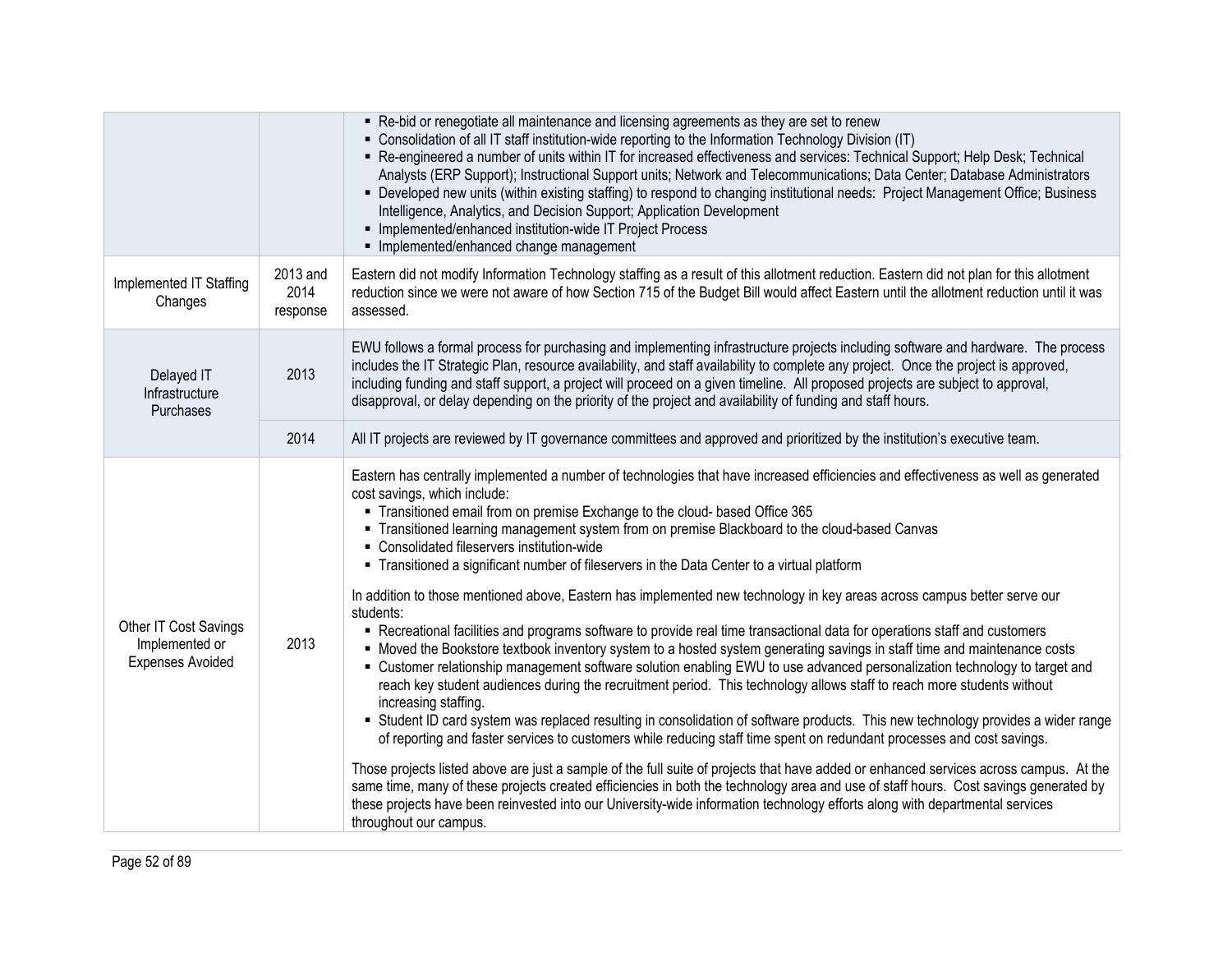| | | |
|---|---|---|
| | | ▪ Re-bid or renegotiate all maintenance and licensing agreements as they are set to renew<br>▪ Consolidation of all IT staff institution-wide reporting to the Information Technology Division (IT)<br>▪ Re-engineered a number of units within IT for increased effectiveness and services: Technical Support; Help Desk; Technical Analysts (ERP Support); Instructional Support units; Network and Telecommunications; Data Center; Database Administrators<br>▪ Developed new units (within existing staffing) to respond to changing institutional needs: Project Management Office; Business Intelligence, Analytics, and Decision Support; Application Development<br>▪ Implemented/enhanced institution-wide IT Project Process<br>▪ Implemented/enhanced change management |
| Implemented IT Staffing Changes | 2013 and 2014 response | Eastern did not modify Information Technology staffing as a result of this allotment reduction. Eastern did not plan for this allotment reduction since we were not aware of how Section 715 of the Budget Bill would affect Eastern until the allotment reduction until it was assessed. |
| Delayed IT Infrastructure Purchases | 2013 | EWU follows a formal process for purchasing and implementing infrastructure projects including software and hardware. The process includes the IT Strategic Plan, resource availability, and staff availability to complete any project. Once the project is approved, including funding and staff support, a project will proceed on a given timeline. All proposed projects are subject to approval, disapproval, or delay depending on the priority of the project and availability of funding and staff hours. |
| | 2014 | All IT projects are reviewed by IT governance committees and approved and prioritized by the institution's executive team. |
| Other IT Cost Savings Implemented or Expenses Avoided | 2013 | Eastern has centrally implemented a number of technologies that have increased efficiencies and effectiveness as well as generated cost savings, which include:<br>▪ Transitioned email from on premise Exchange to the cloud- based Office 365<br>▪ Transitioned learning management system from on premise Blackboard to the cloud-based Canvas<br>▪ Consolidated fileservers institution-wide<br>▪ Transitioned a significant number of fileservers in the Data Center to a virtual platform<br><br>In addition to those mentioned above, Eastern has implemented new technology in key areas across campus better serve our students:<br>▪ Recreational facilities and programs software to provide real time transactional data for operations staff and customers<br>▪ Moved the Bookstore textbook inventory system to a hosted system generating savings in staff time and maintenance costs<br>▪ Customer relationship management software solution enabling EWU to use advanced personalization technology to target and reach key student audiences during the recruitment period. This technology allows staff to reach more students without increasing staffing.<br>▪ Student ID card system was replaced resulting in consolidation of software products. This new technology provides a wider range of reporting and faster services to customers while reducing staff time spent on redundant processes and cost savings.<br><br>Those projects listed above are just a sample of the full suite of projects that have added or enhanced services across campus. At the same time, many of these projects created efficiencies in both the technology area and use of staff hours. Cost savings generated by these projects have been reinvested into our University-wide information technology efforts along with departmental services throughout our campus. |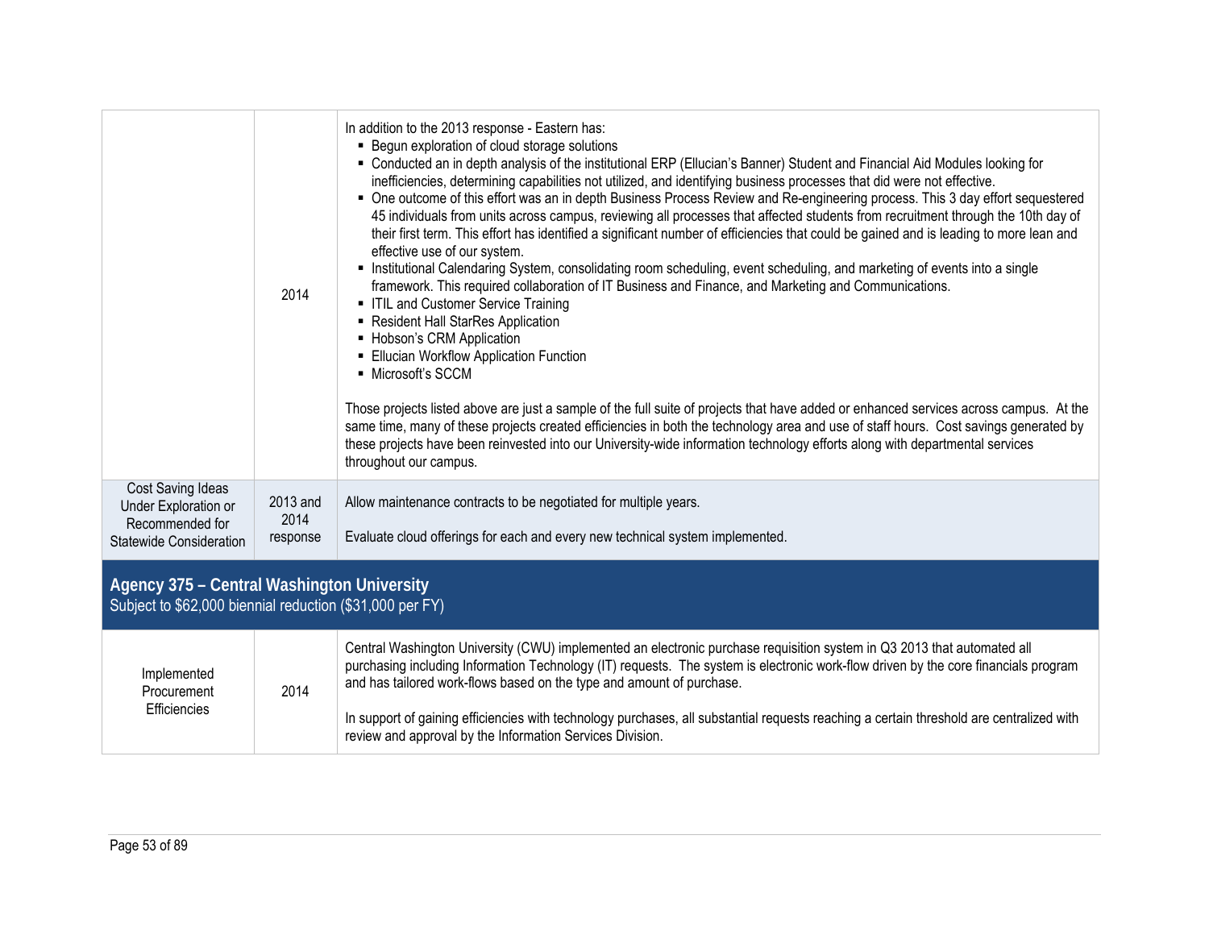| | | |
|---|---|---|
| | 2014 | In addition to the 2013 response - Eastern has:<br>▪ Begun exploration of cloud storage solutions<br>▪ Conducted an in depth analysis of the institutional ERP (Ellucian's Banner) Student and Financial Aid Modules looking for inefficiencies, determining capabilities not utilized, and identifying business processes that did were not effective.<br>▪ One outcome of this effort was an in depth Business Process Review and Re-engineering process. This 3 day effort sequestered 45 individuals from units across campus, reviewing all processes that affected students from recruitment through the 10th day of their first term. This effort has identified a significant number of efficiencies that could be gained and is leading to more lean and effective use of our system.<br>▪ Institutional Calendaring System, consolidating room scheduling, event scheduling, and marketing of events into a single framework. This required collaboration of IT Business and Finance, and Marketing and Communications.<br>▪ ITIL and Customer Service Training<br>▪ Resident Hall StarRes Application<br>▪ Hobson's CRM Application<br>▪ Ellucian Workflow Application Function<br>▪ Microsoft's SCCM<br><br>Those projects listed above are just a sample of the full suite of projects that have added or enhanced services across campus. At the same time, many of these projects created efficiencies in both the technology area and use of staff hours. Cost savings generated by these projects have been reinvested into our University-wide information technology efforts along with departmental services throughout our campus. |
| Cost Saving Ideas Under Exploration or Recommended for Statewide Consideration | 2013 and 2014 response | Allow maintenance contracts to be negotiated for multiple years.<br><br>Evaluate cloud offerings for each and every new technical system implemented. |

## Agency 375 – Central Washington University

Subject to $62,000 biennial reduction ($31,000 per FY)

| | | |
|---|---|---|
| Implemented Procurement Efficiencies | 2014 | Central Washington University (CWU) implemented an electronic purchase requisition system in Q3 2013 that automated all purchasing including Information Technology (IT) requests. The system is electronic work-flow driven by the core financials program and has tailored work-flows based on the type and amount of purchase.<br><br>In support of gaining efficiencies with technology purchases, all substantial requests reaching a certain threshold are centralized with review and approval by the Information Services Division. |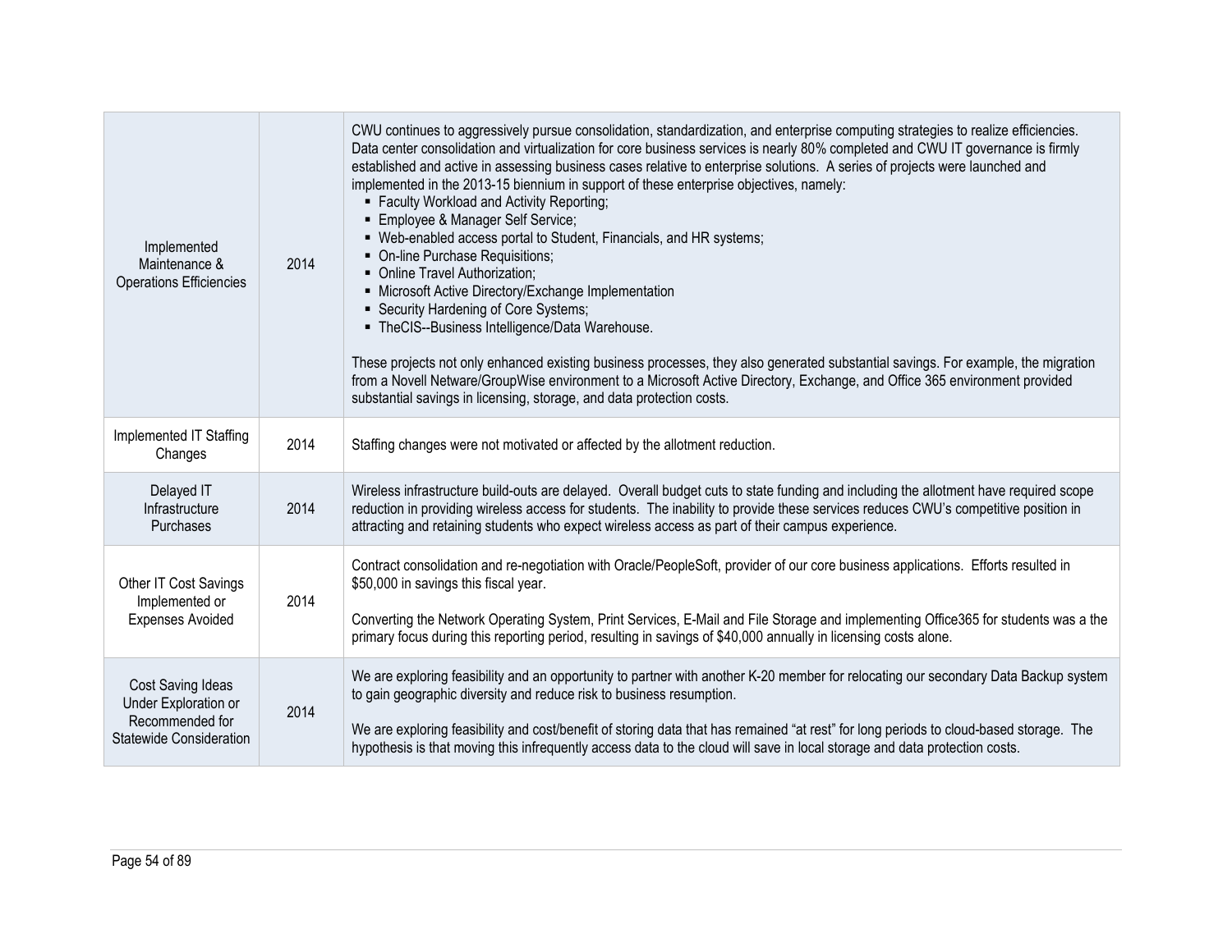| | | |
|---|---|---|
| Implemented Maintenance & Operations Efficiencies | 2014 | CWU continues to aggressively pursue consolidation, standardization, and enterprise computing strategies to realize efficiencies. Data center consolidation and virtualization for core business services is nearly 80% completed and CWU IT governance is firmly established and active in assessing business cases relative to enterprise solutions. A series of projects were launched and implemented in the 2013-15 biennium in support of these enterprise objectives, namely:<br>▪ Faculty Workload and Activity Reporting;<br>▪ Employee & Manager Self Service;<br>▪ Web-enabled access portal to Student, Financials, and HR systems;<br>▪ On-line Purchase Requisitions;<br>▪ Online Travel Authorization;<br>▪ Microsoft Active Directory/Exchange Implementation<br>▪ Security Hardening of Core Systems;<br>▪ TheCIS--Business Intelligence/Data Warehouse.<br><br>These projects not only enhanced existing business processes, they also generated substantial savings. For example, the migration from a Novell Netware/GroupWise environment to a Microsoft Active Directory, Exchange, and Office 365 environment provided substantial savings in licensing, storage, and data protection costs. |
| Implemented IT Staffing Changes | 2014 | Staffing changes were not motivated or affected by the allotment reduction. |
| Delayed IT Infrastructure Purchases | 2014 | Wireless infrastructure build-outs are delayed. Overall budget cuts to state funding and including the allotment have required scope reduction in providing wireless access for students. The inability to provide these services reduces CWU's competitive position in attracting and retaining students who expect wireless access as part of their campus experience. |
| Other IT Cost Savings Implemented or Expenses Avoided | 2014 | Contract consolidation and re-negotiation with Oracle/PeopleSoft, provider of our core business applications. Efforts resulted in $50,000 in savings this fiscal year.<br><br>Converting the Network Operating System, Print Services, E-Mail and File Storage and implementing Office365 for students was a the primary focus during this reporting period, resulting in savings of $40,000 annually in licensing costs alone. |
| Cost Saving Ideas Under Exploration or Recommended for Statewide Consideration | 2014 | We are exploring feasibility and an opportunity to partner with another K-20 member for relocating our secondary Data Backup system to gain geographic diversity and reduce risk to business resumption.<br><br>We are exploring feasibility and cost/benefit of storing data that has remained "at rest" for long periods to cloud-based storage. The hypothesis is that moving this infrequently access data to the cloud will save in local storage and data protection costs. |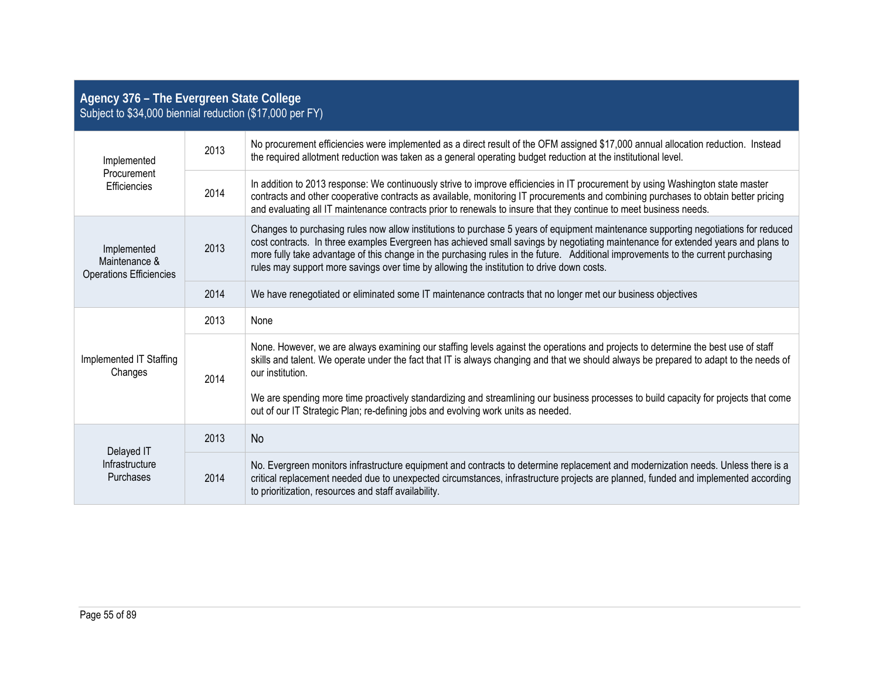## Agency 376 – The Evergreen State College

Subject to $34,000 biennial reduction ($17,000 per FY)

| | | |
|---|---|---|
| Implemented Procurement Efficiencies | 2013 | No procurement efficiencies were implemented as a direct result of the OFM assigned $17,000 annual allocation reduction. Instead the required allotment reduction was taken as a general operating budget reduction at the institutional level. |
| | 2014 | In addition to 2013 response: We continuously strive to improve efficiencies in IT procurement by using Washington state master contracts and other cooperative contracts as available, monitoring IT procurements and combining purchases to obtain better pricing and evaluating all IT maintenance contracts prior to renewals to insure that they continue to meet business needs. |
| Implemented Maintenance & Operations Efficiencies | 2013 | Changes to purchasing rules now allow institutions to purchase 5 years of equipment maintenance supporting negotiations for reduced cost contracts. In three examples Evergreen has achieved small savings by negotiating maintenance for extended years and plans to more fully take advantage of this change in the purchasing rules in the future. Additional improvements to the current purchasing rules may support more savings over time by allowing the institution to drive down costs. |
| | 2014 | We have renegotiated or eliminated some IT maintenance contracts that no longer met our business objectives |
| Implemented IT Staffing Changes | 2013 | None |
| | 2014 | None. However, we are always examining our staffing levels against the operations and projects to determine the best use of staff skills and talent. We operate under the fact that IT is always changing and that we should always be prepared to adapt to the needs of our institution.<br><br>We are spending more time proactively standardizing and streamlining our business processes to build capacity for projects that come out of our IT Strategic Plan; re-defining jobs and evolving work units as needed. |
| Delayed IT Infrastructure Purchases | 2013 | No |
| | 2014 | No. Evergreen monitors infrastructure equipment and contracts to determine replacement and modernization needs. Unless there is a critical replacement needed due to unexpected circumstances, infrastructure projects are planned, funded and implemented according to prioritization, resources and staff availability. |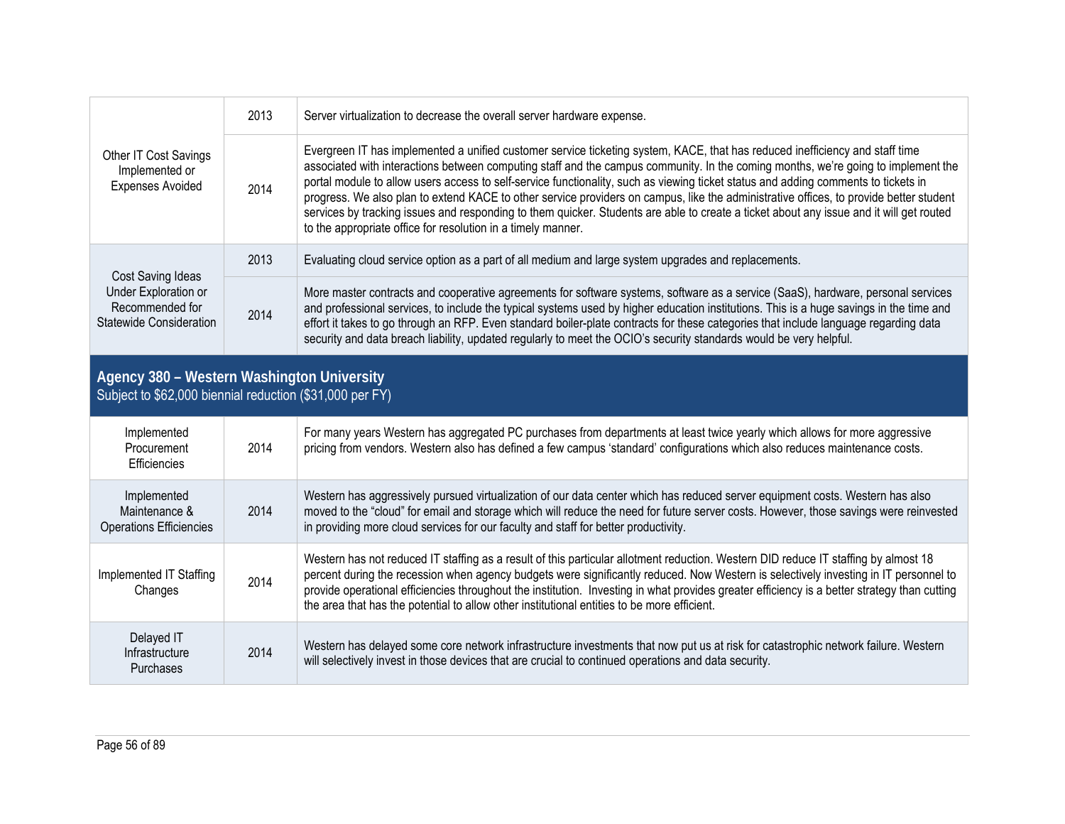| | | |
|---|---|---|
| Other IT Cost Savings Implemented or Expenses Avoided | 2013 | Server virtualization to decrease the overall server hardware expense. |
| | 2014 | Evergreen IT has implemented a unified customer service ticketing system, KACE, that has reduced inefficiency and staff time associated with interactions between computing staff and the campus community. In the coming months, we're going to implement the portal module to allow users access to self-service functionality, such as viewing ticket status and adding comments to tickets in progress. We also plan to extend KACE to other service providers on campus, like the administrative offices, to provide better student services by tracking issues and responding to them quicker. Students are able to create a ticket about any issue and it will get routed to the appropriate office for resolution in a timely manner. |
| Cost Saving Ideas Under Exploration or Recommended for Statewide Consideration | 2013 | Evaluating cloud service option as a part of all medium and large system upgrades and replacements. |
| | 2014 | More master contracts and cooperative agreements for software systems, software as a service (SaaS), hardware, personal services and professional services, to include the typical systems used by higher education institutions. This is a huge savings in the time and effort it takes to go through an RFP. Even standard boiler-plate contracts for these categories that include language regarding data security and data breach liability, updated regularly to meet the OCIO's security standards would be very helpful. |

## Agency 380 – Western Washington University

Subject to $62,000 biennial reduction ($31,000 per FY)

| | | |
|---|---|---|
| Implemented Procurement Efficiencies | 2014 | For many years Western has aggregated PC purchases from departments at least twice yearly which allows for more aggressive pricing from vendors. Western also has defined a few campus 'standard' configurations which also reduces maintenance costs. |
| Implemented Maintenance & Operations Efficiencies | 2014 | Western has aggressively pursued virtualization of our data center which has reduced server equipment costs. Western has also moved to the "cloud" for email and storage which will reduce the need for future server costs. However, those savings were reinvested in providing more cloud services for our faculty and staff for better productivity. |
| Implemented IT Staffing Changes | 2014 | Western has not reduced IT staffing as a result of this particular allotment reduction. Western DID reduce IT staffing by almost 18 percent during the recession when agency budgets were significantly reduced. Now Western is selectively investing in IT personnel to provide operational efficiencies throughout the institution. Investing in what provides greater efficiency is a better strategy than cutting the area that has the potential to allow other institutional entities to be more efficient. |
| Delayed IT Infrastructure Purchases | 2014 | Western has delayed some core network infrastructure investments that now put us at risk for catastrophic network failure. Western will selectively invest in those devices that are crucial to continued operations and data security. |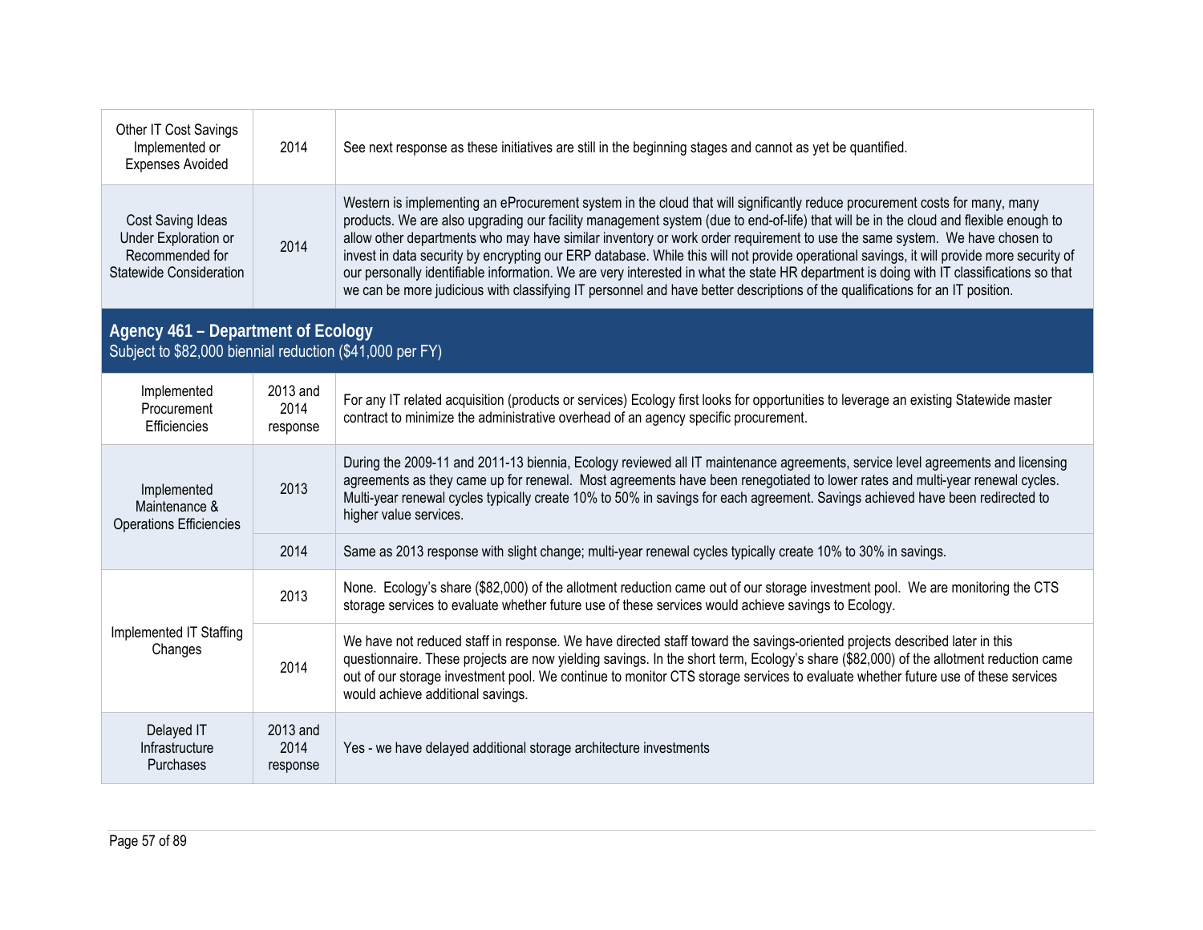| | | |
|---|---|---|
| Other IT Cost Savings Implemented or Expenses Avoided | 2014 | See next response as these initiatives are still in the beginning stages and cannot as yet be quantified. |
| Cost Saving Ideas Under Exploration or Recommended for Statewide Consideration | 2014 | Western is implementing an eProcurement system in the cloud that will significantly reduce procurement costs for many, many products. We are also upgrading our facility management system (due to end-of-life) that will be in the cloud and flexible enough to allow other departments who may have similar inventory or work order requirement to use the same system. We have chosen to invest in data security by encrypting our ERP database. While this will not provide operational savings, it will provide more security of our personally identifiable information. We are very interested in what the state HR department is doing with IT classifications so that we can be more judicious with classifying IT personnel and have better descriptions of the qualifications for an IT position. |

## Agency 461 – Department of Ecology

Subject to $82,000 biennial reduction ($41,000 per FY)

| | | |
|---|---|---|
| Implemented Procurement Efficiencies | 2013 and 2014 response | For any IT related acquisition (products or services) Ecology first looks for opportunities to leverage an existing Statewide master contract to minimize the administrative overhead of an agency specific procurement. |
| Implemented Maintenance & Operations Efficiencies | 2013 | During the 2009-11 and 2011-13 biennia, Ecology reviewed all IT maintenance agreements, service level agreements and licensing agreements as they came up for renewal. Most agreements have been renegotiated to lower rates and multi-year renewal cycles. Multi-year renewal cycles typically create 10% to 50% in savings for each agreement. Savings achieved have been redirected to higher value services. |
| | 2014 | Same as 2013 response with slight change; multi-year renewal cycles typically create 10% to 30% in savings. |
| Implemented IT Staffing Changes | 2013 | None. Ecology's share ($82,000) of the allotment reduction came out of our storage investment pool. We are monitoring the CTS storage services to evaluate whether future use of these services would achieve savings to Ecology. |
| | 2014 | We have not reduced staff in response. We have directed staff toward the savings-oriented projects described later in this questionnaire. These projects are now yielding savings. In the short term, Ecology's share ($82,000) of the allotment reduction came out of our storage investment pool. We continue to monitor CTS storage services to evaluate whether future use of these services would achieve additional savings. |
| Delayed IT Infrastructure Purchases | 2013 and 2014 response | Yes - we have delayed additional storage architecture investments |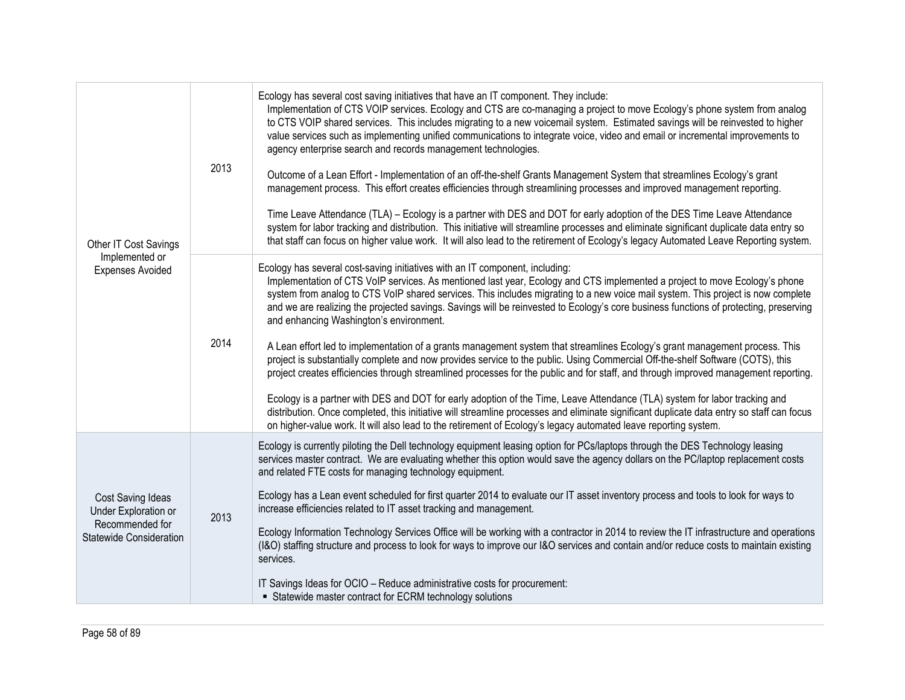| | | |
|---|---|---|
| Other IT Cost Savings Implemented or Expenses Avoided | 2013 | Ecology has several cost saving initiatives that have an IT component. They include:<br>Implementation of CTS VOIP services. Ecology and CTS are co-managing a project to move Ecology's phone system from analog to CTS VOIP shared services. This includes migrating to a new voicemail system. Estimated savings will be reinvested to higher value services such as implementing unified communications to integrate voice, video and email or incremental improvements to agency enterprise search and records management technologies.<br><br>Outcome of a Lean Effort - Implementation of an off-the-shelf Grants Management System that streamlines Ecology's grant management process. This effort creates efficiencies through streamlining processes and improved management reporting.<br><br>Time Leave Attendance (TLA) – Ecology is a partner with DES and DOT for early adoption of the DES Time Leave Attendance system for labor tracking and distribution. This initiative will streamline processes and eliminate significant duplicate data entry so that staff can focus on higher value work. It will also lead to the retirement of Ecology's legacy Automated Leave Reporting system. |
| | 2014 | Ecology has several cost-saving initiatives with an IT component, including:<br>Implementation of CTS VoIP services. As mentioned last year, Ecology and CTS implemented a project to move Ecology's phone system from analog to CTS VoIP shared services. This includes migrating to a new voice mail system. This project is now complete and we are realizing the projected savings. Savings will be reinvested to Ecology's core business functions of protecting, preserving and enhancing Washington's environment.<br><br>A Lean effort led to implementation of a grants management system that streamlines Ecology's grant management process. This project is substantially complete and now provides service to the public. Using Commercial Off-the-shelf Software (COTS), this project creates efficiencies through streamlined processes for the public and for staff, and through improved management reporting.<br><br>Ecology is a partner with DES and DOT for early adoption of the Time, Leave Attendance (TLA) system for labor tracking and distribution. Once completed, this initiative will streamline processes and eliminate significant duplicate data entry so staff can focus on higher-value work. It will also lead to the retirement of Ecology's legacy automated leave reporting system. |
| Cost Saving Ideas Under Exploration or Recommended for Statewide Consideration | 2013 | Ecology is currently piloting the Dell technology equipment leasing option for PCs/laptops through the DES Technology leasing services master contract. We are evaluating whether this option would save the agency dollars on the PC/laptop replacement costs and related FTE costs for managing technology equipment.<br><br>Ecology has a Lean event scheduled for first quarter 2014 to evaluate our IT asset inventory process and tools to look for ways to increase efficiencies related to IT asset tracking and management.<br><br>Ecology Information Technology Services Office will be working with a contractor in 2014 to review the IT infrastructure and operations (I&O) staffing structure and process to look for ways to improve our I&O services and contain and/or reduce costs to maintain existing services.<br><br>IT Savings Ideas for OCIO – Reduce administrative costs for procurement:<br>▪ Statewide master contract for ECRM technology solutions |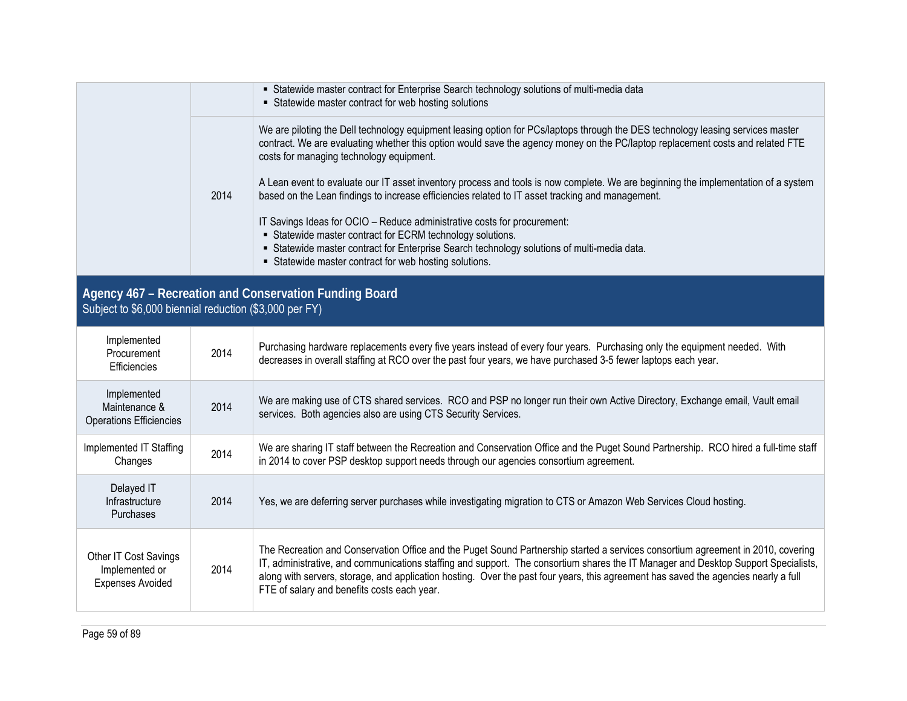| | | |
|---|---|---|
| | | ▪ Statewide master contract for Enterprise Search technology solutions of multi-media data<br>▪ Statewide master contract for web hosting solutions |
| | 2014 | We are piloting the Dell technology equipment leasing option for PCs/laptops through the DES technology leasing services master contract. We are evaluating whether this option would save the agency money on the PC/laptop replacement costs and related FTE costs for managing technology equipment.<br><br>A Lean event to evaluate our IT asset inventory process and tools is now complete. We are beginning the implementation of a system based on the Lean findings to increase efficiencies related to IT asset tracking and management.<br><br>IT Savings Ideas for OCIO – Reduce administrative costs for procurement:<br>▪ Statewide master contract for ECRM technology solutions.<br>▪ Statewide master contract for Enterprise Search technology solutions of multi-media data.<br>▪ Statewide master contract for web hosting solutions. |

## Agency 467 – Recreation and Conservation Funding Board

Subject to $6,000 biennial reduction ($3,000 per FY)

| | | |
|---|---|---|
| Implemented Procurement Efficiencies | 2014 | Purchasing hardware replacements every five years instead of every four years. Purchasing only the equipment needed. With decreases in overall staffing at RCO over the past four years, we have purchased 3-5 fewer laptops each year. |
| Implemented Maintenance & Operations Efficiencies | 2014 | We are making use of CTS shared services. RCO and PSP no longer run their own Active Directory, Exchange email, Vault email services. Both agencies also are using CTS Security Services. |
| Implemented IT Staffing Changes | 2014 | We are sharing IT staff between the Recreation and Conservation Office and the Puget Sound Partnership. RCO hired a full-time staff in 2014 to cover PSP desktop support needs through our agencies consortium agreement. |
| Delayed IT Infrastructure Purchases | 2014 | Yes, we are deferring server purchases while investigating migration to CTS or Amazon Web Services Cloud hosting. |
| Other IT Cost Savings Implemented or Expenses Avoided | 2014 | The Recreation and Conservation Office and the Puget Sound Partnership started a services consortium agreement in 2010, covering IT, administrative, and communications staffing and support. The consortium shares the IT Manager and Desktop Support Specialists, along with servers, storage, and application hosting. Over the past four years, this agreement has saved the agencies nearly a full FTE of salary and benefits costs each year. |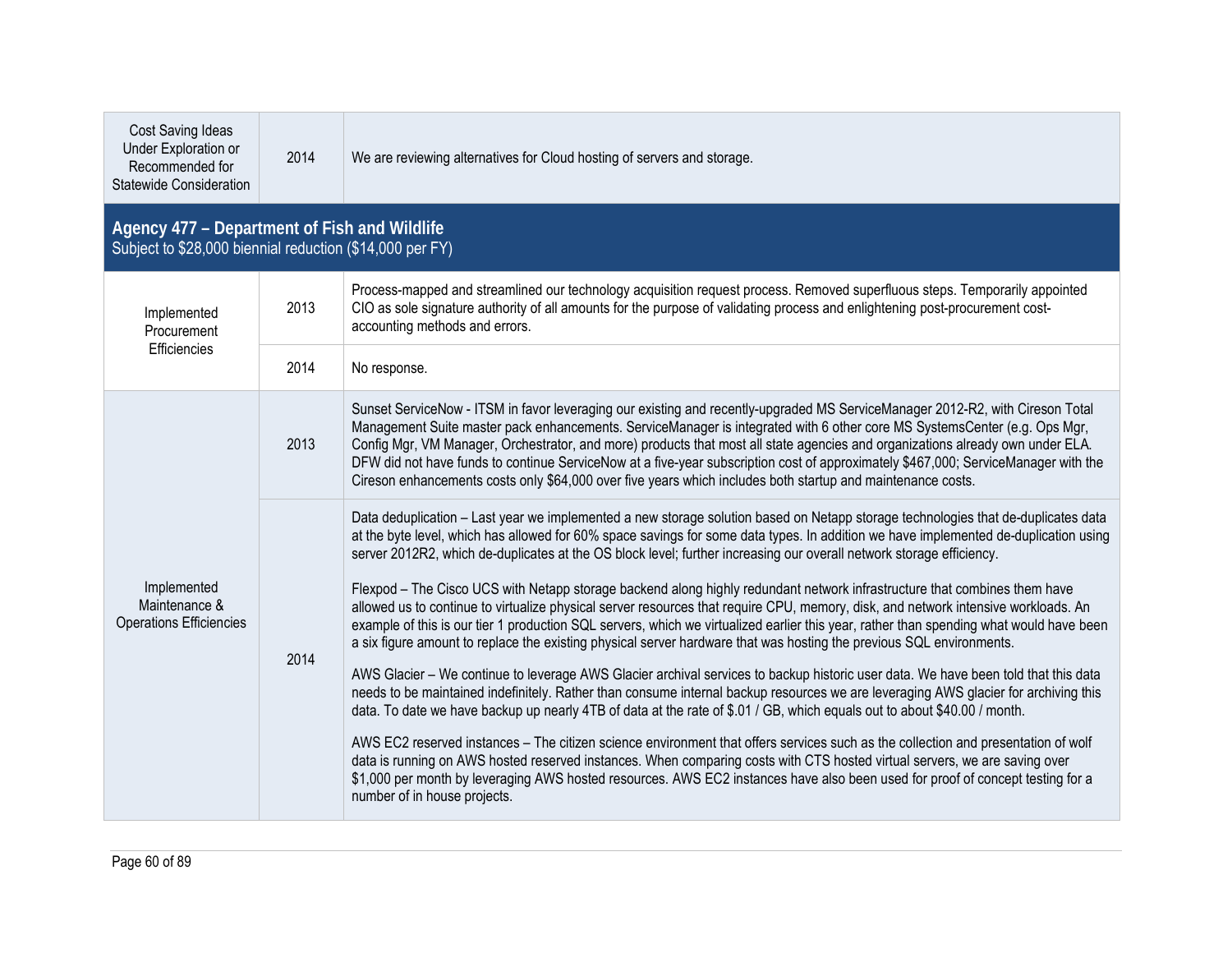| | | |
|---|---|---|
| Cost Saving Ideas Under Exploration or Recommended for Statewide Consideration | 2014 | We are reviewing alternatives for Cloud hosting of servers and storage. |

## Agency 477 – Department of Fish and Wildlife

Subject to $28,000 biennial reduction ($14,000 per FY)

| | | |
|---|---|---|
| Implemented Procurement Efficiencies | 2013 | Process-mapped and streamlined our technology acquisition request process. Removed superfluous steps. Temporarily appointed CIO as sole signature authority of all amounts for the purpose of validating process and enlightening post-procurement cost-accounting methods and errors. |
| | 2014 | No response. |
| Implemented Maintenance & Operations Efficiencies | 2013 | Sunset ServiceNow - ITSM in favor leveraging our existing and recently-upgraded MS ServiceManager 2012-R2, with Cireson Total Management Suite master pack enhancements. ServiceManager is integrated with 6 other core MS SystemsCenter (e.g. Ops Mgr, Config Mgr, VM Manager, Orchestrator, and more) products that most all state agencies and organizations already own under ELA. DFW did not have funds to continue ServiceNow at a five-year subscription cost of approximately $467,000; ServiceManager with the Cireson enhancements costs only $64,000 over five years which includes both startup and maintenance costs. |
| | 2014 | Data deduplication – Last year we implemented a new storage solution based on Netapp storage technologies that de-duplicates data at the byte level, which has allowed for 60% space savings for some data types. In addition we have implemented de-duplication using server 2012R2, which de-duplicates at the OS block level; further increasing our overall network storage efficiency.<br><br>Flexpod – The Cisco UCS with Netapp storage backend along highly redundant network infrastructure that combines them have allowed us to continue to virtualize physical server resources that require CPU, memory, disk, and network intensive workloads. An example of this is our tier 1 production SQL servers, which we virtualized earlier this year, rather than spending what would have been a six figure amount to replace the existing physical server hardware that was hosting the previous SQL environments.<br><br>AWS Glacier – We continue to leverage AWS Glacier archival services to backup historic user data. We have been told that this data needs to be maintained indefinitely. Rather than consume internal backup resources we are leveraging AWS glacier for archiving this data. To date we have backup up nearly 4TB of data at the rate of $.01 / GB, which equals out to about $40.00 / month.<br><br>AWS EC2 reserved instances – The citizen science environment that offers services such as the collection and presentation of wolf data is running on AWS hosted reserved instances. When comparing costs with CTS hosted virtual servers, we are saving over $1,000 per month by leveraging AWS hosted resources. AWS EC2 instances have also been used for proof of concept testing for a number of in house projects. |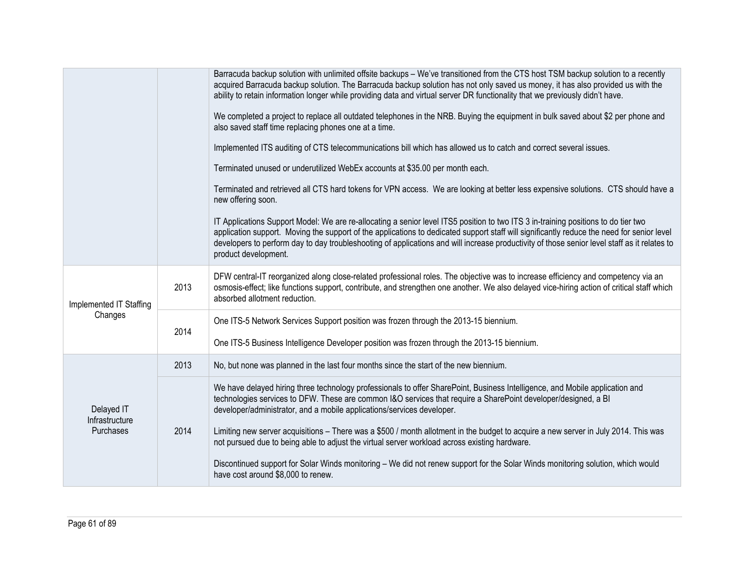| | | |
|---|---|---|
| | | Barracuda backup solution with unlimited offsite backups – We've transitioned from the CTS host TSM backup solution to a recently acquired Barracuda backup solution. The Barracuda backup solution has not only saved us money, it has also provided us with the ability to retain information longer while providing data and virtual server DR functionality that we previously didn't have.<br><br>We completed a project to replace all outdated telephones in the NRB. Buying the equipment in bulk saved about $2 per phone and also saved staff time replacing phones one at a time.<br><br>Implemented ITS auditing of CTS telecommunications bill which has allowed us to catch and correct several issues.<br><br>Terminated unused or underutilized WebEx accounts at $35.00 per month each.<br><br>Terminated and retrieved all CTS hard tokens for VPN access. We are looking at better less expensive solutions. CTS should have a new offering soon.<br><br>IT Applications Support Model: We are re-allocating a senior level ITS5 position to two ITS 3 in-training positions to do tier two application support. Moving the support of the applications to dedicated support staff will significantly reduce the need for senior level developers to perform day to day troubleshooting of applications and will increase productivity of those senior level staff as it relates to product development. |
| Implemented IT Staffing Changes | 2013 | DFW central-IT reorganized along close-related professional roles. The objective was to increase efficiency and competency via an osmosis-effect; like functions support, contribute, and strengthen one another. We also delayed vice-hiring action of critical staff which absorbed allotment reduction. |
| | 2014 | One ITS-5 Network Services Support position was frozen through the 2013-15 biennium.<br><br>One ITS-5 Business Intelligence Developer position was frozen through the 2013-15 biennium. |
| Delayed IT Infrastructure Purchases | 2013 | No, but none was planned in the last four months since the start of the new biennium. |
| | 2014 | We have delayed hiring three technology professionals to offer SharePoint, Business Intelligence, and Mobile application and technologies services to DFW. These are common I&O services that require a SharePoint developer/designed, a BI developer/administrator, and a mobile applications/services developer.<br><br>Limiting new server acquisitions – There was a $500 / month allotment in the budget to acquire a new server in July 2014. This was not pursued due to being able to adjust the virtual server workload across existing hardware.<br><br>Discontinued support for Solar Winds monitoring – We did not renew support for the Solar Winds monitoring solution, which would have cost around $8,000 to renew. |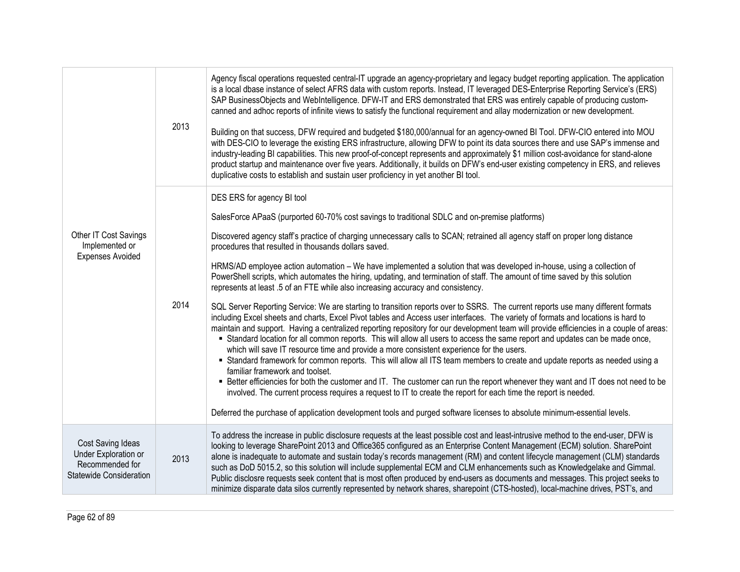| | | |
|---|---|---|
| Other IT Cost Savings Implemented or Expenses Avoided | 2013 | Agency fiscal operations requested central-IT upgrade an agency-proprietary and legacy budget reporting application. The application is a local dbase instance of select AFRS data with custom reports. Instead, IT leveraged DES-Enterprise Reporting Service's (ERS) SAP BusinessObjects and WebIntelligence. DFW-IT and ERS demonstrated that ERS was entirely capable of producing custom-canned and adhoc reports of infinite views to satisfy the functional requirement and allay modernization or new development.<br><br>Building on that success, DFW required and budgeted $180,000/annual for an agency-owned BI Tool. DFW-CIO entered into MOU with DES-CIO to leverage the existing ERS infrastructure, allowing DFW to point its data sources there and use SAP's immense and industry-leading BI capabilities. This new proof-of-concept represents and approximately $1 million cost-avoidance for stand-alone product startup and maintenance over five years. Additionally, it builds on DFW's end-user existing competency in ERS, and relieves duplicative costs to establish and sustain user proficiency in yet another BI tool. |
| | 2014 | DES ERS for agency BI tool<br><br>SalesForce APaaS (purported 60-70% cost savings to traditional SDLC and on-premise platforms)<br><br>Discovered agency staff's practice of charging unnecessary calls to SCAN; retrained all agency staff on proper long distance procedures that resulted in thousands dollars saved.<br><br>HRMS/AD employee action automation – We have implemented a solution that was developed in-house, using a collection of PowerShell scripts, which automates the hiring, updating, and termination of staff. The amount of time saved by this solution represents at least .5 of an FTE while also increasing accuracy and consistency.<br><br>SQL Server Reporting Service: We are starting to transition reports over to SSRS. The current reports use many different formats including Excel sheets and charts, Excel Pivot tables and Access user interfaces. The variety of formats and locations is hard to maintain and support. Having a centralized reporting repository for our development team will provide efficiencies in a couple of areas:<br>▪ Standard location for all common reports. This will allow all users to access the same report and updates can be made once, which will save IT resource time and provide a more consistent experience for the users.<br>▪ Standard framework for common reports. This will allow all ITS team members to create and update reports as needed using a familiar framework and toolset.<br>▪ Better efficiencies for both the customer and IT. The customer can run the report whenever they want and IT does not need to be involved. The current process requires a request to IT to create the report for each time the report is needed.<br><br>Deferred the purchase of application development tools and purged software licenses to absolute minimum-essential levels. |
| Cost Saving Ideas Under Exploration or Recommended for Statewide Consideration | 2013 | To address the increase in public disclosure requests at the least possible cost and least-intrusive method to the end-user, DFW is looking to leverage SharePoint 2013 and Office365 configured as an Enterprise Content Management (ECM) solution. SharePoint alone is inadequate to automate and sustain today's records management (RM) and content lifecycle management (CLM) standards such as DoD 5015.2, so this solution will include supplemental ECM and CLM enhancements such as Knowledgelake and Gimmal. Public disclosre requests seek content that is most often produced by end-users as documents and messages. This project seeks to minimize disparate data silos currently represented by network shares, sharepoint (CTS-hosted), local-machine drives, PST's, and |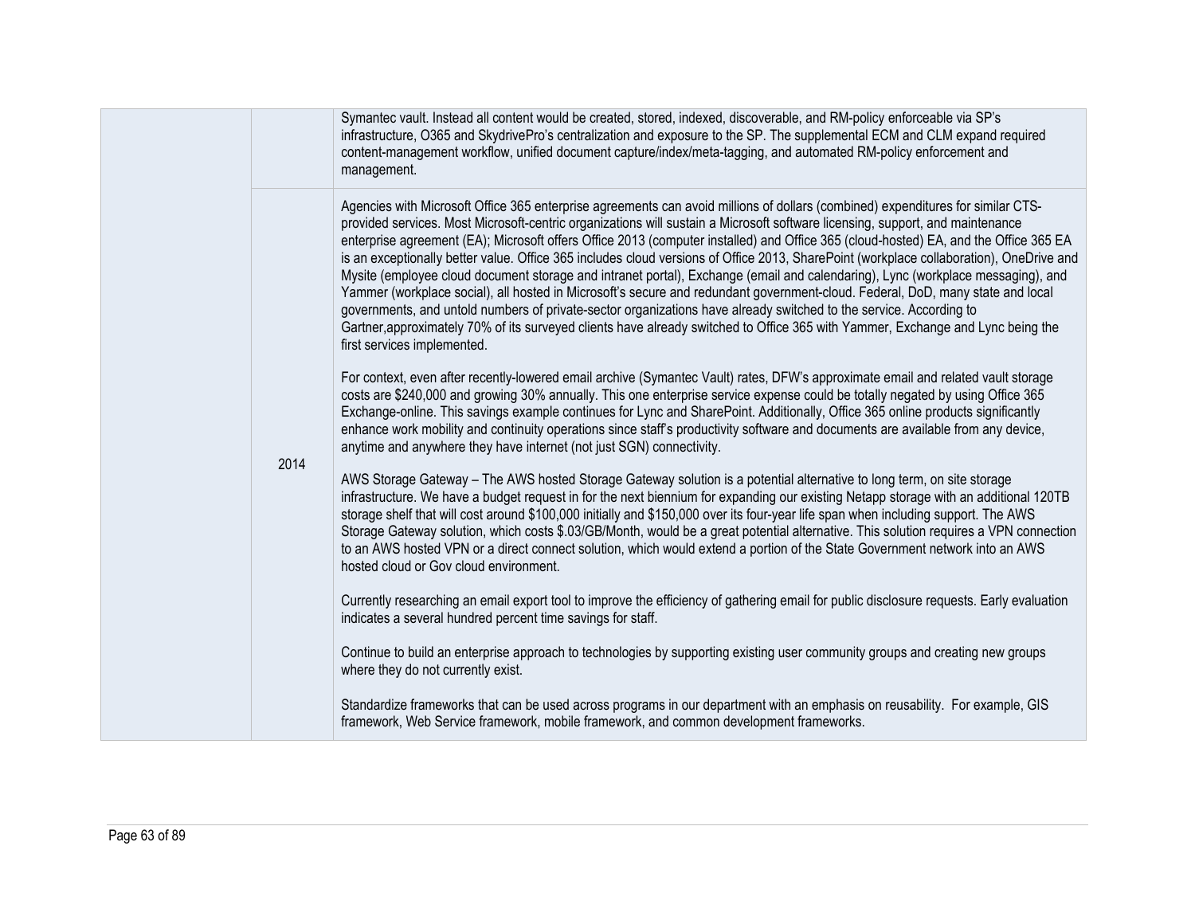| | | |
|---|---|---|
| | | Symantec vault. Instead all content would be created, stored, indexed, discoverable, and RM-policy enforceable via SP's infrastructure, O365 and SkydrivePro's centralization and exposure to the SP. The supplemental ECM and CLM expand required content-management workflow, unified document capture/index/meta-tagging, and automated RM-policy enforcement and management. |
| | 2014 | Agencies with Microsoft Office 365 enterprise agreements can avoid millions of dollars (combined) expenditures for similar CTS-provided services. Most Microsoft-centric organizations will sustain a Microsoft software licensing, support, and maintenance enterprise agreement (EA); Microsoft offers Office 2013 (computer installed) and Office 365 (cloud-hosted) EA, and the Office 365 EA is an exceptionally better value. Office 365 includes cloud versions of Office 2013, SharePoint (workplace collaboration), OneDrive and Mysite (employee cloud document storage and intranet portal), Exchange (email and calendaring), Lync (workplace messaging), and Yammer (workplace social), all hosted in Microsoft's secure and redundant government-cloud. Federal, DoD, many state and local governments, and untold numbers of private-sector organizations have already switched to the service. According to Gartner,approximately 70% of its surveyed clients have already switched to Office 365 with Yammer, Exchange and Lync being the first services implemented.<br><br>For context, even after recently-lowered email archive (Symantec Vault) rates, DFW's approximate email and related vault storage costs are $240,000 and growing 30% annually. This one enterprise service expense could be totally negated by using Office 365 Exchange-online. This savings example continues for Lync and SharePoint. Additionally, Office 365 online products significantly enhance work mobility and continuity operations since staff's productivity software and documents are available from any device, anytime and anywhere they have internet (not just SGN) connectivity.<br><br>AWS Storage Gateway – The AWS hosted Storage Gateway solution is a potential alternative to long term, on site storage infrastructure. We have a budget request in for the next biennium for expanding our existing Netapp storage with an additional 120TB storage shelf that will cost around $100,000 initially and $150,000 over its four-year life span when including support. The AWS Storage Gateway solution, which costs $.03/GB/Month, would be a great potential alternative. This solution requires a VPN connection to an AWS hosted VPN or a direct connect solution, which would extend a portion of the State Government network into an AWS hosted cloud or Gov cloud environment.<br><br>Currently researching an email export tool to improve the efficiency of gathering email for public disclosure requests. Early evaluation indicates a several hundred percent time savings for staff.<br><br>Continue to build an enterprise approach to technologies by supporting existing user community groups and creating new groups where they do not currently exist.<br><br>Standardize frameworks that can be used across programs in our department with an emphasis on reusability. For example, GIS framework, Web Service framework, mobile framework, and common development frameworks. |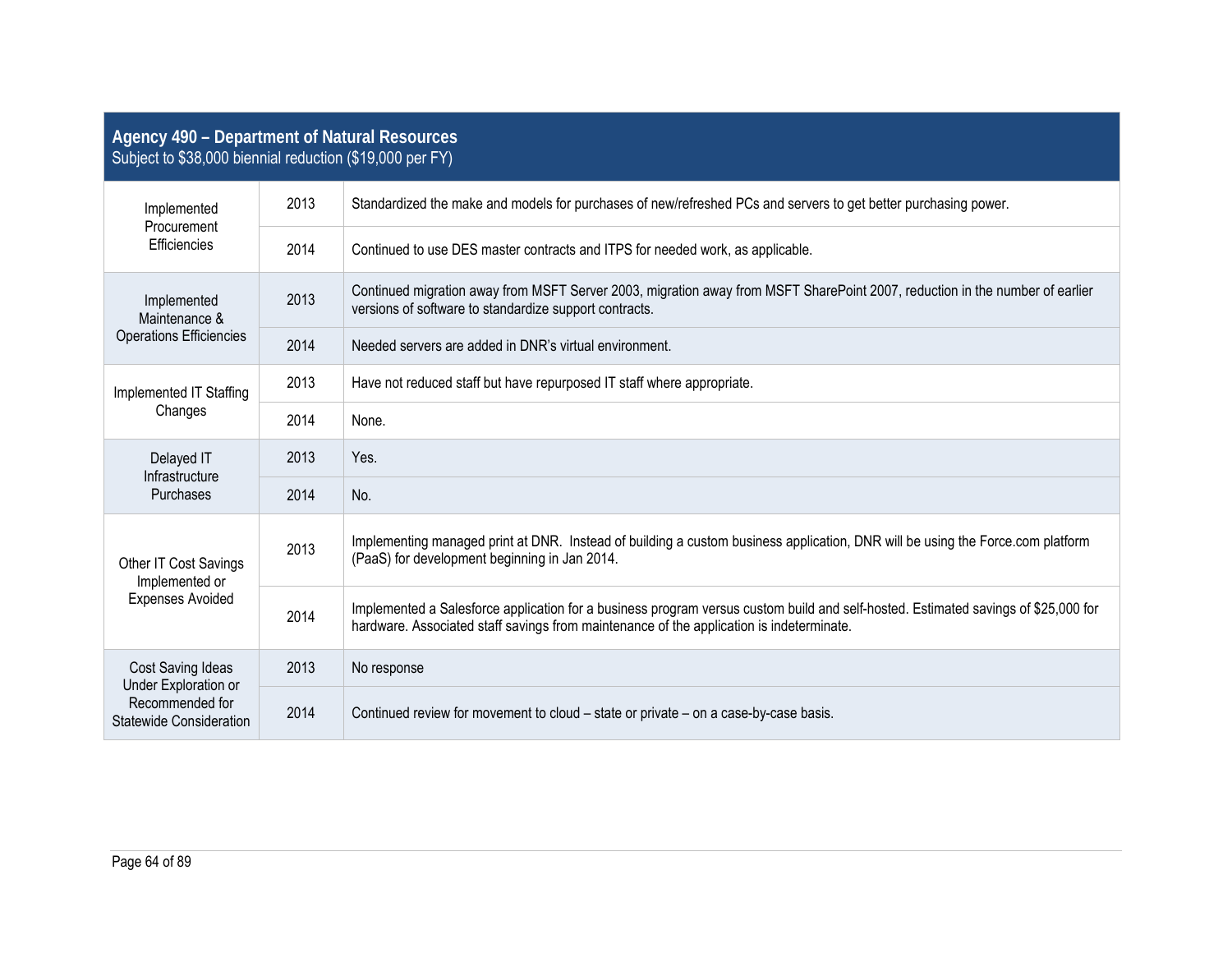## Agency 490 – Department of Natural Resources

Subject to $38,000 biennial reduction ($19,000 per FY)

| Category | Year | Description |
|---|---|---|
| Implemented Procurement Efficiencies | 2013 | Standardized the make and models for purchases of new/refreshed PCs and servers to get better purchasing power. |
| | 2014 | Continued to use DES master contracts and ITPS for needed work, as applicable. |
| Implemented Maintenance & Operations Efficiencies | 2013 | Continued migration away from MSFT Server 2003, migration away from MSFT SharePoint 2007, reduction in the number of earlier versions of software to standardize support contracts. |
| | 2014 | Needed servers are added in DNR's virtual environment. |
| Implemented IT Staffing Changes | 2013 | Have not reduced staff but have repurposed IT staff where appropriate. |
| | 2014 | None. |
| Delayed IT Infrastructure Purchases | 2013 | Yes. |
| | 2014 | No. |
| Other IT Cost Savings Implemented or Expenses Avoided | 2013 | Implementing managed print at DNR. Instead of building a custom business application, DNR will be using the Force.com platform (PaaS) for development beginning in Jan 2014. |
| | 2014 | Implemented a Salesforce application for a business program versus custom build and self-hosted. Estimated savings of $25,000 for hardware. Associated staff savings from maintenance of the application is indeterminate. |
| Cost Saving Ideas Under Exploration or Recommended for Statewide Consideration | 2013 | No response |
| | 2014 | Continued review for movement to cloud – state or private – on a case-by-case basis. |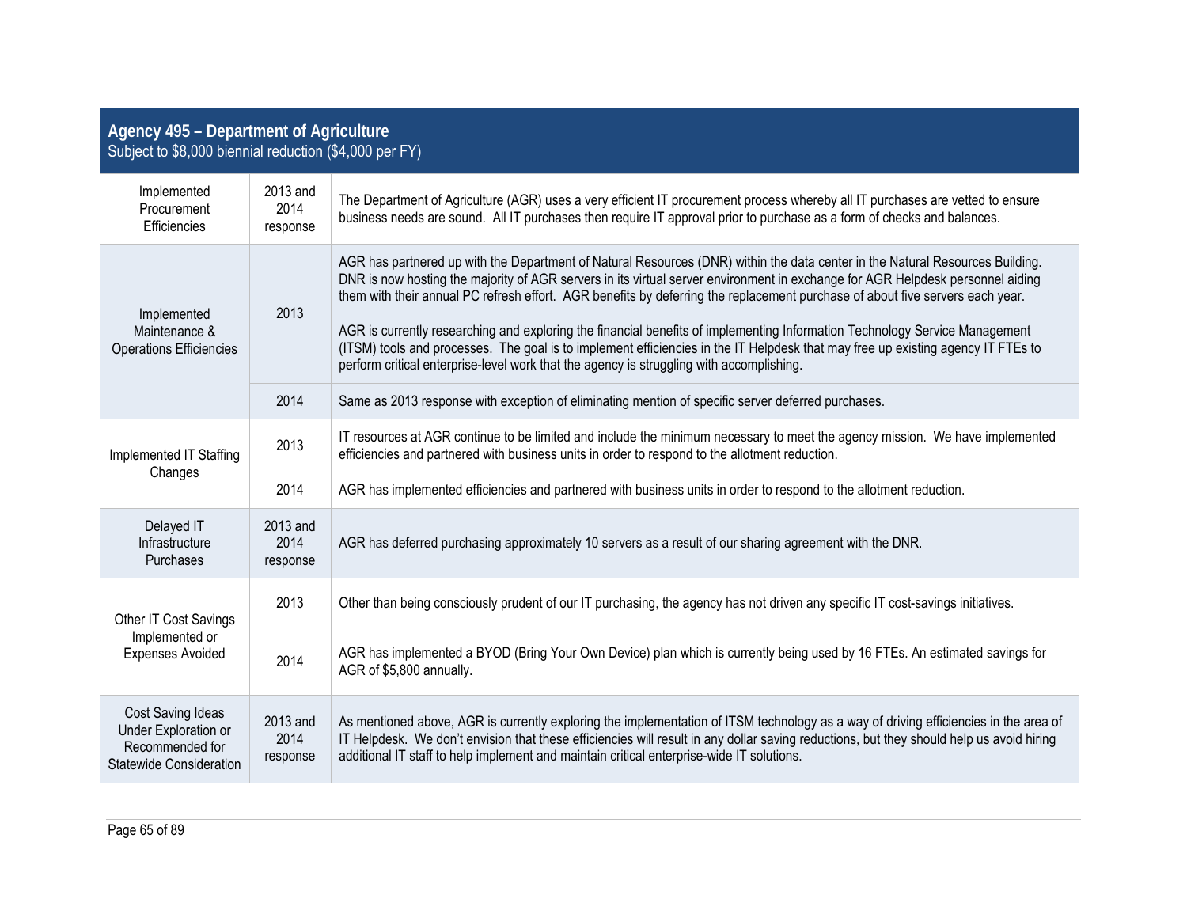## Agency 495 – Department of Agriculture

Subject to $8,000 biennial reduction ($4,000 per FY)

| Category | Year | Response |
|---|---|---|
| Implemented Procurement Efficiencies | 2013 and 2014 response | The Department of Agriculture (AGR) uses a very efficient IT procurement process whereby all IT purchases are vetted to ensure business needs are sound. All IT purchases then require IT approval prior to purchase as a form of checks and balances. |
| Implemented Maintenance & Operations Efficiencies | 2013 | AGR has partnered up with the Department of Natural Resources (DNR) within the data center in the Natural Resources Building. DNR is now hosting the majority of AGR servers in its virtual server environment in exchange for AGR Helpdesk personnel aiding them with their annual PC refresh effort. AGR benefits by deferring the replacement purchase of about five servers each year.<br><br>AGR is currently researching and exploring the financial benefits of implementing Information Technology Service Management (ITSM) tools and processes. The goal is to implement efficiencies in the IT Helpdesk that may free up existing agency IT FTEs to perform critical enterprise-level work that the agency is struggling with accomplishing. |
| | 2014 | Same as 2013 response with exception of eliminating mention of specific server deferred purchases. |
| Implemented IT Staffing Changes | 2013 | IT resources at AGR continue to be limited and include the minimum necessary to meet the agency mission. We have implemented efficiencies and partnered with business units in order to respond to the allotment reduction. |
| | 2014 | AGR has implemented efficiencies and partnered with business units in order to respond to the allotment reduction. |
| Delayed IT Infrastructure Purchases | 2013 and 2014 response | AGR has deferred purchasing approximately 10 servers as a result of our sharing agreement with the DNR. |
| Other IT Cost Savings Implemented or Expenses Avoided | 2013 | Other than being consciously prudent of our IT purchasing, the agency has not driven any specific IT cost-savings initiatives. |
| | 2014 | AGR has implemented a BYOD (Bring Your Own Device) plan which is currently being used by 16 FTEs. An estimated savings for AGR of $5,800 annually. |
| Cost Saving Ideas Under Exploration or Recommended for Statewide Consideration | 2013 and 2014 response | As mentioned above, AGR is currently exploring the implementation of ITSM technology as a way of driving efficiencies in the area of IT Helpdesk. We don't envision that these efficiencies will result in any dollar saving reductions, but they should help us avoid hiring additional IT staff to help implement and maintain critical enterprise-wide IT solutions. |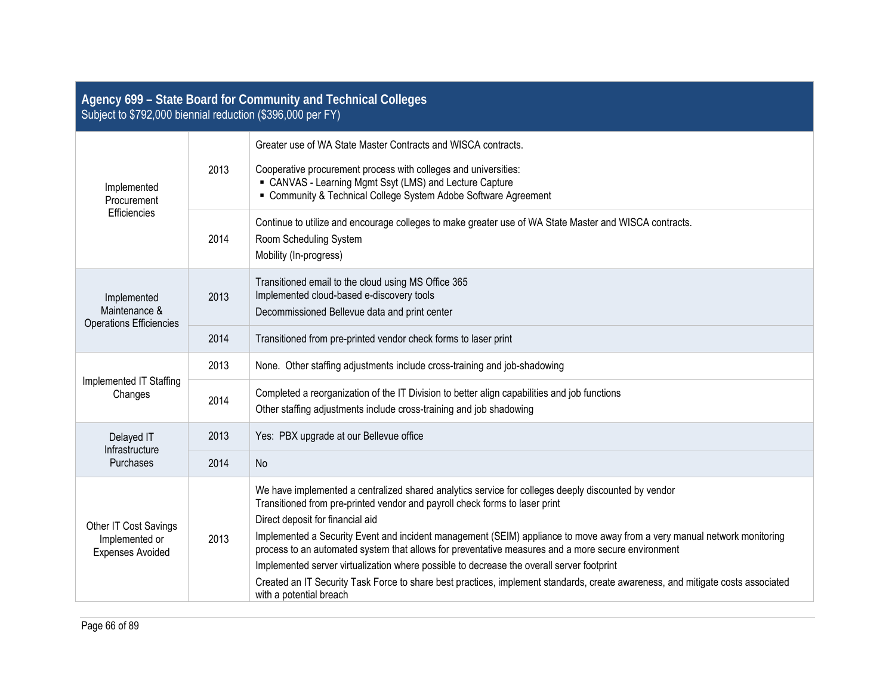## Agency 699 – State Board for Community and Technical Colleges

Subject to $792,000 biennial reduction ($396,000 per FY)

| Category | Year | Details |
|---|---|---|
| Implemented Procurement Efficiencies | 2013 | Greater use of WA State Master Contracts and WISCA contracts.<br><br>Cooperative procurement process with colleges and universities:<br>▪ CANVAS - Learning Mgmt Ssyt (LMS) and Lecture Capture<br>▪ Community & Technical College System Adobe Software Agreement |
| | 2014 | Continue to utilize and encourage colleges to make greater use of WA State Master and WISCA contracts.<br>Room Scheduling System<br>Mobility (In-progress) |
| Implemented Maintenance & Operations Efficiencies | 2013 | Transitioned email to the cloud using MS Office 365<br>Implemented cloud-based e-discovery tools<br>Decommissioned Bellevue data and print center |
| | 2014 | Transitioned from pre-printed vendor check forms to laser print |
| Implemented IT Staffing Changes | 2013 | None. Other staffing adjustments include cross-training and job-shadowing |
| | 2014 | Completed a reorganization of the IT Division to better align capabilities and job functions<br>Other staffing adjustments include cross-training and job shadowing |
| Delayed IT Infrastructure Purchases | 2013 | Yes: PBX upgrade at our Bellevue office |
| | 2014 | No |
| Other IT Cost Savings Implemented or Expenses Avoided | 2013 | We have implemented a centralized shared analytics service for colleges deeply discounted by vendor<br>Transitioned from pre-printed vendor and payroll check forms to laser print<br>Direct deposit for financial aid<br>Implemented a Security Event and incident management (SEIM) appliance to move away from a very manual network monitoring process to an automated system that allows for preventative measures and a more secure environment<br>Implemented server virtualization where possible to decrease the overall server footprint<br>Created an IT Security Task Force to share best practices, implement standards, create awareness, and mitigate costs associated with a potential breach |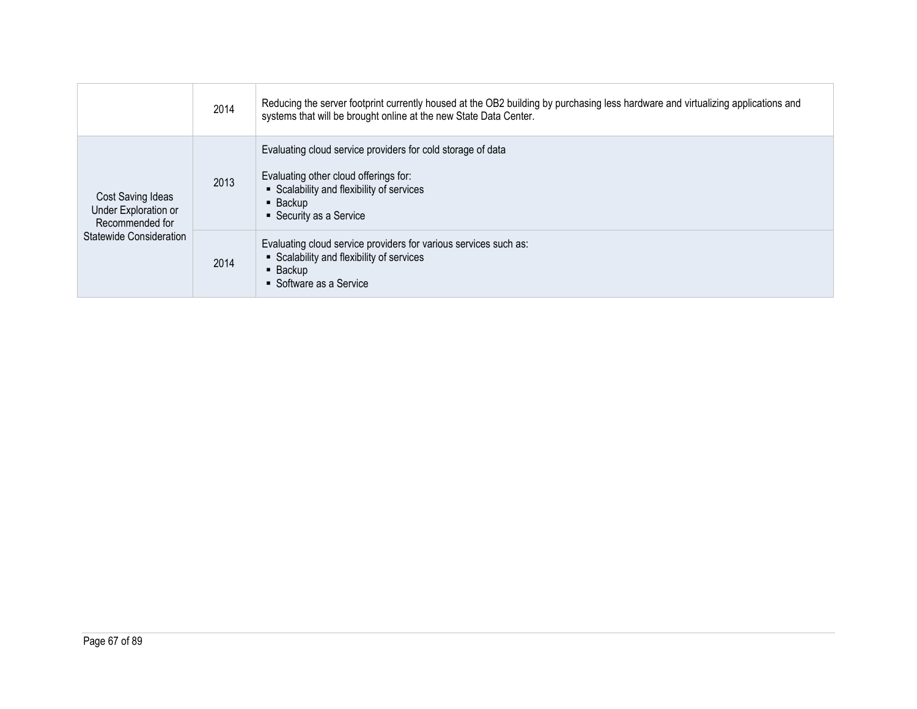| | | |
|---|---|---|
| | 2014 | Reducing the server footprint currently housed at the OB2 building by purchasing less hardware and virtualizing applications and systems that will be brought online at the new State Data Center. |
| Cost Saving Ideas Under Exploration or Recommended for Statewide Consideration | 2013 | Evaluating cloud service providers for cold storage of data<br><br>Evaluating other cloud offerings for:<br>▪ Scalability and flexibility of services<br>▪ Backup<br>▪ Security as a Service |
| | 2014 | Evaluating cloud service providers for various services such as:<br>▪ Scalability and flexibility of services<br>▪ Backup<br>▪ Software as a Service |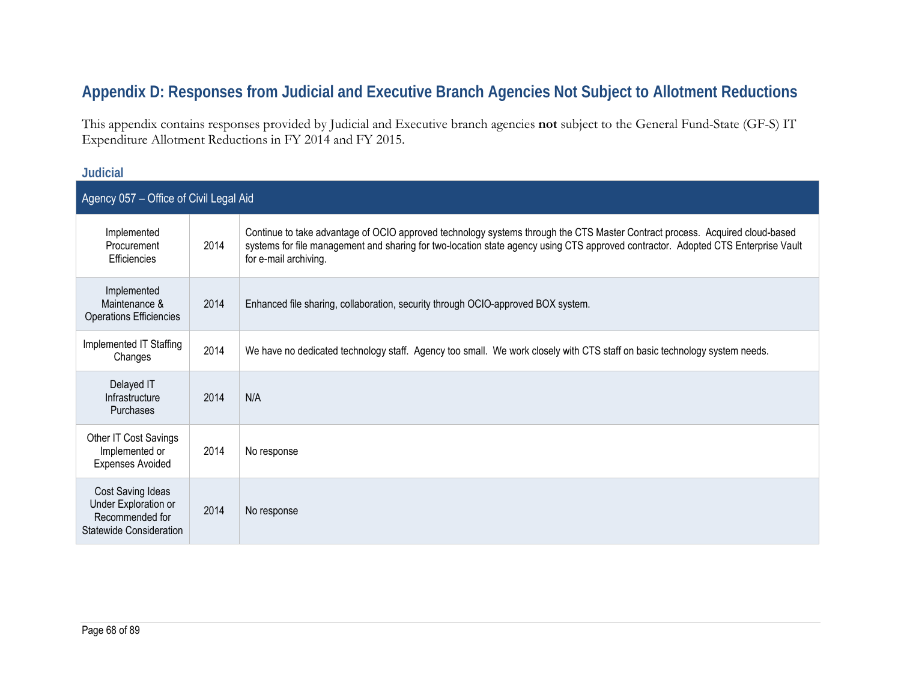## Appendix D: Responses from Judicial and Executive Branch Agencies Not Subject to Allotment Reductions

This appendix contains responses provided by Judicial and Executive branch agencies **not** subject to the General Fund-State (GF-S) IT Expenditure Allotment Reductions in FY 2014 and FY 2015.

### Judicial

| Agency 057 – Office of Civil Legal Aid | | |
|---|---|---|
| Implemented Procurement Efficiencies | 2014 | Continue to take advantage of OCIO approved technology systems through the CTS Master Contract process. Acquired cloud-based systems for file management and sharing for two-location state agency using CTS approved contractor. Adopted CTS Enterprise Vault for e-mail archiving. |
| Implemented Maintenance & Operations Efficiencies | 2014 | Enhanced file sharing, collaboration, security through OCIO-approved BOX system. |
| Implemented IT Staffing Changes | 2014 | We have no dedicated technology staff. Agency too small. We work closely with CTS staff on basic technology system needs. |
| Delayed IT Infrastructure Purchases | 2014 | N/A |
| Other IT Cost Savings Implemented or Expenses Avoided | 2014 | No response |
| Cost Saving Ideas Under Exploration or Recommended for Statewide Consideration | 2014 | No response |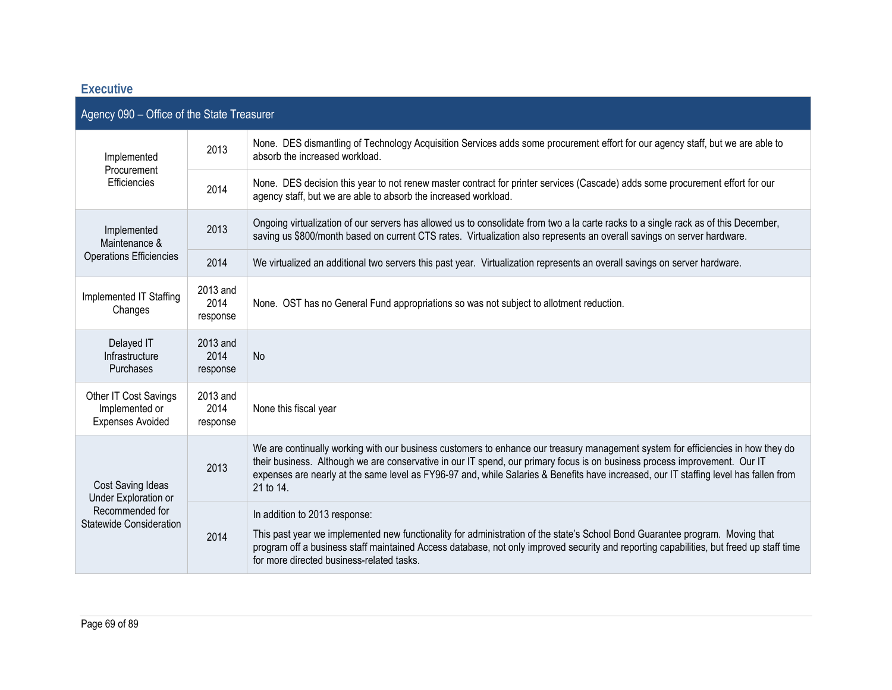## Executive

| Agency 090 – Office of the State Treasurer | | |
|---|---|---|
| Implemented Procurement Efficiencies | 2013 | None. DES dismantling of Technology Acquisition Services adds some procurement effort for our agency staff, but we are able to absorb the increased workload. |
| | 2014 | None. DES decision this year to not renew master contract for printer services (Cascade) adds some procurement effort for our agency staff, but we are able to absorb the increased workload. |
| Implemented Maintenance & Operations Efficiencies | 2013 | Ongoing virtualization of our servers has allowed us to consolidate from two a la carte racks to a single rack as of this December, saving us $800/month based on current CTS rates. Virtualization also represents an overall savings on server hardware. |
| | 2014 | We virtualized an additional two servers this past year. Virtualization represents an overall savings on server hardware. |
| Implemented IT Staffing Changes | 2013 and 2014 response | None. OST has no General Fund appropriations so was not subject to allotment reduction. |
| Delayed IT Infrastructure Purchases | 2013 and 2014 response | No |
| Other IT Cost Savings Implemented or Expenses Avoided | 2013 and 2014 response | None this fiscal year |
| Cost Saving Ideas Under Exploration or Recommended for Statewide Consideration | 2013 | We are continually working with our business customers to enhance our treasury management system for efficiencies in how they do their business. Although we are conservative in our IT spend, our primary focus is on business process improvement. Our IT expenses are nearly at the same level as FY96-97 and, while Salaries & Benefits have increased, our IT staffing level has fallen from 21 to 14. |
| | 2014 | In addition to 2013 response: This past year we implemented new functionality for administration of the state's School Bond Guarantee program. Moving that program off a business staff maintained Access database, not only improved security and reporting capabilities, but freed up staff time for more directed business-related tasks. |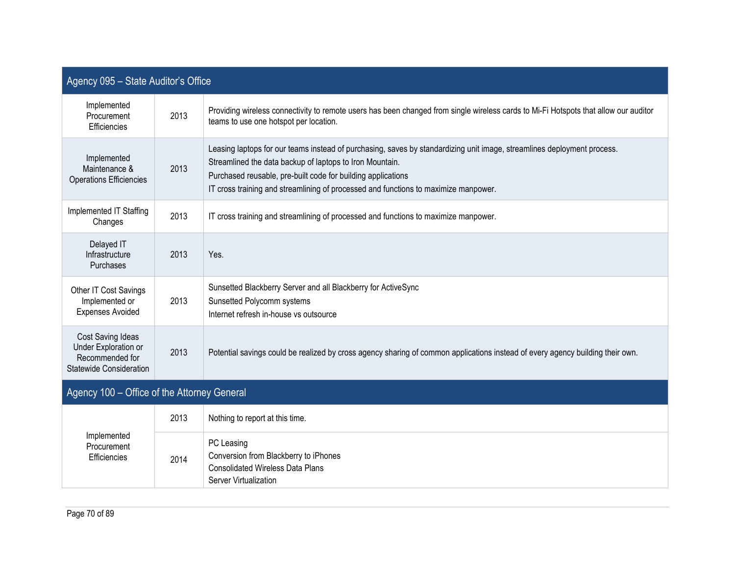| Agency 095 – State Auditor's Office | | |
|---|---|---|
| Implemented Procurement Efficiencies | 2013 | Providing wireless connectivity to remote users has been changed from single wireless cards to Mi-Fi Hotspots that allow our auditor teams to use one hotspot per location. |
| Implemented Maintenance & Operations Efficiencies | 2013 | Leasing laptops for our teams instead of purchasing, saves by standardizing unit image, streamlines deployment process.<br>Streamlined the data backup of laptops to Iron Mountain.<br>Purchased reusable, pre-built code for building applications<br>IT cross training and streamlining of processed and functions to maximize manpower. |
| Implemented IT Staffing Changes | 2013 | IT cross training and streamlining of processed and functions to maximize manpower. |
| Delayed IT Infrastructure Purchases | 2013 | Yes. |
| Other IT Cost Savings Implemented or Expenses Avoided | 2013 | Sunsetted Blackberry Server and all Blackberry for ActiveSync<br>Sunsetted Polycomm systems<br>Internet refresh in-house vs outsource |
| Cost Saving Ideas Under Exploration or Recommended for Statewide Consideration | 2013 | Potential savings could be realized by cross agency sharing of common applications instead of every agency building their own. |

| Agency 100 – Office of the Attorney General | | |
|---|---|---|
| Implemented Procurement Efficiencies | 2013 | Nothing to report at this time. |
| | 2014 | PC Leasing<br>Conversion from Blackberry to iPhones<br>Consolidated Wireless Data Plans<br>Server Virtualization |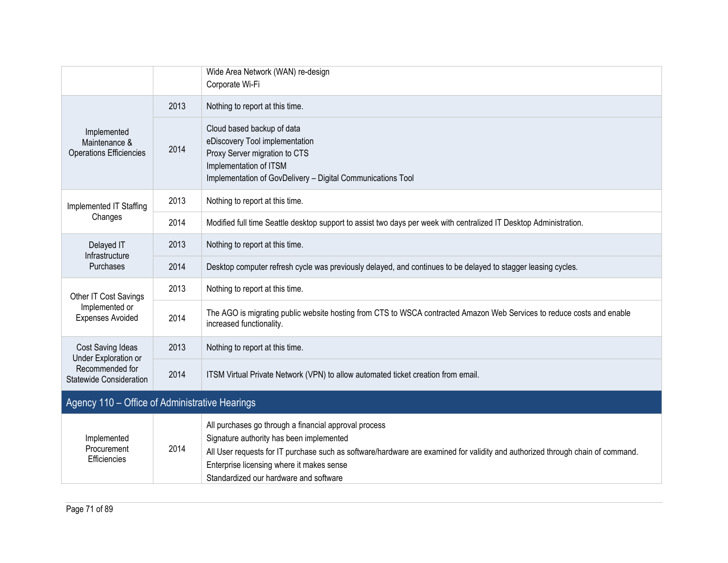| | | |
|---|---|---|
| | | Wide Area Network (WAN) re-design<br>Corporate Wi-Fi |
| Implemented Maintenance & Operations Efficiencies | 2013 | Nothing to report at this time. |
| | 2014 | Cloud based backup of data<br>eDiscovery Tool implementation<br>Proxy Server migration to CTS<br>Implementation of ITSM<br>Implementation of GovDelivery – Digital Communications Tool |
| Implemented IT Staffing Changes | 2013 | Nothing to report at this time. |
| | 2014 | Modified full time Seattle desktop support to assist two days per week with centralized IT Desktop Administration. |
| Delayed IT Infrastructure Purchases | 2013 | Nothing to report at this time. |
| | 2014 | Desktop computer refresh cycle was previously delayed, and continues to be delayed to stagger leasing cycles. |
| Other IT Cost Savings Implemented or Expenses Avoided | 2013 | Nothing to report at this time. |
| | 2014 | The AGO is migrating public website hosting from CTS to WSCA contracted Amazon Web Services to reduce costs and enable increased functionality. |
| Cost Saving Ideas Under Exploration or Recommended for Statewide Consideration | 2013 | Nothing to report at this time. |
| | 2014 | ITSM Virtual Private Network (VPN) to allow automated ticket creation from email. |

## Agency 110 – Office of Administrative Hearings

| | | |
|---|---|---|
| Implemented Procurement Efficiencies | 2014 | All purchases go through a financial approval process<br>Signature authority has been implemented<br>All User requests for IT purchase such as software/hardware are examined for validity and authorized through chain of command.<br>Enterprise licensing where it makes sense<br>Standardized our hardware and software |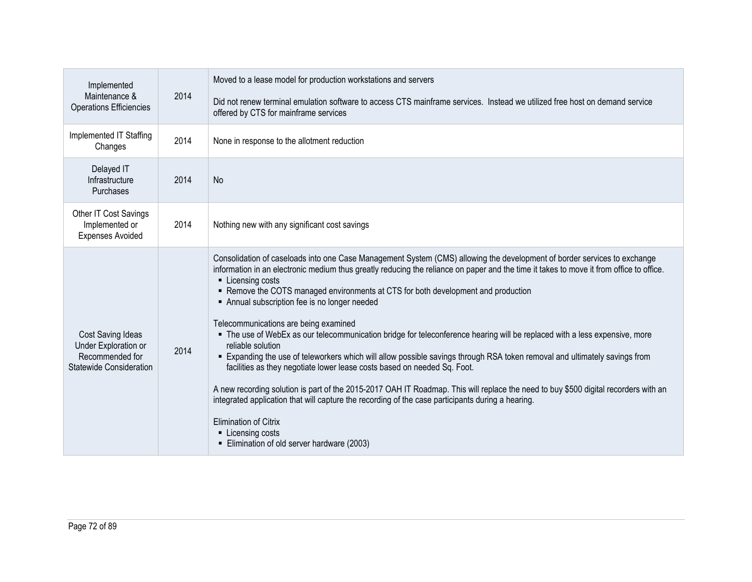| | | |
|---|---|---|
| Implemented Maintenance & Operations Efficiencies | 2014 | Moved to a lease model for production workstations and servers<br><br>Did not renew terminal emulation software to access CTS mainframe services. Instead we utilized free host on demand service offered by CTS for mainframe services |
| Implemented IT Staffing Changes | 2014 | None in response to the allotment reduction |
| Delayed IT Infrastructure Purchases | 2014 | No |
| Other IT Cost Savings Implemented or Expenses Avoided | 2014 | Nothing new with any significant cost savings |
| Cost Saving Ideas Under Exploration or Recommended for Statewide Consideration | 2014 | Consolidation of caseloads into one Case Management System (CMS) allowing the development of border services to exchange information in an electronic medium thus greatly reducing the reliance on paper and the time it takes to move it from office to office.<br>▪ Licensing costs<br>▪ Remove the COTS managed environments at CTS for both development and production<br>▪ Annual subscription fee is no longer needed<br><br>Telecommunications are being examined<br>▪ The use of WebEx as our telecommunication bridge for teleconference hearing will be replaced with a less expensive, more reliable solution<br>▪ Expanding the use of teleworkers which will allow possible savings through RSA token removal and ultimately savings from facilities as they negotiate lower lease costs based on needed Sq. Foot.<br><br>A new recording solution is part of the 2015-2017 OAH IT Roadmap. This will replace the need to buy $500 digital recorders with an integrated application that will capture the recording of the case participants during a hearing.<br><br>Elimination of Citrix<br>▪ Licensing costs<br>▪ Elimination of old server hardware (2003) |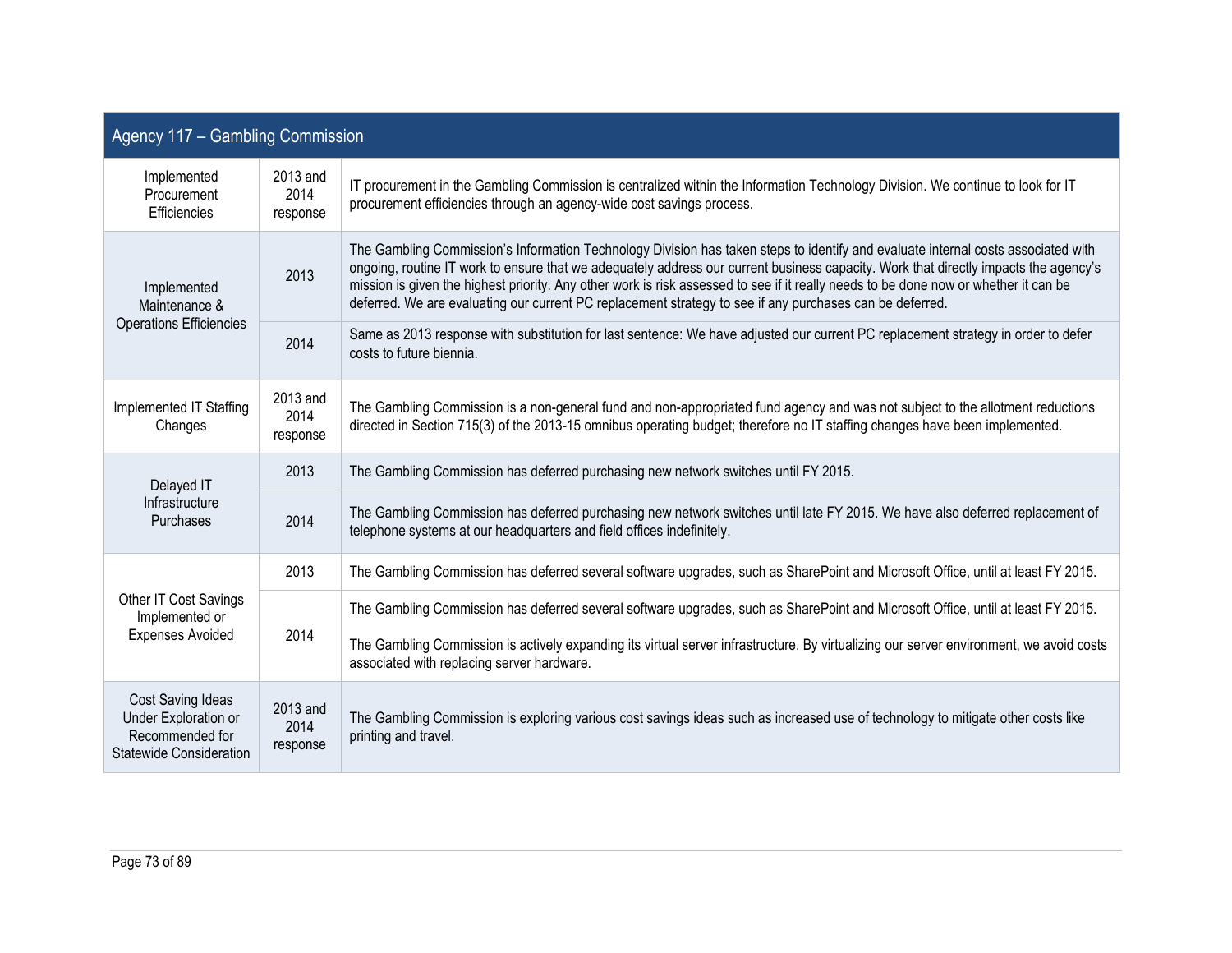| Agency 117 – Gambling Commission | | |
|---|---|---|
| Implemented Procurement Efficiencies | 2013 and 2014 response | IT procurement in the Gambling Commission is centralized within the Information Technology Division. We continue to look for IT procurement efficiencies through an agency-wide cost savings process. |
| Implemented Maintenance & Operations Efficiencies | 2013 | The Gambling Commission's Information Technology Division has taken steps to identify and evaluate internal costs associated with ongoing, routine IT work to ensure that we adequately address our current business capacity. Work that directly impacts the agency's mission is given the highest priority. Any other work is risk assessed to see if it really needs to be done now or whether it can be deferred. We are evaluating our current PC replacement strategy to see if any purchases can be deferred. |
| | 2014 | Same as 2013 response with substitution for last sentence: We have adjusted our current PC replacement strategy in order to defer costs to future biennia. |
| Implemented IT Staffing Changes | 2013 and 2014 response | The Gambling Commission is a non-general fund and non-appropriated fund agency and was not subject to the allotment reductions directed in Section 715(3) of the 2013-15 omnibus operating budget; therefore no IT staffing changes have been implemented. |
| Delayed IT Infrastructure Purchases | 2013 | The Gambling Commission has deferred purchasing new network switches until FY 2015. |
| | 2014 | The Gambling Commission has deferred purchasing new network switches until late FY 2015. We have also deferred replacement of telephone systems at our headquarters and field offices indefinitely. |
| Other IT Cost Savings Implemented or Expenses Avoided | 2013 | The Gambling Commission has deferred several software upgrades, such as SharePoint and Microsoft Office, until at least FY 2015. |
| | 2014 | The Gambling Commission has deferred several software upgrades, such as SharePoint and Microsoft Office, until at least FY 2015.<br><br>The Gambling Commission is actively expanding its virtual server infrastructure. By virtualizing our server environment, we avoid costs associated with replacing server hardware. |
| Cost Saving Ideas Under Exploration or Recommended for Statewide Consideration | 2013 and 2014 response | The Gambling Commission is exploring various cost savings ideas such as increased use of technology to mitigate other costs like printing and travel. |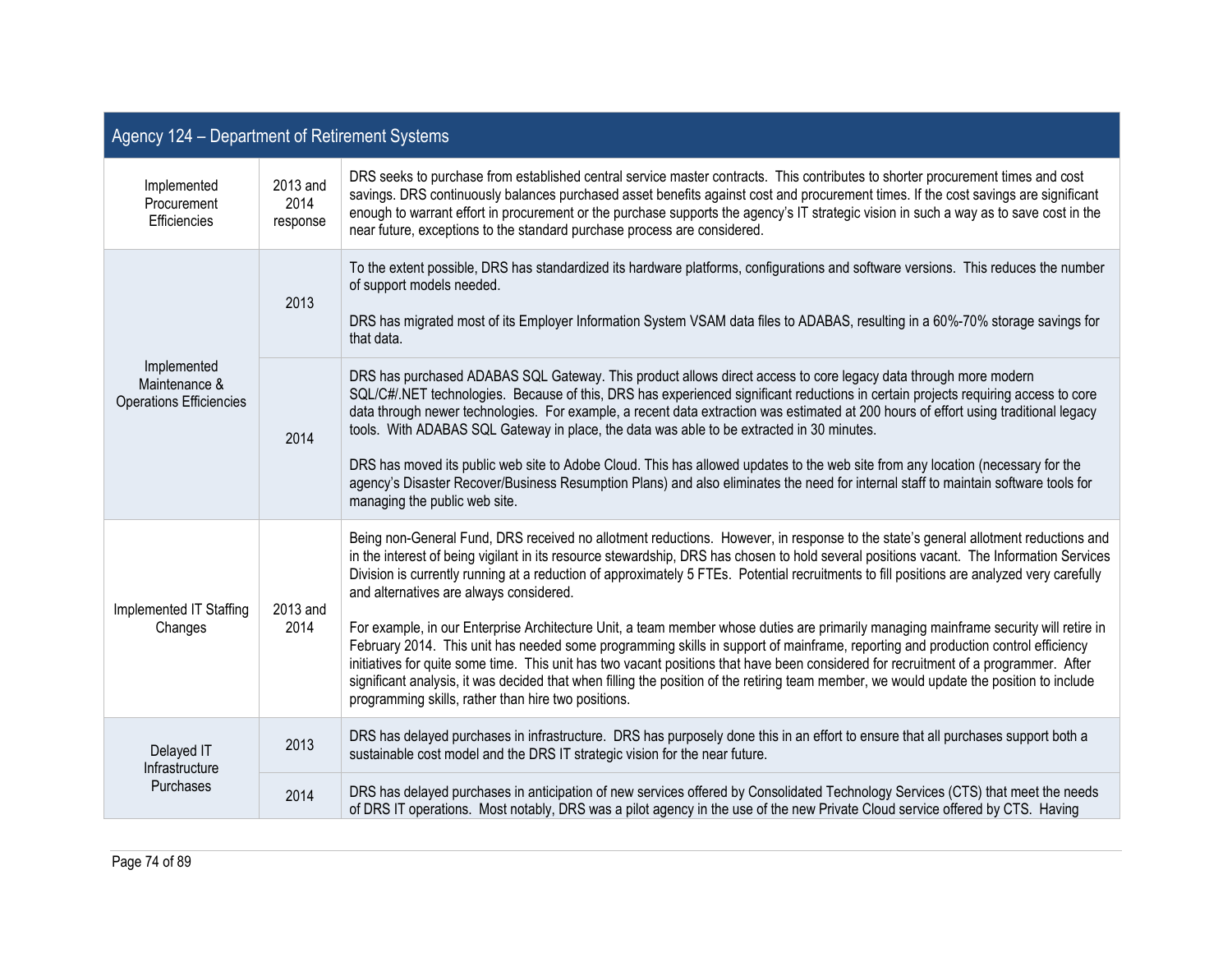| Agency 124 – Department of Retirement Systems | | |
|---|---|---|
| Implemented Procurement Efficiencies | 2013 and 2014 response | DRS seeks to purchase from established central service master contracts. This contributes to shorter procurement times and cost savings. DRS continuously balances purchased asset benefits against cost and procurement times. If the cost savings are significant enough to warrant effort in procurement or the purchase supports the agency's IT strategic vision in such a way as to save cost in the near future, exceptions to the standard purchase process are considered. |
| Implemented Maintenance & Operations Efficiencies | 2013 | To the extent possible, DRS has standardized its hardware platforms, configurations and software versions. This reduces the number of support models needed.<br><br>DRS has migrated most of its Employer Information System VSAM data files to ADABAS, resulting in a 60%-70% storage savings for that data. |
| | 2014 | DRS has purchased ADABAS SQL Gateway. This product allows direct access to core legacy data through more modern SQL/C#/.NET technologies. Because of this, DRS has experienced significant reductions in certain projects requiring access to core data through newer technologies. For example, a recent data extraction was estimated at 200 hours of effort using traditional legacy tools. With ADABAS SQL Gateway in place, the data was able to be extracted in 30 minutes.<br><br>DRS has moved its public web site to Adobe Cloud. This has allowed updates to the web site from any location (necessary for the agency's Disaster Recover/Business Resumption Plans) and also eliminates the need for internal staff to maintain software tools for managing the public web site. |
| Implemented IT Staffing Changes | 2013 and 2014 | Being non-General Fund, DRS received no allotment reductions. However, in response to the state's general allotment reductions and in the interest of being vigilant in its resource stewardship, DRS has chosen to hold several positions vacant. The Information Services Division is currently running at a reduction of approximately 5 FTEs. Potential recruitments to fill positions are analyzed very carefully and alternatives are always considered.<br><br>For example, in our Enterprise Architecture Unit, a team member whose duties are primarily managing mainframe security will retire in February 2014. This unit has needed some programming skills in support of mainframe, reporting and production control efficiency initiatives for quite some time. This unit has two vacant positions that have been considered for recruitment of a programmer. After significant analysis, it was decided that when filling the position of the retiring team member, we would update the position to include programming skills, rather than hire two positions. |
| Delayed IT Infrastructure Purchases | 2013 | DRS has delayed purchases in infrastructure. DRS has purposely done this in an effort to ensure that all purchases support both a sustainable cost model and the DRS IT strategic vision for the near future. |
| | 2014 | DRS has delayed purchases in anticipation of new services offered by Consolidated Technology Services (CTS) that meet the needs of DRS IT operations. Most notably, DRS was a pilot agency in the use of the new Private Cloud service offered by CTS. Having |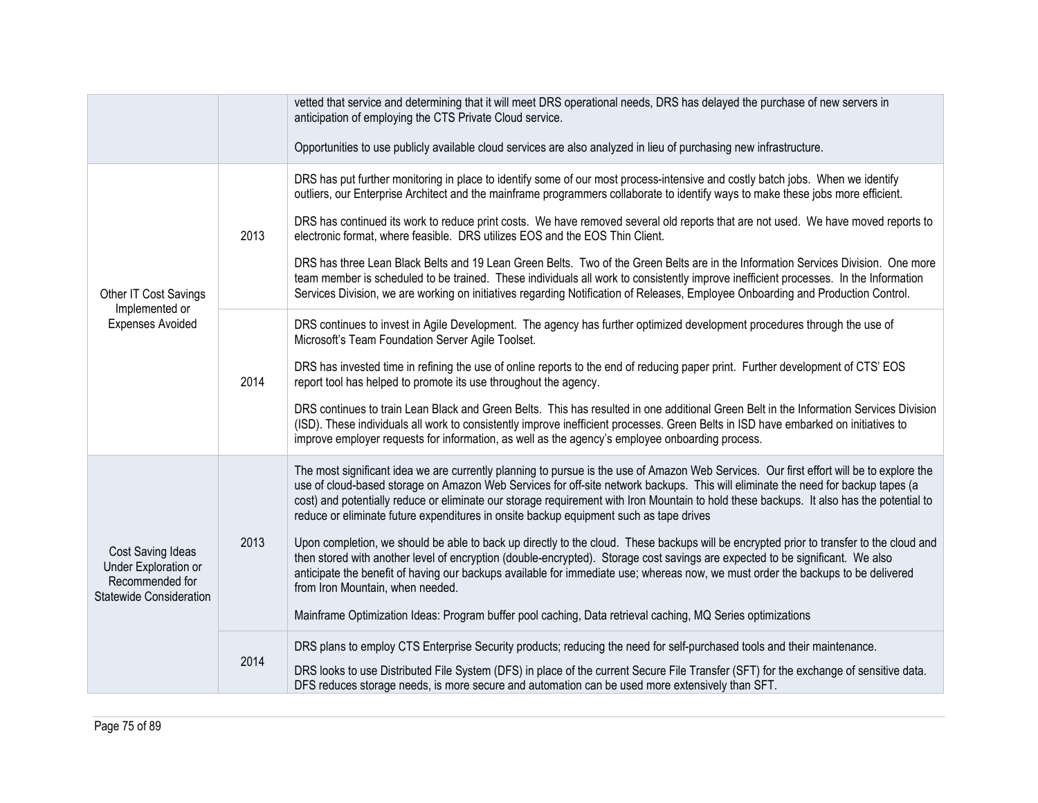| | | |
|---|---|---|
| | | vetted that service and determining that it will meet DRS operational needs, DRS has delayed the purchase of new servers in anticipation of employing the CTS Private Cloud service.<br><br>Opportunities to use publicly available cloud services are also analyzed in lieu of purchasing new infrastructure. |
| Other IT Cost Savings Implemented or Expenses Avoided | 2013 | DRS has put further monitoring in place to identify some of our most process-intensive and costly batch jobs. When we identify outliers, our Enterprise Architect and the mainframe programmers collaborate to identify ways to make these jobs more efficient.<br><br>DRS has continued its work to reduce print costs. We have removed several old reports that are not used. We have moved reports to electronic format, where feasible. DRS utilizes EOS and the EOS Thin Client.<br><br>DRS has three Lean Black Belts and 19 Lean Green Belts. Two of the Green Belts are in the Information Services Division. One more team member is scheduled to be trained. These individuals all work to consistently improve inefficient processes. In the Information Services Division, we are working on initiatives regarding Notification of Releases, Employee Onboarding and Production Control. |
| | 2014 | DRS continues to invest in Agile Development. The agency has further optimized development procedures through the use of Microsoft's Team Foundation Server Agile Toolset.<br><br>DRS has invested time in refining the use of online reports to the end of reducing paper print. Further development of CTS' EOS report tool has helped to promote its use throughout the agency.<br><br>DRS continues to train Lean Black and Green Belts. This has resulted in one additional Green Belt in the Information Services Division (ISD). These individuals all work to consistently improve inefficient processes. Green Belts in ISD have embarked on initiatives to improve employer requests for information, as well as the agency's employee onboarding process. |
| Cost Saving Ideas Under Exploration or Recommended for Statewide Consideration | 2013 | The most significant idea we are currently planning to pursue is the use of Amazon Web Services. Our first effort will be to explore the use of cloud-based storage on Amazon Web Services for off-site network backups. This will eliminate the need for backup tapes (a cost) and potentially reduce or eliminate our storage requirement with Iron Mountain to hold these backups. It also has the potential to reduce or eliminate future expenditures in onsite backup equipment such as tape drives<br><br>Upon completion, we should be able to back up directly to the cloud. These backups will be encrypted prior to transfer to the cloud and then stored with another level of encryption (double-encrypted). Storage cost savings are expected to be significant. We also anticipate the benefit of having our backups available for immediate use; whereas now, we must order the backups to be delivered from Iron Mountain, when needed.<br><br>Mainframe Optimization Ideas: Program buffer pool caching, Data retrieval caching, MQ Series optimizations |
| | 2014 | DRS plans to employ CTS Enterprise Security products; reducing the need for self-purchased tools and their maintenance.<br><br>DRS looks to use Distributed File System (DFS) in place of the current Secure File Transfer (SFT) for the exchange of sensitive data. DFS reduces storage needs, is more secure and automation can be used more extensively than SFT. |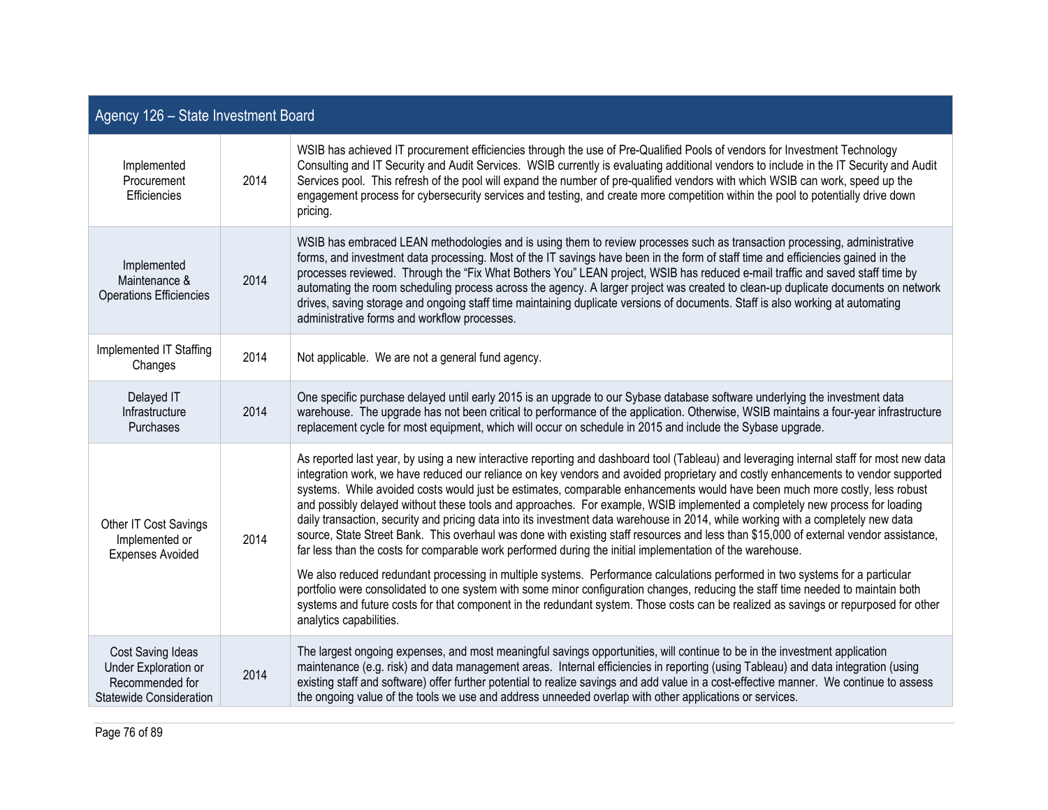| Agency 126 – State Investment Board | | |
|---|---|---|
| Implemented Procurement Efficiencies | 2014 | WSIB has achieved IT procurement efficiencies through the use of Pre-Qualified Pools of vendors for Investment Technology Consulting and IT Security and Audit Services. WSIB currently is evaluating additional vendors to include in the IT Security and Audit Services pool. This refresh of the pool will expand the number of pre-qualified vendors with which WSIB can work, speed up the engagement process for cybersecurity services and testing, and create more competition within the pool to potentially drive down pricing. |
| Implemented Maintenance & Operations Efficiencies | 2014 | WSIB has embraced LEAN methodologies and is using them to review processes such as transaction processing, administrative forms, and investment data processing. Most of the IT savings have been in the form of staff time and efficiencies gained in the processes reviewed. Through the "Fix What Bothers You" LEAN project, WSIB has reduced e-mail traffic and saved staff time by automating the room scheduling process across the agency. A larger project was created to clean-up duplicate documents on network drives, saving storage and ongoing staff time maintaining duplicate versions of documents. Staff is also working at automating administrative forms and workflow processes. |
| Implemented IT Staffing Changes | 2014 | Not applicable. We are not a general fund agency. |
| Delayed IT Infrastructure Purchases | 2014 | One specific purchase delayed until early 2015 is an upgrade to our Sybase database software underlying the investment data warehouse. The upgrade has not been critical to performance of the application. Otherwise, WSIB maintains a four-year infrastructure replacement cycle for most equipment, which will occur on schedule in 2015 and include the Sybase upgrade. |
| Other IT Cost Savings Implemented or Expenses Avoided | 2014 | As reported last year, by using a new interactive reporting and dashboard tool (Tableau) and leveraging internal staff for most new data integration work, we have reduced our reliance on key vendors and avoided proprietary and costly enhancements to vendor supported systems. While avoided costs would just be estimates, comparable enhancements would have been much more costly, less robust and possibly delayed without these tools and approaches. For example, WSIB implemented a completely new process for loading daily transaction, security and pricing data into its investment data warehouse in 2014, while working with a completely new data source, State Street Bank. This overhaul was done with existing staff resources and less than $15,000 of external vendor assistance, far less than the costs for comparable work performed during the initial implementation of the warehouse.<br><br>We also reduced redundant processing in multiple systems. Performance calculations performed in two systems for a particular portfolio were consolidated to one system with some minor configuration changes, reducing the staff time needed to maintain both systems and future costs for that component in the redundant system. Those costs can be realized as savings or repurposed for other analytics capabilities. |
| Cost Saving Ideas Under Exploration or Recommended for Statewide Consideration | 2014 | The largest ongoing expenses, and most meaningful savings opportunities, will continue to be in the investment application maintenance (e.g. risk) and data management areas. Internal efficiencies in reporting (using Tableau) and data integration (using existing staff and software) offer further potential to realize savings and add value in a cost-effective manner. We continue to assess the ongoing value of the tools we use and address unneeded overlap with other applications or services. |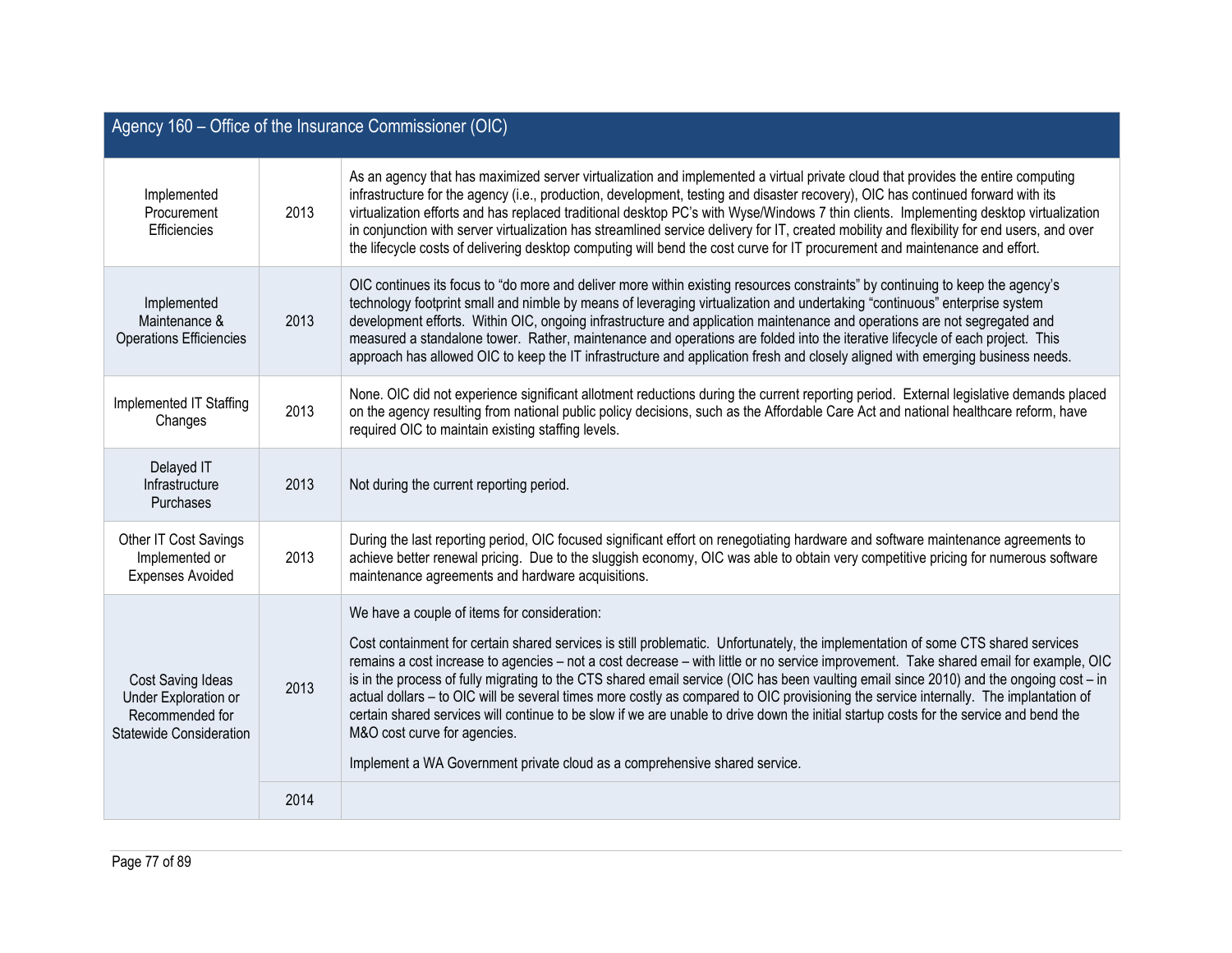| Agency 160 – Office of the Insurance Commissioner (OIC) | | |
|---|---|---|
| Implemented Procurement Efficiencies | 2013 | As an agency that has maximized server virtualization and implemented a virtual private cloud that provides the entire computing infrastructure for the agency (i.e., production, development, testing and disaster recovery), OIC has continued forward with its virtualization efforts and has replaced traditional desktop PC's with Wyse/Windows 7 thin clients. Implementing desktop virtualization in conjunction with server virtualization has streamlined service delivery for IT, created mobility and flexibility for end users, and over the lifecycle costs of delivering desktop computing will bend the cost curve for IT procurement and maintenance and effort. |
| Implemented Maintenance & Operations Efficiencies | 2013 | OIC continues its focus to "do more and deliver more within existing resources constraints" by continuing to keep the agency's technology footprint small and nimble by means of leveraging virtualization and undertaking "continuous" enterprise system development efforts. Within OIC, ongoing infrastructure and application maintenance and operations are not segregated and measured a standalone tower. Rather, maintenance and operations are folded into the iterative lifecycle of each project. This approach has allowed OIC to keep the IT infrastructure and application fresh and closely aligned with emerging business needs. |
| Implemented IT Staffing Changes | 2013 | None. OIC did not experience significant allotment reductions during the current reporting period. External legislative demands placed on the agency resulting from national public policy decisions, such as the Affordable Care Act and national healthcare reform, have required OIC to maintain existing staffing levels. |
| Delayed IT Infrastructure Purchases | 2013 | Not during the current reporting period. |
| Other IT Cost Savings Implemented or Expenses Avoided | 2013 | During the last reporting period, OIC focused significant effort on renegotiating hardware and software maintenance agreements to achieve better renewal pricing. Due to the sluggish economy, OIC was able to obtain very competitive pricing for numerous software maintenance agreements and hardware acquisitions. |
| Cost Saving Ideas Under Exploration or Recommended for Statewide Consideration | 2013 | We have a couple of items for consideration:<br><br>Cost containment for certain shared services is still problematic. Unfortunately, the implementation of some CTS shared services remains a cost increase to agencies – not a cost decrease – with little or no service improvement. Take shared email for example, OIC is in the process of fully migrating to the CTS shared email service (OIC has been vaulting email since 2010) and the ongoing cost – in actual dollars – to OIC will be several times more costly as compared to OIC provisioning the service internally. The implantation of certain shared services will continue to be slow if we are unable to drive down the initial startup costs for the service and bend the M&O cost curve for agencies.<br><br>Implement a WA Government private cloud as a comprehensive shared service. |
| | 2014 | |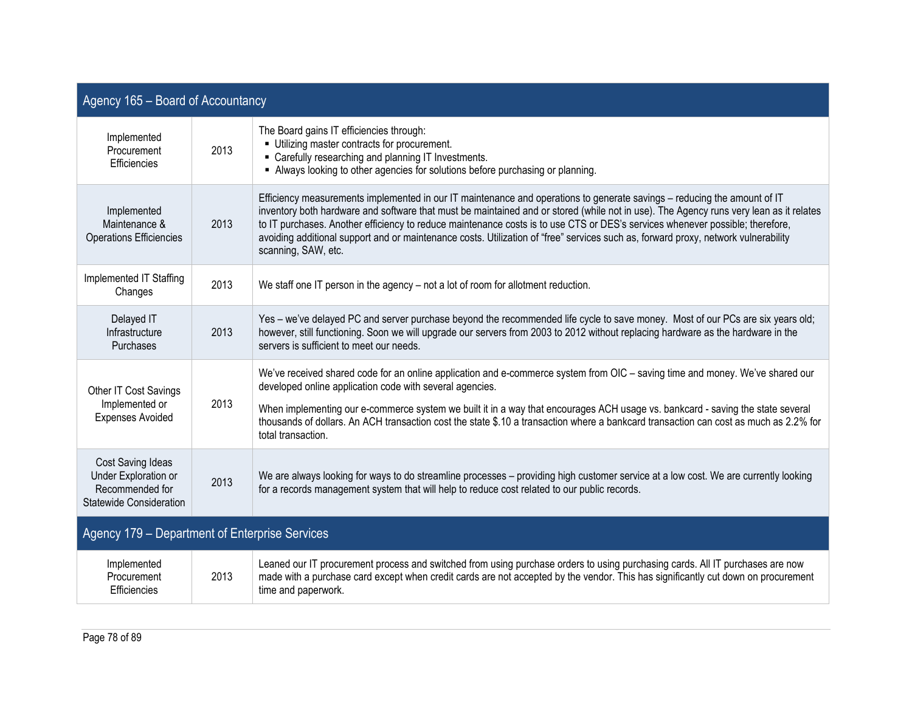| Agency 165 – Board of Accountancy | | |
|---|---|---|
| Implemented Procurement Efficiencies | 2013 | The Board gains IT efficiencies through:<br>▪ Utilizing master contracts for procurement.<br>▪ Carefully researching and planning IT Investments.<br>▪ Always looking to other agencies for solutions before purchasing or planning. |
| Implemented Maintenance & Operations Efficiencies | 2013 | Efficiency measurements implemented in our IT maintenance and operations to generate savings – reducing the amount of IT inventory both hardware and software that must be maintained and or stored (while not in use). The Agency runs very lean as it relates to IT purchases. Another efficiency to reduce maintenance costs is to use CTS or DES's services whenever possible; therefore, avoiding additional support and or maintenance costs. Utilization of "free" services such as, forward proxy, network vulnerability scanning, SAW, etc. |
| Implemented IT Staffing Changes | 2013 | We staff one IT person in the agency – not a lot of room for allotment reduction. |
| Delayed IT Infrastructure Purchases | 2013 | Yes – we've delayed PC and server purchase beyond the recommended life cycle to save money. Most of our PCs are six years old; however, still functioning. Soon we will upgrade our servers from 2003 to 2012 without replacing hardware as the hardware in the servers is sufficient to meet our needs. |
| Other IT Cost Savings Implemented or Expenses Avoided | 2013 | We've received shared code for an online application and e-commerce system from OIC – saving time and money. We've shared our developed online application code with several agencies.<br><br>When implementing our e-commerce system we built it in a way that encourages ACH usage vs. bankcard - saving the state several thousands of dollars. An ACH transaction cost the state $.10 a transaction where a bankcard transaction can cost as much as 2.2% for total transaction. |
| Cost Saving Ideas Under Exploration or Recommended for Statewide Consideration | 2013 | We are always looking for ways to do streamline processes – providing high customer service at a low cost. We are currently looking for a records management system that will help to reduce cost related to our public records. |
| **Agency 179 – Department of Enterprise Services** | | |
| Implemented Procurement Efficiencies | 2013 | Leaned our IT procurement process and switched from using purchase orders to using purchasing cards. All IT purchases are now made with a purchase card except when credit cards are not accepted by the vendor. This has significantly cut down on procurement time and paperwork. |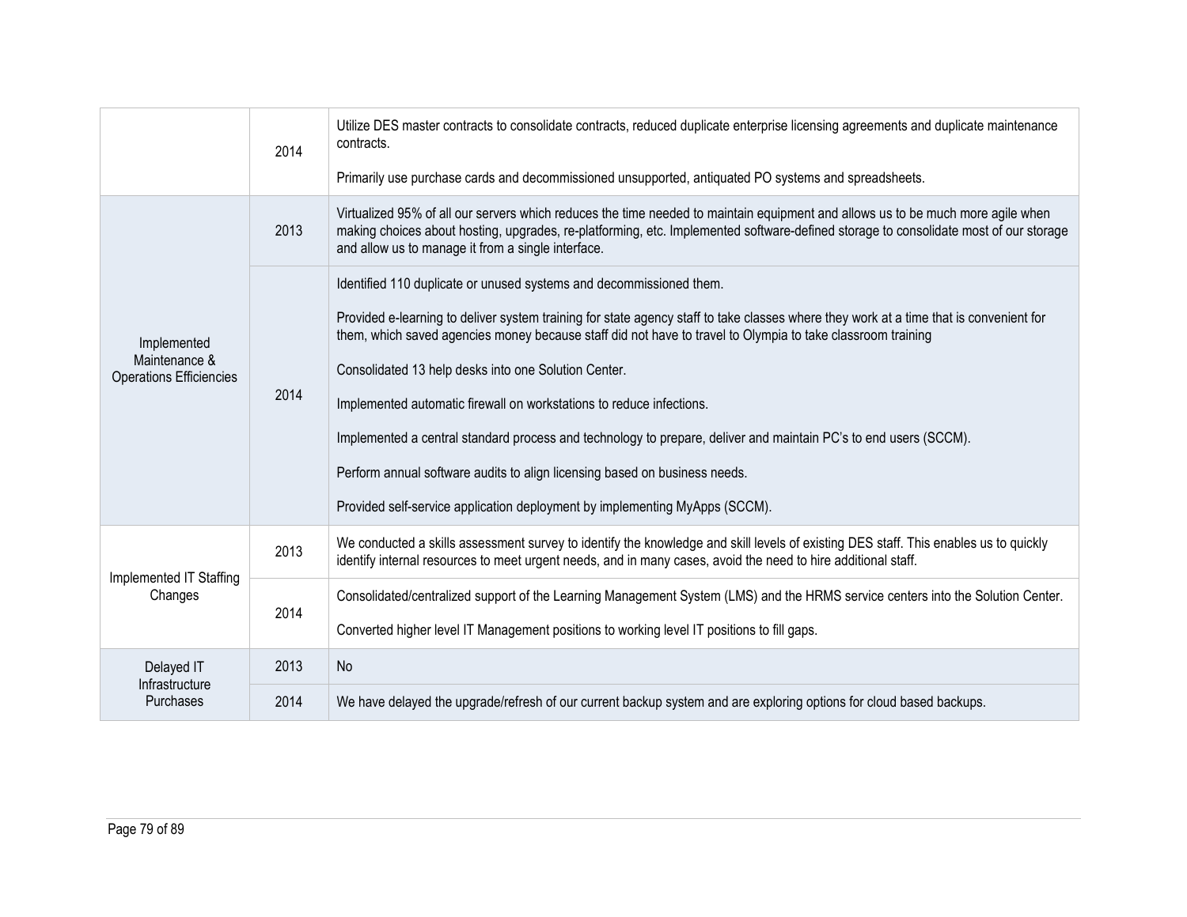| | | |
|---|---|---|
| | 2014 | Utilize DES master contracts to consolidate contracts, reduced duplicate enterprise licensing agreements and duplicate maintenance contracts.<br><br>Primarily use purchase cards and decommissioned unsupported, antiquated PO systems and spreadsheets. |
| Implemented Maintenance & Operations Efficiencies | 2013 | Virtualized 95% of all our servers which reduces the time needed to maintain equipment and allows us to be much more agile when making choices about hosting, upgrades, re-platforming, etc. Implemented software-defined storage to consolidate most of our storage and allow us to manage it from a single interface. |
| | 2014 | Identified 110 duplicate or unused systems and decommissioned them.<br><br>Provided e-learning to deliver system training for state agency staff to take classes where they work at a time that is convenient for them, which saved agencies money because staff did not have to travel to Olympia to take classroom training<br><br>Consolidated 13 help desks into one Solution Center.<br><br>Implemented automatic firewall on workstations to reduce infections.<br><br>Implemented a central standard process and technology to prepare, deliver and maintain PC's to end users (SCCM).<br><br>Perform annual software audits to align licensing based on business needs.<br><br>Provided self-service application deployment by implementing MyApps (SCCM). |
| Implemented IT Staffing Changes | 2013 | We conducted a skills assessment survey to identify the knowledge and skill levels of existing DES staff. This enables us to quickly identify internal resources to meet urgent needs, and in many cases, avoid the need to hire additional staff. |
| | 2014 | Consolidated/centralized support of the Learning Management System (LMS) and the HRMS service centers into the Solution Center.<br><br>Converted higher level IT Management positions to working level IT positions to fill gaps. |
| Delayed IT Infrastructure Purchases | 2013 | No |
| | 2014 | We have delayed the upgrade/refresh of our current backup system and are exploring options for cloud based backups. |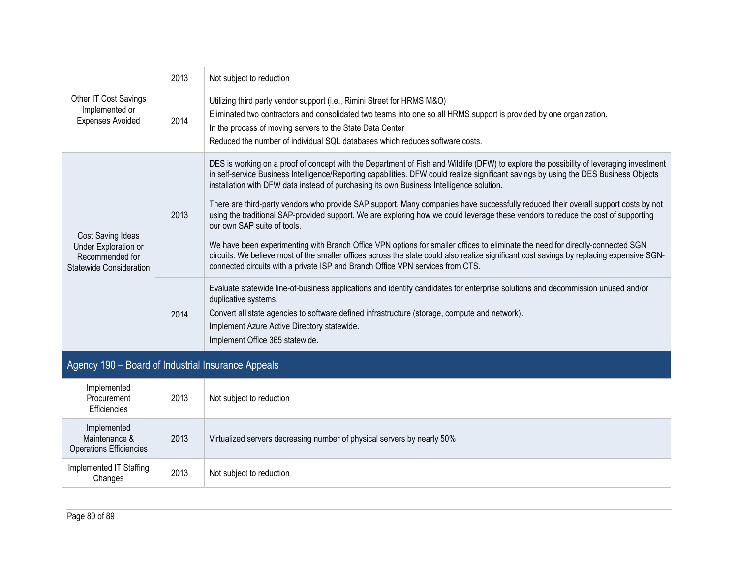| | | |
|---|---|---|
| Other IT Cost Savings Implemented or Expenses Avoided | 2013 | Not subject to reduction |
| | 2014 | Utilizing third party vendor support (i.e., Rimini Street for HRMS M&O)<br>Eliminated two contractors and consolidated two teams into one so all HRMS support is provided by one organization.<br>In the process of moving servers to the State Data Center<br>Reduced the number of individual SQL databases which reduces software costs. |
| Cost Saving Ideas Under Exploration or Recommended for Statewide Consideration | 2013 | DES is working on a proof of concept with the Department of Fish and Wildlife (DFW) to explore the possibility of leveraging investment in self-service Business Intelligence/Reporting capabilities. DFW could realize significant savings by using the DES Business Objects installation with DFW data instead of purchasing its own Business Intelligence solution.<br>There are third-party vendors who provide SAP support. Many companies have successfully reduced their overall support costs by not using the traditional SAP-provided support. We are exploring how we could leverage these vendors to reduce the cost of supporting our own SAP suite of tools.<br>We have been experimenting with Branch Office VPN options for smaller offices to eliminate the need for directly-connected SGN circuits. We believe most of the smaller offices across the state could also realize significant cost savings by replacing expensive SGN-connected circuits with a private ISP and Branch Office VPN services from CTS. |
| | 2014 | Evaluate statewide line-of-business applications and identify candidates for enterprise solutions and decommission unused and/or duplicative systems.<br>Convert all state agencies to software defined infrastructure (storage, compute and network).<br>Implement Azure Active Directory statewide.<br>Implement Office 365 statewide. |

## Agency 190 – Board of Industrial Insurance Appeals

| | | |
|---|---|---|
| Implemented Procurement Efficiencies | 2013 | Not subject to reduction |
| Implemented Maintenance & Operations Efficiencies | 2013 | Virtualized servers decreasing number of physical servers by nearly 50% |
| Implemented IT Staffing Changes | 2013 | Not subject to reduction |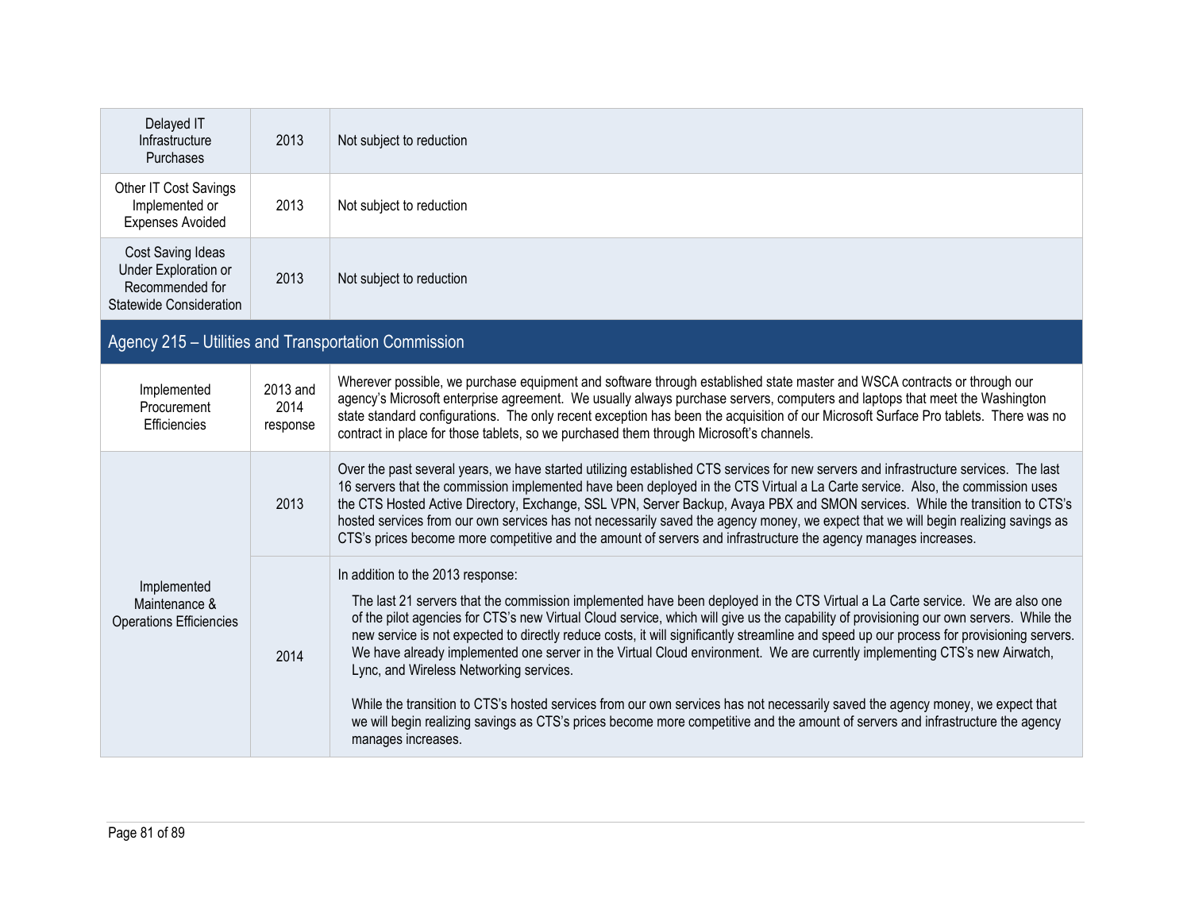| | | |
|---|---|---|
| Delayed IT Infrastructure Purchases | 2013 | Not subject to reduction |
| Other IT Cost Savings Implemented or Expenses Avoided | 2013 | Not subject to reduction |
| Cost Saving Ideas Under Exploration or Recommended for Statewide Consideration | 2013 | Not subject to reduction |

## Agency 215 – Utilities and Transportation Commission

| | | |
|---|---|---|
| Implemented Procurement Efficiencies | 2013 and 2014 response | Wherever possible, we purchase equipment and software through established state master and WSCA contracts or through our agency's Microsoft enterprise agreement. We usually always purchase servers, computers and laptops that meet the Washington state standard configurations. The only recent exception has been the acquisition of our Microsoft Surface Pro tablets. There was no contract in place for those tablets, so we purchased them through Microsoft's channels. |
| Implemented Maintenance & Operations Efficiencies | 2013 | Over the past several years, we have started utilizing established CTS services for new servers and infrastructure services. The last 16 servers that the commission implemented have been deployed in the CTS Virtual a La Carte service. Also, the commission uses the CTS Hosted Active Directory, Exchange, SSL VPN, Server Backup, Avaya PBX and SMON services. While the transition to CTS's hosted services from our own services has not necessarily saved the agency money, we expect that we will begin realizing savings as CTS's prices become more competitive and the amount of servers and infrastructure the agency manages increases. |
| | 2014 | In addition to the 2013 response: The last 21 servers that the commission implemented have been deployed in the CTS Virtual a La Carte service. We are also one of the pilot agencies for CTS's new Virtual Cloud service, which will give us the capability of provisioning our own servers. While the new service is not expected to directly reduce costs, it will significantly streamline and speed up our process for provisioning servers. We have already implemented one server in the Virtual Cloud environment. We are currently implementing CTS's new Airwatch, Lync, and Wireless Networking services. While the transition to CTS's hosted services from our own services has not necessarily saved the agency money, we expect that we will begin realizing savings as CTS's prices become more competitive and the amount of servers and infrastructure the agency manages increases. |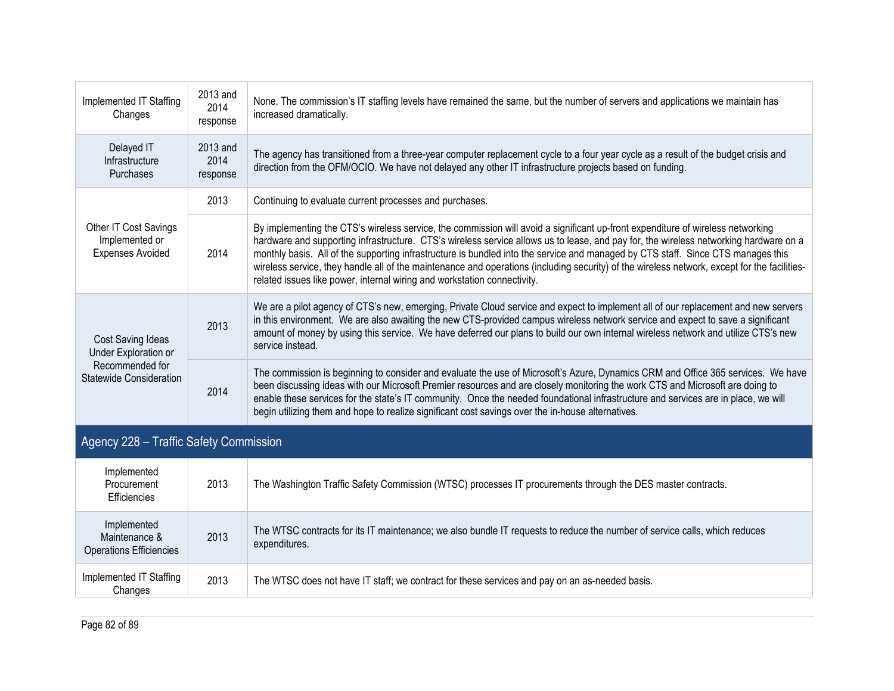| | | |
|---|---|---|
| Implemented IT Staffing Changes | 2013 and 2014 response | None. The commission's IT staffing levels have remained the same, but the number of servers and applications we maintain has increased dramatically. |
| Delayed IT Infrastructure Purchases | 2013 and 2014 response | The agency has transitioned from a three-year computer replacement cycle to a four year cycle as a result of the budget crisis and direction from the OFM/OCIO. We have not delayed any other IT infrastructure projects based on funding. |
| Other IT Cost Savings Implemented or Expenses Avoided | 2013 | Continuing to evaluate current processes and purchases. |
| | 2014 | By implementing the CTS's wireless service, the commission will avoid a significant up-front expenditure of wireless networking hardware and supporting infrastructure. CTS's wireless service allows us to lease, and pay for, the wireless networking hardware on a monthly basis. All of the supporting infrastructure is bundled into the service and managed by CTS staff. Since CTS manages this wireless service, they handle all of the maintenance and operations (including security) of the wireless network, except for the facilities-related issues like power, internal wiring and workstation connectivity. |
| Cost Saving Ideas Under Exploration or Recommended for Statewide Consideration | 2013 | We are a pilot agency of CTS's new, emerging, Private Cloud service and expect to implement all of our replacement and new servers in this environment. We are also awaiting the new CTS-provided campus wireless network service and expect to save a significant amount of money by using this service. We have deferred our plans to build our own internal wireless network and utilize CTS's new service instead. |
| | 2014 | The commission is beginning to consider and evaluate the use of Microsoft's Azure, Dynamics CRM and Office 365 services. We have been discussing ideas with our Microsoft Premier resources and are closely monitoring the work CTS and Microsoft are doing to enable these services for the state's IT community. Once the needed foundational infrastructure and services are in place, we will begin utilizing them and hope to realize significant cost savings over the in-house alternatives. |
| **Agency 228 – Traffic Safety Commission** | | |
| Implemented Procurement Efficiencies | 2013 | The Washington Traffic Safety Commission (WTSC) processes IT procurements through the DES master contracts. |
| Implemented Maintenance & Operations Efficiencies | 2013 | The WTSC contracts for its IT maintenance; we also bundle IT requests to reduce the number of service calls, which reduces expenditures. |
| Implemented IT Staffing Changes | 2013 | The WTSC does not have IT staff; we contract for these services and pay on an as-needed basis. |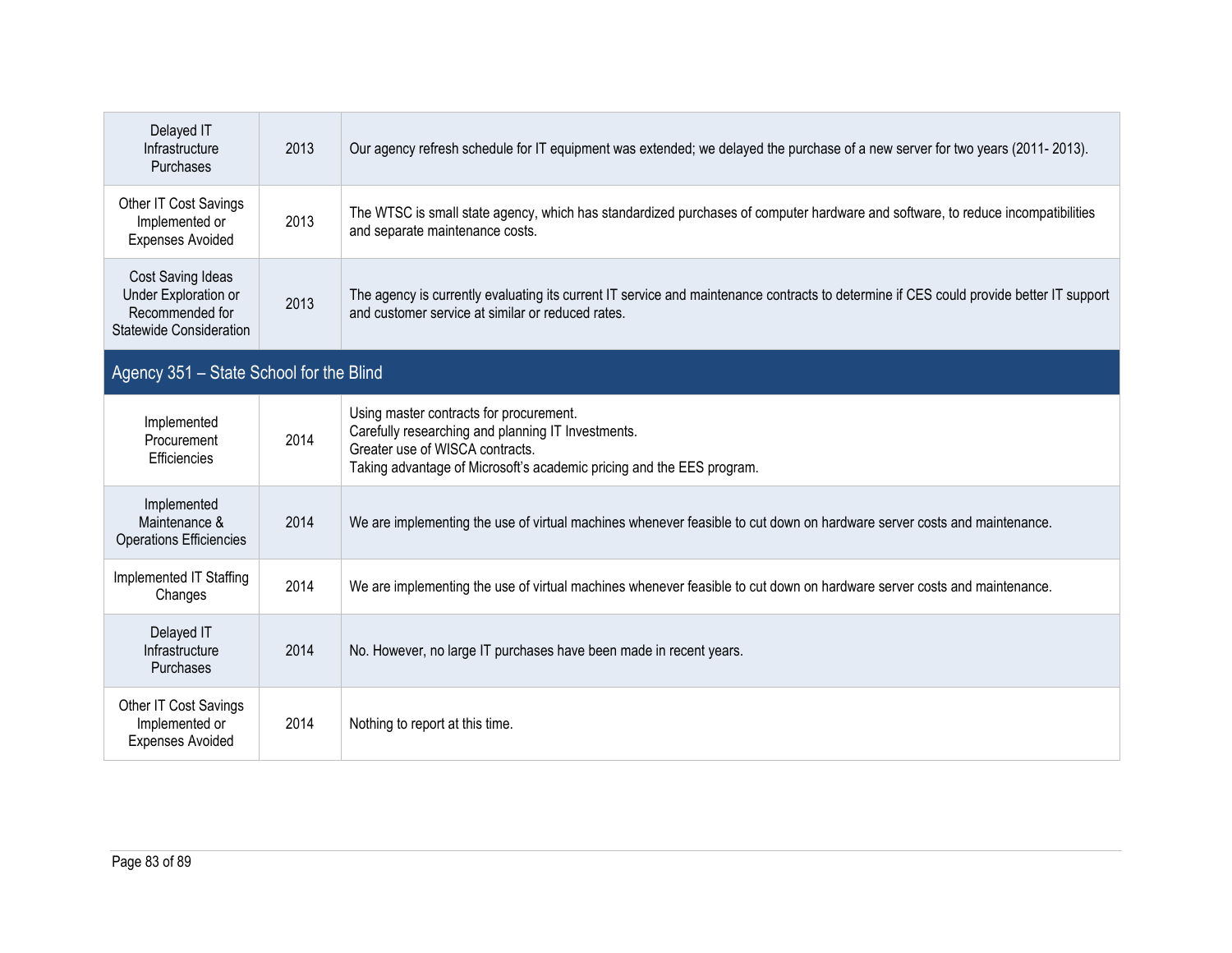| | | |
|---|---|---|
| Delayed IT Infrastructure Purchases | 2013 | Our agency refresh schedule for IT equipment was extended; we delayed the purchase of a new server for two years (2011- 2013). |
| Other IT Cost Savings Implemented or Expenses Avoided | 2013 | The WTSC is small state agency, which has standardized purchases of computer hardware and software, to reduce incompatibilities and separate maintenance costs. |
| Cost Saving Ideas Under Exploration or Recommended for Statewide Consideration | 2013 | The agency is currently evaluating its current IT service and maintenance contracts to determine if CES could provide better IT support and customer service at similar or reduced rates. |
| **Agency 351 – State School for the Blind** | | |
| Implemented Procurement Efficiencies | 2014 | Using master contracts for procurement.<br>Carefully researching and planning IT Investments.<br>Greater use of WISCA contracts.<br>Taking advantage of Microsoft's academic pricing and the EES program. |
| Implemented Maintenance & Operations Efficiencies | 2014 | We are implementing the use of virtual machines whenever feasible to cut down on hardware server costs and maintenance. |
| Implemented IT Staffing Changes | 2014 | We are implementing the use of virtual machines whenever feasible to cut down on hardware server costs and maintenance. |
| Delayed IT Infrastructure Purchases | 2014 | No. However, no large IT purchases have been made in recent years. |
| Other IT Cost Savings Implemented or Expenses Avoided | 2014 | Nothing to report at this time. |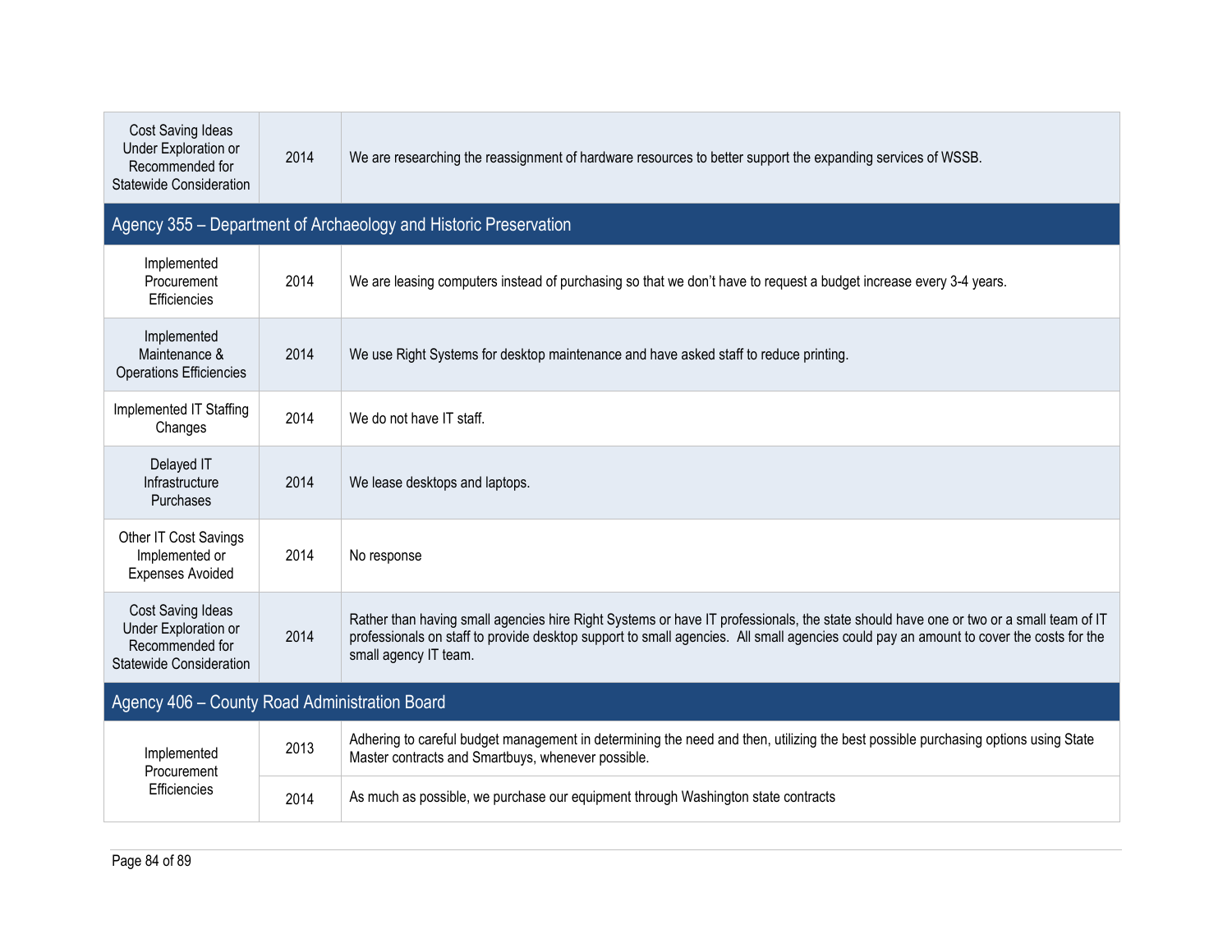| | | |
|---|---|---|
| Cost Saving Ideas Under Exploration or Recommended for Statewide Consideration | 2014 | We are researching the reassignment of hardware resources to better support the expanding services of WSSB. |
| **Agency 355 – Department of Archaeology and Historic Preservation** | | |
| Implemented Procurement Efficiencies | 2014 | We are leasing computers instead of purchasing so that we don't have to request a budget increase every 3-4 years. |
| Implemented Maintenance & Operations Efficiencies | 2014 | We use Right Systems for desktop maintenance and have asked staff to reduce printing. |
| Implemented IT Staffing Changes | 2014 | We do not have IT staff. |
| Delayed IT Infrastructure Purchases | 2014 | We lease desktops and laptops. |
| Other IT Cost Savings Implemented or Expenses Avoided | 2014 | No response |
| Cost Saving Ideas Under Exploration or Recommended for Statewide Consideration | 2014 | Rather than having small agencies hire Right Systems or have IT professionals, the state should have one or two or a small team of IT professionals on staff to provide desktop support to small agencies. All small agencies could pay an amount to cover the costs for the small agency IT team. |
| **Agency 406 – County Road Administration Board** | | |
| Implemented Procurement Efficiencies | 2013 | Adhering to careful budget management in determining the need and then, utilizing the best possible purchasing options using State Master contracts and Smartbuys, whenever possible. |
| | 2014 | As much as possible, we purchase our equipment through Washington state contracts |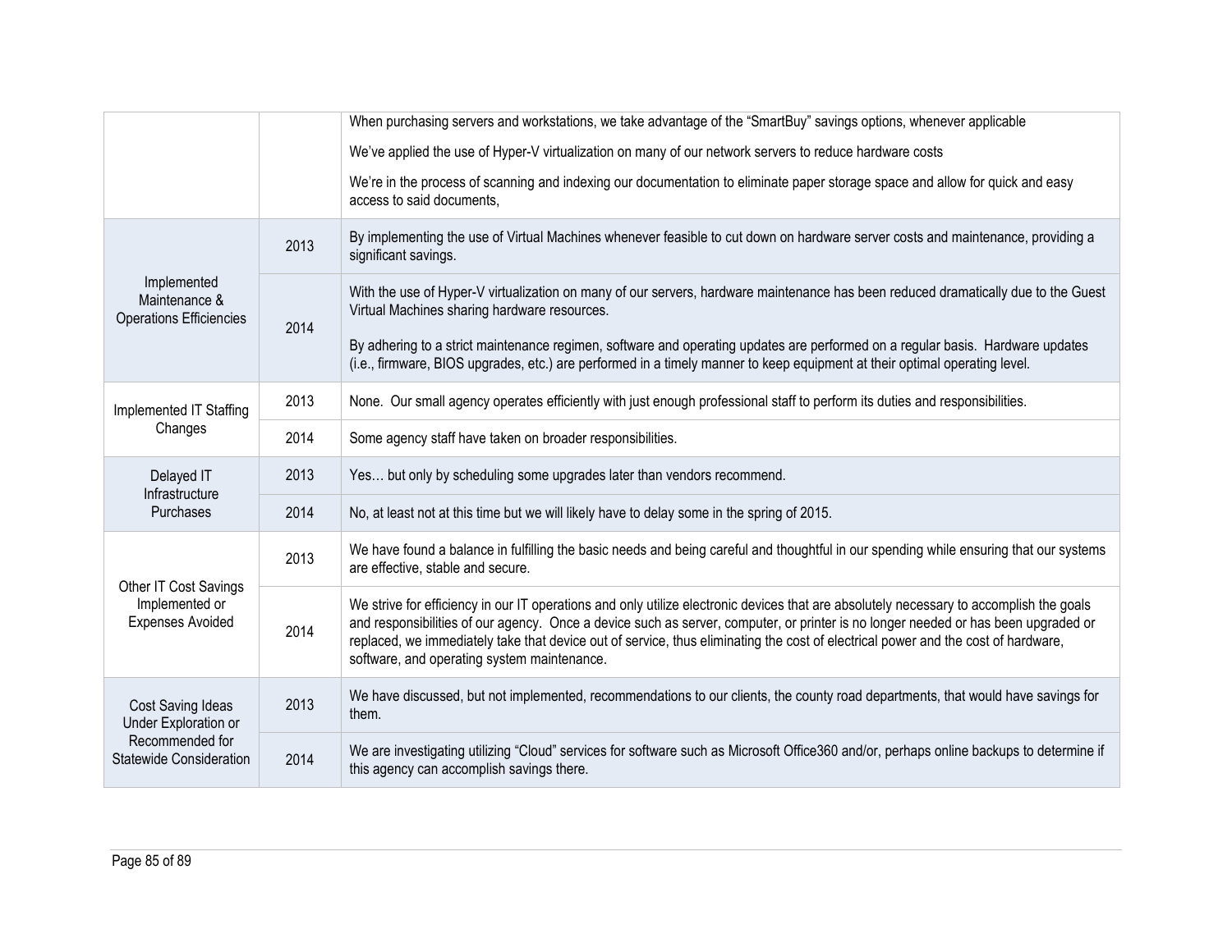| | | |
|---|---|---|
| | | When purchasing servers and workstations, we take advantage of the "SmartBuy" savings options, whenever applicable<br><br>We've applied the use of Hyper-V virtualization on many of our network servers to reduce hardware costs<br><br>We're in the process of scanning and indexing our documentation to eliminate paper storage space and allow for quick and easy access to said documents, |
| Implemented Maintenance & Operations Efficiencies | 2013 | By implementing the use of Virtual Machines whenever feasible to cut down on hardware server costs and maintenance, providing a significant savings. |
| | 2014 | With the use of Hyper-V virtualization on many of our servers, hardware maintenance has been reduced dramatically due to the Guest Virtual Machines sharing hardware resources.<br><br>By adhering to a strict maintenance regimen, software and operating updates are performed on a regular basis. Hardware updates (i.e., firmware, BIOS upgrades, etc.) are performed in a timely manner to keep equipment at their optimal operating level. |
| Implemented IT Staffing Changes | 2013 | None. Our small agency operates efficiently with just enough professional staff to perform its duties and responsibilities. |
| | 2014 | Some agency staff have taken on broader responsibilities. |
| Delayed IT Infrastructure Purchases | 2013 | Yes… but only by scheduling some upgrades later than vendors recommend. |
| | 2014 | No, at least not at this time but we will likely have to delay some in the spring of 2015. |
| Other IT Cost Savings Implemented or Expenses Avoided | 2013 | We have found a balance in fulfilling the basic needs and being careful and thoughtful in our spending while ensuring that our systems are effective, stable and secure. |
| | 2014 | We strive for efficiency in our IT operations and only utilize electronic devices that are absolutely necessary to accomplish the goals and responsibilities of our agency. Once a device such as server, computer, or printer is no longer needed or has been upgraded or replaced, we immediately take that device out of service, thus eliminating the cost of electrical power and the cost of hardware, software, and operating system maintenance. |
| Cost Saving Ideas Under Exploration or Recommended for Statewide Consideration | 2013 | We have discussed, but not implemented, recommendations to our clients, the county road departments, that would have savings for them. |
| | 2014 | We are investigating utilizing "Cloud" services for software such as Microsoft Office360 and/or, perhaps online backups to determine if this agency can accomplish savings there. |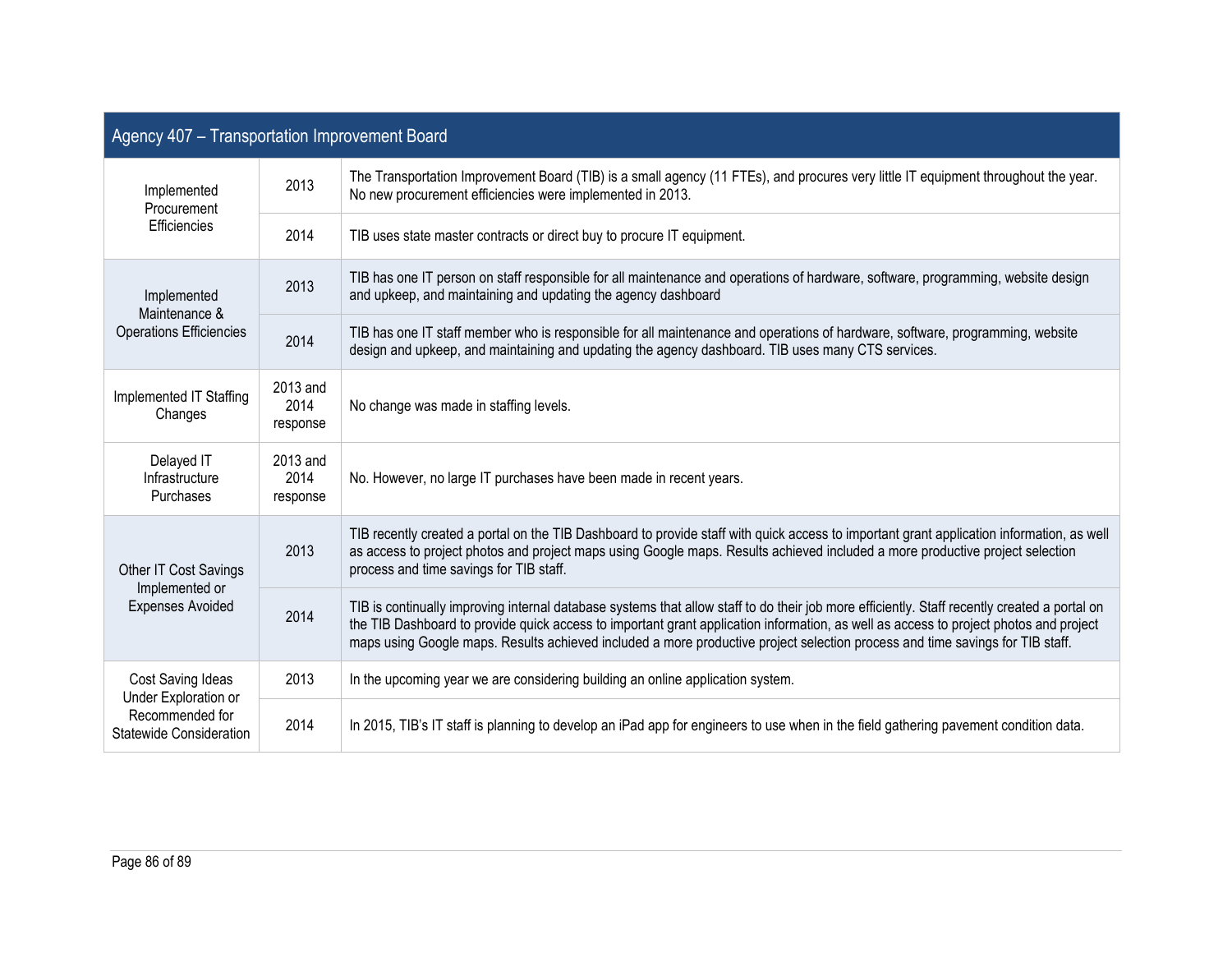| Agency 407 – Transportation Improvement Board | | |
|---|---|---|
| Implemented Procurement Efficiencies | 2013 | The Transportation Improvement Board (TIB) is a small agency (11 FTEs), and procures very little IT equipment throughout the year. No new procurement efficiencies were implemented in 2013. |
| | 2014 | TIB uses state master contracts or direct buy to procure IT equipment. |
| Implemented Maintenance & Operations Efficiencies | 2013 | TIB has one IT person on staff responsible for all maintenance and operations of hardware, software, programming, website design and upkeep, and maintaining and updating the agency dashboard |
| | 2014 | TIB has one IT staff member who is responsible for all maintenance and operations of hardware, software, programming, website design and upkeep, and maintaining and updating the agency dashboard. TIB uses many CTS services. |
| Implemented IT Staffing Changes | 2013 and 2014 response | No change was made in staffing levels. |
| Delayed IT Infrastructure Purchases | 2013 and 2014 response | No. However, no large IT purchases have been made in recent years. |
| Other IT Cost Savings Implemented or Expenses Avoided | 2013 | TIB recently created a portal on the TIB Dashboard to provide staff with quick access to important grant application information, as well as access to project photos and project maps using Google maps. Results achieved included a more productive project selection process and time savings for TIB staff. |
| | 2014 | TIB is continually improving internal database systems that allow staff to do their job more efficiently. Staff recently created a portal on the TIB Dashboard to provide quick access to important grant application information, as well as access to project photos and project maps using Google maps. Results achieved included a more productive project selection process and time savings for TIB staff. |
| Cost Saving Ideas Under Exploration or Recommended for Statewide Consideration | 2013 | In the upcoming year we are considering building an online application system. |
| | 2014 | In 2015, TIB's IT staff is planning to develop an iPad app for engineers to use when in the field gathering pavement condition data. |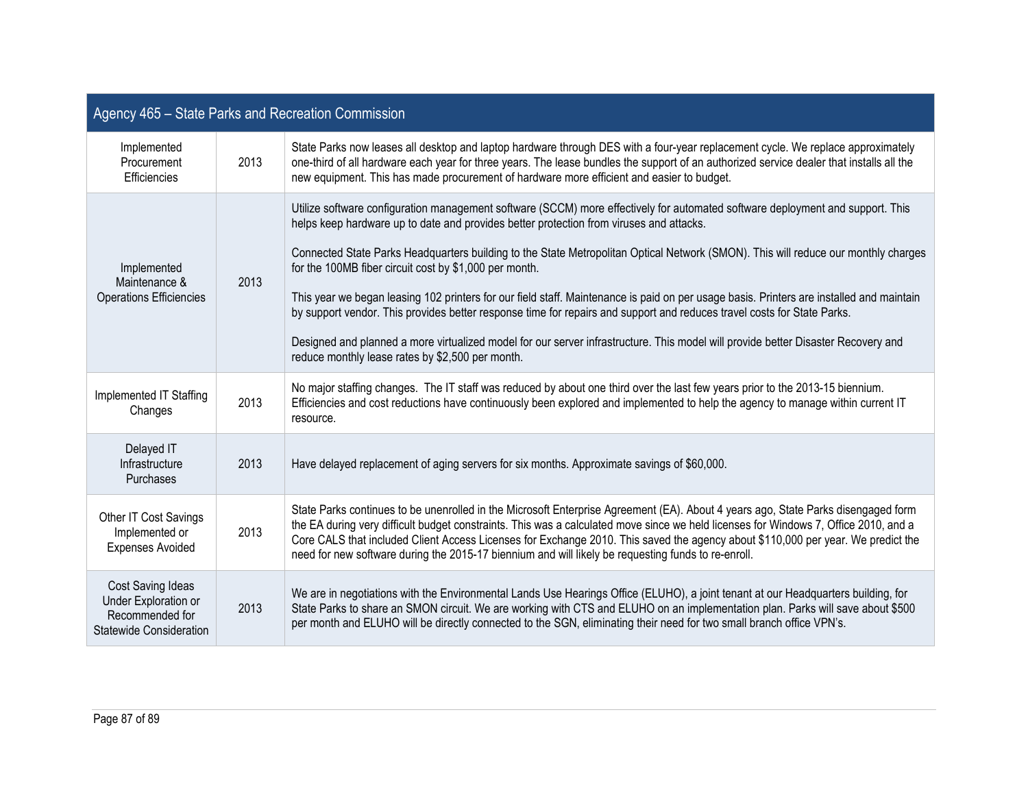| Agency 465 – State Parks and Recreation Commission | | |
|---|---|---|
| Implemented Procurement Efficiencies | 2013 | State Parks now leases all desktop and laptop hardware through DES with a four-year replacement cycle. We replace approximately one-third of all hardware each year for three years. The lease bundles the support of an authorized service dealer that installs all the new equipment. This has made procurement of hardware more efficient and easier to budget. |
| Implemented Maintenance & Operations Efficiencies | 2013 | Utilize software configuration management software (SCCM) more effectively for automated software deployment and support. This helps keep hardware up to date and provides better protection from viruses and attacks.<br><br>Connected State Parks Headquarters building to the State Metropolitan Optical Network (SMON). This will reduce our monthly charges for the 100MB fiber circuit cost by $1,000 per month.<br><br>This year we began leasing 102 printers for our field staff. Maintenance is paid on per usage basis. Printers are installed and maintain by support vendor. This provides better response time for repairs and support and reduces travel costs for State Parks.<br><br>Designed and planned a more virtualized model for our server infrastructure. This model will provide better Disaster Recovery and reduce monthly lease rates by $2,500 per month. |
| Implemented IT Staffing Changes | 2013 | No major staffing changes. The IT staff was reduced by about one third over the last few years prior to the 2013-15 biennium. Efficiencies and cost reductions have continuously been explored and implemented to help the agency to manage within current IT resource. |
| Delayed IT Infrastructure Purchases | 2013 | Have delayed replacement of aging servers for six months. Approximate savings of $60,000. |
| Other IT Cost Savings Implemented or Expenses Avoided | 2013 | State Parks continues to be unenrolled in the Microsoft Enterprise Agreement (EA). About 4 years ago, State Parks disengaged form the EA during very difficult budget constraints. This was a calculated move since we held licenses for Windows 7, Office 2010, and a Core CALS that included Client Access Licenses for Exchange 2010. This saved the agency about $110,000 per year. We predict the need for new software during the 2015-17 biennium and will likely be requesting funds to re-enroll. |
| Cost Saving Ideas Under Exploration or Recommended for Statewide Consideration | 2013 | We are in negotiations with the Environmental Lands Use Hearings Office (ELUHO), a joint tenant at our Headquarters building, for State Parks to share an SMON circuit. We are working with CTS and ELUHO on an implementation plan. Parks will save about $500 per month and ELUHO will be directly connected to the SGN, eliminating their need for two small branch office VPN's. |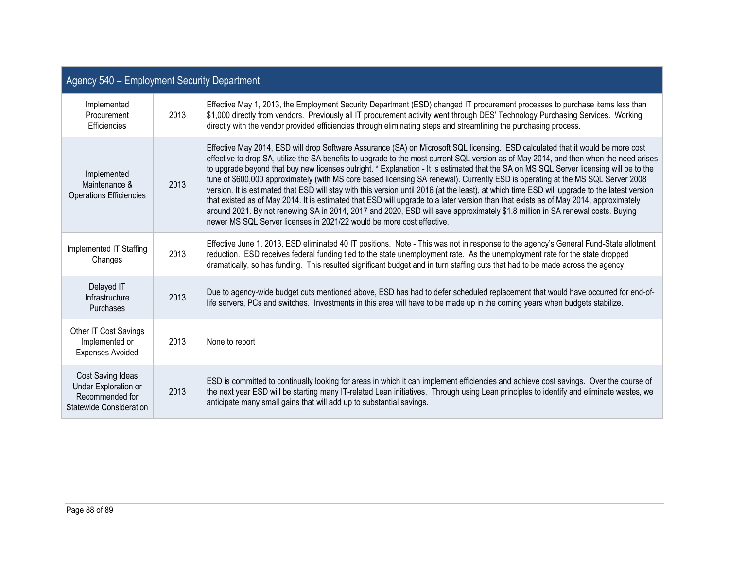| Agency 540 – Employment Security Department | | |
|---|---|---|
| Implemented Procurement Efficiencies | 2013 | Effective May 1, 2013, the Employment Security Department (ESD) changed IT procurement processes to purchase items less than $1,000 directly from vendors. Previously all IT procurement activity went through DES' Technology Purchasing Services. Working directly with the vendor provided efficiencies through eliminating steps and streamlining the purchasing process. |
| Implemented Maintenance & Operations Efficiencies | 2013 | Effective May 2014, ESD will drop Software Assurance (SA) on Microsoft SQL licensing. ESD calculated that it would be more cost effective to drop SA, utilize the SA benefits to upgrade to the most current SQL version as of May 2014, and then when the need arises to upgrade beyond that buy new licenses outright. * Explanation - It is estimated that the SA on MS SQL Server licensing will be to the tune of $600,000 approximately (with MS core based licensing SA renewal). Currently ESD is operating at the MS SQL Server 2008 version. It is estimated that ESD will stay with this version until 2016 (at the least), at which time ESD will upgrade to the latest version that existed as of May 2014. It is estimated that ESD will upgrade to a later version than that exists as of May 2014, approximately around 2021. By not renewing SA in 2014, 2017 and 2020, ESD will save approximately $1.8 million in SA renewal costs. Buying newer MS SQL Server licenses in 2021/22 would be more cost effective. |
| Implemented IT Staffing Changes | 2013 | Effective June 1, 2013, ESD eliminated 40 IT positions. Note - This was not in response to the agency's General Fund-State allotment reduction. ESD receives federal funding tied to the state unemployment rate. As the unemployment rate for the state dropped dramatically, so has funding. This resulted significant budget and in turn staffing cuts that had to be made across the agency. |
| Delayed IT Infrastructure Purchases | 2013 | Due to agency-wide budget cuts mentioned above, ESD has had to defer scheduled replacement that would have occurred for end-of-life servers, PCs and switches. Investments in this area will have to be made up in the coming years when budgets stabilize. |
| Other IT Cost Savings Implemented or Expenses Avoided | 2013 | None to report |
| Cost Saving Ideas Under Exploration or Recommended for Statewide Consideration | 2013 | ESD is committed to continually looking for areas in which it can implement efficiencies and achieve cost savings. Over the course of the next year ESD will be starting many IT-related Lean initiatives. Through using Lean principles to identify and eliminate wastes, we anticipate many small gains that will add up to substantial savings. |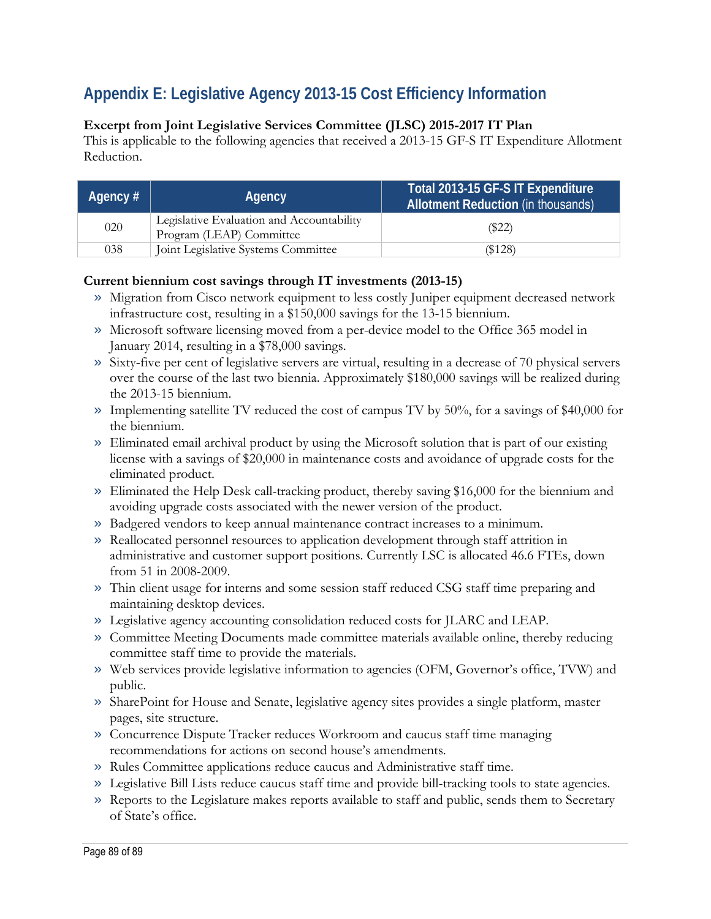## Appendix E: Legislative Agency 2013-15 Cost Efficiency Information

**Excerpt from Joint Legislative Services Committee (JLSC) 2015-2017 IT Plan**

This is applicable to the following agencies that received a 2013-15 GF-S IT Expenditure Allotment Reduction.

| Agency # | Agency | Total 2013-15 GF-S IT Expenditure Allotment Reduction (in thousands) |
|---|---|---|
| 020 | Legislative Evaluation and Accountability Program (LEAP) Committee | ($22) |
| 038 | Joint Legislative Systems Committee | ($128) |

**Current biennium cost savings through IT investments (2013-15)**

- Migration from Cisco network equipment to less costly Juniper equipment decreased network infrastructure cost, resulting in a $150,000 savings for the 13-15 biennium.
- Microsoft software licensing moved from a per-device model to the Office 365 model in January 2014, resulting in a $78,000 savings.
- Sixty-five per cent of legislative servers are virtual, resulting in a decrease of 70 physical servers over the course of the last two biennia. Approximately $180,000 savings will be realized during the 2013-15 biennium.
- Implementing satellite TV reduced the cost of campus TV by 50%, for a savings of $40,000 for the biennium.
- Eliminated email archival product by using the Microsoft solution that is part of our existing license with a savings of $20,000 in maintenance costs and avoidance of upgrade costs for the eliminated product.
- Eliminated the Help Desk call-tracking product, thereby saving $16,000 for the biennium and avoiding upgrade costs associated with the newer version of the product.
- Badgered vendors to keep annual maintenance contract increases to a minimum.
- Reallocated personnel resources to application development through staff attrition in administrative and customer support positions. Currently LSC is allocated 46.6 FTEs, down from 51 in 2008-2009.
- Thin client usage for interns and some session staff reduced CSG staff time preparing and maintaining desktop devices.
- Legislative agency accounting consolidation reduced costs for JLARC and LEAP.
- Committee Meeting Documents made committee materials available online, thereby reducing committee staff time to provide the materials.
- Web services provide legislative information to agencies (OFM, Governor's office, TVW) and public.
- SharePoint for House and Senate, legislative agency sites provides a single platform, master pages, site structure.
- Concurrence Dispute Tracker reduces Workroom and caucus staff time managing recommendations for actions on second house's amendments.
- Rules Committee applications reduce caucus and Administrative staff time.
- Legislative Bill Lists reduce caucus staff time and provide bill-tracking tools to state agencies.
- Reports to the Legislature makes reports available to staff and public, sends them to Secretary of State's office.